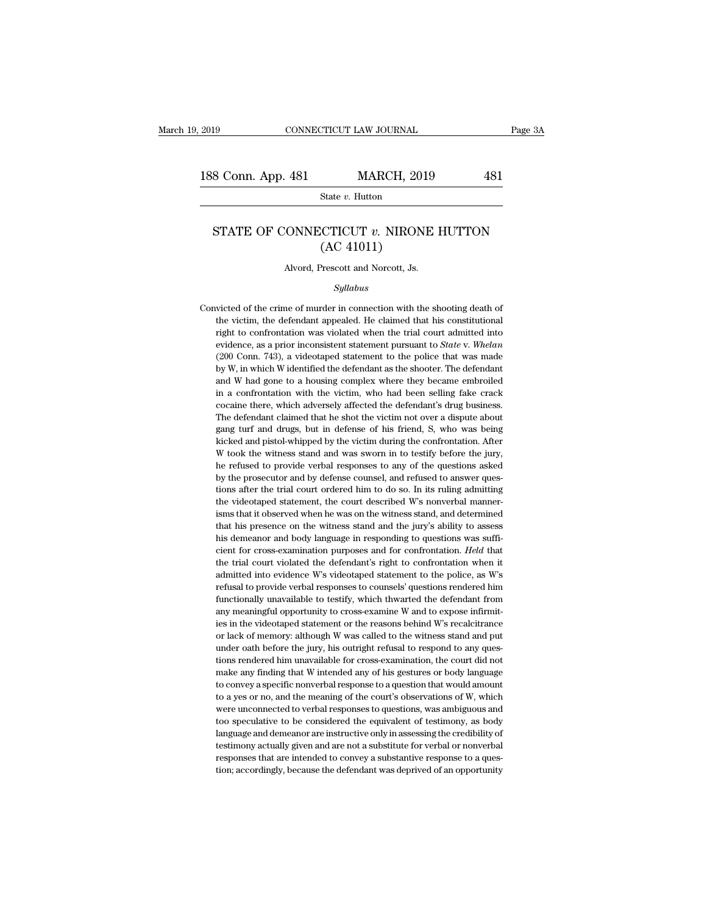# STATE OF CONNECTICUT *v.* NIRONE HUTTON (AC 41011)

Alvord, Prescott and Norcott, Js.

*Syllabus*

Convicted of the crime of murder in connection with the shooting death of the victim, the defendant appealed. He claimed that his constitutional right to confrontation was violated when the trial court admitted into evidence, as a prior inconsistent statement pursuant to *State* v. *Whelan* (200 Conn. 743), a videotaped statement to the police that was made by W, in which W identified the defendant as the shooter. The defendant and W had gone to a housing complex where they became embroiled in a confrontation with the victim, who had been selling fake crack cocaine there, which adversely affected the defendant's drug business. The defendant claimed that he shot the victim not over a dispute about gang turf and drugs, but in defense of his friend, S, who was being kicked and pistol-whipped by the victim during the confrontation. After W took the witness stand and was sworn in to testify before the jury, he refused to provide verbal responses to any of the questions asked by the prosecutor and by defense counsel, and refused to answer questions after the trial court ordered him to do so. In its ruling admitting the videotaped statement, the court described W's nonverbal mannerisms that it observed when he was on the witness stand, and determined that his presence on the witness stand and the jury's ability to assess his demeanor and body language in responding to questions was sufficient for cross-examination purposes and for confrontation. *Held* that the trial court violated the defendant's right to confrontation when it admitted into evidence W's videotaped statement to the police, as W's refusal to provide verbal responses to counsels' questions rendered him functionally unavailable to testify, which thwarted the defendant from any meaningful opportunity to cross-examine W and to expose infirmities in the videotaped statement or the reasons behind W's recalcitrance or lack of memory: although W was called to the witness stand and put under oath before the jury, his outright refusal to respond to any questions rendered him unavailable for cross-examination, the court did not make any finding that W intended any of his gestures or body language to convey a specific nonverbal response to a question that would amount to a yes or no, and the meaning of the court's observations of W, which were unconnected to verbal responses to questions, was ambiguous and too speculative to be considered the equivalent of testimony, as body language and demeanor are instructive only in assessing the credibility of testimony actually given and are not a substitute for verbal or nonverbal responses that are intended to convey a substantive response to a question; accordingly, because the defendant was deprived of an opportunity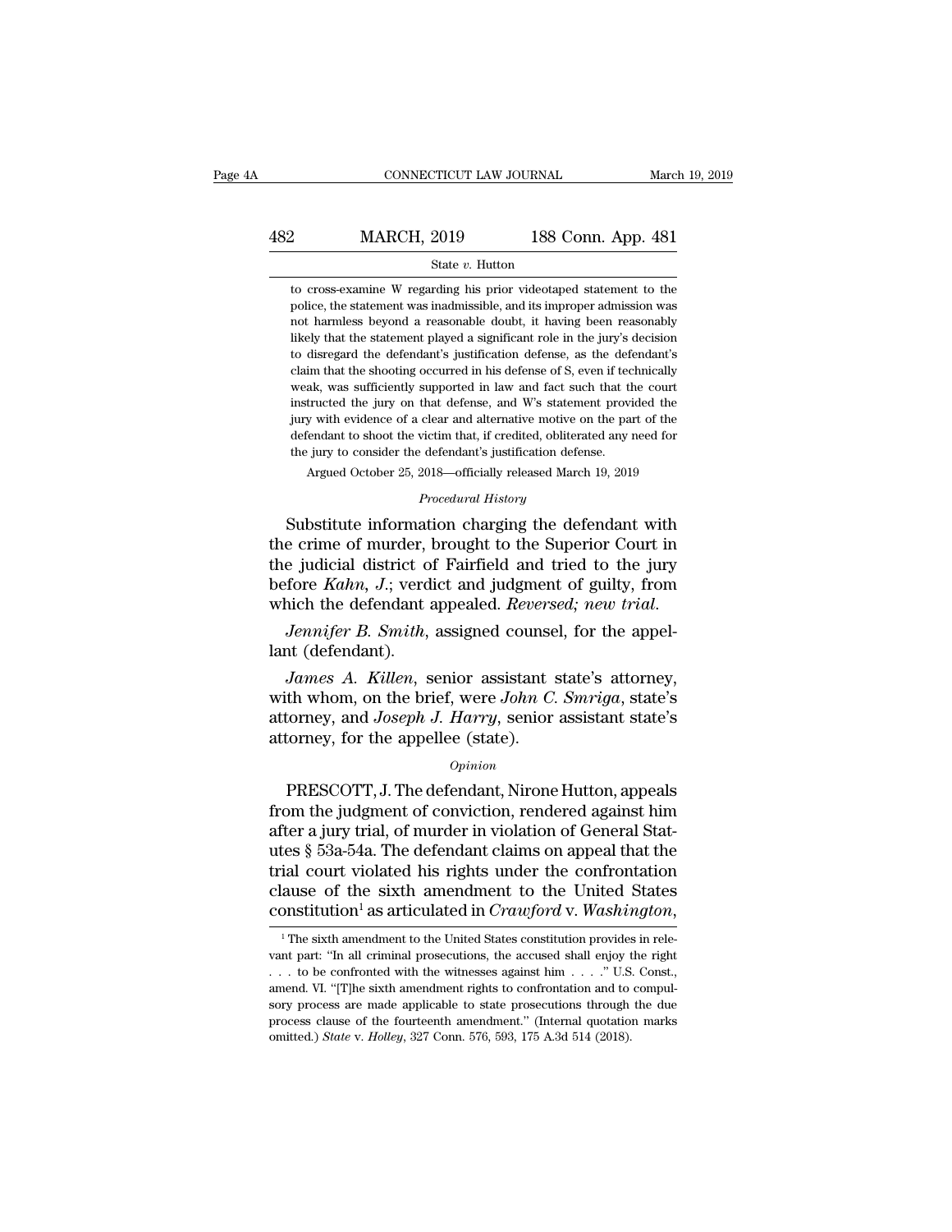to cross-examine W regarding his prior videotaped statement to the police, the statement was inadmissible, and its improper admission was not harmless beyond a reasonable doubt, it having been reasonably likely that the statement played a significant role in the jury's decision to disregard the defendant's justification defense, as the defendant's claim that the shooting occurred in his defense of S, even if technically weak, was sufficiently supported in law and fact such that the court instructed the jury on that defense, and W's statement provided the jury with evidence of a clear and alternative motive on the part of the defendant to shoot the victim that, if credited, obliterated any need for the jury to consider the defendant's justification defense.

Argued October 25, 2018—officially released March 19, 2019

*Procedural History*

Substitute information charging the defendant with the crime of murder, brought to the Superior Court in the judicial district of Fairfield and tried to the jury before *Kahn, J.*; verdict and judgment of guilty, from which the defendant appealed. *Reversed; new trial.*

*Jennifer B. Smith*, assigned counsel, for the appellant (defendant).

*James A. Killen*, senior assistant state's attorney, with whom, on the brief, were *John C. Smriga*, state's attorney, and *Joseph J. Harry*, senior assistant state's attorney, for the appellee (state).

*Opinion*

PRESCOTT, J. The defendant, Nirone Hutton, appeals from the judgment of conviction, rendered against him after a jury trial, of murder in violation of General Statutes § 53a-54a. The defendant claims on appeal that the trial court violated his rights under the confrontation clause of the sixth amendment to the United States constitution[1] as articulated in *Crawford* v. *Washington*,

[1] The sixth amendment to the United States constitution provides in relevant part: "In all criminal prosecutions, the accused shall enjoy the right . . . to be confronted with the witnesses against him . . . ." U.S. Const., amend. VI. "[T]he sixth amendment rights to confrontation and to compulsory process are made applicable to state prosecutions through the due process clause of the fourteenth amendment." (Internal quotation marks omitted.) *State* v. *Holley*, 327 Conn. 576, 593, 175 A.3d 514 (2018).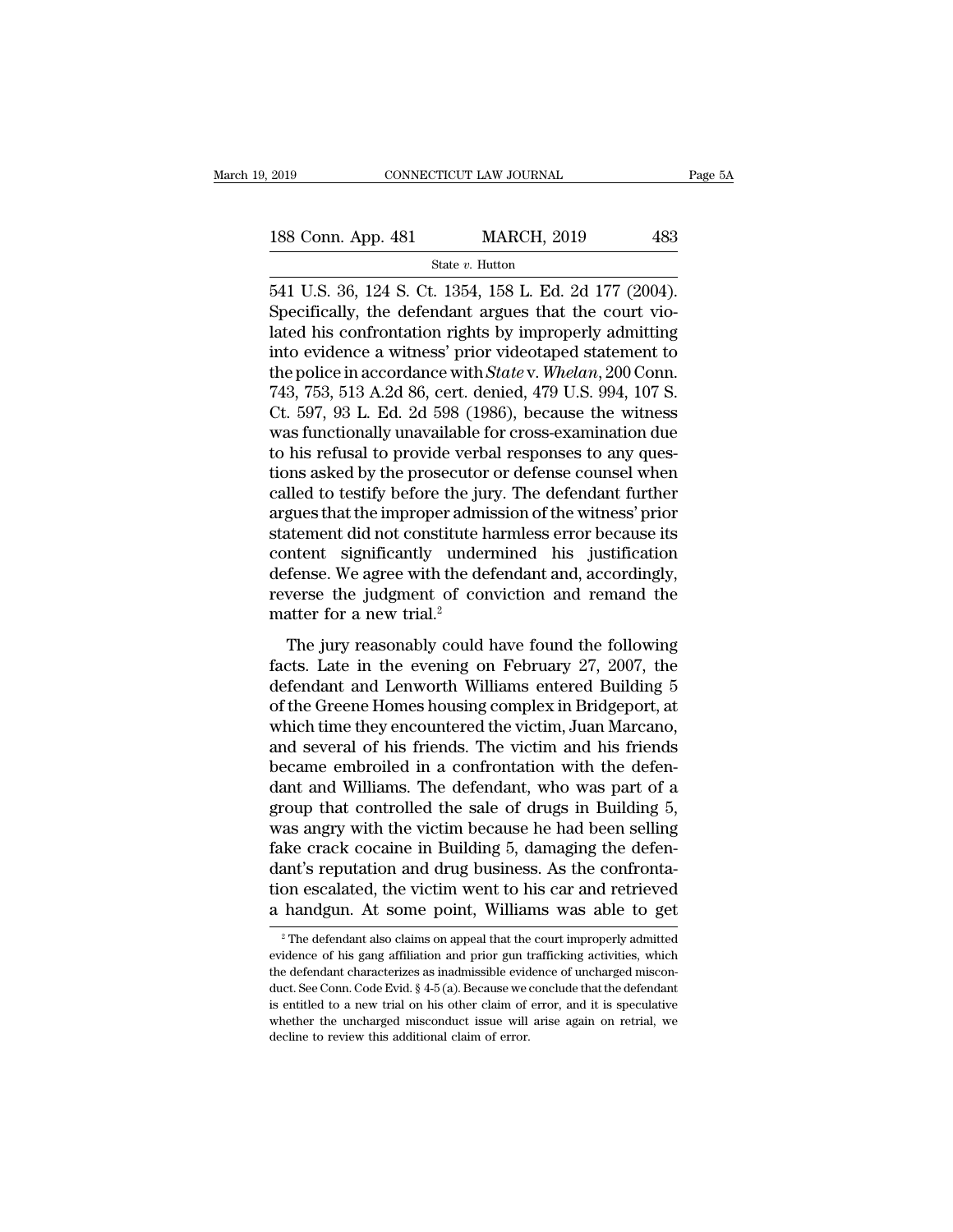541 U.S. 36, 124 S. Ct. 1354, 158 L. Ed. 2d 177 (2004). Specifically, the defendant argues that the court violated his confrontation rights by improperly admitting into evidence a witness' prior videotaped statement to the police in accordance with *State* v. *Whelan*, 200 Conn. 743, 753, 513 A.2d 86, cert. denied, 479 U.S. 994, 107 S. Ct. 597, 93 L. Ed. 2d 598 (1986), because the witness was functionally unavailable for cross-examination due to his refusal to provide verbal responses to any questions asked by the prosecutor or defense counsel when called to testify before the jury. The defendant further argues that the improper admission of the witness' prior statement did not constitute harmless error because its content significantly undermined his justification defense. We agree with the defendant and, accordingly, reverse the judgment of conviction and remand the matter for a new trial.[2]

The jury reasonably could have found the following facts. Late in the evening on February 27, 2007, the defendant and Lenworth Williams entered Building 5 of the Greene Homes housing complex in Bridgeport, at which time they encountered the victim, Juan Marcano, and several of his friends. The victim and his friends became embroiled in a confrontation with the defendant and Williams. The defendant, who was part of a group that controlled the sale of drugs in Building 5, was angry with the victim because he had been selling fake crack cocaine in Building 5, damaging the defendant's reputation and drug business. As the confrontation escalated, the victim went to his car and retrieved a handgun. At some point, Williams was able to get

[2] The defendant also claims on appeal that the court improperly admitted evidence of his gang affiliation and prior gun trafficking activities, which the defendant characterizes as inadmissible evidence of uncharged misconduct. See Conn. Code Evid. § 4-5 (a). Because we conclude that the defendant is entitled to a new trial on his other claim of error, and it is speculative whether the uncharged misconduct issue will arise again on retrial, we decline to review this additional claim of error.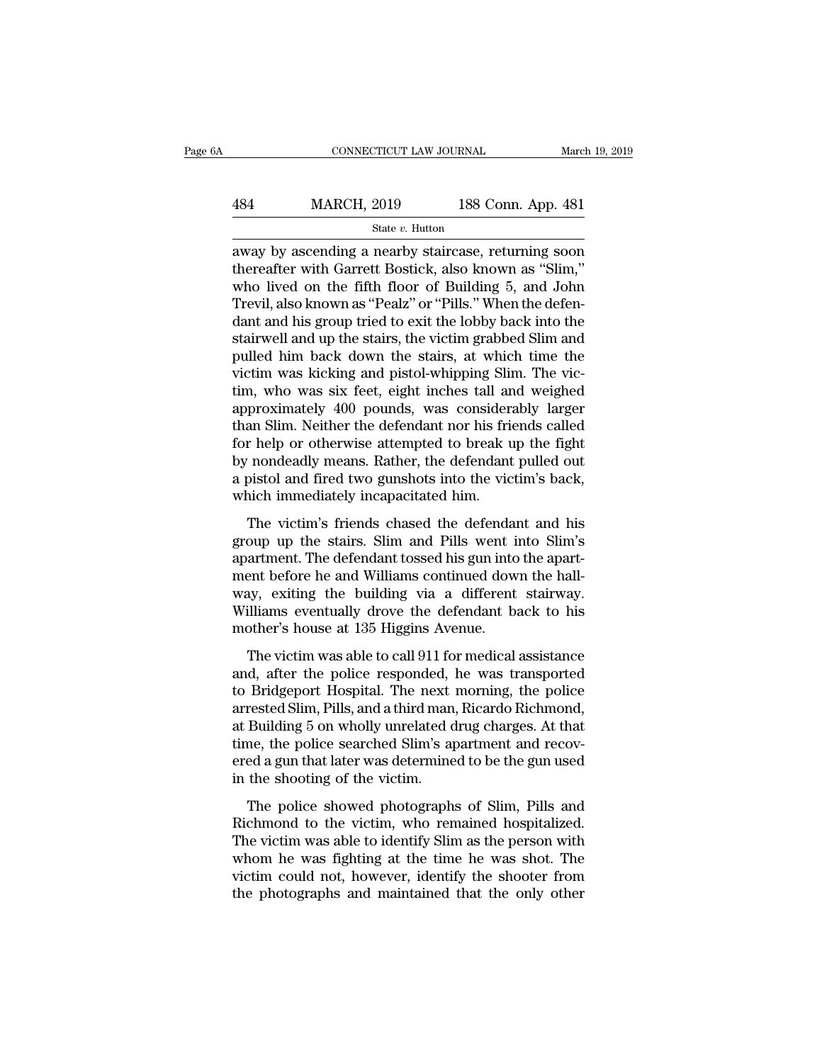away by ascending a nearby staircase, returning soon thereafter with Garrett Bostick, also known as "Slim," who lived on the fifth floor of Building 5, and John Trevil, also known as "Pealz" or "Pills." When the defendant and his group tried to exit the lobby back into the stairwell and up the stairs, the victim grabbed Slim and pulled him back down the stairs, at which time the victim was kicking and pistol-whipping Slim. The victim, who was six feet, eight inches tall and weighed approximately 400 pounds, was considerably larger than Slim. Neither the defendant nor his friends called for help or otherwise attempted to break up the fight by nondeadly means. Rather, the defendant pulled out a pistol and fired two gunshots into the victim's back, which immediately incapacitated him.

The victim's friends chased the defendant and his group up the stairs. Slim and Pills went into Slim's apartment. The defendant tossed his gun into the apartment before he and Williams continued down the hallway, exiting the building via a different stairway. Williams eventually drove the defendant back to his mother's house at 135 Higgins Avenue.

The victim was able to call 911 for medical assistance and, after the police responded, he was transported to Bridgeport Hospital. The next morning, the police arrested Slim, Pills, and a third man, Ricardo Richmond, at Building 5 on wholly unrelated drug charges. At that time, the police searched Slim's apartment and recovered a gun that later was determined to be the gun used in the shooting of the victim.

The police showed photographs of Slim, Pills and Richmond to the victim, who remained hospitalized. The victim was able to identify Slim as the person with whom he was fighting at the time he was shot. The victim could not, however, identify the shooter from the photographs and maintained that the only other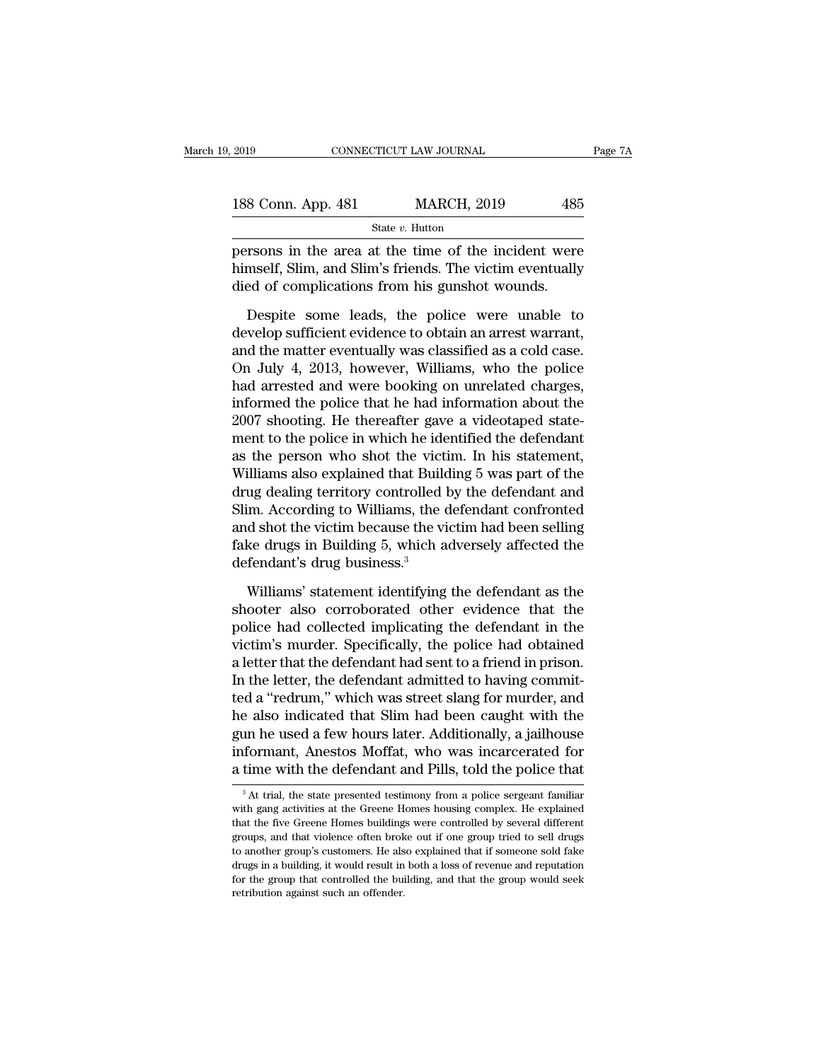persons in the area at the time of the incident were himself, Slim, and Slim's friends. The victim eventually died of complications from his gunshot wounds.

Despite some leads, the police were unable to develop sufficient evidence to obtain an arrest warrant, and the matter eventually was classified as a cold case. On July 4, 2013, however, Williams, who the police had arrested and were booking on unrelated charges, informed the police that he had information about the 2007 shooting. He thereafter gave a videotaped statement to the police in which he identified the defendant as the person who shot the victim. In his statement, Williams also explained that Building 5 was part of the drug dealing territory controlled by the defendant and Slim. According to Williams, the defendant confronted and shot the victim because the victim had been selling fake drugs in Building 5, which adversely affected the defendant's drug business.[3]

Williams' statement identifying the defendant as the shooter also corroborated other evidence that the police had collected implicating the defendant in the victim's murder. Specifically, the police had obtained a letter that the defendant had sent to a friend in prison. In the letter, the defendant admitted to having committed a "redrum," which was street slang for murder, and he also indicated that Slim had been caught with the gun he used a few hours later. Additionally, a jailhouse informant, Anestos Moffat, who was incarcerated for a time with the defendant and Pills, told the police that

[3] At trial, the state presented testimony from a police sergeant familiar with gang activities at the Greene Homes housing complex. He explained that the five Greene Homes buildings were controlled by several different groups, and that violence often broke out if one group tried to sell drugs to another group's customers. He also explained that if someone sold fake drugs in a building, it would result in both a loss of revenue and reputation for the group that controlled the building, and that the group would seek retribution against such an offender.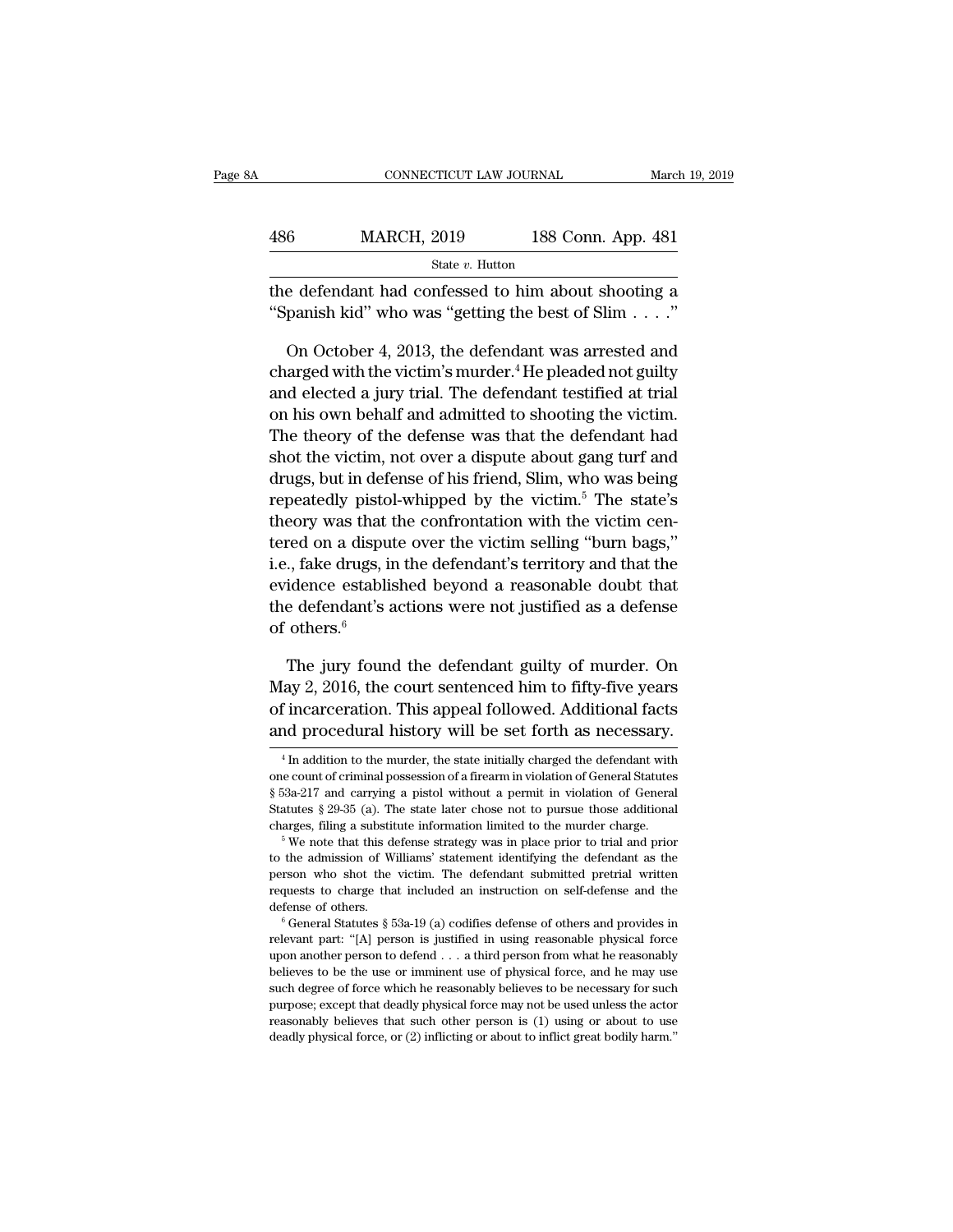the defendant had confessed to him about shooting a "Spanish kid" who was "getting the best of Slim . . . ."

On October 4, 2013, the defendant was arrested and charged with the victim's murder.[4] He pleaded not guilty and elected a jury trial. The defendant testified at trial on his own behalf and admitted to shooting the victim. The theory of the defense was that the defendant had shot the victim, not over a dispute about gang turf and drugs, but in defense of his friend, Slim, who was being repeatedly pistol-whipped by the victim.[5] The state's theory was that the confrontation with the victim centered on a dispute over the victim selling "burn bags," i.e., fake drugs, in the defendant's territory and that the evidence established beyond a reasonable doubt that the defendant's actions were not justified as a defense of others.[6]

The jury found the defendant guilty of murder. On May 2, 2016, the court sentenced him to fifty-five years of incarceration. This appeal followed. Additional facts and procedural history will be set forth as necessary.

[4] In addition to the murder, the state initially charged the defendant with one count of criminal possession of a firearm in violation of General Statutes § 53a-217 and carrying a pistol without a permit in violation of General Statutes § 29-35 (a). The state later chose not to pursue those additional charges, filing a substitute information limited to the murder charge.

[5] We note that this defense strategy was in place prior to trial and prior to the admission of Williams' statement identifying the defendant as the person who shot the victim. The defendant submitted pretrial written requests to charge that included an instruction on self-defense and the defense of others.

[6] General Statutes § 53a-19 (a) codifies defense of others and provides in relevant part: "[A] person is justified in using reasonable physical force upon another person to defend . . . a third person from what he reasonably believes to be the use or imminent use of physical force, and he may use such degree of force which he reasonably believes to be necessary for such purpose; except that deadly physical force may not be used unless the actor reasonably believes that such other person is (1) using or about to use deadly physical force, or (2) inflicting or about to inflict great bodily harm."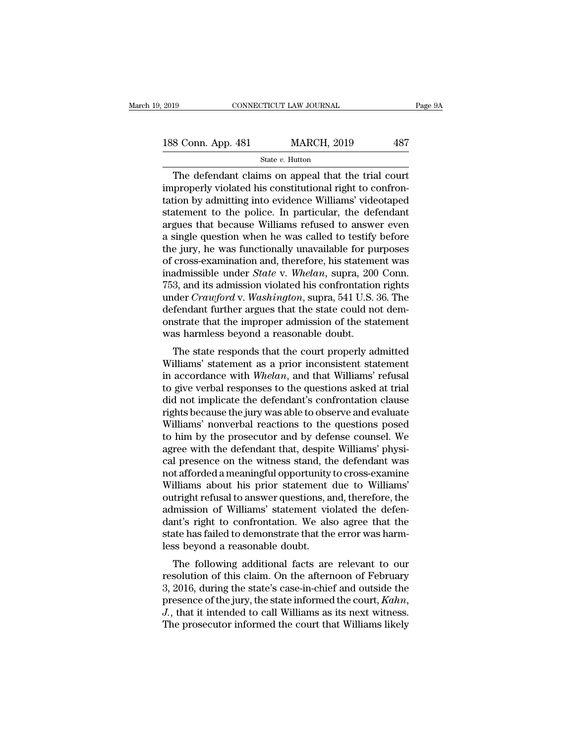The defendant claims on appeal that the trial court improperly violated his constitutional right to confrontation by admitting into evidence Williams' videotaped statement to the police. In particular, the defendant argues that because Williams refused to answer even a single question when he was called to testify before the jury, he was functionally unavailable for purposes of cross-examination and, therefore, his statement was inadmissible under *State* v. *Whelan*, supra, 200 Conn. 753, and its admission violated his confrontation rights under *Crawford* v. *Washington*, supra, 541 U.S. 36. The defendant further argues that the state could not demonstrate that the improper admission of the statement was harmless beyond a reasonable doubt.

The state responds that the court properly admitted Williams' statement as a prior inconsistent statement in accordance with *Whelan*, and that Williams' refusal to give verbal responses to the questions asked at trial did not implicate the defendant's confrontation clause rights because the jury was able to observe and evaluate Williams' nonverbal reactions to the questions posed to him by the prosecutor and by defense counsel. We agree with the defendant that, despite Williams' physical presence on the witness stand, the defendant was not afforded a meaningful opportunity to cross-examine Williams about his prior statement due to Williams' outright refusal to answer questions, and, therefore, the admission of Williams' statement violated the defendant's right to confrontation. We also agree that the state has failed to demonstrate that the error was harmless beyond a reasonable doubt.

The following additional facts are relevant to our resolution of this claim. On the afternoon of February 3, 2016, during the state's case-in-chief and outside the presence of the jury, the state informed the court, *Kahn*, *J.*, that it intended to call Williams as its next witness. The prosecutor informed the court that Williams likely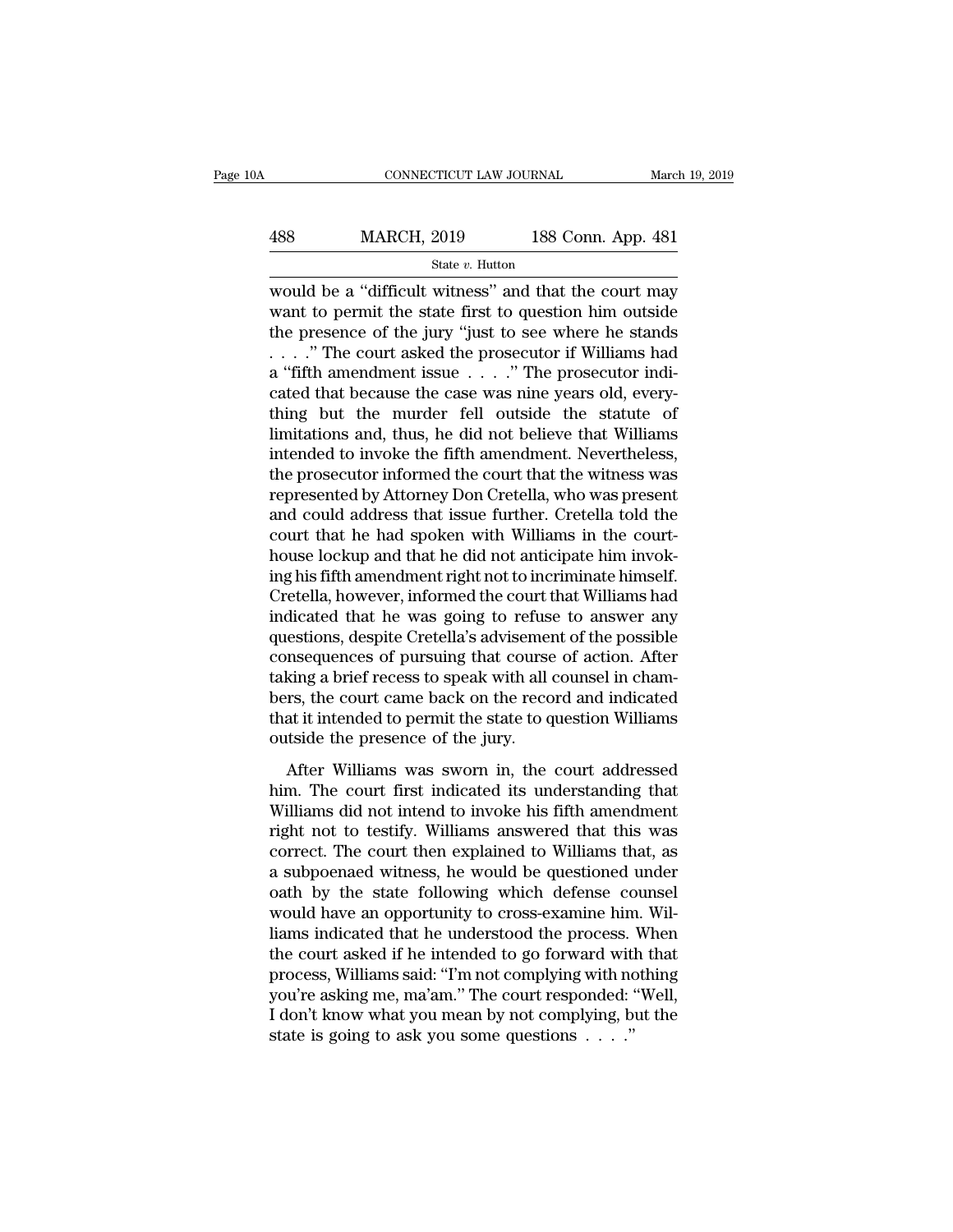would be a "difficult witness" and that the court may want to permit the state first to question him outside the presence of the jury "just to see where he stands . . . ." The court asked the prosecutor if Williams had a "fifth amendment issue . . . ." The prosecutor indicated that because the case was nine years old, everything but the murder fell outside the statute of limitations and, thus, he did not believe that Williams intended to invoke the fifth amendment. Nevertheless, the prosecutor informed the court that the witness was represented by Attorney Don Cretella, who was present and could address that issue further. Cretella told the court that he had spoken with Williams in the courthouse lockup and that he did not anticipate him invoking his fifth amendment right not to incriminate himself. Cretella, however, informed the court that Williams had indicated that he was going to refuse to answer any questions, despite Cretella's advisement of the possible consequences of pursuing that course of action. After taking a brief recess to speak with all counsel in chambers, the court came back on the record and indicated that it intended to permit the state to question Williams outside the presence of the jury.

After Williams was sworn in, the court addressed him. The court first indicated its understanding that Williams did not intend to invoke his fifth amendment right not to testify. Williams answered that this was correct. The court then explained to Williams that, as a subpoenaed witness, he would be questioned under oath by the state following which defense counsel would have an opportunity to cross-examine him. Williams indicated that he understood the process. When the court asked if he intended to go forward with that process, Williams said: "I'm not complying with nothing you're asking me, ma'am." The court responded: "Well, I don't know what you mean by not complying, but the state is going to ask you some questions . . . ."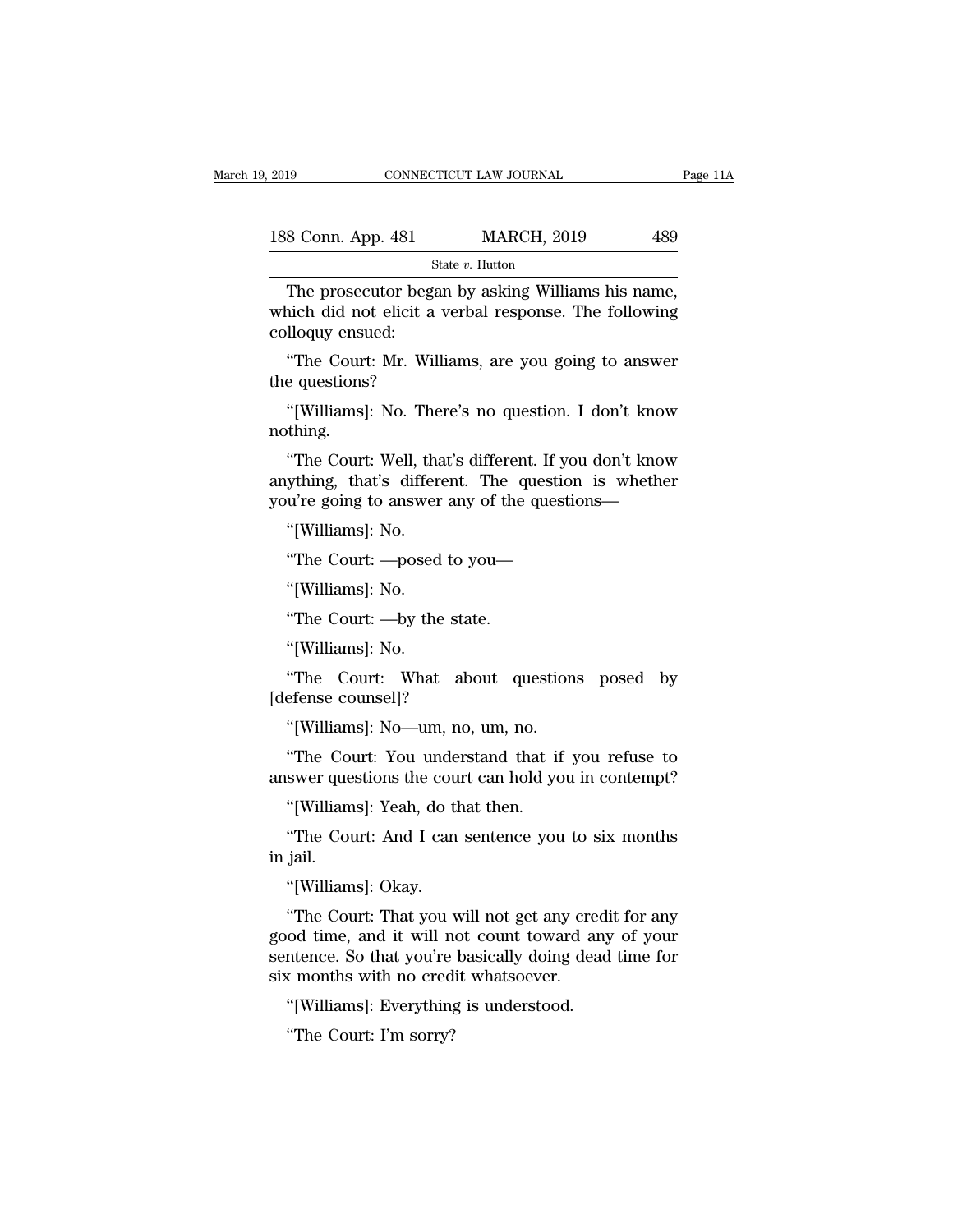The prosecutor began by asking Williams his name, which did not elicit a verbal response. The following colloquy ensued:

"The Court: Mr. Williams, are you going to answer the questions?

"[Williams]: No. There's no question. I don't know nothing.

"The Court: Well, that's different. If you don't know anything, that's different. The question is whether you're going to answer any of the questions—

"[Williams]: No.

"The Court: —posed to you—

"[Williams]: No.

"The Court: —by the state.

"[Williams]: No.

"The Court: What about questions posed by [defense counsel]?

"[Williams]: No—um, no, um, no.

"The Court: You understand that if you refuse to answer questions the court can hold you in contempt?

"[Williams]: Yeah, do that then.

"The Court: And I can sentence you to six months in jail.

"[Williams]: Okay.

"The Court: That you will not get any credit for any good time, and it will not count toward any of your sentence. So that you're basically doing dead time for six months with no credit whatsoever.

"[Williams]: Everything is understood.

"The Court: I'm sorry?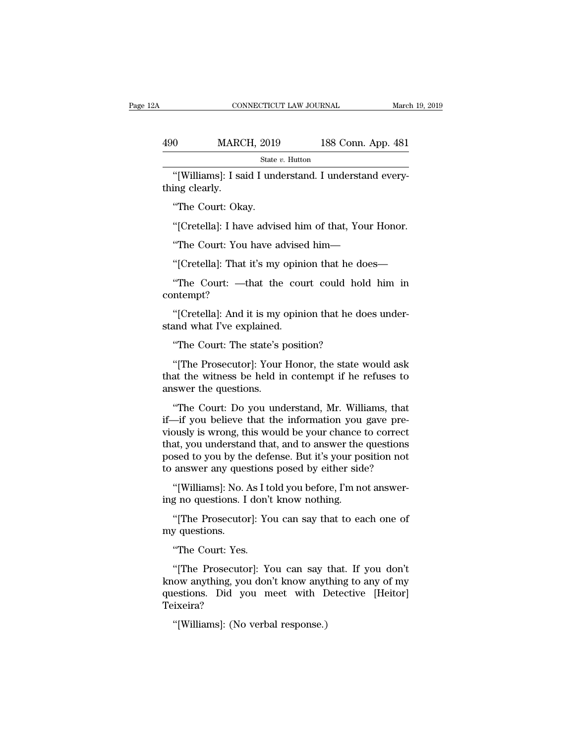"[Williams]: I said I understand. I understand everything clearly.

"The Court: Okay.

"[Cretella]: I have advised him of that, Your Honor.

"The Court: You have advised him—

"[Cretella]: That it's my opinion that he does—

"The Court: —that the court could hold him in contempt?

"[Cretella]: And it is my opinion that he does understand what I've explained.

"The Court: The state's position?

"[The Prosecutor]: Your Honor, the state would ask that the witness be held in contempt if he refuses to answer the questions.

"The Court: Do you understand, Mr. Williams, that if—if you believe that the information you gave previously is wrong, this would be your chance to correct that, you understand that, and to answer the questions posed to you by the defense. But it's your position not to answer any questions posed by either side?

"[Williams]: No. As I told you before, I'm not answering no questions. I don't know nothing.

"[The Prosecutor]: You can say that to each one of my questions.

"The Court: Yes.

"[The Prosecutor]: You can say that. If you don't know anything, you don't know anything to any of my questions. Did you meet with Detective [Heitor] Teixeira?

"[Williams]: (No verbal response.)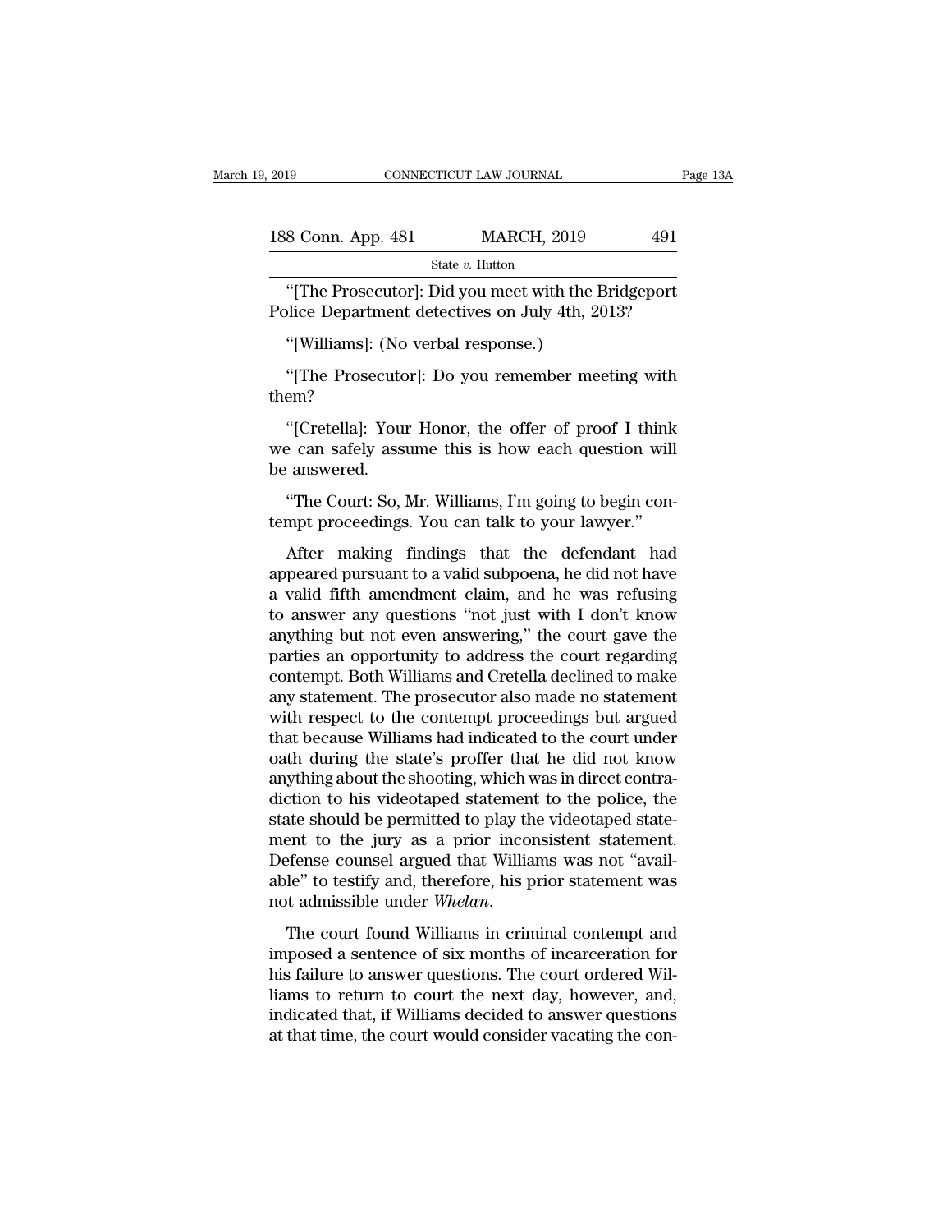"[The Prosecutor]: Did you meet with the Bridgeport Police Department detectives on July 4th, 2013?

"[Williams]: (No verbal response.)

"[The Prosecutor]: Do you remember meeting with them?

"[Cretella]: Your Honor, the offer of proof I think we can safely assume this is how each question will be answered.

"The Court: So, Mr. Williams, I'm going to begin contempt proceedings. You can talk to your lawyer."

After making findings that the defendant had appeared pursuant to a valid subpoena, he did not have a valid fifth amendment claim, and he was refusing to answer any questions "not just with I don't know anything but not even answering," the court gave the parties an opportunity to address the court regarding contempt. Both Williams and Cretella declined to make any statement. The prosecutor also made no statement with respect to the contempt proceedings but argued that because Williams had indicated to the court under oath during the state's proffer that he did not know anything about the shooting, which was in direct contradiction to his videotaped statement to the police, the state should be permitted to play the videotaped statement to the jury as a prior inconsistent statement. Defense counsel argued that Williams was not "available" to testify and, therefore, his prior statement was not admissible under *Whelan*.

The court found Williams in criminal contempt and imposed a sentence of six months of incarceration for his failure to answer questions. The court ordered Williams to return to court the next day, however, and, indicated that, if Williams decided to answer questions at that time, the court would consider vacating the con-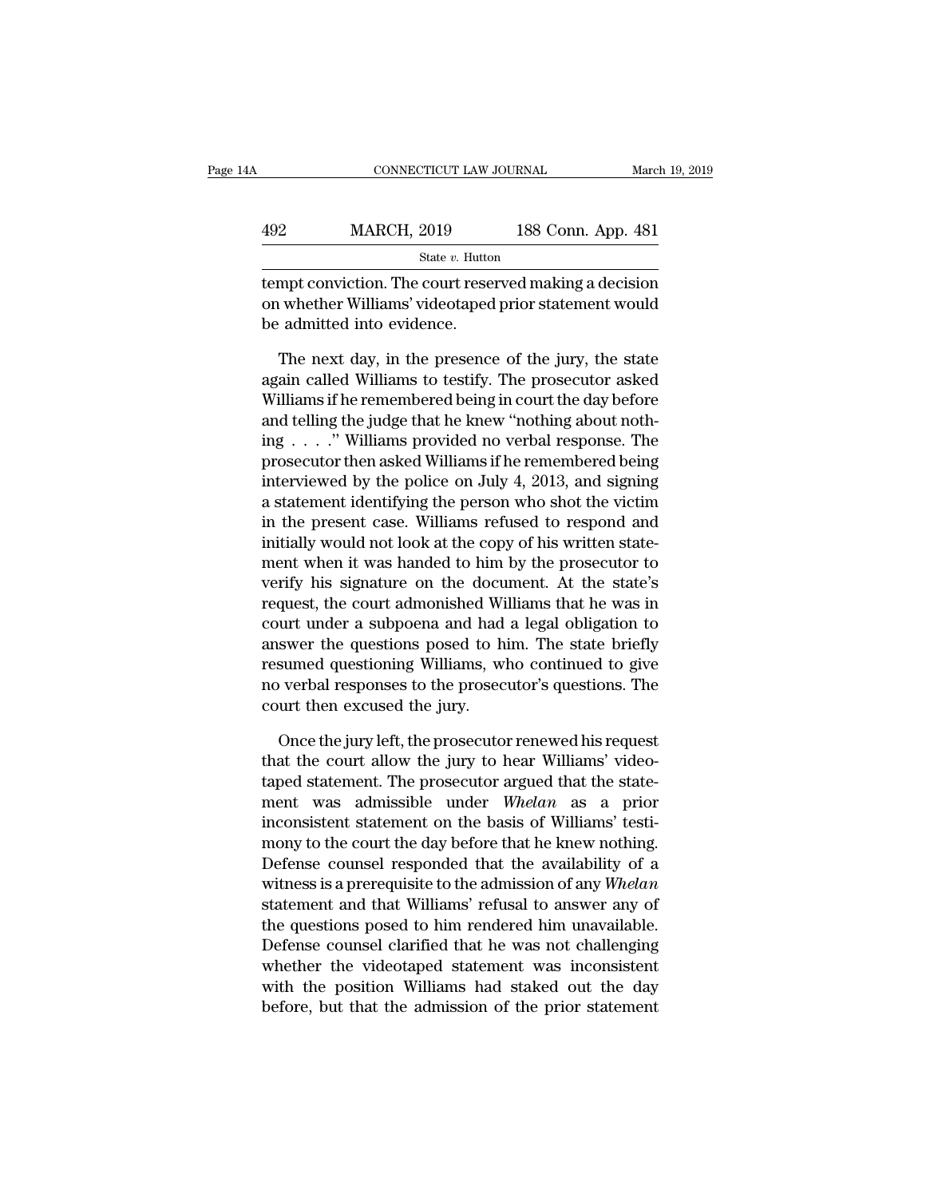tempt conviction. The court reserved making a decision on whether Williams' videotaped prior statement would be admitted into evidence.

The next day, in the presence of the jury, the state again called Williams to testify. The prosecutor asked Williams if he remembered being in court the day before and telling the judge that he knew "nothing about nothing . . . ." Williams provided no verbal response. The prosecutor then asked Williams if he remembered being interviewed by the police on July 4, 2013, and signing a statement identifying the person who shot the victim in the present case. Williams refused to respond and initially would not look at the copy of his written statement when it was handed to him by the prosecutor to verify his signature on the document. At the state's request, the court admonished Williams that he was in court under a subpoena and had a legal obligation to answer the questions posed to him. The state briefly resumed questioning Williams, who continued to give no verbal responses to the prosecutor's questions. The court then excused the jury.

Once the jury left, the prosecutor renewed his request that the court allow the jury to hear Williams' videotaped statement. The prosecutor argued that the statement was admissible under *Whelan* as a prior inconsistent statement on the basis of Williams' testimony to the court the day before that he knew nothing. Defense counsel responded that the availability of a witness is a prerequisite to the admission of any *Whelan* statement and that Williams' refusal to answer any of the questions posed to him rendered him unavailable. Defense counsel clarified that he was not challenging whether the videotaped statement was inconsistent with the position Williams had staked out the day before, but that the admission of the prior statement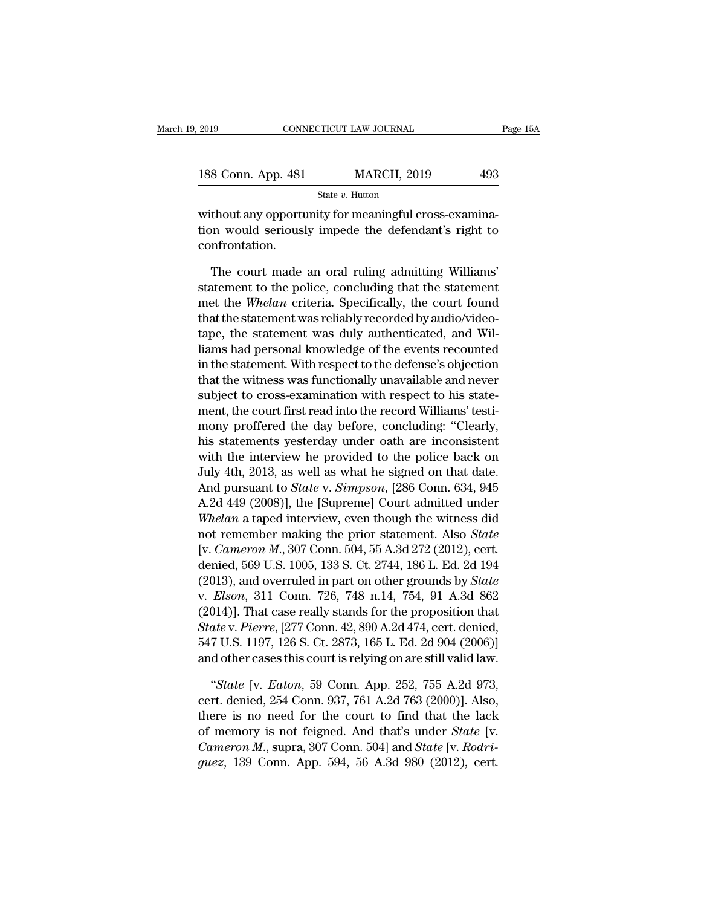without any opportunity for meaningful cross-examination would seriously impede the defendant's right to confrontation.

The court made an oral ruling admitting Williams' statement to the police, concluding that the statement met the *Whelan* criteria. Specifically, the court found that the statement was reliably recorded by audio/videotape, the statement was duly authenticated, and Williams had personal knowledge of the events recounted in the statement. With respect to the defense's objection that the witness was functionally unavailable and never subject to cross-examination with respect to his statement, the court first read into the record Williams' testimony proffered the day before, concluding: "Clearly, his statements yesterday under oath are inconsistent with the interview he provided to the police back on July 4th, 2013, as well as what he signed on that date. And pursuant to *State* v. *Simpson*, [286 Conn. 634, 945 A.2d 449 (2008)], the [Supreme] Court admitted under *Whelan* a taped interview, even though the witness did not remember making the prior statement. Also *State* [v. *Cameron M.*, 307 Conn. 504, 55 A.3d 272 (2012), cert. denied, 569 U.S. 1005, 133 S. Ct. 2744, 186 L. Ed. 2d 194 (2013), and overruled in part on other grounds by *State* v. *Elson*, 311 Conn. 726, 748 n.14, 754, 91 A.3d 862 (2014)]. That case really stands for the proposition that *State* v. *Pierre*, [277 Conn. 42, 890 A.2d 474, cert. denied, 547 U.S. 1197, 126 S. Ct. 2873, 165 L. Ed. 2d 904 (2006)] and other cases this court is relying on are still valid law.

"*State* [v. *Eaton*, 59 Conn. App. 252, 755 A.2d 973, cert. denied, 254 Conn. 937, 761 A.2d 763 (2000)]. Also, there is no need for the court to find that the lack of memory is not feigned. And that's under *State* [v. *Cameron M.*, supra, 307 Conn. 504] and *State* [v. *Rodriguez*, 139 Conn. App. 594, 56 A.3d 980 (2012), cert.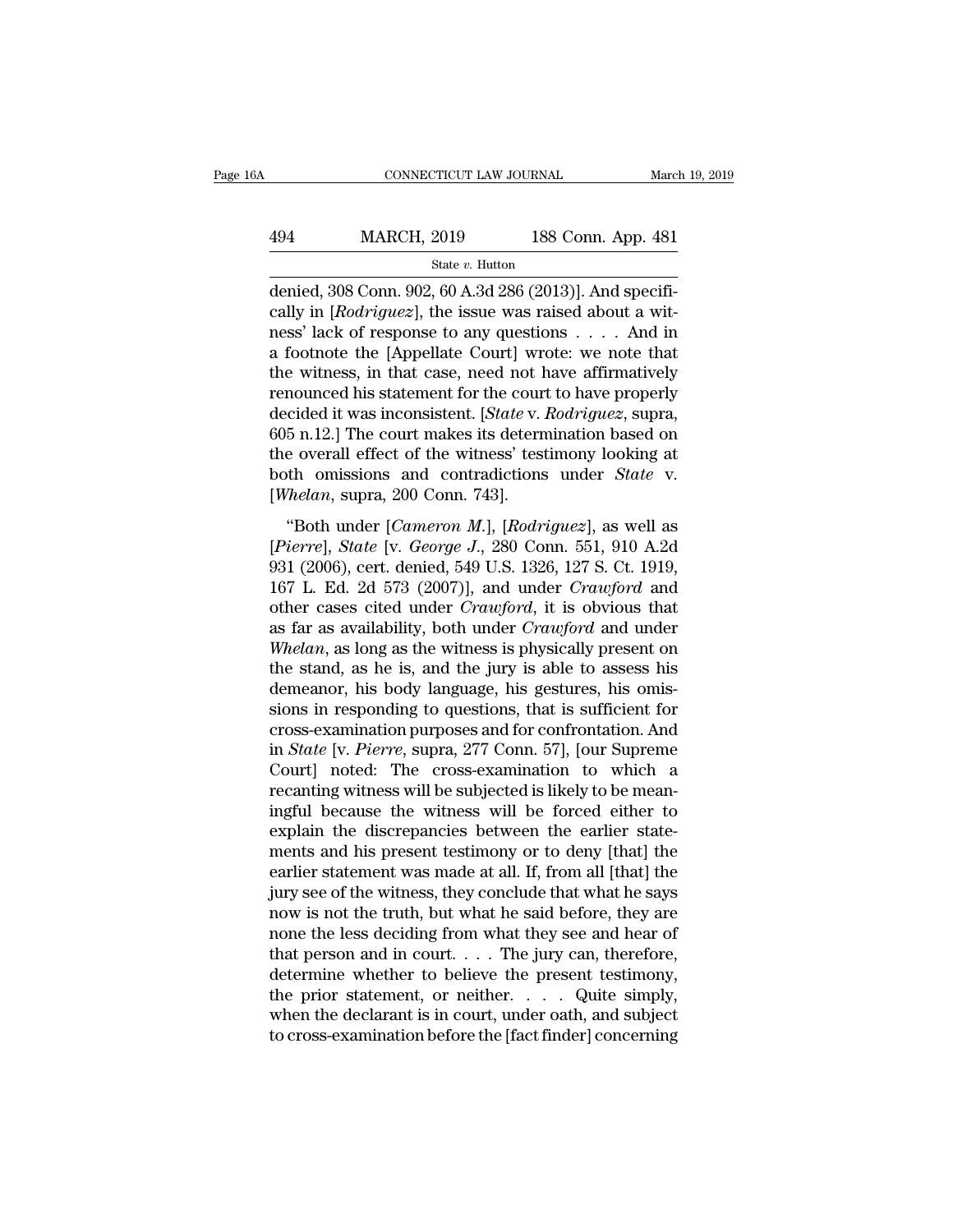denied, 308 Conn. 902, 60 A.3d 286 (2013)]. And specifically in [*Rodriguez*], the issue was raised about a witness' lack of response to any questions . . . . And in a footnote the [Appellate Court] wrote: we note that the witness, in that case, need not have affirmatively renounced his statement for the court to have properly decided it was inconsistent. [*State* v. *Rodriguez*, supra, 605 n.12.] The court makes its determination based on the overall effect of the witness' testimony looking at both omissions and contradictions under *State* v. [*Whelan*, supra, 200 Conn. 743].

"Both under [*Cameron M.*], [*Rodriguez*], as well as [*Pierre*], *State* [v. *George J.*, 280 Conn. 551, 910 A.2d 931 (2006), cert. denied, 549 U.S. 1326, 127 S. Ct. 1919, 167 L. Ed. 2d 573 (2007)], and under *Crawford* and other cases cited under *Crawford*, it is obvious that as far as availability, both under *Crawford* and under *Whelan*, as long as the witness is physically present on the stand, as he is, and the jury is able to assess his demeanor, his body language, his gestures, his omissions in responding to questions, that is sufficient for cross-examination purposes and for confrontation. And in *State* [v. *Pierre*, supra, 277 Conn. 57], [our Supreme Court] noted: The cross-examination to which a recanting witness will be subjected is likely to be meaningful because the witness will be forced either to explain the discrepancies between the earlier statements and his present testimony or to deny [that] the earlier statement was made at all. If, from all [that] the jury see of the witness, they conclude that what he says now is not the truth, but what he said before, they are none the less deciding from what they see and hear of that person and in court. . . . The jury can, therefore, determine whether to believe the present testimony, the prior statement, or neither. . . . Quite simply, when the declarant is in court, under oath, and subject to cross-examination before the [fact finder] concerning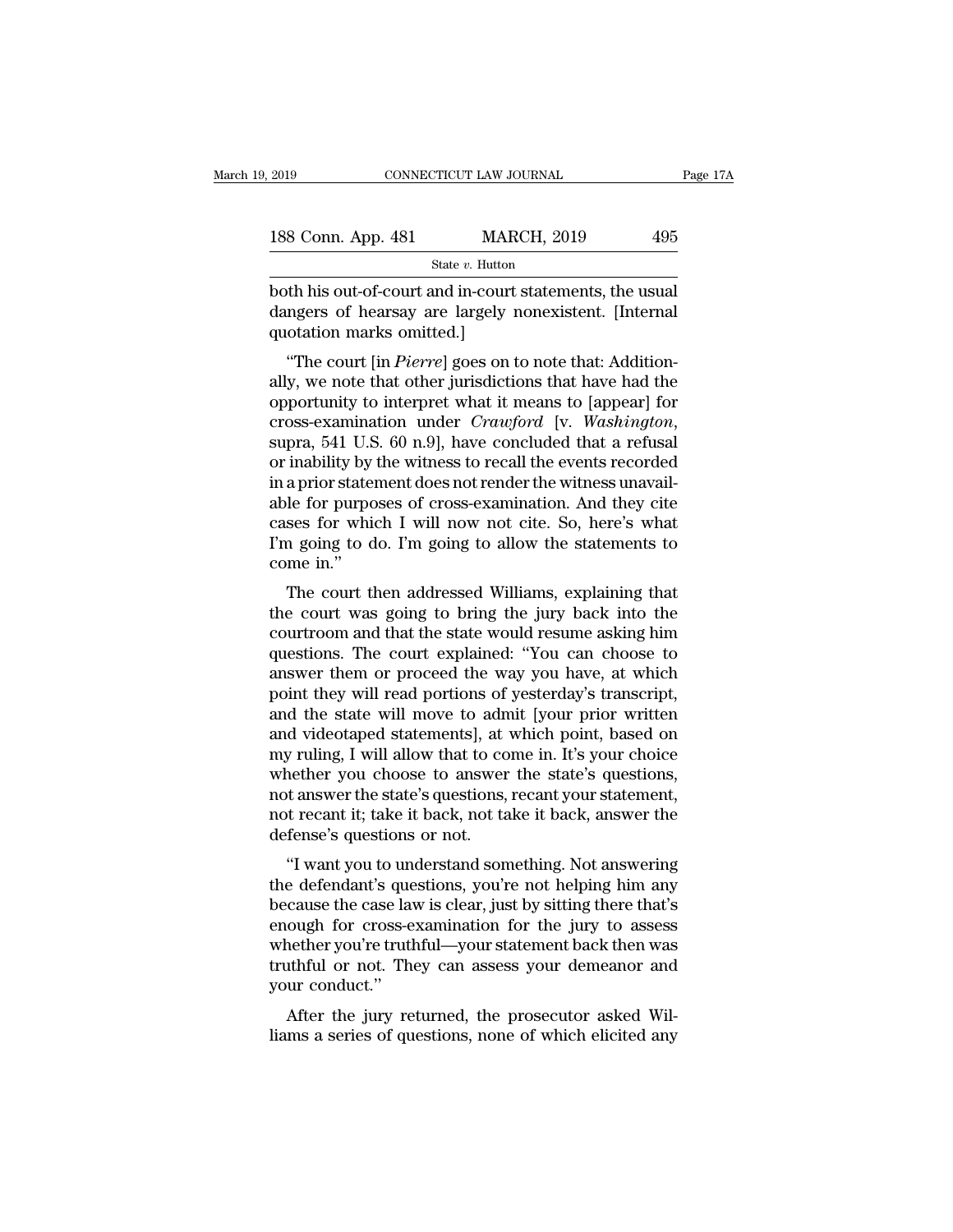both his out-of-court and in-court statements, the usual dangers of hearsay are largely nonexistent. [Internal quotation marks omitted.]

"The court [in *Pierre*] goes on to note that: Additionally, we note that other jurisdictions that have had the opportunity to interpret what it means to [appear] for cross-examination under *Crawford* [v. *Washington*, supra, 541 U.S. 60 n.9], have concluded that a refusal or inability by the witness to recall the events recorded in a prior statement does not render the witness unavailable for purposes of cross-examination. And they cite cases for which I will now not cite. So, here's what I'm going to do. I'm going to allow the statements to come in."

The court then addressed Williams, explaining that the court was going to bring the jury back into the courtroom and that the state would resume asking him questions. The court explained: "You can choose to answer them or proceed the way you have, at which point they will read portions of yesterday's transcript, and the state will move to admit [your prior written and videotaped statements], at which point, based on my ruling, I will allow that to come in. It's your choice whether you choose to answer the state's questions, not answer the state's questions, recant your statement, not recant it; take it back, not take it back, answer the defense's questions or not.

"I want you to understand something. Not answering the defendant's questions, you're not helping him any because the case law is clear, just by sitting there that's enough for cross-examination for the jury to assess whether you're truthful—your statement back then was truthful or not. They can assess your demeanor and your conduct."

After the jury returned, the prosecutor asked Williams a series of questions, none of which elicited any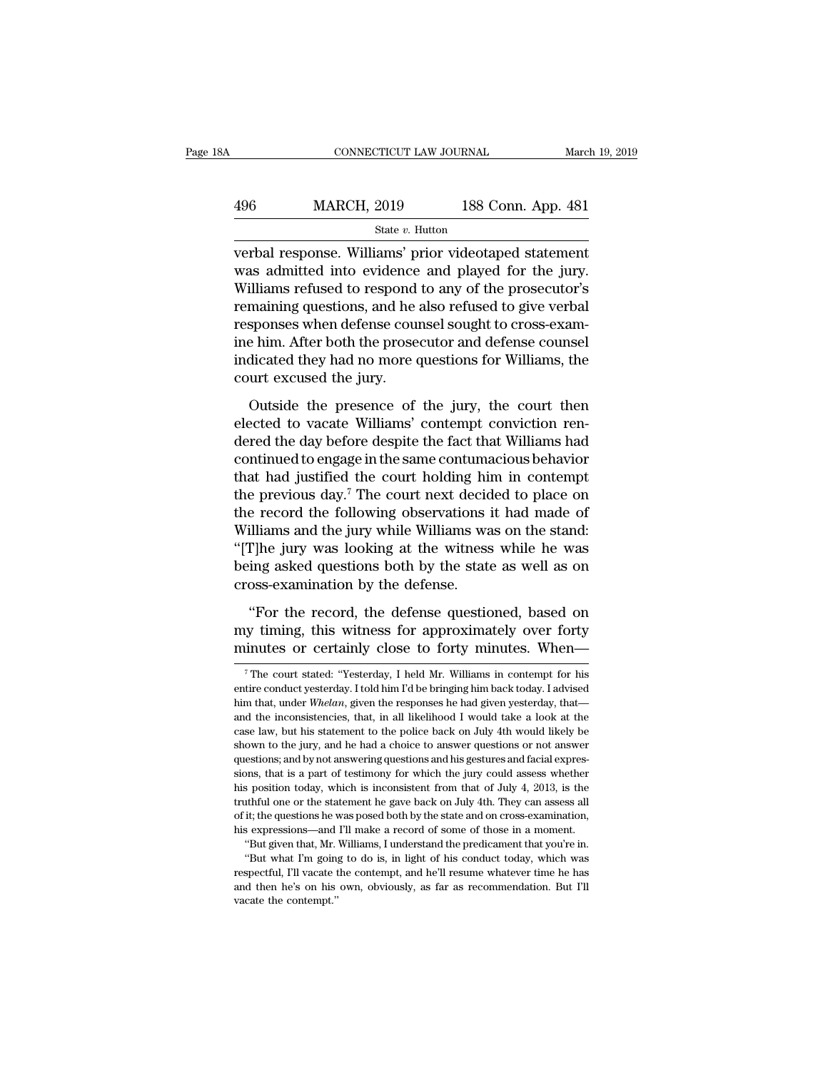verbal response. Williams' prior videotaped statement was admitted into evidence and played for the jury. Williams refused to respond to any of the prosecutor's remaining questions, and he also refused to give verbal responses when defense counsel sought to cross-examine him. After both the prosecutor and defense counsel indicated they had no more questions for Williams, the court excused the jury.

Outside the presence of the jury, the court then elected to vacate Williams' contempt conviction rendered the day before despite the fact that Williams had continued to engage in the same contumacious behavior that had justified the court holding him in contempt the previous day.[7] The court next decided to place on the record the following observations it had made of Williams and the jury while Williams was on the stand: "[T]he jury was looking at the witness while he was being asked questions both by the state as well as on cross-examination by the defense.

"For the record, the defense questioned, based on my timing, this witness for approximately over forty minutes or certainly close to forty minutes. When—

---

[7] The court stated: "Yesterday, I held Mr. Williams in contempt for his entire conduct yesterday. I told him I'd be bringing him back today. I advised him that, under *Whelan*, given the responses he had given yesterday, that—and the inconsistencies, that, in all likelihood I would take a look at the case law, but his statement to the police back on July 4th would likely be shown to the jury, and he had a choice to answer questions or not answer questions; and by not answering questions and his gestures and facial expressions, that is a part of testimony for which the jury could assess whether his position today, which is inconsistent from that of July 4, 2013, is the truthful one or the statement he gave back on July 4th. They can assess all of it; the questions he was posed both by the state and on cross-examination, his expressions—and I'll make a record of some of those in a moment.

"But given that, Mr. Williams, I understand the predicament that you're in.

"But what I'm going to do is, in light of his conduct today, which was respectful, I'll vacate the contempt, and he'll resume whatever time he has and then he's on his own, obviously, as far as recommendation. But I'll vacate the contempt."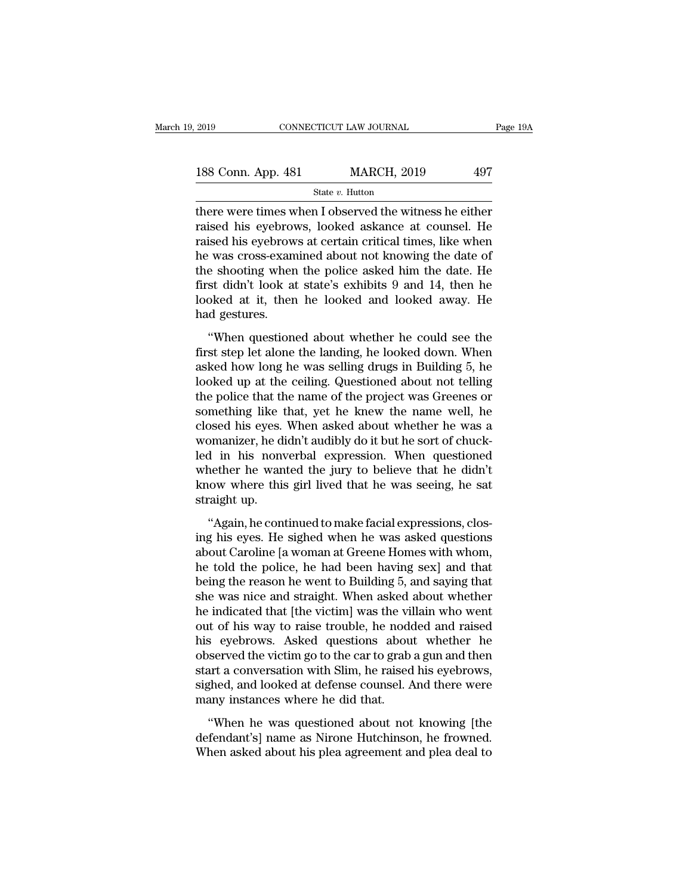there were times when I observed the witness he either raised his eyebrows, looked askance at counsel. He raised his eyebrows at certain critical times, like when he was cross-examined about not knowing the date of the shooting when the police asked him the date. He first didn't look at state's exhibits 9 and 14, then he looked at it, then he looked and looked away. He had gestures.

"When questioned about whether he could see the first step let alone the landing, he looked down. When asked how long he was selling drugs in Building 5, he looked up at the ceiling. Questioned about not telling the police that the name of the project was Greenes or something like that, yet he knew the name well, he closed his eyes. When asked about whether he was a womanizer, he didn't audibly do it but he sort of chuckled in his nonverbal expression. When questioned whether he wanted the jury to believe that he didn't know where this girl lived that he was seeing, he sat straight up.

"Again, he continued to make facial expressions, closing his eyes. He sighed when he was asked questions about Caroline [a woman at Greene Homes with whom, he told the police, he had been having sex] and that being the reason he went to Building 5, and saying that she was nice and straight. When asked about whether he indicated that [the victim] was the villain who went out of his way to raise trouble, he nodded and raised his eyebrows. Asked questions about whether he observed the victim go to the car to grab a gun and then start a conversation with Slim, he raised his eyebrows, sighed, and looked at defense counsel. And there were many instances where he did that.

"When he was questioned about not knowing [the defendant's] name as Nirone Hutchinson, he frowned. When asked about his plea agreement and plea deal to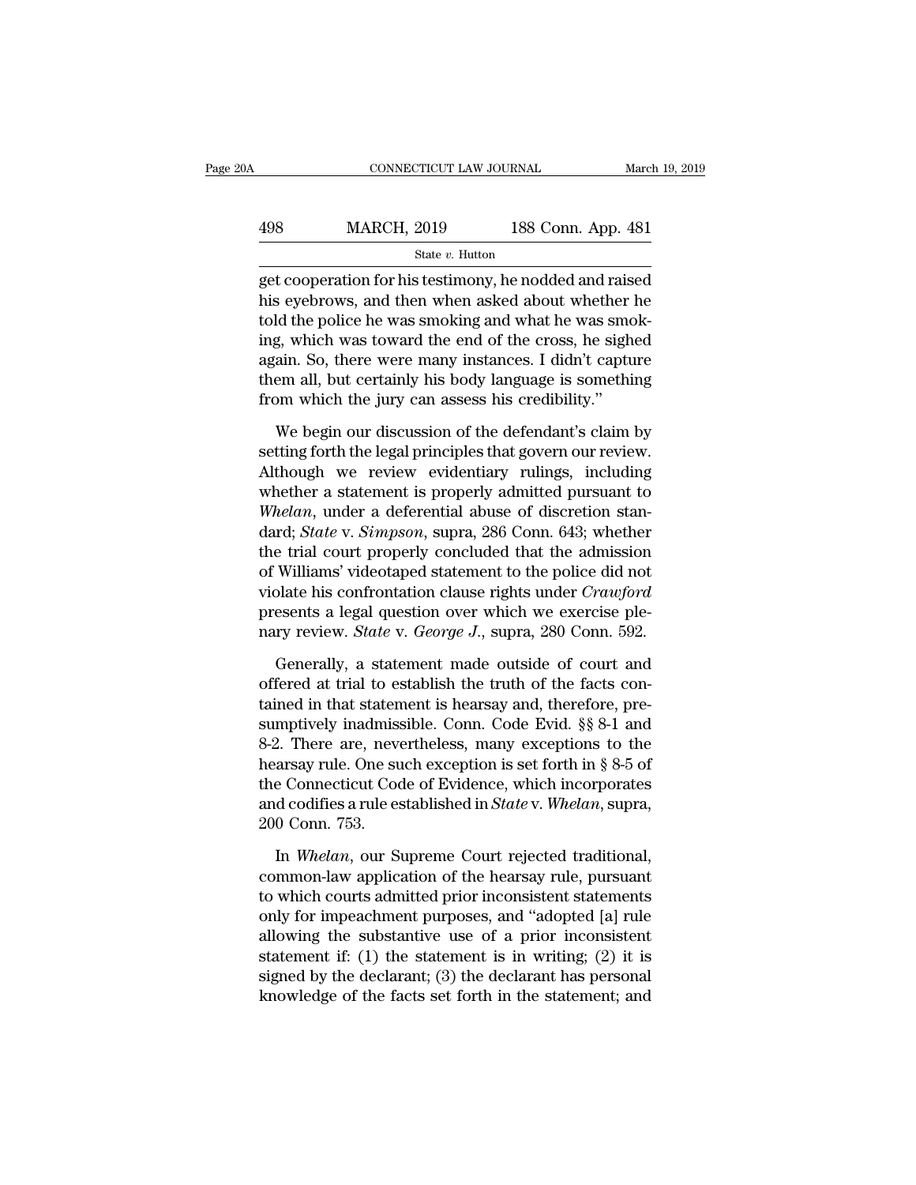get cooperation for his testimony, he nodded and raised his eyebrows, and then when asked about whether he told the police he was smoking and what he was smoking, which was toward the end of the cross, he sighed again. So, there were many instances. I didn't capture them all, but certainly his body language is something from which the jury can assess his credibility."

We begin our discussion of the defendant's claim by setting forth the legal principles that govern our review. Although we review evidentiary rulings, including whether a statement is properly admitted pursuant to *Whelan*, under a deferential abuse of discretion standard; *State* v. *Simpson*, supra, 286 Conn. 643; whether the trial court properly concluded that the admission of Williams' videotaped statement to the police did not violate his confrontation clause rights under *Crawford* presents a legal question over which we exercise plenary review. *State* v. *George J.*, supra, 280 Conn. 592.

Generally, a statement made outside of court and offered at trial to establish the truth of the facts contained in that statement is hearsay and, therefore, presumptively inadmissible. Conn. Code Evid. §§ 8-1 and 8-2. There are, nevertheless, many exceptions to the hearsay rule. One such exception is set forth in § 8-5 of the Connecticut Code of Evidence, which incorporates and codifies a rule established in *State* v. *Whelan*, supra, 200 Conn. 753.

In *Whelan*, our Supreme Court rejected traditional, common-law application of the hearsay rule, pursuant to which courts admitted prior inconsistent statements only for impeachment purposes, and "adopted [a] rule allowing the substantive use of a prior inconsistent statement if: (1) the statement is in writing; (2) it is signed by the declarant; (3) the declarant has personal knowledge of the facts set forth in the statement; and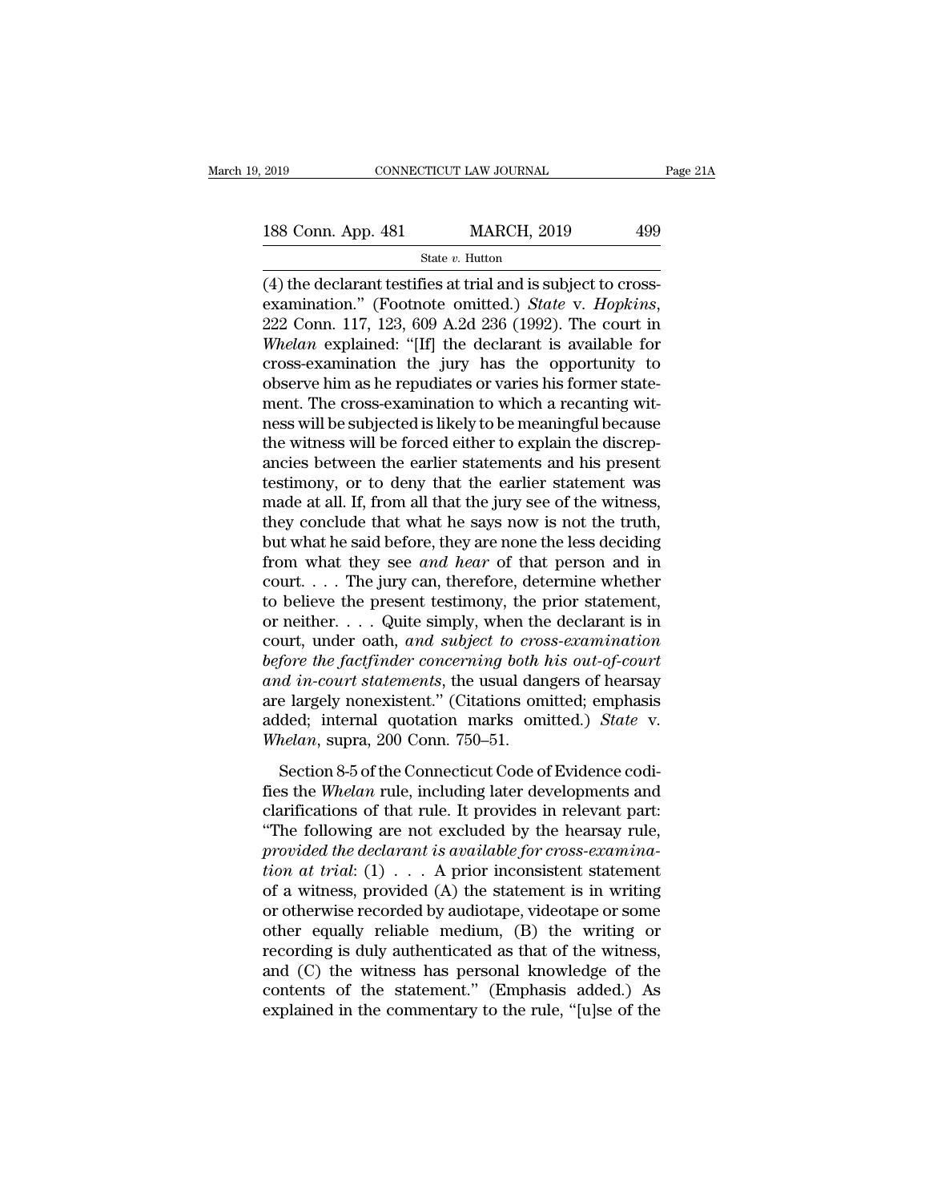(4) the declarant testifies at trial and is subject to cross-examination." (Footnote omitted.) *State* v. *Hopkins*, 222 Conn. 117, 123, 609 A.2d 236 (1992). The court in *Whelan* explained: "[If] the declarant is available for cross-examination the jury has the opportunity to observe him as he repudiates or varies his former statement. The cross-examination to which a recanting witness will be subjected is likely to be meaningful because the witness will be forced either to explain the discrepancies between the earlier statements and his present testimony, or to deny that the earlier statement was made at all. If, from all that the jury see of the witness, they conclude that what he says now is not the truth, but what he said before, they are none the less deciding from what they see *and hear* of that person and in court. . . . The jury can, therefore, determine whether to believe the present testimony, the prior statement, or neither. . . . Quite simply, when the declarant is in court, under oath, *and subject to cross-examination before the factfinder concerning both his out-of-court and in-court statements*, the usual dangers of hearsay are largely nonexistent." (Citations omitted; emphasis added; internal quotation marks omitted.) *State* v. *Whelan*, supra, 200 Conn. 750–51.

Section 8-5 of the Connecticut Code of Evidence codifies the *Whelan* rule, including later developments and clarifications of that rule. It provides in relevant part: "The following are not excluded by the hearsay rule, *provided the declarant is available for cross-examination at trial*: (1) . . . A prior inconsistent statement of a witness, provided (A) the statement is in writing or otherwise recorded by audiotape, videotape or some other equally reliable medium, (B) the writing or recording is duly authenticated as that of the witness, and (C) the witness has personal knowledge of the contents of the statement." (Emphasis added.) As explained in the commentary to the rule, "[u]se of the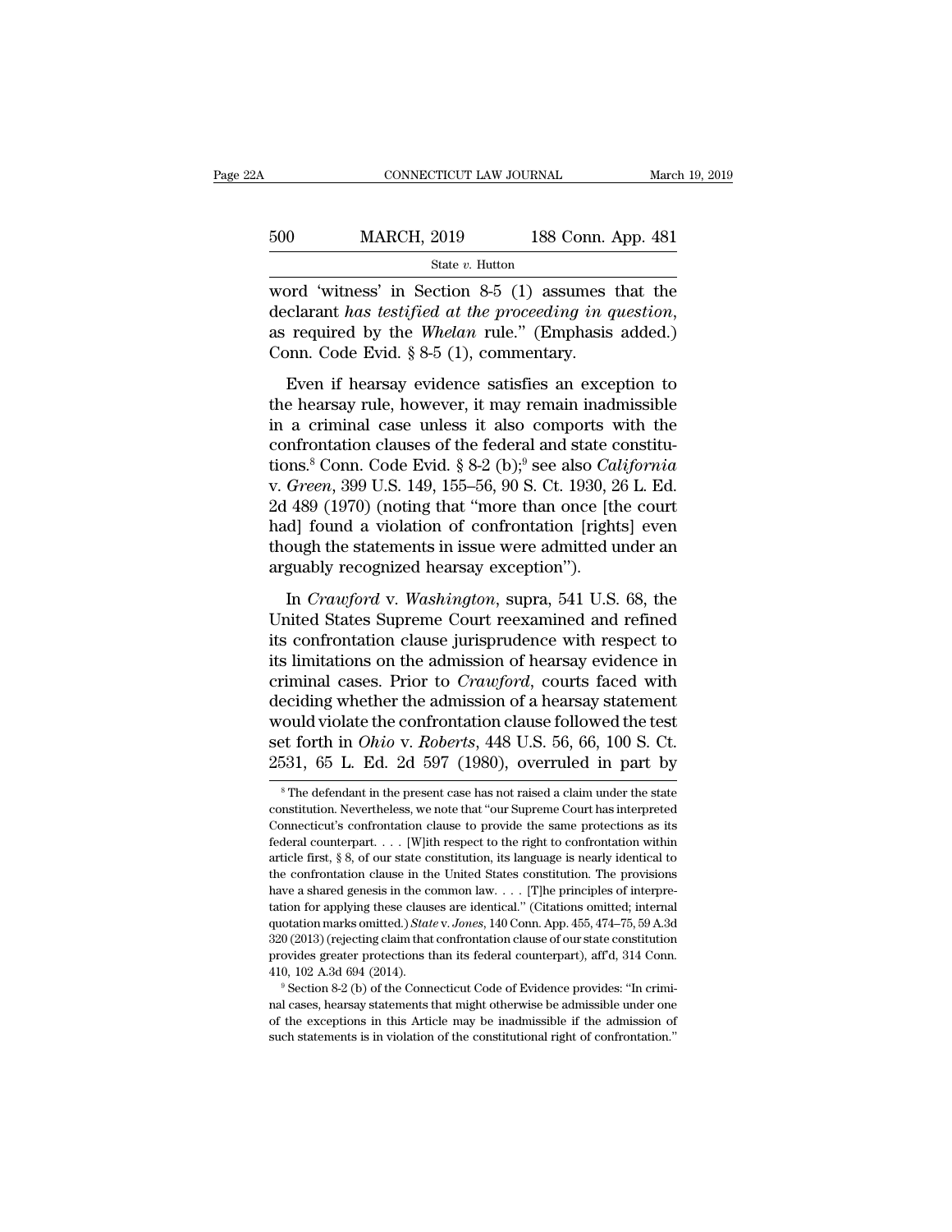word 'witness' in Section 8-5 (1) assumes that the declarant *has testified at the proceeding in question*, as required by the *Whelan* rule." (Emphasis added.) Conn. Code Evid. § 8-5 (1), commentary.

Even if hearsay evidence satisfies an exception to the hearsay rule, however, it may remain inadmissible in a criminal case unless it also comports with the confrontation clauses of the federal and state constitutions.[8] Conn. Code Evid. § 8-2 (b);[9] see also *California* v. *Green*, 399 U.S. 149, 155–56, 90 S. Ct. 1930, 26 L. Ed. 2d 489 (1970) (noting that "more than once [the court had] found a violation of confrontation [rights] even though the statements in issue were admitted under an arguably recognized hearsay exception").

In *Crawford* v. *Washington*, supra, 541 U.S. 68, the United States Supreme Court reexamined and refined its confrontation clause jurisprudence with respect to its limitations on the admission of hearsay evidence in criminal cases. Prior to *Crawford*, courts faced with deciding whether the admission of a hearsay statement would violate the confrontation clause followed the test set forth in *Ohio* v. *Roberts*, 448 U.S. 56, 66, 100 S. Ct. 2531, 65 L. Ed. 2d 597 (1980), overruled in part by

[8] The defendant in the present case has not raised a claim under the state constitution. Nevertheless, we note that "our Supreme Court has interpreted Connecticut's confrontation clause to provide the same protections as its federal counterpart. . . . [W]ith respect to the right to confrontation within article first, § 8, of our state constitution, its language is nearly identical to the confrontation clause in the United States constitution. The provisions have a shared genesis in the common law. . . . [T]he principles of interpretation for applying these clauses are identical." (Citations omitted; internal quotation marks omitted.) *State* v. *Jones*, 140 Conn. App. 455, 474–75, 59 A.3d 320 (2013) (rejecting claim that confrontation clause of our state constitution provides greater protections than its federal counterpart), aff'd, 314 Conn. 410, 102 A.3d 694 (2014).

[9] Section 8-2 (b) of the Connecticut Code of Evidence provides: "In criminal cases, hearsay statements that might otherwise be admissible under one of the exceptions in this Article may be inadmissible if the admission of such statements is in violation of the constitutional right of confrontation."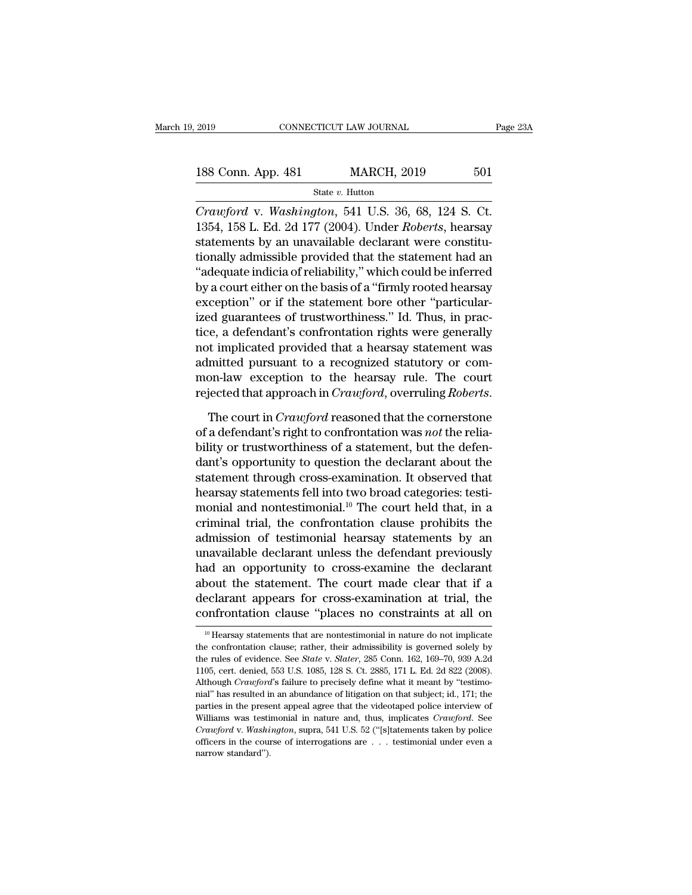*Crawford* v. *Washington*, 541 U.S. 36, 68, 124 S. Ct. 1354, 158 L. Ed. 2d 177 (2004). Under *Roberts*, hearsay statements by an unavailable declarant were constitutionally admissible provided that the statement had an "adequate indicia of reliability," which could be inferred by a court either on the basis of a "firmly rooted hearsay exception" or if the statement bore other "particularized guarantees of trustworthiness." Id. Thus, in practice, a defendant's confrontation rights were generally not implicated provided that a hearsay statement was admitted pursuant to a recognized statutory or common-law exception to the hearsay rule. The court rejected that approach in *Crawford*, overruling *Roberts*.

The court in *Crawford* reasoned that the cornerstone of a defendant's right to confrontation was *not* the reliability or trustworthiness of a statement, but the defendant's opportunity to question the declarant about the statement through cross-examination. It observed that hearsay statements fell into two broad categories: testimonial and nontestimonial.[10] The court held that, in a criminal trial, the confrontation clause prohibits the admission of testimonial hearsay statements by an unavailable declarant unless the defendant previously had an opportunity to cross-examine the declarant about the statement. The court made clear that if a declarant appears for cross-examination at trial, the confrontation clause "places no constraints at all on

[10] Hearsay statements that are nontestimonial in nature do not implicate the confrontation clause; rather, their admissibility is governed solely by the rules of evidence. See *State* v. *Slater*, 285 Conn. 162, 169–70, 939 A.2d 1105, cert. denied, 553 U.S. 1085, 128 S. Ct. 2885, 171 L. Ed. 2d 822 (2008). Although *Crawford*'s failure to precisely define what it meant by "testimonial" has resulted in an abundance of litigation on that subject; id., 171; the parties in the present appeal agree that the videotaped police interview of Williams was testimonial in nature and, thus, implicates *Crawford*. See *Crawford* v. *Washington*, supra, 541 U.S. 52 ("[s]tatements taken by police officers in the course of interrogations are . . . testimonial under even a narrow standard").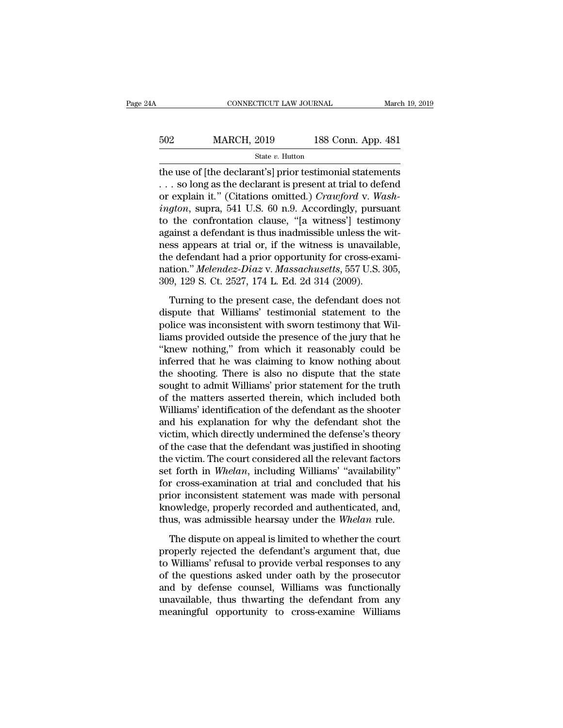the use of [the declarant's] prior testimonial statements . . . so long as the declarant is present at trial to defend or explain it." (Citations omitted.) *Crawford* v. *Washington*, supra, 541 U.S. 60 n.9. Accordingly, pursuant to the confrontation clause, "[a witness'] testimony against a defendant is thus inadmissible unless the witness appears at trial or, if the witness is unavailable, the defendant had a prior opportunity for cross-examination." *Melendez-Diaz* v. *Massachusetts*, 557 U.S. 305, 309, 129 S. Ct. 2527, 174 L. Ed. 2d 314 (2009).

Turning to the present case, the defendant does not dispute that Williams' testimonial statement to the police was inconsistent with sworn testimony that Williams provided outside the presence of the jury that he "knew nothing," from which it reasonably could be inferred that he was claiming to know nothing about the shooting. There is also no dispute that the state sought to admit Williams' prior statement for the truth of the matters asserted therein, which included both Williams' identification of the defendant as the shooter and his explanation for why the defendant shot the victim, which directly undermined the defense's theory of the case that the defendant was justified in shooting the victim. The court considered all the relevant factors set forth in *Whelan*, including Williams' "availability" for cross-examination at trial and concluded that his prior inconsistent statement was made with personal knowledge, properly recorded and authenticated, and, thus, was admissible hearsay under the *Whelan* rule.

The dispute on appeal is limited to whether the court properly rejected the defendant's argument that, due to Williams' refusal to provide verbal responses to any of the questions asked under oath by the prosecutor and by defense counsel, Williams was functionally unavailable, thus thwarting the defendant from any meaningful opportunity to cross-examine Williams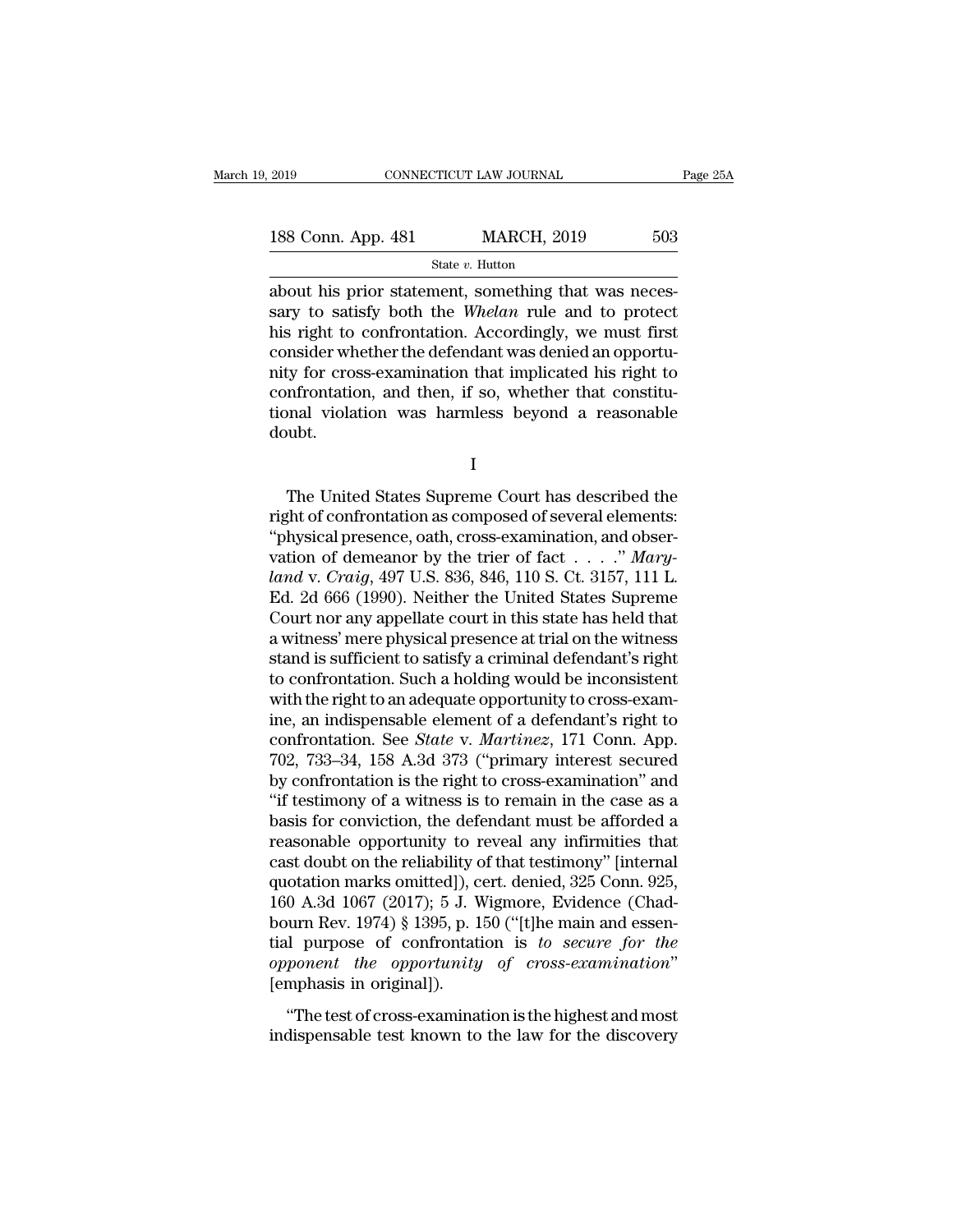about his prior statement, something that was necessary to satisfy both the *Whelan* rule and to protect his right to confrontation. Accordingly, we must first consider whether the defendant was denied an opportunity for cross-examination that implicated his right to confrontation, and then, if so, whether that constitutional violation was harmless beyond a reasonable doubt.

I

The United States Supreme Court has described the right of confrontation as composed of several elements: "physical presence, oath, cross-examination, and observation of demeanor by the trier of fact . . . ." *Maryland* v. *Craig*, 497 U.S. 836, 846, 110 S. Ct. 3157, 111 L. Ed. 2d 666 (1990). Neither the United States Supreme Court nor any appellate court in this state has held that a witness' mere physical presence at trial on the witness stand is sufficient to satisfy a criminal defendant's right to confrontation. Such a holding would be inconsistent with the right to an adequate opportunity to cross-examine, an indispensable element of a defendant's right to confrontation. See *State* v. *Martinez*, 171 Conn. App. 702, 733–34, 158 A.3d 373 ("primary interest secured by confrontation is the right to cross-examination" and "if testimony of a witness is to remain in the case as a basis for conviction, the defendant must be afforded a reasonable opportunity to reveal any infirmities that cast doubt on the reliability of that testimony" [internal quotation marks omitted]), cert. denied, 325 Conn. 925, 160 A.3d 1067 (2017); 5 J. Wigmore, Evidence (Chadbourn Rev. 1974) § 1395, p. 150 ("[t]he main and essential purpose of confrontation is *to secure for the opponent the opportunity of cross-examination*" [emphasis in original]).

"The test of cross-examination is the highest and most indispensable test known to the law for the discovery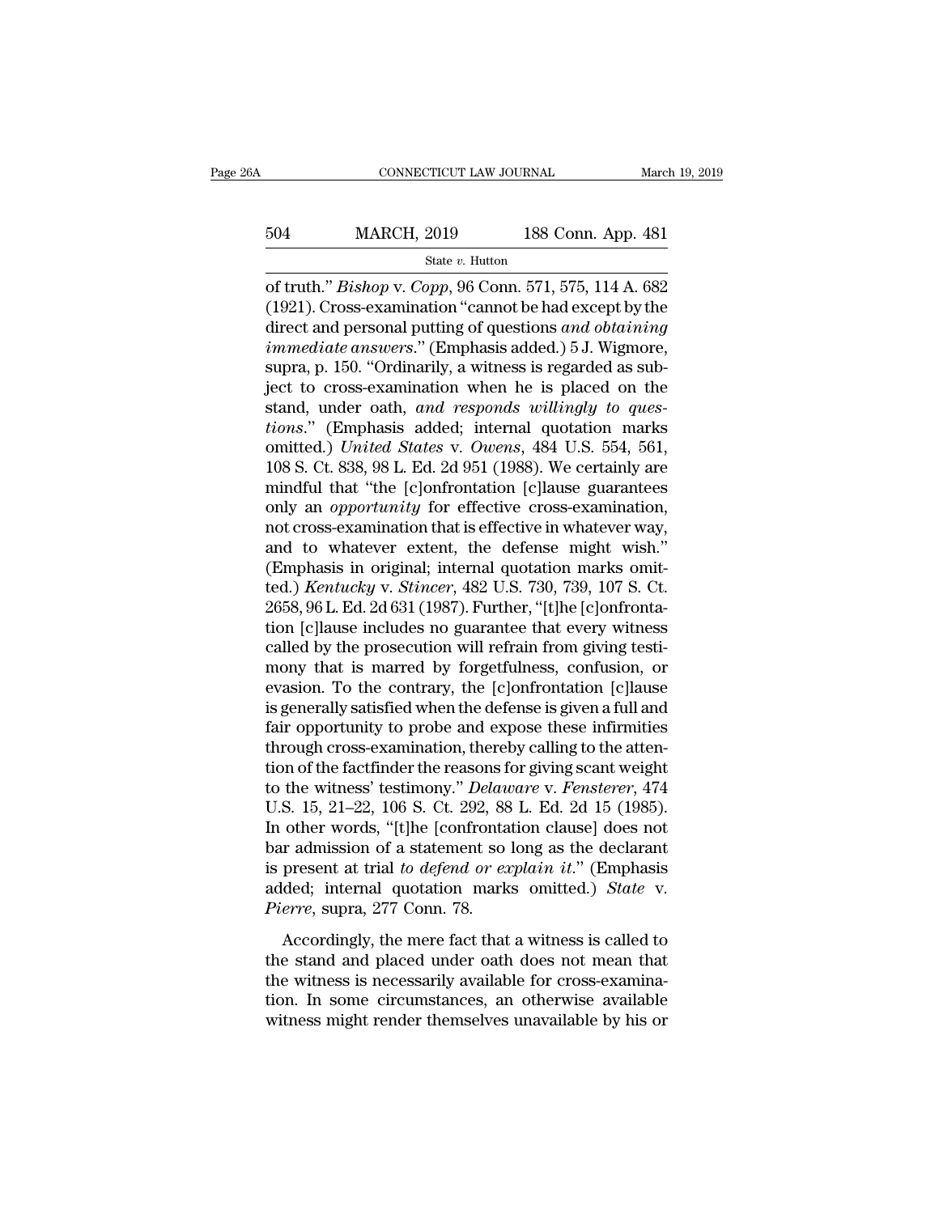of truth." *Bishop* v. *Copp*, 96 Conn. 571, 575, 114 A. 682 (1921). Cross-examination "cannot be had except by the direct and personal putting of questions *and obtaining immediate answers*." (Emphasis added.) 5 J. Wigmore, supra, p. 150. "Ordinarily, a witness is regarded as subject to cross-examination when he is placed on the stand, under oath, *and responds willingly to questions*." (Emphasis added; internal quotation marks omitted.) *United States* v. *Owens*, 484 U.S. 554, 561, 108 S. Ct. 838, 98 L. Ed. 2d 951 (1988). We certainly are mindful that "the [c]onfrontation [c]lause guarantees only an *opportunity* for effective cross-examination, not cross-examination that is effective in whatever way, and to whatever extent, the defense might wish." (Emphasis in original; internal quotation marks omitted.) *Kentucky* v. *Stincer*, 482 U.S. 730, 739, 107 S. Ct. 2658, 96 L. Ed. 2d 631 (1987). Further, "[t]he [c]onfrontation [c]lause includes no guarantee that every witness called by the prosecution will refrain from giving testimony that is marred by forgetfulness, confusion, or evasion. To the contrary, the [c]onfrontation [c]lause is generally satisfied when the defense is given a full and fair opportunity to probe and expose these infirmities through cross-examination, thereby calling to the attention of the factfinder the reasons for giving scant weight to the witness' testimony." *Delaware* v. *Fensterer*, 474 U.S. 15, 21–22, 106 S. Ct. 292, 88 L. Ed. 2d 15 (1985). In other words, "[t]he [confrontation clause] does not bar admission of a statement so long as the declarant is present at trial *to defend or explain it*." (Emphasis added; internal quotation marks omitted.) *State* v. *Pierre*, supra, 277 Conn. 78.

Accordingly, the mere fact that a witness is called to the stand and placed under oath does not mean that the witness is necessarily available for cross-examination. In some circumstances, an otherwise available witness might render themselves unavailable by his or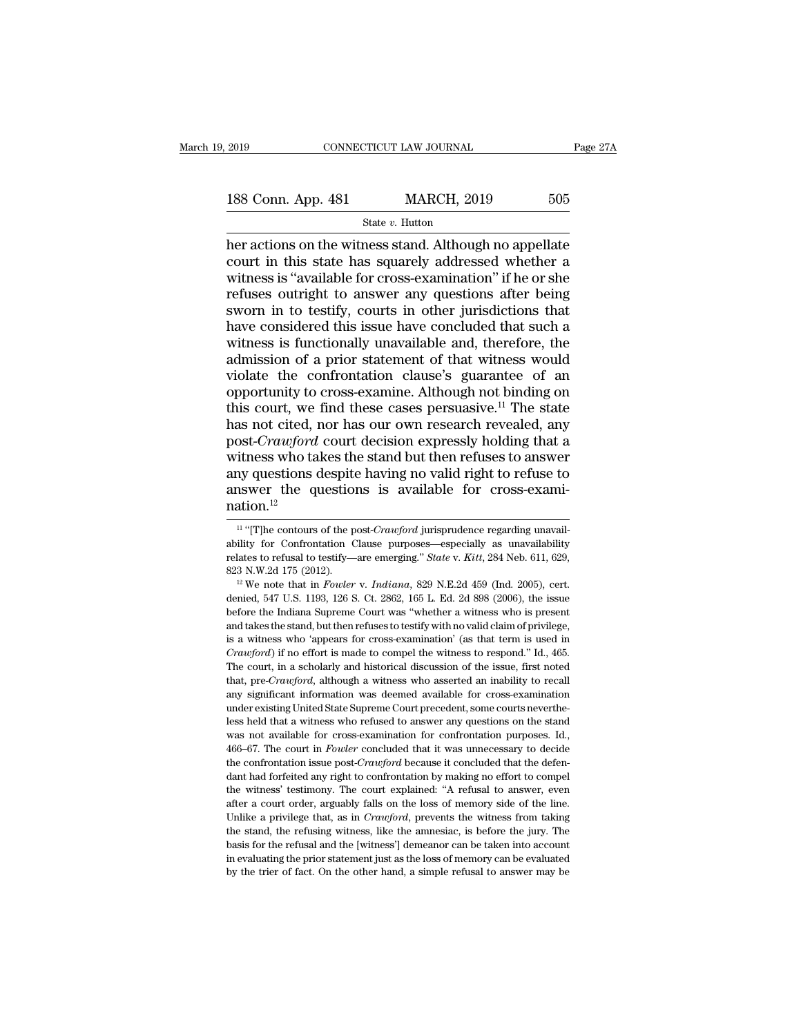her actions on the witness stand. Although no appellate court in this state has squarely addressed whether a witness is "available for cross-examination" if he or she refuses outright to answer any questions after being sworn in to testify, courts in other jurisdictions that have considered this issue have concluded that such a witness is functionally unavailable and, therefore, the admission of a prior statement of that witness would violate the confrontation clause's guarantee of an opportunity to cross-examine. Although not binding on this court, we find these cases persuasive.[11] The state has not cited, nor has our own research revealed, any post-*Crawford* court decision expressly holding that a witness who takes the stand but then refuses to answer any questions despite having no valid right to refuse to answer the questions is available for cross-examination.[12]

[11] "[T]he contours of the post-*Crawford* jurisprudence regarding unavailability for Confrontation Clause purposes—especially as unavailability relates to refusal to testify—are emerging." *State* v. *Kitt*, 284 Neb. 611, 629, 823 N.W.2d 175 (2012).

[12] We note that in *Fowler* v. *Indiana*, 829 N.E.2d 459 (Ind. 2005), cert. denied, 547 U.S. 1193, 126 S. Ct. 2862, 165 L. Ed. 2d 898 (2006), the issue before the Indiana Supreme Court was "whether a witness who is present and takes the stand, but then refuses to testify with no valid claim of privilege, is a witness who 'appears for cross-examination' (as that term is used in *Crawford*) if no effort is made to compel the witness to respond." Id., 465. The court, in a scholarly and historical discussion of the issue, first noted that, pre-*Crawford*, although a witness who asserted an inability to recall any significant information was deemed available for cross-examination under existing United State Supreme Court precedent, some courts nevertheless held that a witness who refused to answer any questions on the stand was not available for cross-examination for confrontation purposes. Id., 466–67. The court in *Fowler* concluded that it was unnecessary to decide the confrontation issue post-*Crawford* because it concluded that the defendant had forfeited any right to confrontation by making no effort to compel the witness' testimony. The court explained: "A refusal to answer, even after a court order, arguably falls on the loss of memory side of the line. Unlike a privilege that, as in *Crawford*, prevents the witness from taking the stand, the refusing witness, like the amnesiac, is before the jury. The basis for the refusal and the [witness'] demeanor can be taken into account in evaluating the prior statement just as the loss of memory can be evaluated by the trier of fact. On the other hand, a simple refusal to answer may be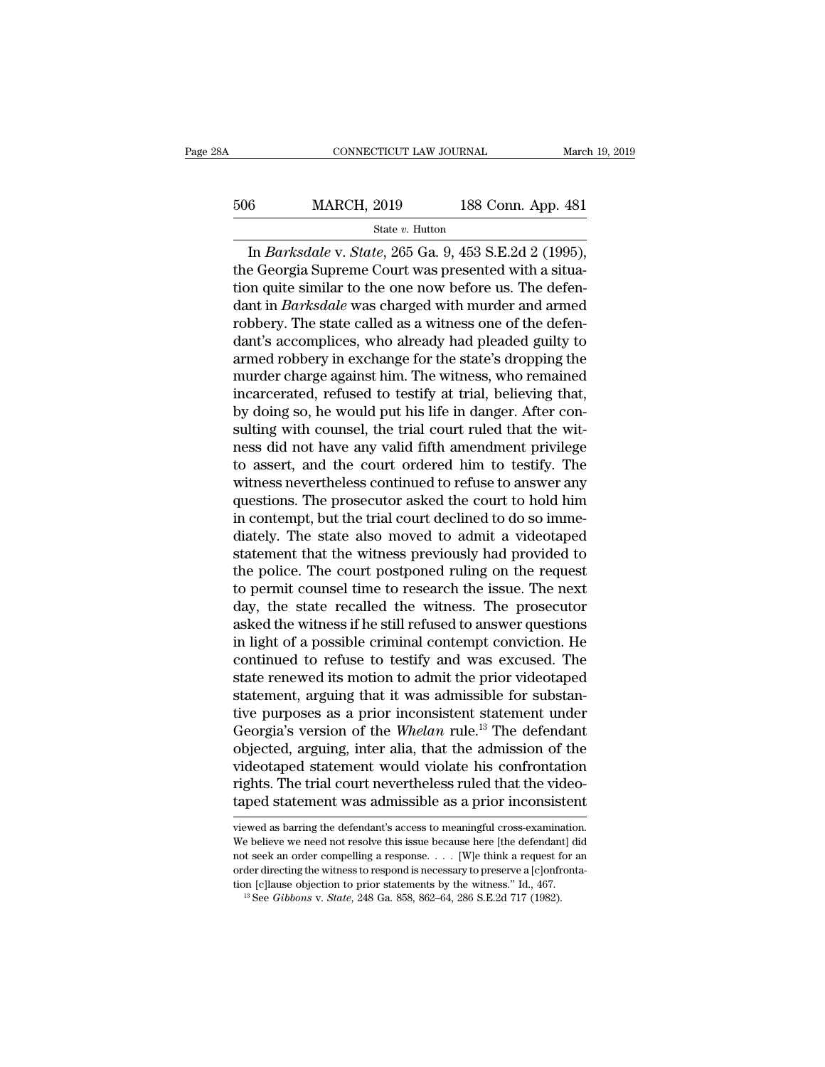In *Barksdale* v. *State*, 265 Ga. 9, 453 S.E.2d 2 (1995), the Georgia Supreme Court was presented with a situation quite similar to the one now before us. The defendant in *Barksdale* was charged with murder and armed robbery. The state called as a witness one of the defendant's accomplices, who already had pleaded guilty to armed robbery in exchange for the state's dropping the murder charge against him. The witness, who remained incarcerated, refused to testify at trial, believing that, by doing so, he would put his life in danger. After consulting with counsel, the trial court ruled that the witness did not have any valid fifth amendment privilege to assert, and the court ordered him to testify. The witness nevertheless continued to refuse to answer any questions. The prosecutor asked the court to hold him in contempt, but the trial court declined to do so immediately. The state also moved to admit a videotaped statement that the witness previously had provided to the police. The court postponed ruling on the request to permit counsel time to research the issue. The next day, the state recalled the witness. The prosecutor asked the witness if he still refused to answer questions in light of a possible criminal contempt conviction. He continued to refuse to testify and was excused. The state renewed its motion to admit the prior videotaped statement, arguing that it was admissible for substantive purposes as a prior inconsistent statement under Georgia's version of the *Whelan* rule.[13] The defendant objected, arguing, inter alia, that the admission of the videotaped statement would violate his confrontation rights. The trial court nevertheless ruled that the videotaped statement was admissible as a prior inconsistent

viewed as barring the defendant's access to meaningful cross-examination. We believe we need not resolve this issue because here [the defendant] did not seek an order compelling a response. . . . [W]e think a request for an order directing the witness to respond is necessary to preserve a [c]onfrontation [c]lause objection to prior statements by the witness." Id., 467.

[13] See *Gibbons* v. *State*, 248 Ga. 858, 862–64, 286 S.E.2d 717 (1982).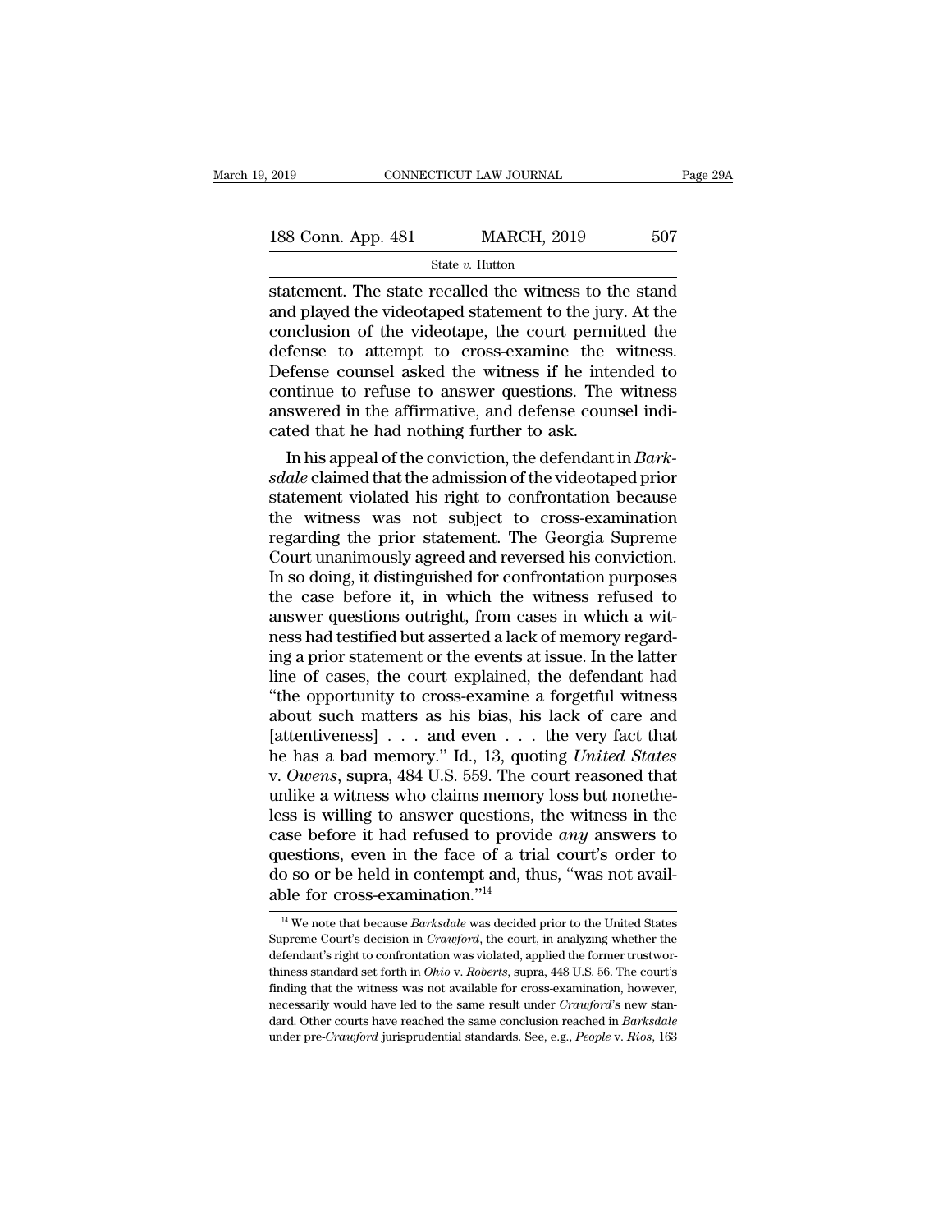statement. The state recalled the witness to the stand and played the videotaped statement to the jury. At the conclusion of the videotape, the court permitted the defense to attempt to cross-examine the witness. Defense counsel asked the witness if he intended to continue to refuse to answer questions. The witness answered in the affirmative, and defense counsel indicated that he had nothing further to ask.

In his appeal of the conviction, the defendant in *Barksdale* claimed that the admission of the videotaped prior statement violated his right to confrontation because the witness was not subject to cross-examination regarding the prior statement. The Georgia Supreme Court unanimously agreed and reversed his conviction. In so doing, it distinguished for confrontation purposes the case before it, in which the witness refused to answer questions outright, from cases in which a witness had testified but asserted a lack of memory regarding a prior statement or the events at issue. In the latter line of cases, the court explained, the defendant had "the opportunity to cross-examine a forgetful witness about such matters as his bias, his lack of care and [attentiveness] . . . and even . . . the very fact that he has a bad memory." Id., 13, quoting *United States* v. *Owens*, supra, 484 U.S. 559. The court reasoned that unlike a witness who claims memory loss but nonetheless is willing to answer questions, the witness in the case before it had refused to provide *any* answers to questions, even in the face of a trial court's order to do so or be held in contempt and, thus, "was not available for cross-examination."[14]

[14] We note that because *Barksdale* was decided prior to the United States Supreme Court's decision in *Crawford*, the court, in analyzing whether the defendant's right to confrontation was violated, applied the former trustworthiness standard set forth in *Ohio* v. *Roberts*, supra, 448 U.S. 56. The court's finding that the witness was not available for cross-examination, however, necessarily would have led to the same result under *Crawford*'s new standard. Other courts have reached the same conclusion reached in *Barksdale* under pre-*Crawford* jurisprudential standards. See, e.g., *People* v. *Rios*, 163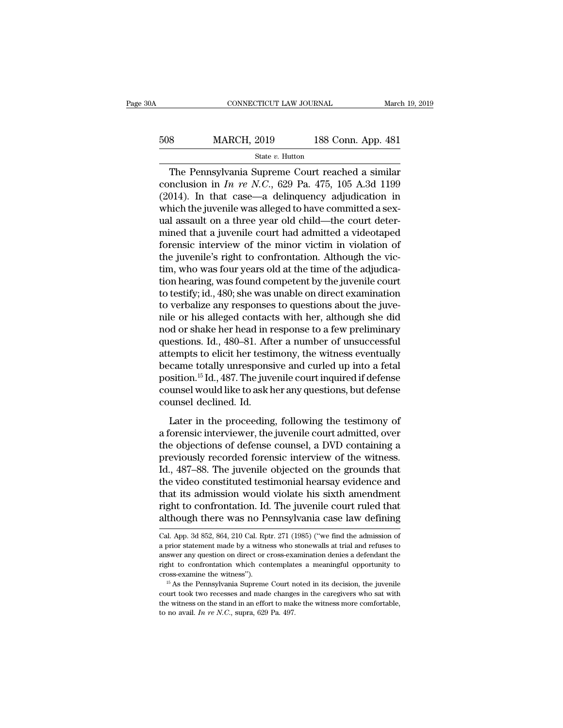The Pennsylvania Supreme Court reached a similar conclusion in *In re N.C.*, 629 Pa. 475, 105 A.3d 1199 (2014). In that case—a delinquency adjudication in which the juvenile was alleged to have committed a sexual assault on a three year old child—the court determined that a juvenile court had admitted a videotaped forensic interview of the minor victim in violation of the juvenile's right to confrontation. Although the victim, who was four years old at the time of the adjudication hearing, was found competent by the juvenile court to testify; id., 480; she was unable on direct examination to verbalize any responses to questions about the juvenile or his alleged contacts with her, although she did nod or shake her head in response to a few preliminary questions. Id., 480–81. After a number of unsuccessful attempts to elicit her testimony, the witness eventually became totally unresponsive and curled up into a fetal position.[15] Id., 487. The juvenile court inquired if defense counsel would like to ask her any questions, but defense counsel declined. Id.

Later in the proceeding, following the testimony of a forensic interviewer, the juvenile court admitted, over the objections of defense counsel, a DVD containing a previously recorded forensic interview of the witness. Id., 487–88. The juvenile objected on the grounds that the video constituted testimonial hearsay evidence and that its admission would violate his sixth amendment right to confrontation. Id. The juvenile court ruled that although there was no Pennsylvania case law defining

Cal. App. 3d 852, 864, 210 Cal. Rptr. 271 (1985) ("we find the admission of a prior statement made by a witness who stonewalls at trial and refuses to answer any question on direct or cross-examination denies a defendant the right to confrontation which contemplates a meaningful opportunity to cross-examine the witness").

[15] As the Pennsylvania Supreme Court noted in its decision, the juvenile court took two recesses and made changes in the caregivers who sat with the witness on the stand in an effort to make the witness more comfortable, to no avail. *In re N.C.*, supra, 629 Pa. 497.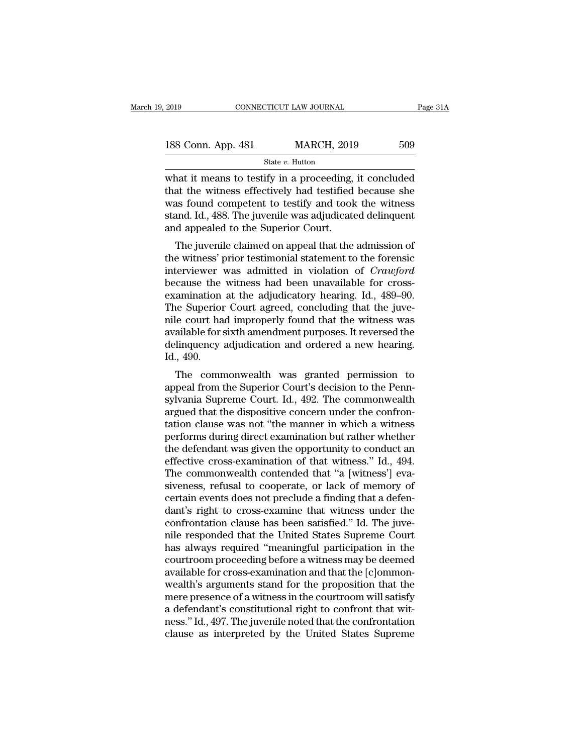what it means to testify in a proceeding, it concluded that the witness effectively had testified because she was found competent to testify and took the witness stand. Id., 488. The juvenile was adjudicated delinquent and appealed to the Superior Court.

The juvenile claimed on appeal that the admission of the witness' prior testimonial statement to the forensic interviewer was admitted in violation of *Crawford* because the witness had been unavailable for cross-examination at the adjudicatory hearing. Id., 489–90. The Superior Court agreed, concluding that the juvenile court had improperly found that the witness was available for sixth amendment purposes. It reversed the delinquency adjudication and ordered a new hearing. Id., 490.

The commonwealth was granted permission to appeal from the Superior Court's decision to the Pennsylvania Supreme Court. Id., 492. The commonwealth argued that the dispositive concern under the confrontation clause was not "the manner in which a witness performs during direct examination but rather whether the defendant was given the opportunity to conduct an effective cross-examination of that witness." Id., 494. The commonwealth contended that "a [witness'] evasiveness, refusal to cooperate, or lack of memory of certain events does not preclude a finding that a defendant's right to cross-examine that witness under the confrontation clause has been satisfied." Id. The juvenile responded that the United States Supreme Court has always required "meaningful participation in the courtroom proceeding before a witness may be deemed available for cross-examination and that the [c]ommonwealth's arguments stand for the proposition that the mere presence of a witness in the courtroom will satisfy a defendant's constitutional right to confront that witness." Id., 497. The juvenile noted that the confrontation clause as interpreted by the United States Supreme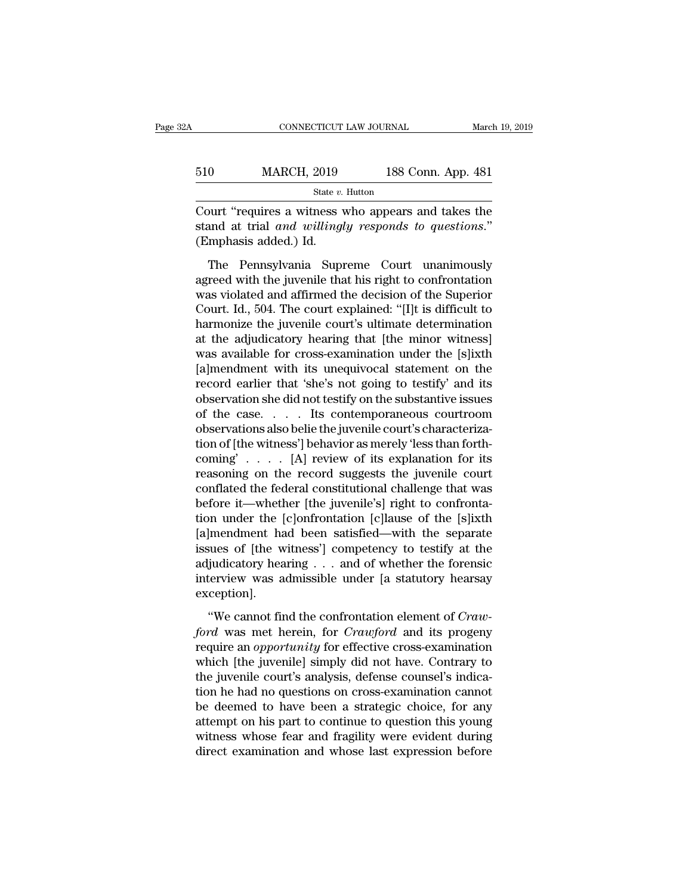Court "requires a witness who appears and takes the stand at trial *and willingly responds to questions*." (Emphasis added.) Id.

The Pennsylvania Supreme Court unanimously agreed with the juvenile that his right to confrontation was violated and affirmed the decision of the Superior Court. Id., 504. The court explained: "[I]t is difficult to harmonize the juvenile court's ultimate determination at the adjudicatory hearing that [the minor witness] was available for cross-examination under the [s]ixth [a]mendment with its unequivocal statement on the record earlier that 'she's not going to testify' and its observation she did not testify on the substantive issues of the case. . . . Its contemporaneous courtroom observations also belie the juvenile court's characterization of [the witness'] behavior as merely 'less than forthcoming' . . . . [A] review of its explanation for its reasoning on the record suggests the juvenile court conflated the federal constitutional challenge that was before it—whether [the juvenile's] right to confrontation under the [c]onfrontation [c]lause of the [s]ixth [a]mendment had been satisfied—with the separate issues of [the witness'] competency to testify at the adjudicatory hearing . . . and of whether the forensic interview was admissible under [a statutory hearsay exception].

"We cannot find the confrontation element of *Crawford* was met herein, for *Crawford* and its progeny require an *opportunity* for effective cross-examination which [the juvenile] simply did not have. Contrary to the juvenile court's analysis, defense counsel's indication he had no questions on cross-examination cannot be deemed to have been a strategic choice, for any attempt on his part to continue to question this young witness whose fear and fragility were evident during direct examination and whose last expression before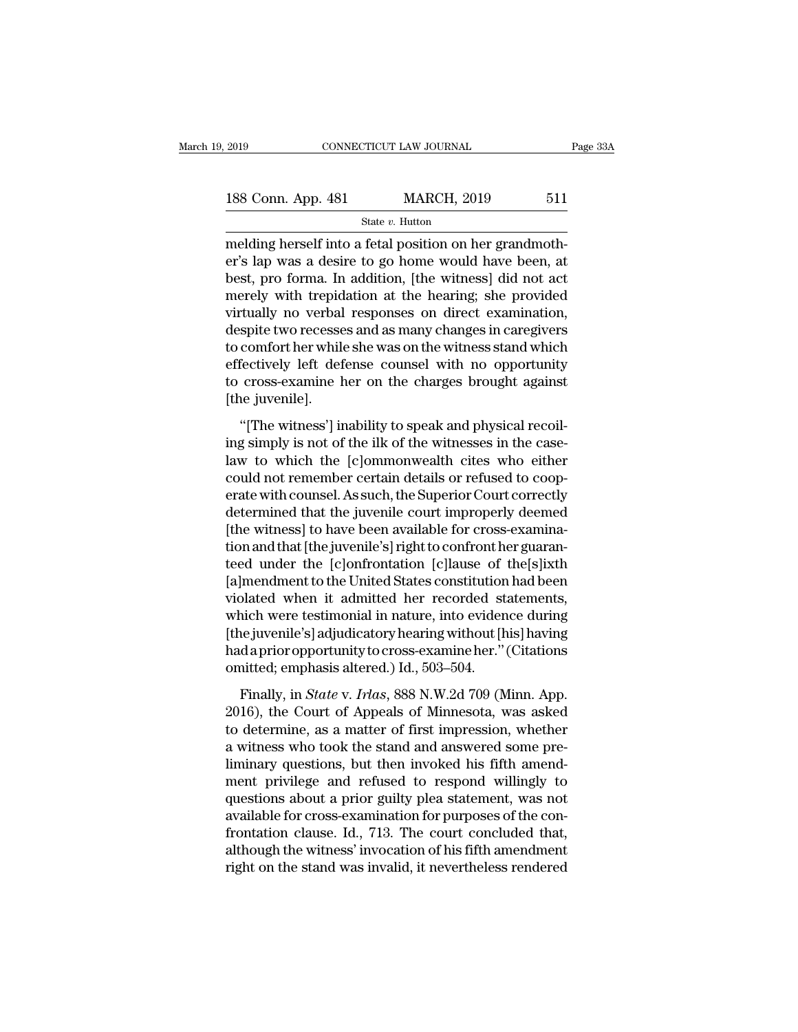melding herself into a fetal position on her grandmother's lap was a desire to go home would have been, at best, pro forma. In addition, [the witness] did not act merely with trepidation at the hearing; she provided virtually no verbal responses on direct examination, despite two recesses and as many changes in caregivers to comfort her while she was on the witness stand which effectively left defense counsel with no opportunity to cross-examine her on the charges brought against [the juvenile].

"[The witness'] inability to speak and physical recoiling simply is not of the ilk of the witnesses in the caselaw to which the [c]ommonwealth cites who either could not remember certain details or refused to cooperate with counsel. As such, the Superior Court correctly determined that the juvenile court improperly deemed [the witness] to have been available for cross-examination and that [the juvenile's] right to confront her guaranteed under the [c]onfrontation [c]lause of the[s]ixth [a]mendment to the United States constitution had been violated when it admitted her recorded statements, which were testimonial in nature, into evidence during [the juvenile's] adjudicatory hearing without [his] having had a prior opportunity to cross-examine her." (Citations omitted; emphasis altered.) Id., 503–504.

Finally, in *State* v. *Irlas*, 888 N.W.2d 709 (Minn. App. 2016), the Court of Appeals of Minnesota, was asked to determine, as a matter of first impression, whether a witness who took the stand and answered some preliminary questions, but then invoked his fifth amendment privilege and refused to respond willingly to questions about a prior guilty plea statement, was not available for cross-examination for purposes of the confrontation clause. Id., 713. The court concluded that, although the witness' invocation of his fifth amendment right on the stand was invalid, it nevertheless rendered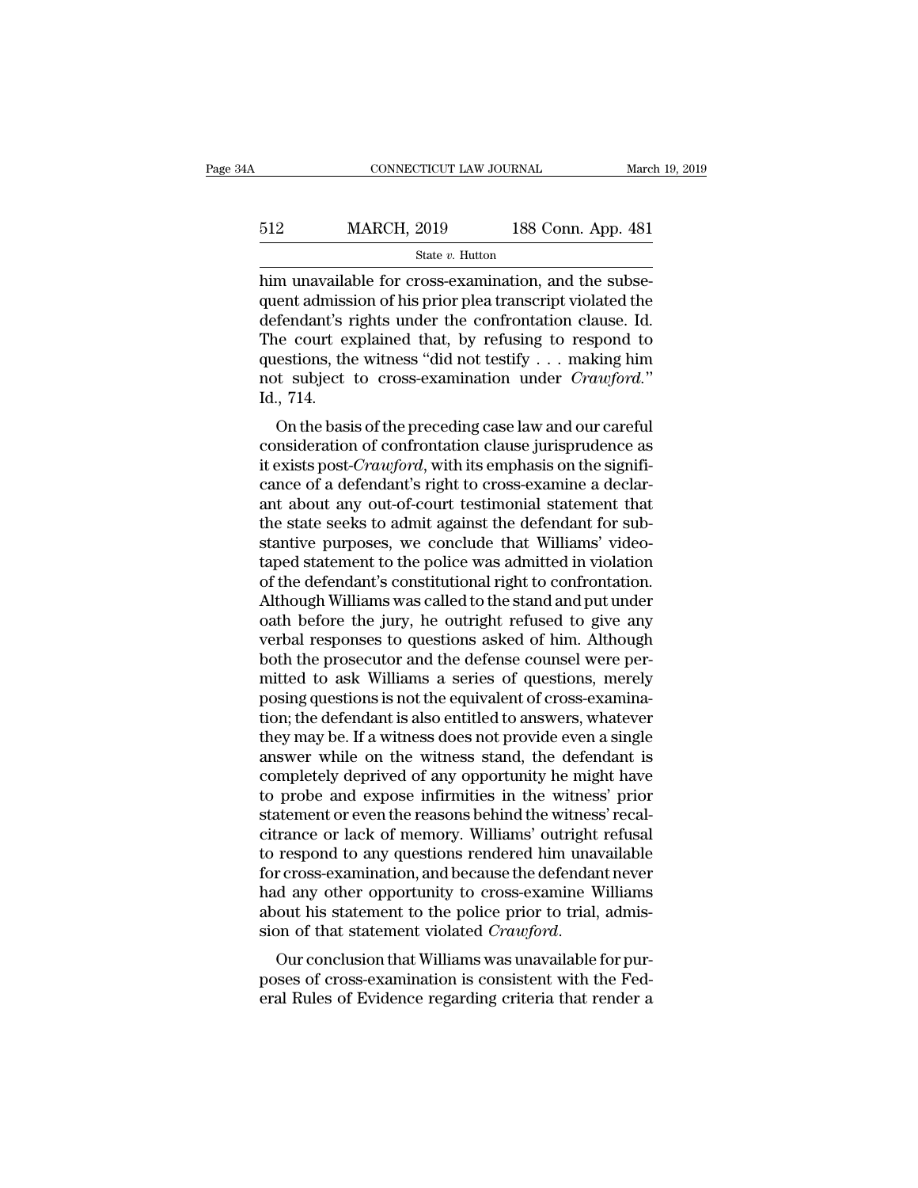him unavailable for cross-examination, and the subsequent admission of his prior plea transcript violated the defendant's rights under the confrontation clause. Id. The court explained that, by refusing to respond to questions, the witness "did not testify . . . making him not subject to cross-examination under *Crawford*." Id., 714.

On the basis of the preceding case law and our careful consideration of confrontation clause jurisprudence as it exists post-*Crawford*, with its emphasis on the significance of a defendant's right to cross-examine a declarant about any out-of-court testimonial statement that the state seeks to admit against the defendant for substantive purposes, we conclude that Williams' videotaped statement to the police was admitted in violation of the defendant's constitutional right to confrontation. Although Williams was called to the stand and put under oath before the jury, he outright refused to give any verbal responses to questions asked of him. Although both the prosecutor and the defense counsel were permitted to ask Williams a series of questions, merely posing questions is not the equivalent of cross-examination; the defendant is also entitled to answers, whatever they may be. If a witness does not provide even a single answer while on the witness stand, the defendant is completely deprived of any opportunity he might have to probe and expose infirmities in the witness' prior statement or even the reasons behind the witness' recalcitrance or lack of memory. Williams' outright refusal to respond to any questions rendered him unavailable for cross-examination, and because the defendant never had any other opportunity to cross-examine Williams about his statement to the police prior to trial, admission of that statement violated *Crawford*.

Our conclusion that Williams was unavailable for purposes of cross-examination is consistent with the Federal Rules of Evidence regarding criteria that render a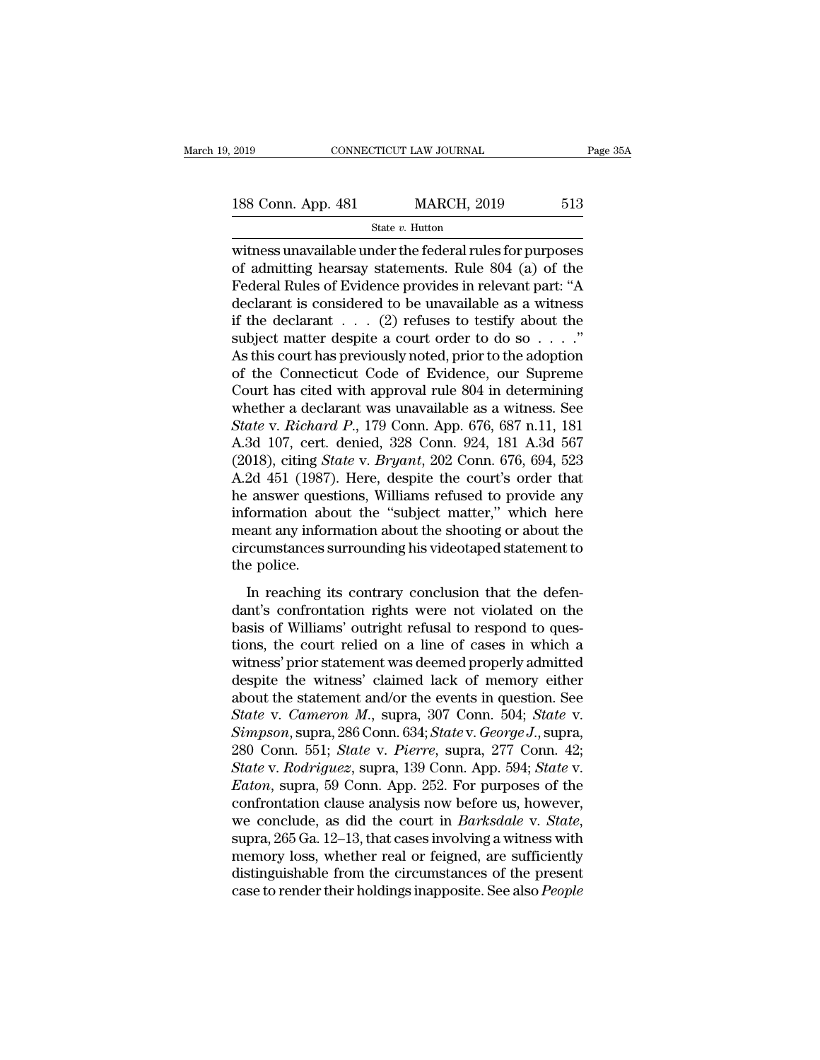witness unavailable under the federal rules for purposes of admitting hearsay statements. Rule 804 (a) of the Federal Rules of Evidence provides in relevant part: "A declarant is considered to be unavailable as a witness if the declarant . . . (2) refuses to testify about the subject matter despite a court order to do so . . . ." As this court has previously noted, prior to the adoption of the Connecticut Code of Evidence, our Supreme Court has cited with approval rule 804 in determining whether a declarant was unavailable as a witness. See *State* v. *Richard P.*, 179 Conn. App. 676, 687 n.11, 181 A.3d 107, cert. denied, 328 Conn. 924, 181 A.3d 567 (2018), citing *State* v. *Bryant*, 202 Conn. 676, 694, 523 A.2d 451 (1987). Here, despite the court's order that he answer questions, Williams refused to provide any information about the "subject matter," which here meant any information about the shooting or about the circumstances surrounding his videotaped statement to the police.

In reaching its contrary conclusion that the defendant's confrontation rights were not violated on the basis of Williams' outright refusal to respond to questions, the court relied on a line of cases in which a witness' prior statement was deemed properly admitted despite the witness' claimed lack of memory either about the statement and/or the events in question. See *State* v. *Cameron M.*, supra, 307 Conn. 504; *State* v. *Simpson*, supra, 286 Conn. 634; *State* v. *George J.*, supra, 280 Conn. 551; *State* v. *Pierre*, supra, 277 Conn. 42; *State* v. *Rodriguez*, supra, 139 Conn. App. 594; *State* v. *Eaton*, supra, 59 Conn. App. 252. For purposes of the confrontation clause analysis now before us, however, we conclude, as did the court in *Barksdale* v. *State*, supra, 265 Ga. 12–13, that cases involving a witness with memory loss, whether real or feigned, are sufficiently distinguishable from the circumstances of the present case to render their holdings inapposite. See also *People*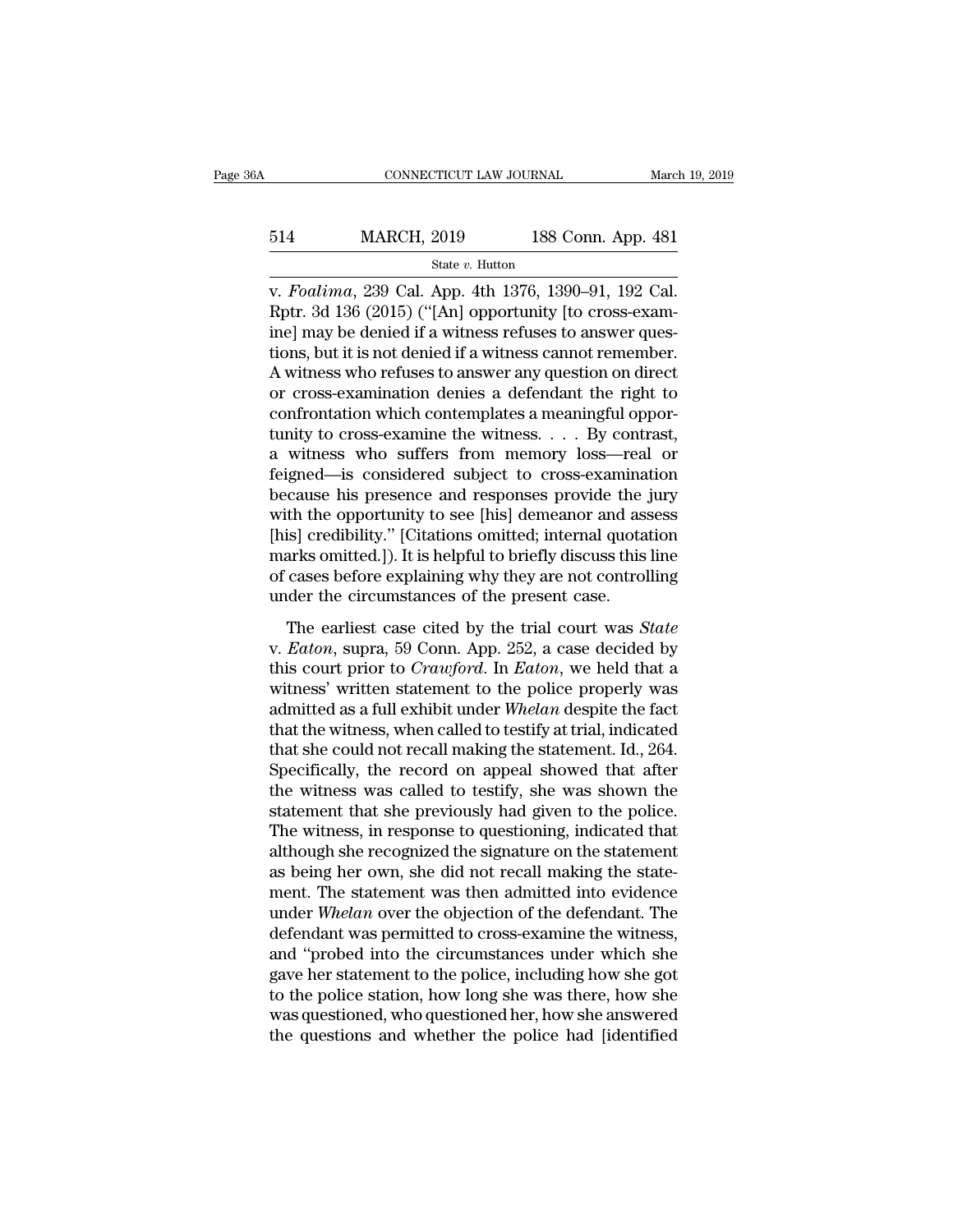v. *Foalima*, 239 Cal. App. 4th 1376, 1390–91, 192 Cal. Rptr. 3d 136 (2015) ("[An] opportunity [to cross-examine] may be denied if a witness refuses to answer questions, but it is not denied if a witness cannot remember. A witness who refuses to answer any question on direct or cross-examination denies a defendant the right to confrontation which contemplates a meaningful opportunity to cross-examine the witness. . . . By contrast, a witness who suffers from memory loss—real or feigned—is considered subject to cross-examination because his presence and responses provide the jury with the opportunity to see [his] demeanor and assess [his] credibility." [Citations omitted; internal quotation marks omitted.]). It is helpful to briefly discuss this line of cases before explaining why they are not controlling under the circumstances of the present case.

The earliest case cited by the trial court was *State v. Eaton*, supra, 59 Conn. App. 252, a case decided by this court prior to *Crawford*. In *Eaton*, we held that a witness' written statement to the police properly was admitted as a full exhibit under *Whelan* despite the fact that the witness, when called to testify at trial, indicated that she could not recall making the statement. Id., 264. Specifically, the record on appeal showed that after the witness was called to testify, she was shown the statement that she previously had given to the police. The witness, in response to questioning, indicated that although she recognized the signature on the statement as being her own, she did not recall making the statement. The statement was then admitted into evidence under *Whelan* over the objection of the defendant. The defendant was permitted to cross-examine the witness, and "probed into the circumstances under which she gave her statement to the police, including how she got to the police station, how long she was there, how she was questioned, who questioned her, how she answered the questions and whether the police had [identified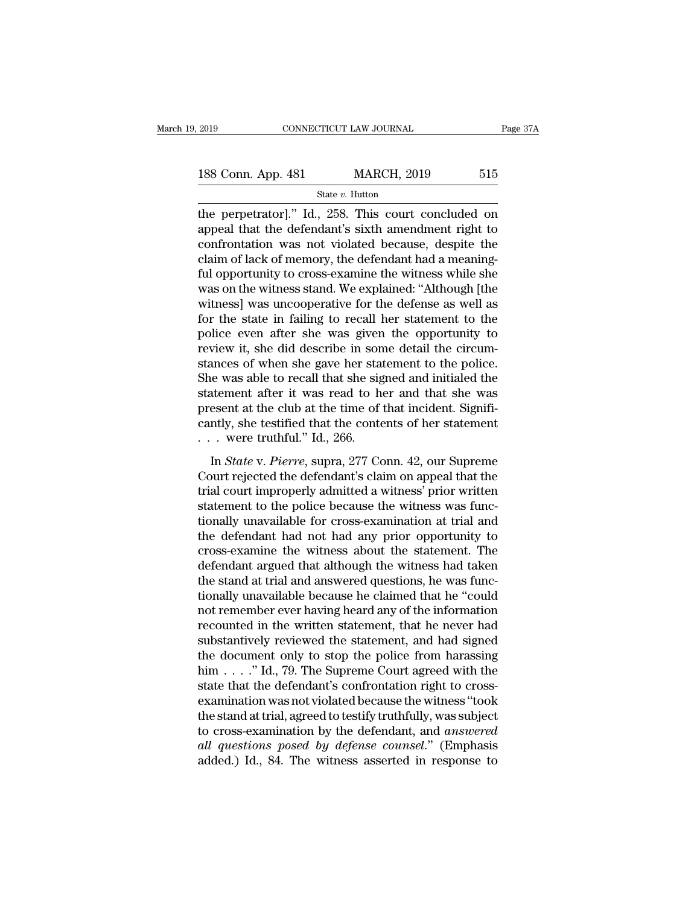the perpetrator]." Id., 258. This court concluded on appeal that the defendant's sixth amendment right to confrontation was not violated because, despite the claim of lack of memory, the defendant had a meaningful opportunity to cross-examine the witness while she was on the witness stand. We explained: "Although [the witness] was uncooperative for the defense as well as for the state in failing to recall her statement to the police even after she was given the opportunity to review it, she did describe in some detail the circumstances of when she gave her statement to the police. She was able to recall that she signed and initialed the statement after it was read to her and that she was present at the club at the time of that incident. Significantly, she testified that the contents of her statement . . . were truthful." Id., 266.

In *State* v. *Pierre*, supra, 277 Conn. 42, our Supreme Court rejected the defendant's claim on appeal that the trial court improperly admitted a witness' prior written statement to the police because the witness was functionally unavailable for cross-examination at trial and the defendant had not had any prior opportunity to cross-examine the witness about the statement. The defendant argued that although the witness had taken the stand at trial and answered questions, he was functionally unavailable because he claimed that he "could not remember ever having heard any of the information recounted in the written statement, that he never had substantively reviewed the statement, and had signed the document only to stop the police from harassing him . . . ." Id., 79. The Supreme Court agreed with the state that the defendant's confrontation right to cross-examination was not violated because the witness "took the stand at trial, agreed to testify truthfully, was subject to cross-examination by the defendant, and *answered all questions posed by defense counsel*." (Emphasis added.) Id., 84. The witness asserted in response to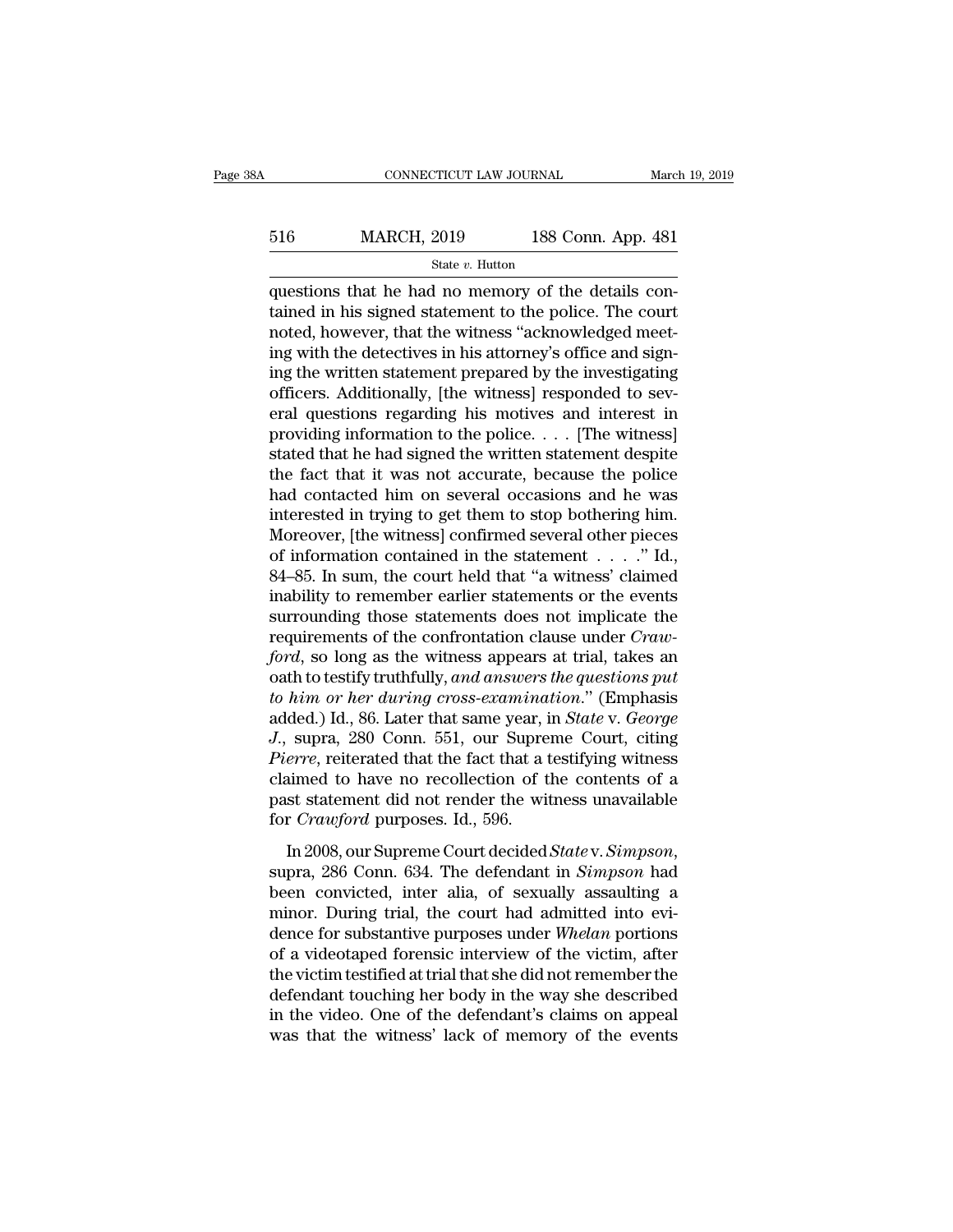questions that he had no memory of the details contained in his signed statement to the police. The court noted, however, that the witness "acknowledged meeting with the detectives in his attorney's office and signing the written statement prepared by the investigating officers. Additionally, [the witness] responded to several questions regarding his motives and interest in providing information to the police. . . . [The witness] stated that he had signed the written statement despite the fact that it was not accurate, because the police had contacted him on several occasions and he was interested in trying to get them to stop bothering him. Moreover, [the witness] confirmed several other pieces of information contained in the statement . . . ." Id., 84–85. In sum, the court held that "a witness' claimed inability to remember earlier statements or the events surrounding those statements does not implicate the requirements of the confrontation clause under *Crawford*, so long as the witness appears at trial, takes an oath to testify truthfully, *and answers the questions put to him or her during cross-examination*." (Emphasis added.) Id., 86. Later that same year, in *State* v. *George J.*, supra, 280 Conn. 551, our Supreme Court, citing *Pierre*, reiterated that the fact that a testifying witness claimed to have no recollection of the contents of a past statement did not render the witness unavailable for *Crawford* purposes. Id., 596.

In 2008, our Supreme Court decided *State* v. *Simpson*, supra, 286 Conn. 634. The defendant in *Simpson* had been convicted, inter alia, of sexually assaulting a minor. During trial, the court had admitted into evidence for substantive purposes under *Whelan* portions of a videotaped forensic interview of the victim, after the victim testified at trial that she did not remember the defendant touching her body in the way she described in the video. One of the defendant's claims on appeal was that the witness' lack of memory of the events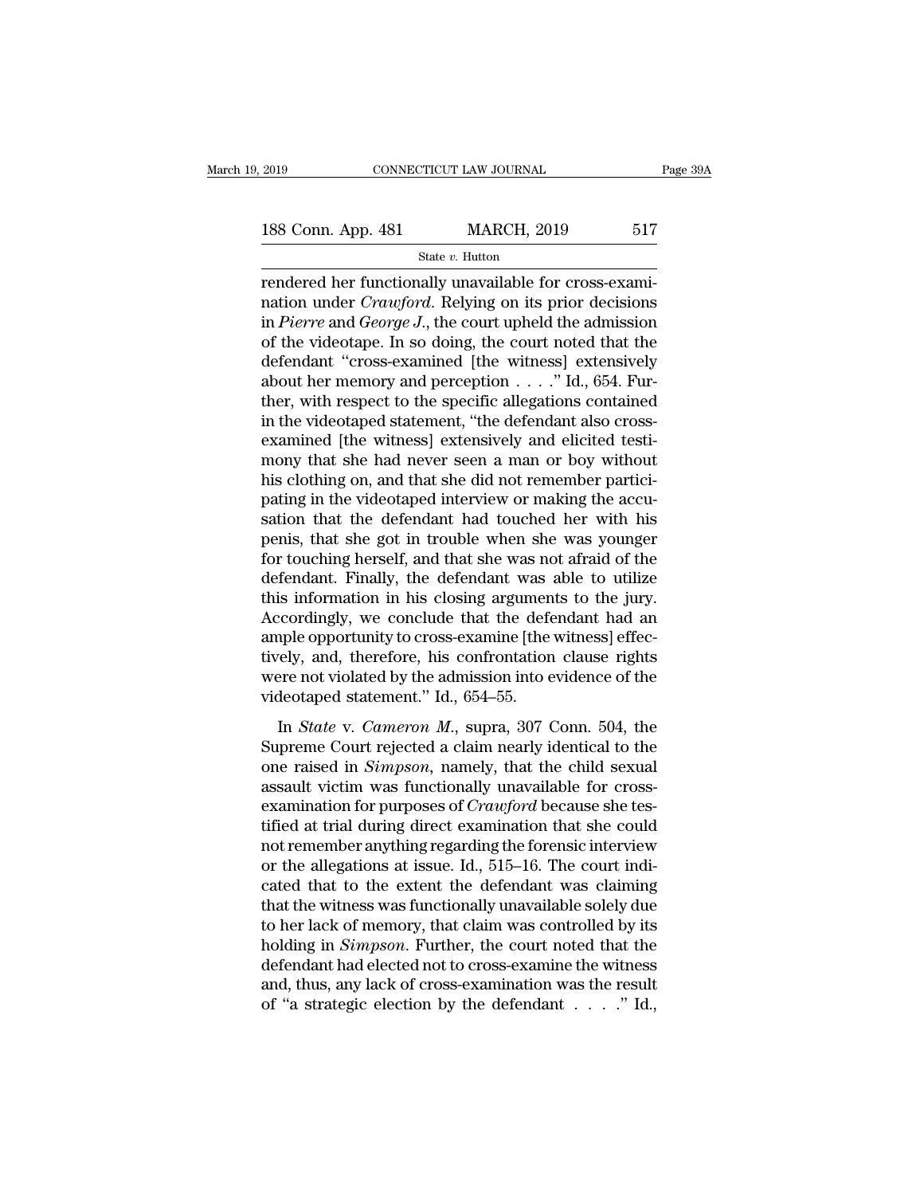rendered her functionally unavailable for cross-examination under *Crawford*. Relying on its prior decisions in *Pierre* and *George J.*, the court upheld the admission of the videotape. In so doing, the court noted that the defendant "cross-examined [the witness] extensively about her memory and perception . . . ." Id., 654. Further, with respect to the specific allegations contained in the videotaped statement, "the defendant also cross-examined [the witness] extensively and elicited testimony that she had never seen a man or boy without his clothing on, and that she did not remember participating in the videotaped interview or making the accusation that the defendant had touched her with his penis, that she got in trouble when she was younger for touching herself, and that she was not afraid of the defendant. Finally, the defendant was able to utilize this information in his closing arguments to the jury. Accordingly, we conclude that the defendant had an ample opportunity to cross-examine [the witness] effectively, and, therefore, his confrontation clause rights were not violated by the admission into evidence of the videotaped statement." Id., 654–55.

In *State* v. *Cameron M.*, supra, 307 Conn. 504, the Supreme Court rejected a claim nearly identical to the one raised in *Simpson*, namely, that the child sexual assault victim was functionally unavailable for cross-examination for purposes of *Crawford* because she testified at trial during direct examination that she could not remember anything regarding the forensic interview or the allegations at issue. Id., 515–16. The court indicated that to the extent the defendant was claiming that the witness was functionally unavailable solely due to her lack of memory, that claim was controlled by its holding in *Simpson*. Further, the court noted that the defendant had elected not to cross-examine the witness and, thus, any lack of cross-examination was the result of "a strategic election by the defendant . . . ." Id.,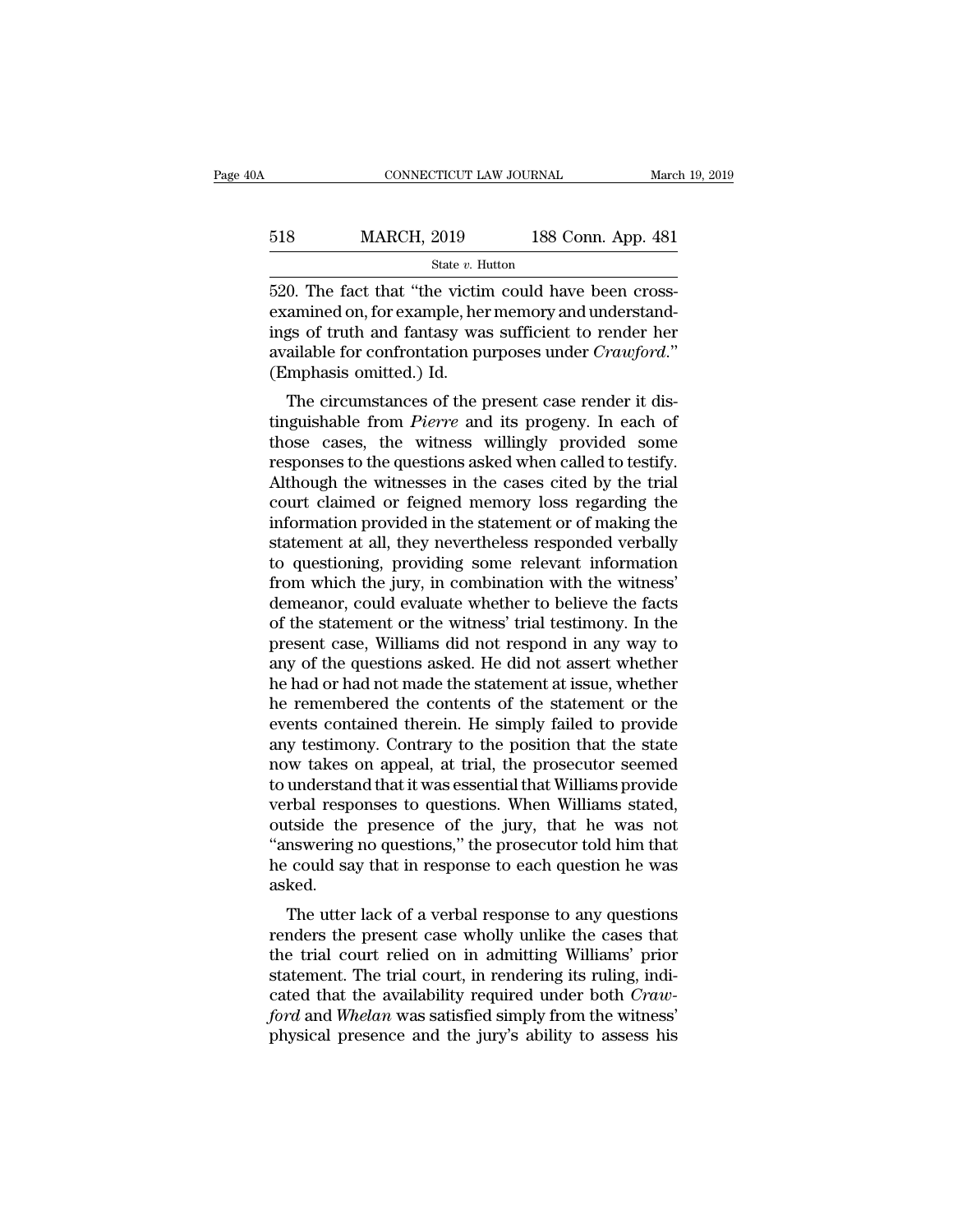520. The fact that "the victim could have been cross-examined on, for example, her memory and understandings of truth and fantasy was sufficient to render her available for confrontation purposes under *Crawford*." (Emphasis omitted.) Id.

The circumstances of the present case render it distinguishable from *Pierre* and its progeny. In each of those cases, the witness willingly provided some responses to the questions asked when called to testify. Although the witnesses in the cases cited by the trial court claimed or feigned memory loss regarding the information provided in the statement or of making the statement at all, they nevertheless responded verbally to questioning, providing some relevant information from which the jury, in combination with the witness' demeanor, could evaluate whether to believe the facts of the statement or the witness' trial testimony. In the present case, Williams did not respond in any way to any of the questions asked. He did not assert whether he had or had not made the statement at issue, whether he remembered the contents of the statement or the events contained therein. He simply failed to provide any testimony. Contrary to the position that the state now takes on appeal, at trial, the prosecutor seemed to understand that it was essential that Williams provide verbal responses to questions. When Williams stated, outside the presence of the jury, that he was not "answering no questions," the prosecutor told him that he could say that in response to each question he was asked.

The utter lack of a verbal response to any questions renders the present case wholly unlike the cases that the trial court relied on in admitting Williams' prior statement. The trial court, in rendering its ruling, indicated that the availability required under both *Crawford* and *Whelan* was satisfied simply from the witness' physical presence and the jury's ability to assess his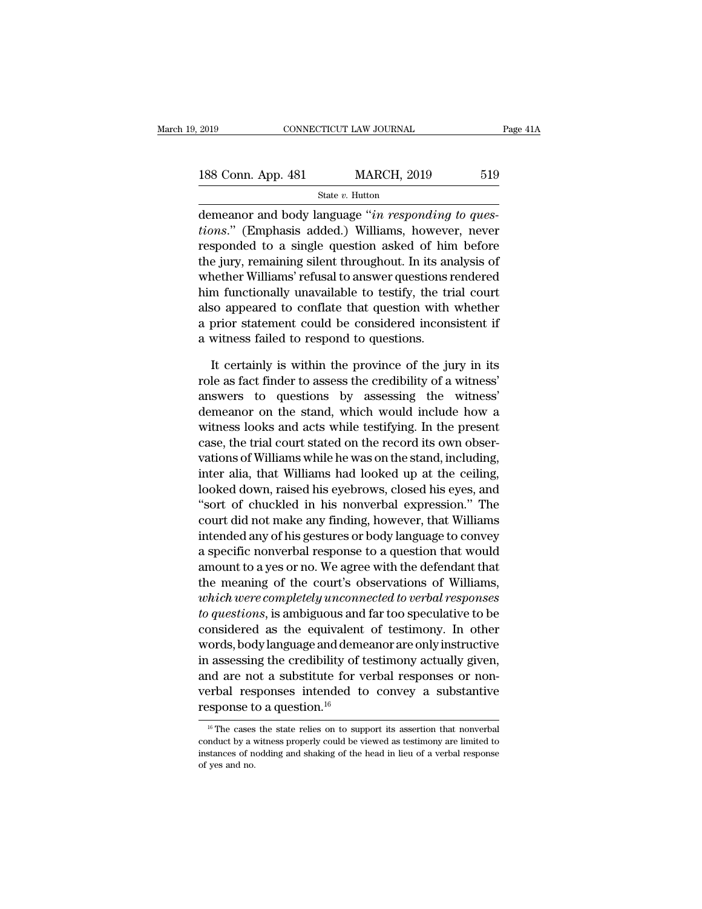demeanor and body language "*in responding to questions*." (Emphasis added.) Williams, however, never responded to a single question asked of him before the jury, remaining silent throughout. In its analysis of whether Williams' refusal to answer questions rendered him functionally unavailable to testify, the trial court also appeared to conflate that question with whether a prior statement could be considered inconsistent if a witness failed to respond to questions.

It certainly is within the province of the jury in its role as fact finder to assess the credibility of a witness' answers to questions by assessing the witness' demeanor on the stand, which would include how a witness looks and acts while testifying. In the present case, the trial court stated on the record its own observations of Williams while he was on the stand, including, inter alia, that Williams had looked up at the ceiling, looked down, raised his eyebrows, closed his eyes, and "sort of chuckled in his nonverbal expression." The court did not make any finding, however, that Williams intended any of his gestures or body language to convey a specific nonverbal response to a question that would amount to a yes or no. We agree with the defendant that the meaning of the court's observations of Williams, *which were completely unconnected to verbal responses to questions*, is ambiguous and far too speculative to be considered as the equivalent of testimony. In other words, body language and demeanor are only instructive in assessing the credibility of testimony actually given, and are not a substitute for verbal responses or nonverbal responses intended to convey a substantive response to a question.[16]

[16] The cases the state relies on to support its assertion that nonverbal conduct by a witness properly could be viewed as testimony are limited to instances of nodding and shaking of the head in lieu of a verbal response of yes and no.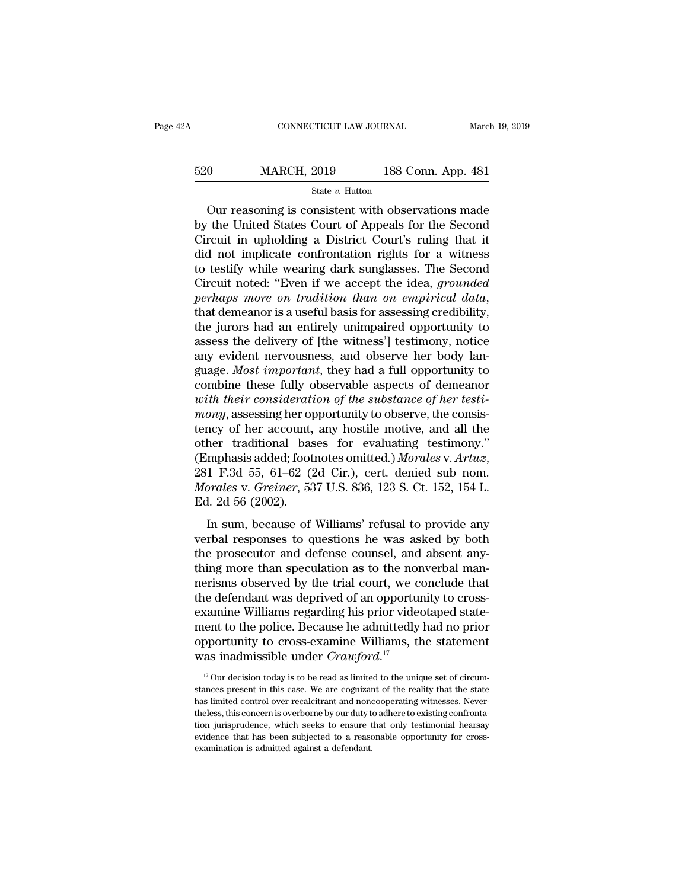Our reasoning is consistent with observations made by the United States Court of Appeals for the Second Circuit in upholding a District Court's ruling that it did not implicate confrontation rights for a witness to testify while wearing dark sunglasses. The Second Circuit noted: "Even if we accept the idea, *grounded perhaps more on tradition than on empirical data*, that demeanor is a useful basis for assessing credibility, the jurors had an entirely unimpaired opportunity to assess the delivery of [the witness'] testimony, notice any evident nervousness, and observe her body language. *Most important*, they had a full opportunity to combine these fully observable aspects of demeanor *with their consideration of the substance of her testimony*, assessing her opportunity to observe, the consistency of her account, any hostile motive, and all the other traditional bases for evaluating testimony." (Emphasis added; footnotes omitted.) *Morales* v. *Artuz*, 281 F.3d 55, 61–62 (2d Cir.), cert. denied sub nom. *Morales* v. *Greiner*, 537 U.S. 836, 123 S. Ct. 152, 154 L. Ed. 2d 56 (2002).

In sum, because of Williams' refusal to provide any verbal responses to questions he was asked by both the prosecutor and defense counsel, and absent anything more than speculation as to the nonverbal mannerisms observed by the trial court, we conclude that the defendant was deprived of an opportunity to cross-examine Williams regarding his prior videotaped statement to the police. Because he admittedly had no prior opportunity to cross-examine Williams, the statement was inadmissible under *Crawford*.[17]

[17] Our decision today is to be read as limited to the unique set of circumstances present in this case. We are cognizant of the reality that the state has limited control over recalcitrant and noncooperating witnesses. Nevertheless, this concern is overborne by our duty to adhere to existing confrontation jurisprudence, which seeks to ensure that only testimonial hearsay evidence that has been subjected to a reasonable opportunity for cross-examination is admitted against a defendant.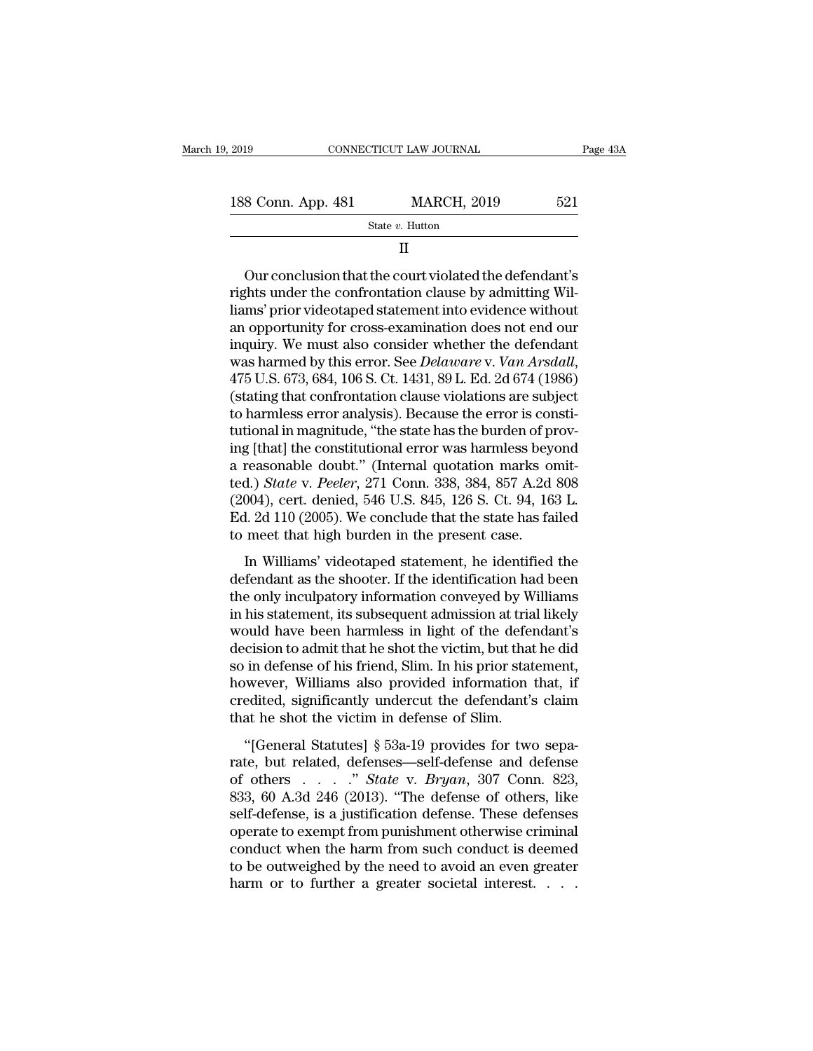II

Our conclusion that the court violated the defendant's rights under the confrontation clause by admitting Williams' prior videotaped statement into evidence without an opportunity for cross-examination does not end our inquiry. We must also consider whether the defendant was harmed by this error. See *Delaware* v. *Van Arsdall*, 475 U.S. 673, 684, 106 S. Ct. 1431, 89 L. Ed. 2d 674 (1986) (stating that confrontation clause violations are subject to harmless error analysis). Because the error is constitutional in magnitude, "the state has the burden of proving [that] the constitutional error was harmless beyond a reasonable doubt." (Internal quotation marks omitted.) *State* v. *Peeler*, 271 Conn. 338, 384, 857 A.2d 808 (2004), cert. denied, 546 U.S. 845, 126 S. Ct. 94, 163 L. Ed. 2d 110 (2005). We conclude that the state has failed to meet that high burden in the present case.

In Williams' videotaped statement, he identified the defendant as the shooter. If the identification had been the only inculpatory information conveyed by Williams in his statement, its subsequent admission at trial likely would have been harmless in light of the defendant's decision to admit that he shot the victim, but that he did so in defense of his friend, Slim. In his prior statement, however, Williams also provided information that, if credited, significantly undercut the defendant's claim that he shot the victim in defense of Slim.

"[General Statutes] § 53a-19 provides for two separate, but related, defenses—self-defense and defense of others . . . ." *State* v. *Bryan*, 307 Conn. 823, 833, 60 A.3d 246 (2013). "The defense of others, like self-defense, is a justification defense. These defenses operate to exempt from punishment otherwise criminal conduct when the harm from such conduct is deemed to be outweighed by the need to avoid an even greater harm or to further a greater societal interest. . . .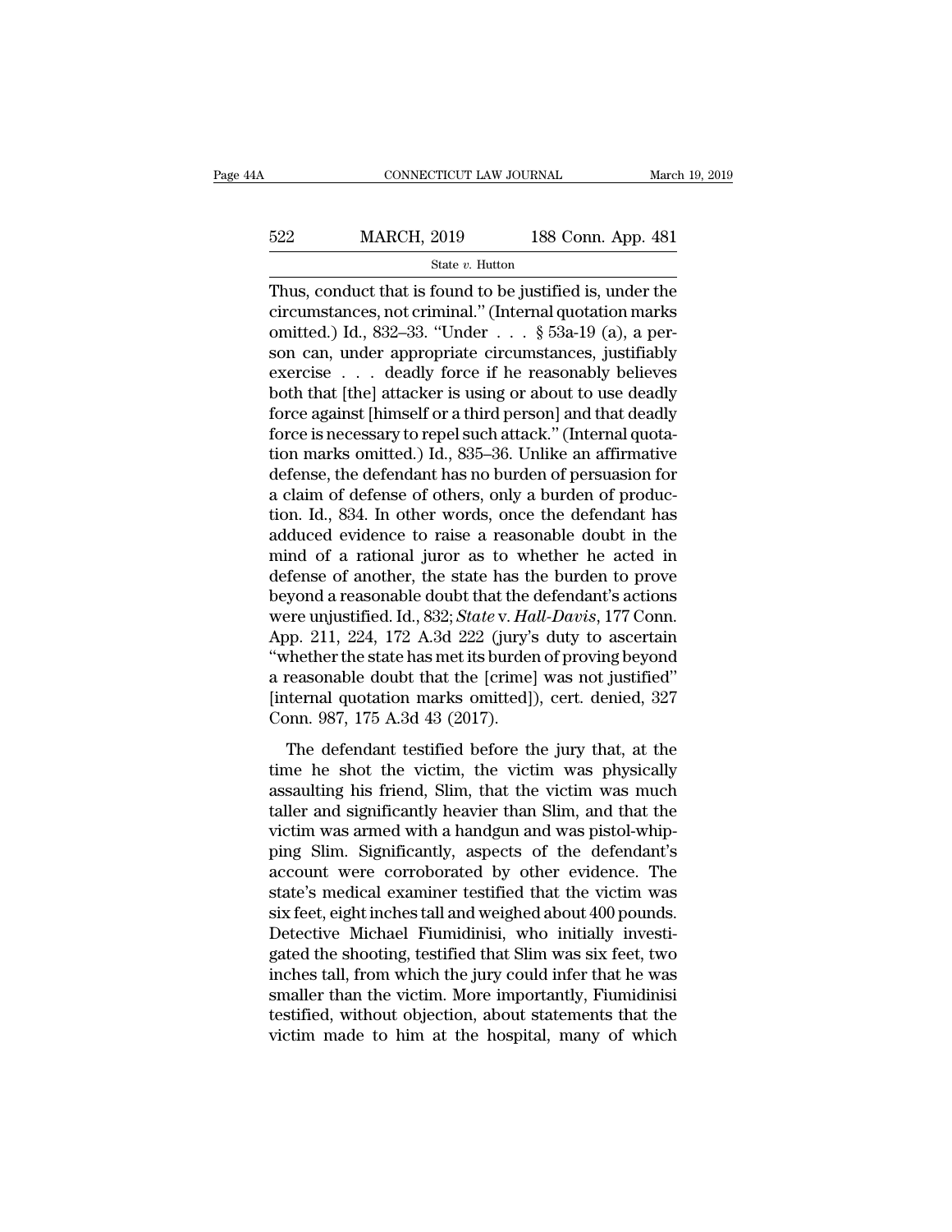Thus, conduct that is found to be justified is, under the circumstances, not criminal.'' (Internal quotation marks omitted.) Id., 832–33. ''Under . . . § 53a-19 (a), a person can, under appropriate circumstances, justifiably exercise . . . deadly force if he reasonably believes both that [the] attacker is using or about to use deadly force against [himself or a third person] and that deadly force is necessary to repel such attack.'' (Internal quotation marks omitted.) Id., 835–36. Unlike an affirmative defense, the defendant has no burden of persuasion for a claim of defense of others, only a burden of production. Id., 834. In other words, once the defendant has adduced evidence to raise a reasonable doubt in the mind of a rational juror as to whether he acted in defense of another, the state has the burden to prove beyond a reasonable doubt that the defendant's actions were unjustified. Id., 832; *State* v. *Hall-Davis*, 177 Conn. App. 211, 224, 172 A.3d 222 (jury's duty to ascertain ''whether the state has met its burden of proving beyond a reasonable doubt that the [crime] was not justified'' [internal quotation marks omitted]), cert. denied, 327 Conn. 987, 175 A.3d 43 (2017).

The defendant testified before the jury that, at the time he shot the victim, the victim was physically assaulting his friend, Slim, that the victim was much taller and significantly heavier than Slim, and that the victim was armed with a handgun and was pistol-whipping Slim. Significantly, aspects of the defendant's account were corroborated by other evidence. The state's medical examiner testified that the victim was six feet, eight inches tall and weighed about 400 pounds. Detective Michael Fiumidinisi, who initially investigated the shooting, testified that Slim was six feet, two inches tall, from which the jury could infer that he was smaller than the victim. More importantly, Fiumidinisi testified, without objection, about statements that the victim made to him at the hospital, many of which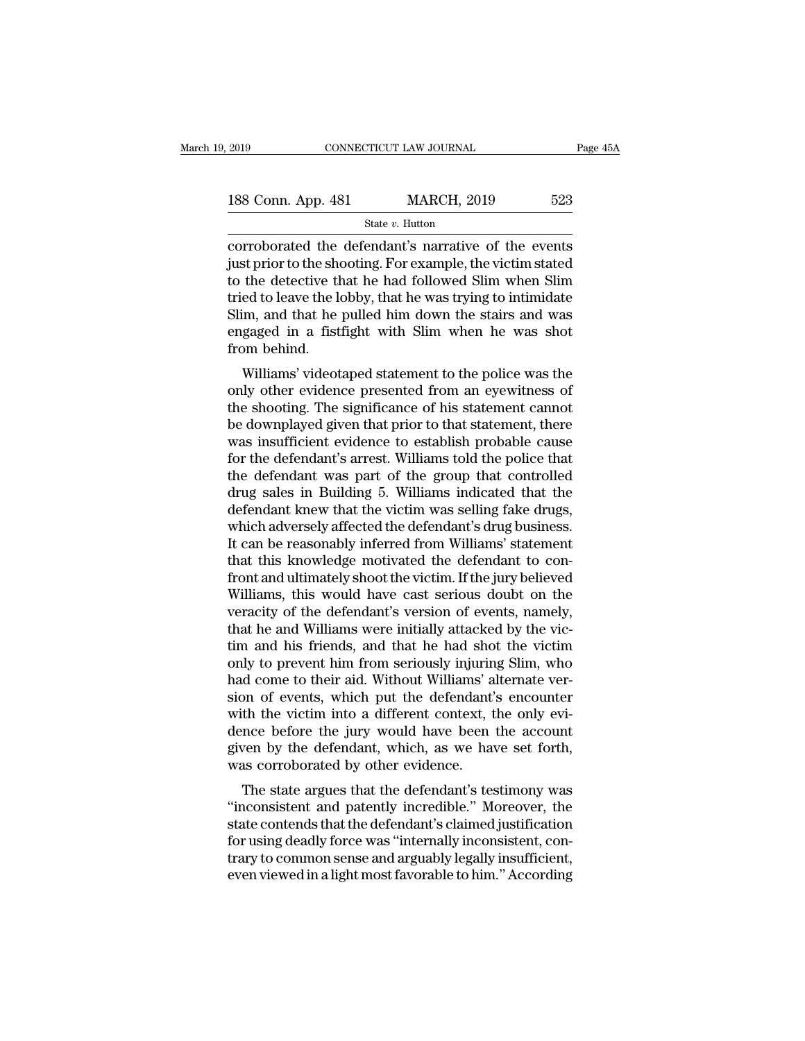corroborated the defendant's narrative of the events just prior to the shooting. For example, the victim stated to the detective that he had followed Slim when Slim tried to leave the lobby, that he was trying to intimidate Slim, and that he pulled him down the stairs and was engaged in a fistfight with Slim when he was shot from behind.

Williams' videotaped statement to the police was the only other evidence presented from an eyewitness of the shooting. The significance of his statement cannot be downplayed given that prior to that statement, there was insufficient evidence to establish probable cause for the defendant's arrest. Williams told the police that the defendant was part of the group that controlled drug sales in Building 5. Williams indicated that the defendant knew that the victim was selling fake drugs, which adversely affected the defendant's drug business. It can be reasonably inferred from Williams' statement that this knowledge motivated the defendant to confront and ultimately shoot the victim. If the jury believed Williams, this would have cast serious doubt on the veracity of the defendant's version of events, namely, that he and Williams were initially attacked by the victim and his friends, and that he had shot the victim only to prevent him from seriously injuring Slim, who had come to their aid. Without Williams' alternate version of events, which put the defendant's encounter with the victim into a different context, the only evidence before the jury would have been the account given by the defendant, which, as we have set forth, was corroborated by other evidence.

The state argues that the defendant's testimony was "inconsistent and patently incredible." Moreover, the state contends that the defendant's claimed justification for using deadly force was "internally inconsistent, contrary to common sense and arguably legally insufficient, even viewed in a light most favorable to him." According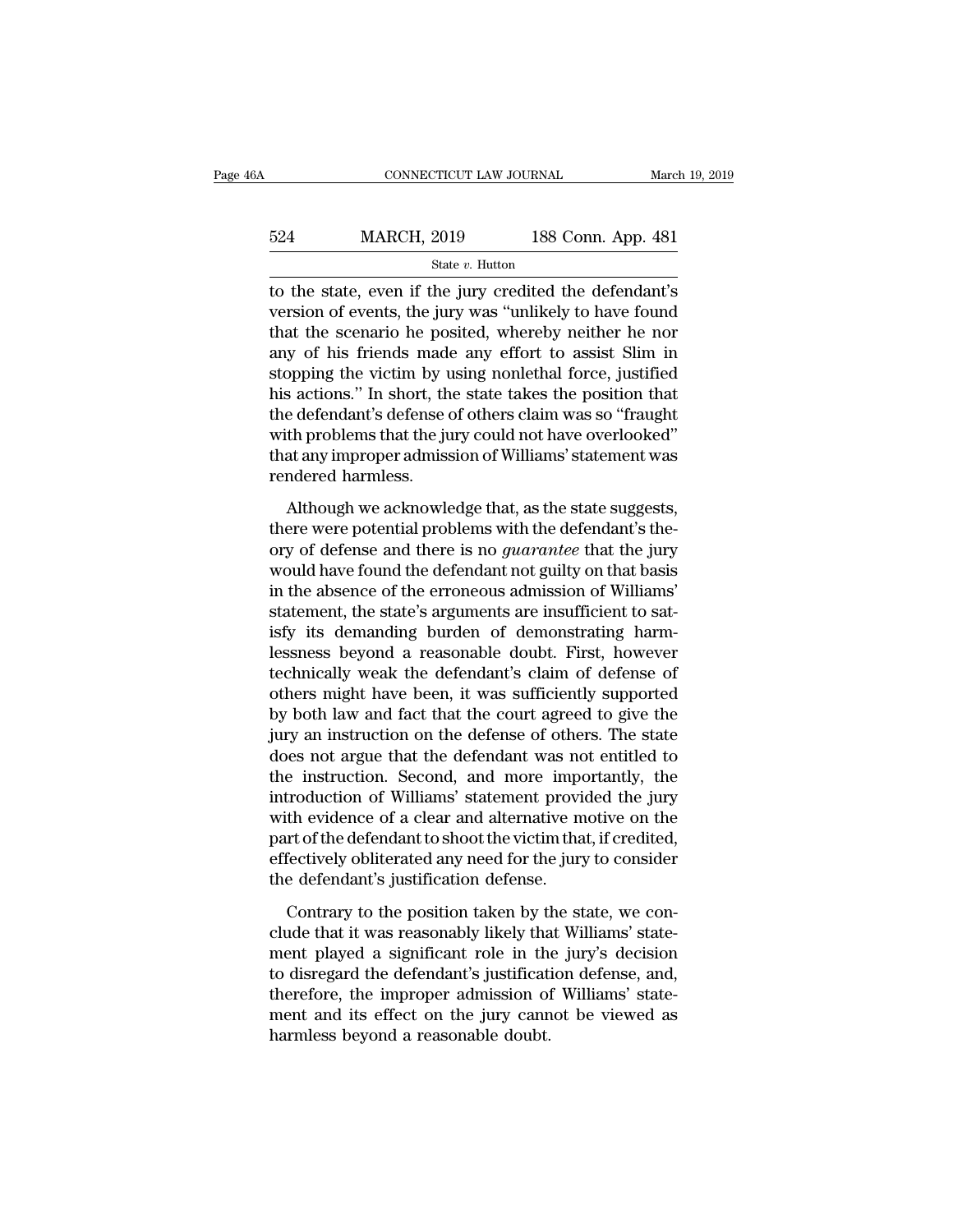to the state, even if the jury credited the defendant's version of events, the jury was "unlikely to have found that the scenario he posited, whereby neither he nor any of his friends made any effort to assist Slim in stopping the victim by using nonlethal force, justified his actions." In short, the state takes the position that the defendant's defense of others claim was so "fraught with problems that the jury could not have overlooked" that any improper admission of Williams' statement was rendered harmless.

Although we acknowledge that, as the state suggests, there were potential problems with the defendant's theory of defense and there is no *guarantee* that the jury would have found the defendant not guilty on that basis in the absence of the erroneous admission of Williams' statement, the state's arguments are insufficient to satisfy its demanding burden of demonstrating harmlessness beyond a reasonable doubt. First, however technically weak the defendant's claim of defense of others might have been, it was sufficiently supported by both law and fact that the court agreed to give the jury an instruction on the defense of others. The state does not argue that the defendant was not entitled to the instruction. Second, and more importantly, the introduction of Williams' statement provided the jury with evidence of a clear and alternative motive on the part of the defendant to shoot the victim that, if credited, effectively obliterated any need for the jury to consider the defendant's justification defense.

Contrary to the position taken by the state, we conclude that it was reasonably likely that Williams' statement played a significant role in the jury's decision to disregard the defendant's justification defense, and, therefore, the improper admission of Williams' statement and its effect on the jury cannot be viewed as harmless beyond a reasonable doubt.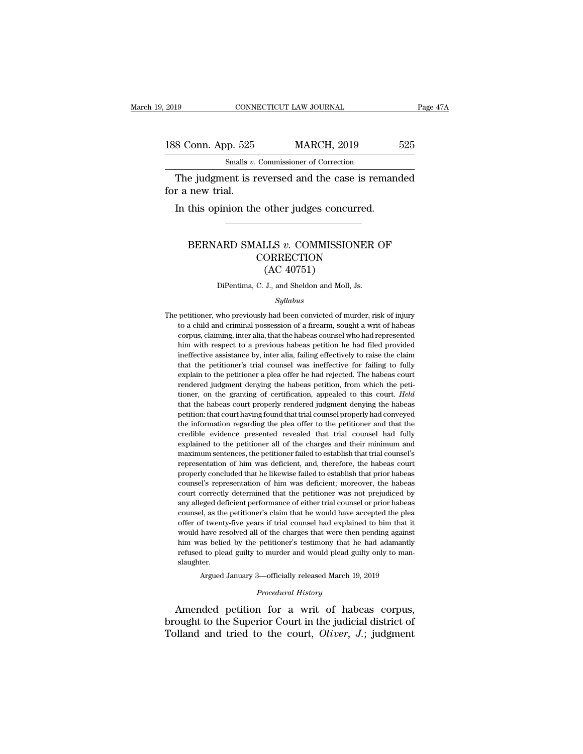The judgment is reversed and the case is remanded for a new trial.

In this opinion the other judges concurred.

---

# BERNARD SMALLS *v.* COMMISSIONER OF CORRECTION (AC 40751)

DiPentima, C. J., and Sheldon and Moll, Js.

*Syllabus*

The petitioner, who previously had been convicted of murder, risk of injury to a child and criminal possession of a firearm, sought a writ of habeas corpus, claiming, inter alia, that the habeas counsel who had represented him with respect to a previous habeas petition he had filed provided ineffective assistance by, inter alia, failing effectively to raise the claim that the petitioner's trial counsel was ineffective for failing to fully explain to the petitioner a plea offer he had rejected. The habeas court rendered judgment denying the habeas petition, from which the petitioner, on the granting of certification, appealed to this court. *Held* that the habeas court properly rendered judgment denying the habeas petition: that court having found that trial counsel properly had conveyed the information regarding the plea offer to the petitioner and that the credible evidence presented revealed that trial counsel had fully explained to the petitioner all of the charges and their minimum and maximum sentences, the petitioner failed to establish that trial counsel's representation of him was deficient, and, therefore, the habeas court properly concluded that he likewise failed to establish that prior habeas counsel's representation of him was deficient; moreover, the habeas court correctly determined that the petitioner was not prejudiced by any alleged deficient performance of either trial counsel or prior habeas counsel, as the petitioner's claim that he would have accepted the plea offer of twenty-five years if trial counsel had explained to him that it would have resolved all of the charges that were then pending against him was belied by the petitioner's testimony that he had adamantly refused to plead guilty to murder and would plead guilty only to manslaughter.

Argued January 3—officially released March 19, 2019

*Procedural History*

Amended petition for a writ of habeas corpus, brought to the Superior Court in the judicial district of Tolland and tried to the court, *Oliver*, *J.*; judgment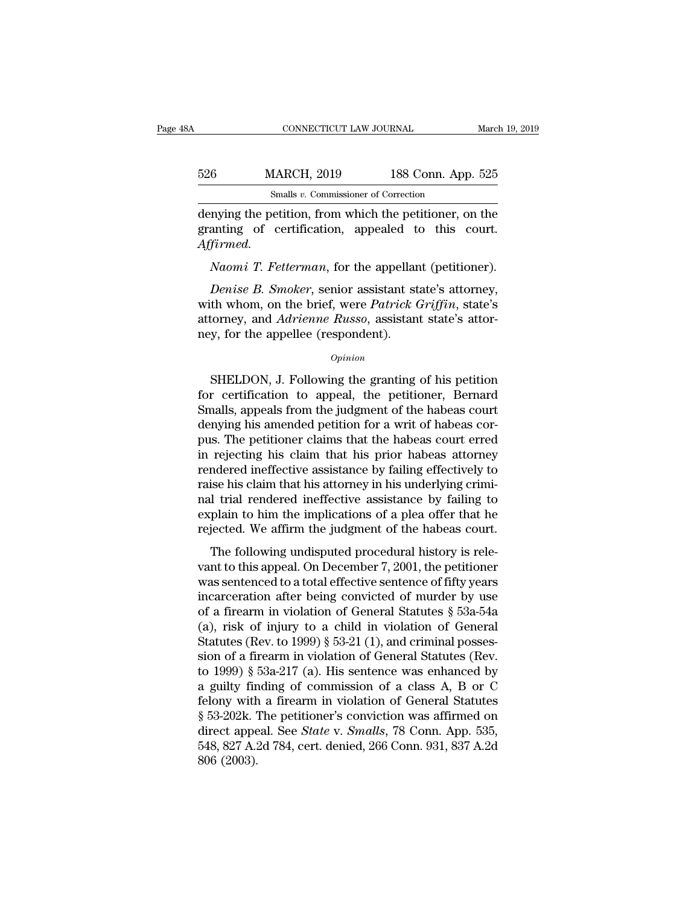denying the petition, from which the petitioner, on the granting of certification, appealed to this court. *Affirmed.*

*Naomi T. Fetterman*, for the appellant (petitioner).

*Denise B. Smoker*, senior assistant state's attorney, with whom, on the brief, were *Patrick Griffin*, state's attorney, and *Adrienne Russo*, assistant state's attorney, for the appellee (respondent).

*Opinion*

SHELDON, J. Following the granting of his petition for certification to appeal, the petitioner, Bernard Smalls, appeals from the judgment of the habeas court denying his amended petition for a writ of habeas corpus. The petitioner claims that the habeas court erred in rejecting his claim that his prior habeas attorney rendered ineffective assistance by failing effectively to raise his claim that his attorney in his underlying criminal trial rendered ineffective assistance by failing to explain to him the implications of a plea offer that he rejected. We affirm the judgment of the habeas court.

The following undisputed procedural history is relevant to this appeal. On December 7, 2001, the petitioner was sentenced to a total effective sentence of fifty years incarceration after being convicted of murder by use of a firearm in violation of General Statutes § 53a-54a (a), risk of injury to a child in violation of General Statutes (Rev. to 1999) § 53-21 (1), and criminal possession of a firearm in violation of General Statutes (Rev. to 1999) § 53a-217 (a). His sentence was enhanced by a guilty finding of commission of a class A, B or C felony with a firearm in violation of General Statutes § 53-202k. The petitioner's conviction was affirmed on direct appeal. See *State* v. *Smalls*, 78 Conn. App. 535, 548, 827 A.2d 784, cert. denied, 266 Conn. 931, 837 A.2d 806 (2003).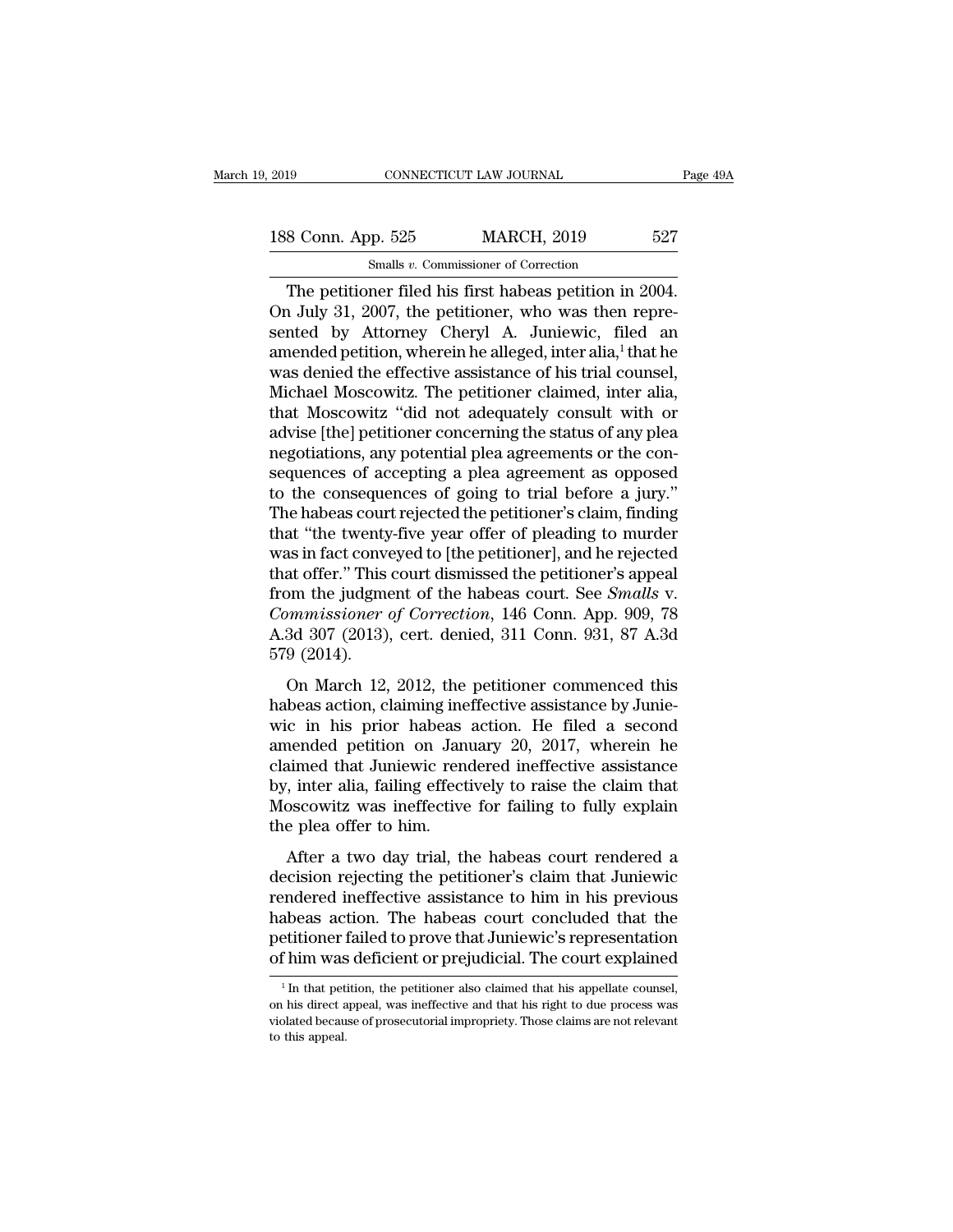The petitioner filed his first habeas petition in 2004. On July 31, 2007, the petitioner, who was then represented by Attorney Cheryl A. Juniewic, filed an amended petition, wherein he alleged, inter alia,[1] that he was denied the effective assistance of his trial counsel, Michael Moscowitz. The petitioner claimed, inter alia, that Moscowitz "did not adequately consult with or advise [the] petitioner concerning the status of any plea negotiations, any potential plea agreements or the consequences of accepting a plea agreement as opposed to the consequences of going to trial before a jury." The habeas court rejected the petitioner's claim, finding that "the twenty-five year offer of pleading to murder was in fact conveyed to [the petitioner], and he rejected that offer." This court dismissed the petitioner's appeal from the judgment of the habeas court. See *Smalls* v. *Commissioner of Correction*, 146 Conn. App. 909, 78 A.3d 307 (2013), cert. denied, 311 Conn. 931, 87 A.3d 579 (2014).

On March 12, 2012, the petitioner commenced this habeas action, claiming ineffective assistance by Juniewic in his prior habeas action. He filed a second amended petition on January 20, 2017, wherein he claimed that Juniewic rendered ineffective assistance by, inter alia, failing effectively to raise the claim that Moscowitz was ineffective for failing to fully explain the plea offer to him.

After a two day trial, the habeas court rendered a decision rejecting the petitioner's claim that Juniewic rendered ineffective assistance to him in his previous habeas action. The habeas court concluded that the petitioner failed to prove that Juniewic's representation of him was deficient or prejudicial. The court explained

[1] In that petition, the petitioner also claimed that his appellate counsel, on his direct appeal, was ineffective and that his right to due process was violated because of prosecutorial impropriety. Those claims are not relevant to this appeal.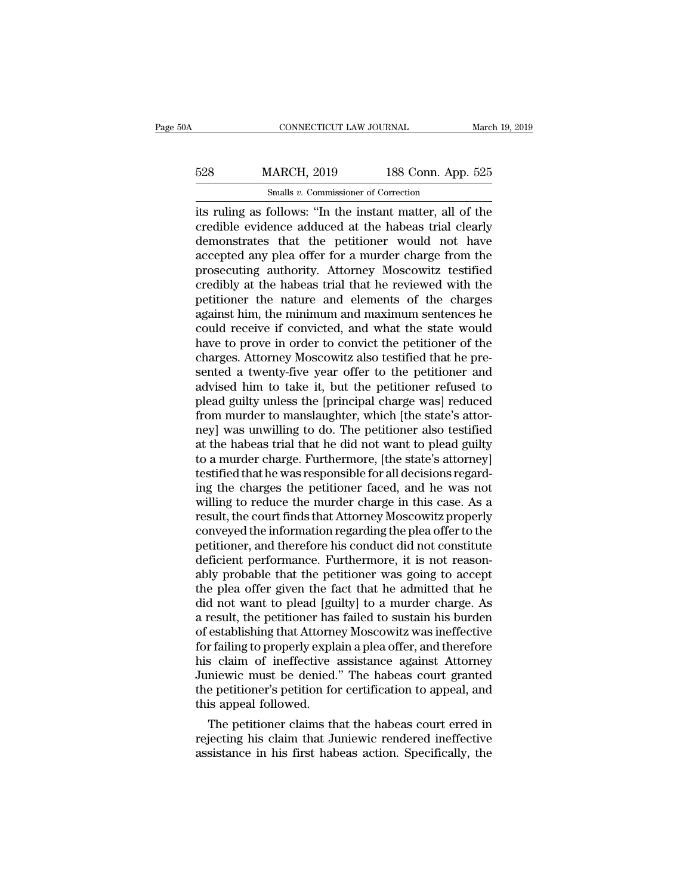its ruling as follows: "In the instant matter, all of the credible evidence adduced at the habeas trial clearly demonstrates that the petitioner would not have accepted any plea offer for a murder charge from the prosecuting authority. Attorney Moscowitz testified credibly at the habeas trial that he reviewed with the petitioner the nature and elements of the charges against him, the minimum and maximum sentences he could receive if convicted, and what the state would have to prove in order to convict the petitioner of the charges. Attorney Moscowitz also testified that he presented a twenty-five year offer to the petitioner and advised him to take it, but the petitioner refused to plead guilty unless the [principal charge was] reduced from murder to manslaughter, which [the state's attorney] was unwilling to do. The petitioner also testified at the habeas trial that he did not want to plead guilty to a murder charge. Furthermore, [the state's attorney] testified that he was responsible for all decisions regarding the charges the petitioner faced, and he was not willing to reduce the murder charge in this case. As a result, the court finds that Attorney Moscowitz properly conveyed the information regarding the plea offer to the petitioner, and therefore his conduct did not constitute deficient performance. Furthermore, it is not reasonably probable that the petitioner was going to accept the plea offer given the fact that he admitted that he did not want to plead [guilty] to a murder charge. As a result, the petitioner has failed to sustain his burden of establishing that Attorney Moscowitz was ineffective for failing to properly explain a plea offer, and therefore his claim of ineffective assistance against Attorney Juniewic must be denied." The habeas court granted the petitioner's petition for certification to appeal, and this appeal followed.

The petitioner claims that the habeas court erred in rejecting his claim that Juniewic rendered ineffective assistance in his first habeas action. Specifically, the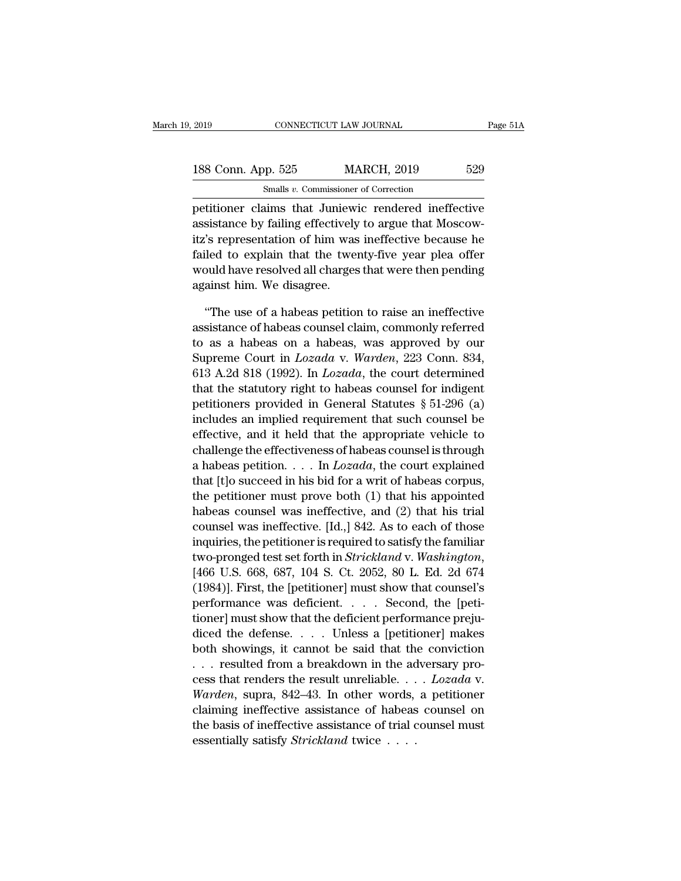petitioner claims that Juniewic rendered ineffective assistance by failing effectively to argue that Moscowitz's representation of him was ineffective because he failed to explain that the twenty-five year plea offer would have resolved all charges that were then pending against him. We disagree.

"The use of a habeas petition to raise an ineffective assistance of habeas counsel claim, commonly referred to as a habeas on a habeas, was approved by our Supreme Court in *Lozada* v. *Warden*, 223 Conn. 834, 613 A.2d 818 (1992). In *Lozada*, the court determined that the statutory right to habeas counsel for indigent petitioners provided in General Statutes § 51-296 (a) includes an implied requirement that such counsel be effective, and it held that the appropriate vehicle to challenge the effectiveness of habeas counsel is through a habeas petition. . . . In *Lozada*, the court explained that [t]o succeed in his bid for a writ of habeas corpus, the petitioner must prove both (1) that his appointed habeas counsel was ineffective, and (2) that his trial counsel was ineffective. [Id.,] 842. As to each of those inquiries, the petitioner is required to satisfy the familiar two-pronged test set forth in *Strickland* v. *Washington*, [466 U.S. 668, 687, 104 S. Ct. 2052, 80 L. Ed. 2d 674 (1984)]. First, the [petitioner] must show that counsel's performance was deficient. . . . Second, the [petitioner] must show that the deficient performance prejudiced the defense. . . . Unless a [petitioner] makes both showings, it cannot be said that the conviction . . . resulted from a breakdown in the adversary process that renders the result unreliable. . . . *Lozada* v. *Warden*, supra, 842–43. In other words, a petitioner claiming ineffective assistance of habeas counsel on the basis of ineffective assistance of trial counsel must essentially satisfy *Strickland* twice . . . .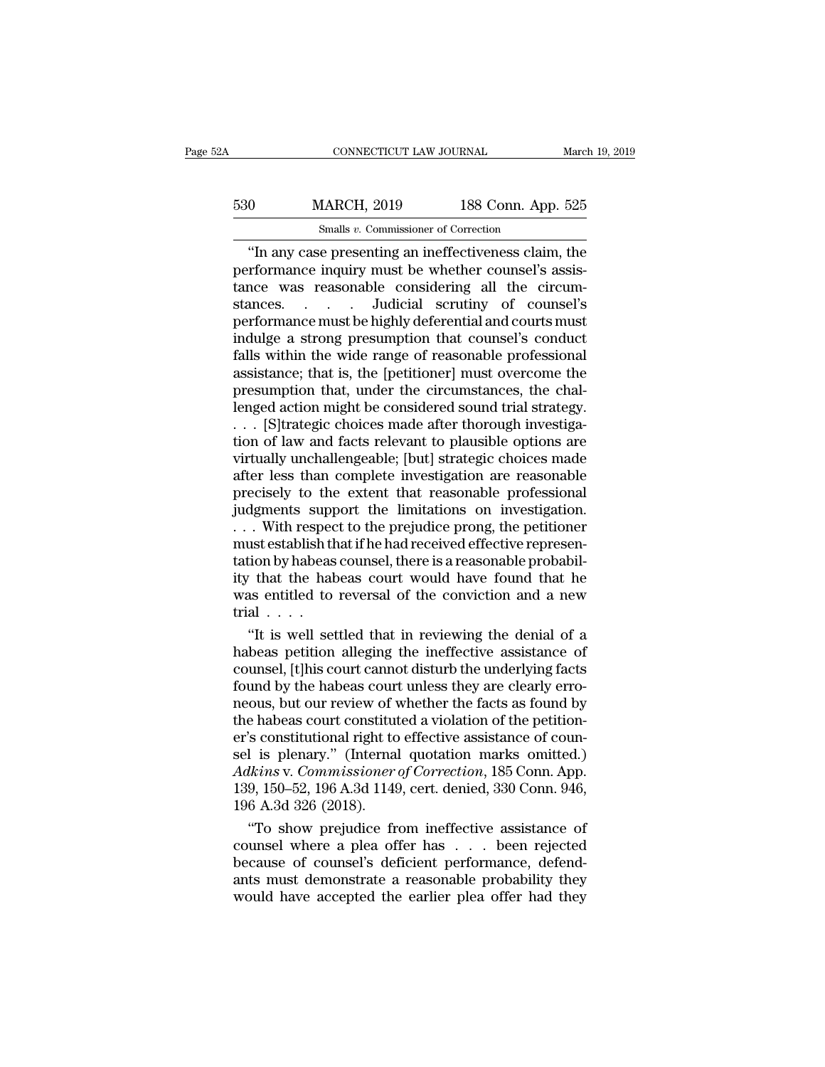"In any case presenting an ineffectiveness claim, the performance inquiry must be whether counsel's assistance was reasonable considering all the circumstances. . . . Judicial scrutiny of counsel's performance must be highly deferential and courts must indulge a strong presumption that counsel's conduct falls within the wide range of reasonable professional assistance; that is, the [petitioner] must overcome the presumption that, under the circumstances, the challenged action might be considered sound trial strategy. . . . [S]trategic choices made after thorough investigation of law and facts relevant to plausible options are virtually unchallengeable; [but] strategic choices made after less than complete investigation are reasonable precisely to the extent that reasonable professional judgments support the limitations on investigation. . . . With respect to the prejudice prong, the petitioner must establish that if he had received effective representation by habeas counsel, there is a reasonable probability that the habeas court would have found that he was entitled to reversal of the conviction and a new trial . . . .

"It is well settled that in reviewing the denial of a habeas petition alleging the ineffective assistance of counsel, [t]his court cannot disturb the underlying facts found by the habeas court unless they are clearly erroneous, but our review of whether the facts as found by the habeas court constituted a violation of the petitioner's constitutional right to effective assistance of counsel is plenary." (Internal quotation marks omitted.) *Adkins* v. *Commissioner of Correction*, 185 Conn. App. 139, 150–52, 196 A.3d 1149, cert. denied, 330 Conn. 946, 196 A.3d 326 (2018).

"To show prejudice from ineffective assistance of counsel where a plea offer has . . . been rejected because of counsel's deficient performance, defendants must demonstrate a reasonable probability they would have accepted the earlier plea offer had they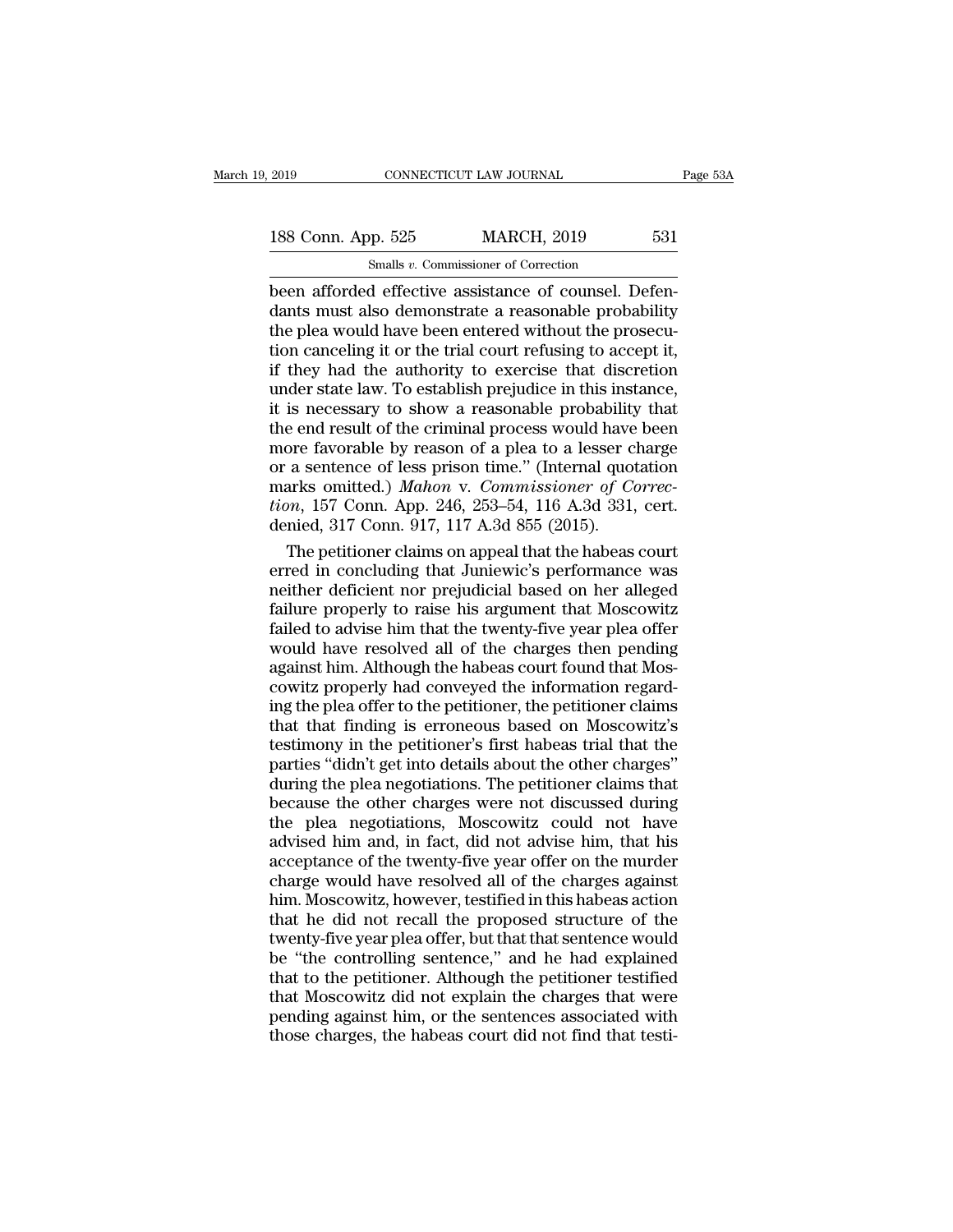been afforded effective assistance of counsel. Defendants must also demonstrate a reasonable probability the plea would have been entered without the prosecution canceling it or the trial court refusing to accept it, if they had the authority to exercise that discretion under state law. To establish prejudice in this instance, it is necessary to show a reasonable probability that the end result of the criminal process would have been more favorable by reason of a plea to a lesser charge or a sentence of less prison time." (Internal quotation marks omitted.) *Mahon* v. *Commissioner of Correction*, 157 Conn. App. 246, 253–54, 116 A.3d 331, cert. denied, 317 Conn. 917, 117 A.3d 855 (2015).

The petitioner claims on appeal that the habeas court erred in concluding that Juniewic's performance was neither deficient nor prejudicial based on her alleged failure properly to raise his argument that Moscowitz failed to advise him that the twenty-five year plea offer would have resolved all of the charges then pending against him. Although the habeas court found that Moscowitz properly had conveyed the information regarding the plea offer to the petitioner, the petitioner claims that that finding is erroneous based on Moscowitz's testimony in the petitioner's first habeas trial that the parties "didn't get into details about the other charges" during the plea negotiations. The petitioner claims that because the other charges were not discussed during the plea negotiations, Moscowitz could not have advised him and, in fact, did not advise him, that his acceptance of the twenty-five year offer on the murder charge would have resolved all of the charges against him. Moscowitz, however, testified in this habeas action that he did not recall the proposed structure of the twenty-five year plea offer, but that that sentence would be "the controlling sentence," and he had explained that to the petitioner. Although the petitioner testified that Moscowitz did not explain the charges that were pending against him, or the sentences associated with those charges, the habeas court did not find that testi-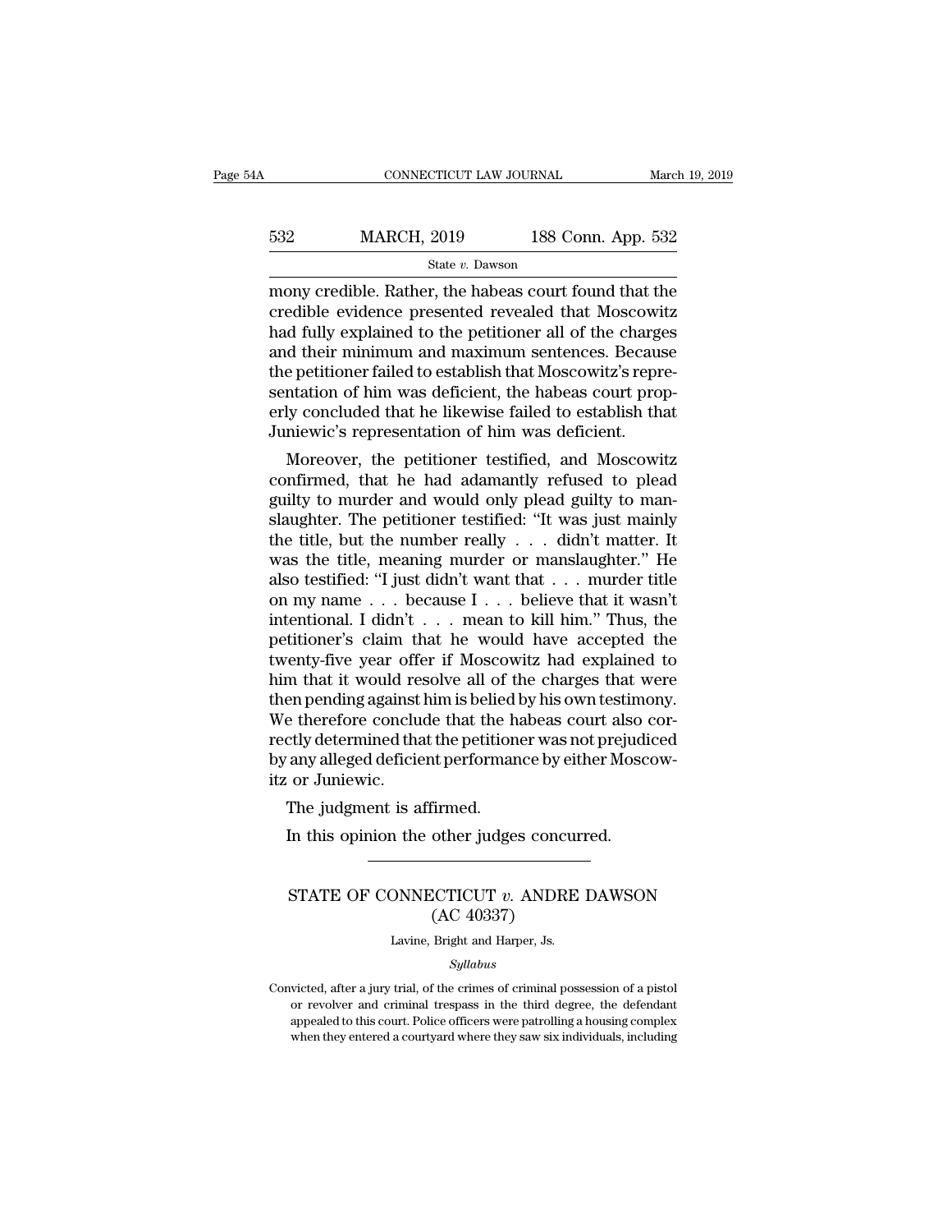mony credible. Rather, the habeas court found that the credible evidence presented revealed that Moscowitz had fully explained to the petitioner all of the charges and their minimum and maximum sentences. Because the petitioner failed to establish that Moscowitz's representation of him was deficient, the habeas court properly concluded that he likewise failed to establish that Juniewic's representation of him was deficient.

Moreover, the petitioner testified, and Moscowitz confirmed, that he had adamantly refused to plead guilty to murder and would only plead guilty to manslaughter. The petitioner testified: "It was just mainly the title, but the number really . . . didn't matter. It was the title, meaning murder or manslaughter." He also testified: "I just didn't want that . . . murder title on my name . . . because I . . . believe that it wasn't intentional. I didn't . . . mean to kill him." Thus, the petitioner's claim that he would have accepted the twenty-five year offer if Moscowitz had explained to him that it would resolve all of the charges that were then pending against him is belied by his own testimony. We therefore conclude that the habeas court also correctly determined that the petitioner was not prejudiced by any alleged deficient performance by either Moscowitz or Juniewic.

The judgment is affirmed.

In this opinion the other judges concurred.

---

## STATE OF CONNECTICUT *v.* ANDRE DAWSON
### (AC 40337)

Lavine, Bright and Harper, Js.

*Syllabus*

Convicted, after a jury trial, of the crimes of criminal possession of a pistol or revolver and criminal trespass in the third degree, the defendant appealed to this court. Police officers were patrolling a housing complex when they entered a courtyard where they saw six individuals, including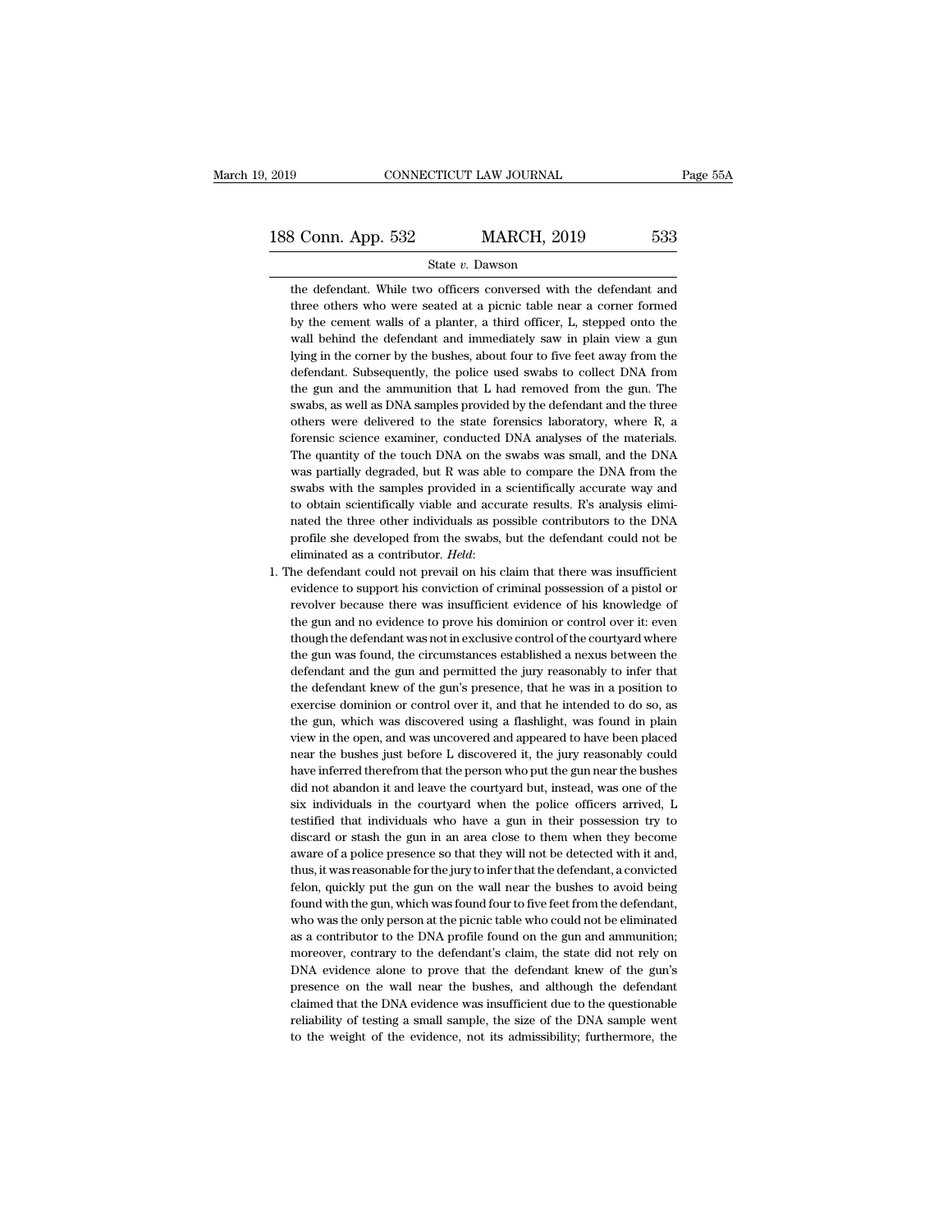the defendant. While two officers conversed with the defendant and three others who were seated at a picnic table near a corner formed by the cement walls of a planter, a third officer, L, stepped onto the wall behind the defendant and immediately saw in plain view a gun lying in the corner by the bushes, about four to five feet away from the defendant. Subsequently, the police used swabs to collect DNA from the gun and the ammunition that L had removed from the gun. The swabs, as well as DNA samples provided by the defendant and the three others were delivered to the state forensics laboratory, where R, a forensic science examiner, conducted DNA analyses of the materials. The quantity of the touch DNA on the swabs was small, and the DNA was partially degraded, but R was able to compare the DNA from the swabs with the samples provided in a scientifically accurate way and to obtain scientifically viable and accurate results. R's analysis eliminated the three other individuals as possible contributors to the DNA profile she developed from the swabs, but the defendant could not be eliminated as a contributor. *Held*:

1. The defendant could not prevail on his claim that there was insufficient evidence to support his conviction of criminal possession of a pistol or revolver because there was insufficient evidence of his knowledge of the gun and no evidence to prove his dominion or control over it: even though the defendant was not in exclusive control of the courtyard where the gun was found, the circumstances established a nexus between the defendant and the gun and permitted the jury reasonably to infer that the defendant knew of the gun's presence, that he was in a position to exercise dominion or control over it, and that he intended to do so, as the gun, which was discovered using a flashlight, was found in plain view in the open, and was uncovered and appeared to have been placed near the bushes just before L discovered it, the jury reasonably could have inferred therefrom that the person who put the gun near the bushes did not abandon it and leave the courtyard but, instead, was one of the six individuals in the courtyard when the police officers arrived, L testified that individuals who have a gun in their possession try to discard or stash the gun in an area close to them when they become aware of a police presence so that they will not be detected with it and, thus, it was reasonable for the jury to infer that the defendant, a convicted felon, quickly put the gun on the wall near the bushes to avoid being found with the gun, which was found four to five feet from the defendant, who was the only person at the picnic table who could not be eliminated as a contributor to the DNA profile found on the gun and ammunition; moreover, contrary to the defendant's claim, the state did not rely on DNA evidence alone to prove that the defendant knew of the gun's presence on the wall near the bushes, and although the defendant claimed that the DNA evidence was insufficient due to the questionable reliability of testing a small sample, the size of the DNA sample went to the weight of the evidence, not its admissibility; furthermore, the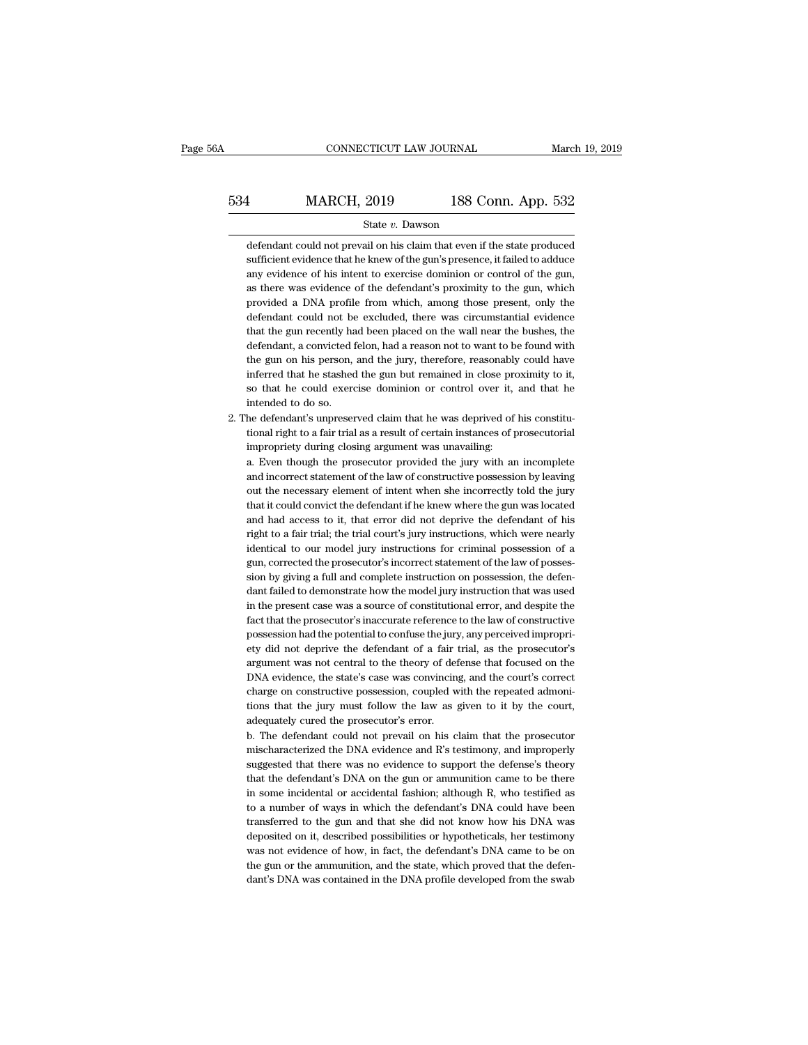defendant could not prevail on his claim that even if the state produced sufficient evidence that he knew of the gun's presence, it failed to adduce any evidence of his intent to exercise dominion or control of the gun, as there was evidence of the defendant's proximity to the gun, which provided a DNA profile from which, among those present, only the defendant could not be excluded, there was circumstantial evidence that the gun recently had been placed on the wall near the bushes, the defendant, a convicted felon, had a reason not to want to be found with the gun on his person, and the jury, therefore, reasonably could have inferred that he stashed the gun but remained in close proximity to it, so that he could exercise dominion or control over it, and that he intended to do so.

2. The defendant's unpreserved claim that he was deprived of his constitutional right to a fair trial as a result of certain instances of prosecutorial impropriety during closing argument was unavailing:

   a. Even though the prosecutor provided the jury with an incomplete and incorrect statement of the law of constructive possession by leaving out the necessary element of intent when she incorrectly told the jury that it could convict the defendant if he knew where the gun was located and had access to it, that error did not deprive the defendant of his right to a fair trial; the trial court's jury instructions, which were nearly identical to our model jury instructions for criminal possession of a gun, corrected the prosecutor's incorrect statement of the law of possession by giving a full and complete instruction on possession, the defendant failed to demonstrate how the model jury instruction that was used in the present case was a source of constitutional error, and despite the fact that the prosecutor's inaccurate reference to the law of constructive possession had the potential to confuse the jury, any perceived impropriety did not deprive the defendant of a fair trial, as the prosecutor's argument was not central to the theory of defense that focused on the DNA evidence, the state's case was convincing, and the court's correct charge on constructive possession, coupled with the repeated admonitions that the jury must follow the law as given to it by the court, adequately cured the prosecutor's error.

   b. The defendant could not prevail on his claim that the prosecutor mischaracterized the DNA evidence and R's testimony, and improperly suggested that there was no evidence to support the defense's theory that the defendant's DNA on the gun or ammunition came to be there in some incidental or accidental fashion; although R, who testified as to a number of ways in which the defendant's DNA could have been transferred to the gun and that she did not know how his DNA was deposited on it, described possibilities or hypotheticals, her testimony was not evidence of how, in fact, the defendant's DNA came to be on the gun or the ammunition, and the state, which proved that the defendant's DNA was contained in the DNA profile developed from the swab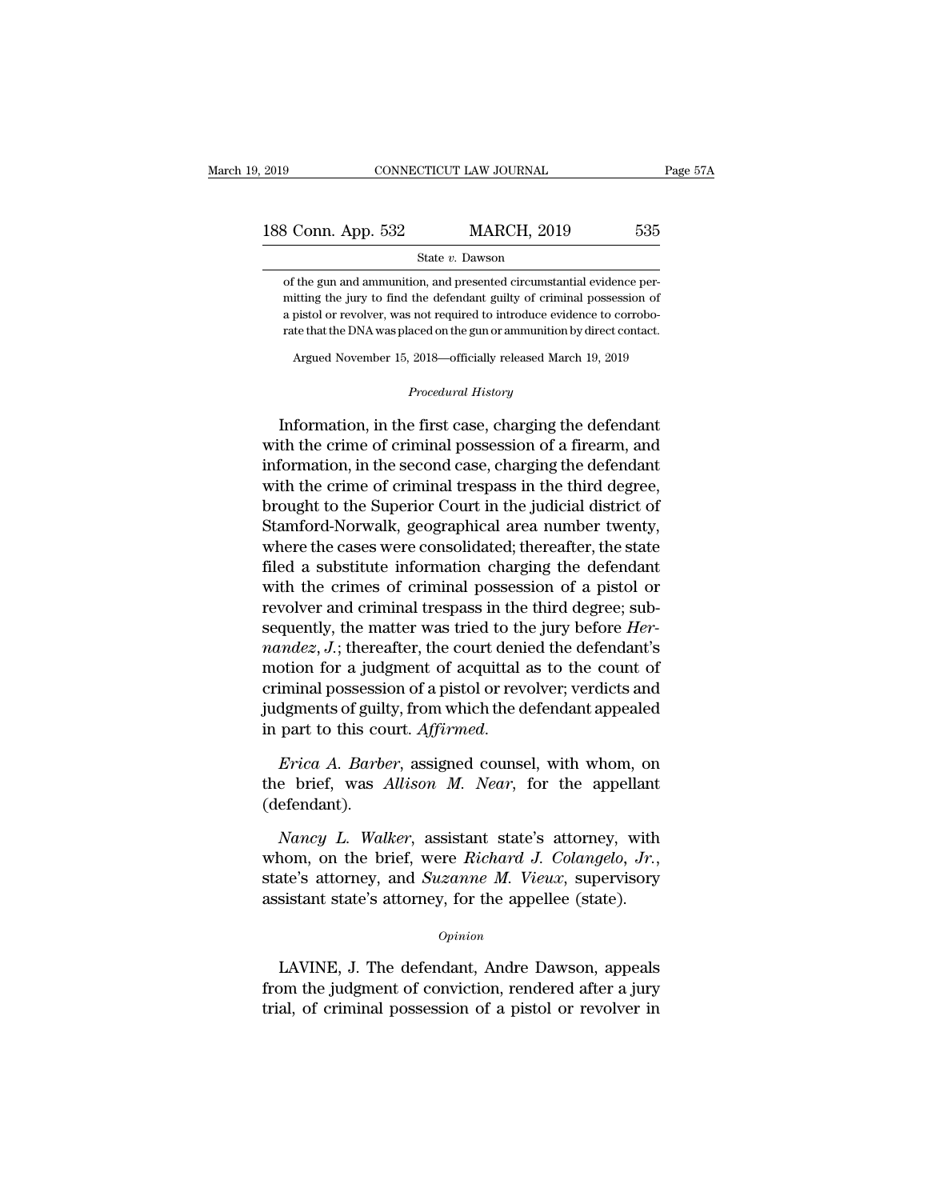of the gun and ammunition, and presented circumstantial evidence permitting the jury to find the defendant guilty of criminal possession of a pistol or revolver, was not required to introduce evidence to corroborate that the DNA was placed on the gun or ammunition by direct contact.

Argued November 15, 2018—officially released March 19, 2019

*Procedural History*

Information, in the first case, charging the defendant with the crime of criminal possession of a firearm, and information, in the second case, charging the defendant with the crime of criminal trespass in the third degree, brought to the Superior Court in the judicial district of Stamford-Norwalk, geographical area number twenty, where the cases were consolidated; thereafter, the state filed a substitute information charging the defendant with the crimes of criminal possession of a pistol or revolver and criminal trespass in the third degree; subsequently, the matter was tried to the jury before *Hernandez, J.*; thereafter, the court denied the defendant's motion for a judgment of acquittal as to the count of criminal possession of a pistol or revolver; verdicts and judgments of guilty, from which the defendant appealed in part to this court. *Affirmed.*

*Erica A. Barber*, assigned counsel, with whom, on the brief, was *Allison M. Near*, for the appellant (defendant).

*Nancy L. Walker*, assistant state's attorney, with whom, on the brief, were *Richard J. Colangelo, Jr.*, state's attorney, and *Suzanne M. Vieux*, supervisory assistant state's attorney, for the appellee (state).

*Opinion*

LAVINE, J. The defendant, Andre Dawson, appeals from the judgment of conviction, rendered after a jury trial, of criminal possession of a pistol or revolver in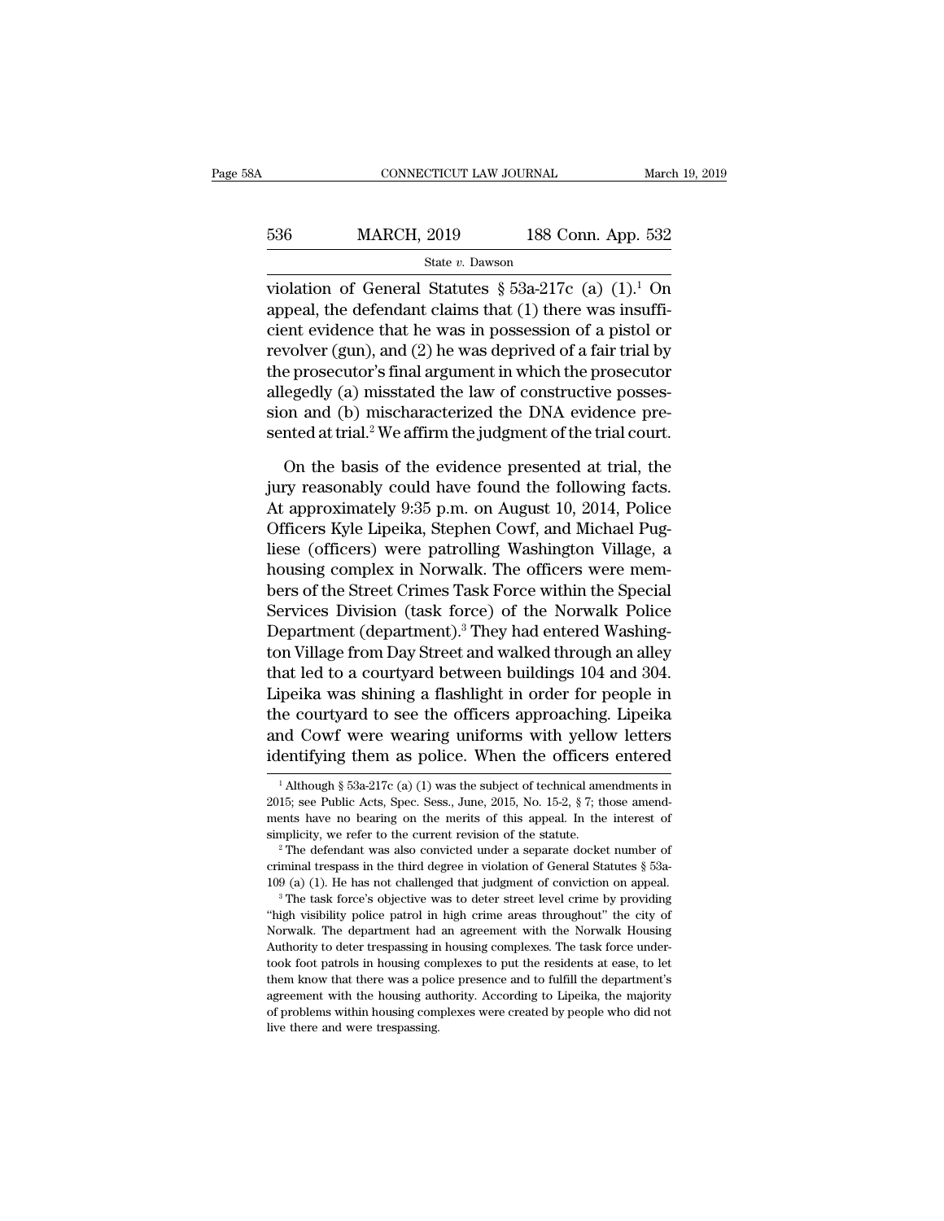violation of General Statutes § 53a-217c (a) (1).[1] On appeal, the defendant claims that (1) there was insufficient evidence that he was in possession of a pistol or revolver (gun), and (2) he was deprived of a fair trial by the prosecutor's final argument in which the prosecutor allegedly (a) misstated the law of constructive possession and (b) mischaracterized the DNA evidence presented at trial.[2] We affirm the judgment of the trial court.

On the basis of the evidence presented at trial, the jury reasonably could have found the following facts. At approximately 9:35 p.m. on August 10, 2014, Police Officers Kyle Lipeika, Stephen Cowf, and Michael Pugliese (officers) were patrolling Washington Village, a housing complex in Norwalk. The officers were members of the Street Crimes Task Force within the Special Services Division (task force) of the Norwalk Police Department (department).[3] They had entered Washington Village from Day Street and walked through an alley that led to a courtyard between buildings 104 and 304. Lipeika was shining a flashlight in order for people in the courtyard to see the officers approaching. Lipeika and Cowf were wearing uniforms with yellow letters identifying them as police. When the officers entered

[1] Although § 53a-217c (a) (1) was the subject of technical amendments in 2015; see Public Acts, Spec. Sess., June, 2015, No. 15-2, § 7; those amendments have no bearing on the merits of this appeal. In the interest of simplicity, we refer to the current revision of the statute.

[2] The defendant was also convicted under a separate docket number of criminal trespass in the third degree in violation of General Statutes § 53a-109 (a) (1). He has not challenged that judgment of conviction on appeal.

[3] The task force's objective was to deter street level crime by providing "high visibility police patrol in high crime areas throughout" the city of Norwalk. The department had an agreement with the Norwalk Housing Authority to deter trespassing in housing complexes. The task force undertook foot patrols in housing complexes to put the residents at ease, to let them know that there was a police presence and to fulfill the department's agreement with the housing authority. According to Lipeika, the majority of problems within housing complexes were created by people who did not live there and were trespassing.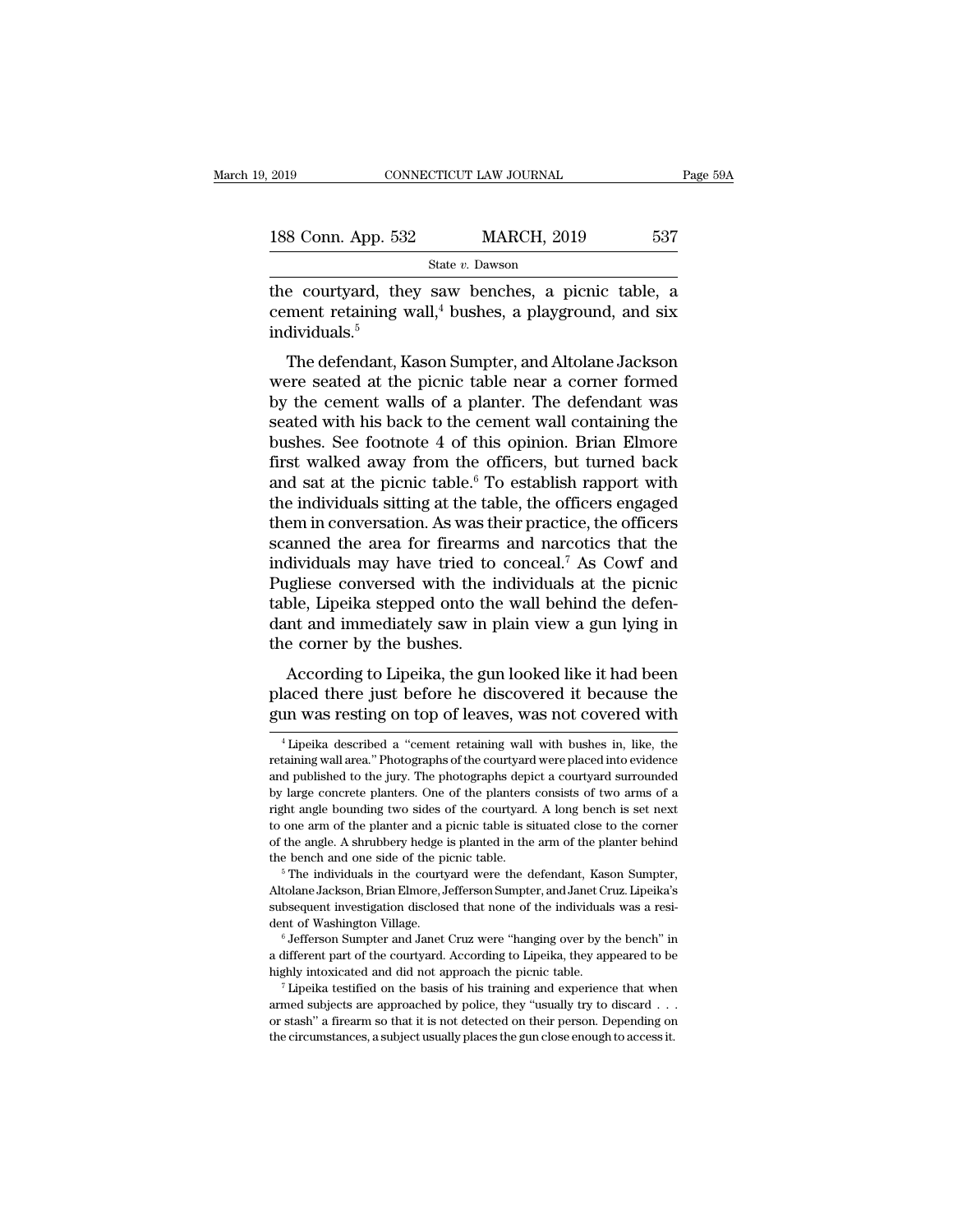the courtyard, they saw benches, a picnic table, a cement retaining wall,[4] bushes, a playground, and six individuals.[5]

The defendant, Kason Sumpter, and Altolane Jackson were seated at the picnic table near a corner formed by the cement walls of a planter. The defendant was seated with his back to the cement wall containing the bushes. See footnote 4 of this opinion. Brian Elmore first walked away from the officers, but turned back and sat at the picnic table.[6] To establish rapport with the individuals sitting at the table, the officers engaged them in conversation. As was their practice, the officers scanned the area for firearms and narcotics that the individuals may have tried to conceal.[7] As Cowf and Pugliese conversed with the individuals at the picnic table, Lipeika stepped onto the wall behind the defendant and immediately saw in plain view a gun lying in the corner by the bushes.

According to Lipeika, the gun looked like it had been placed there just before he discovered it because the gun was resting on top of leaves, was not covered with

[4] Lipeika described a "cement retaining wall with bushes in, like, the retaining wall area." Photographs of the courtyard were placed into evidence and published to the jury. The photographs depict a courtyard surrounded by large concrete planters. One of the planters consists of two arms of a right angle bounding two sides of the courtyard. A long bench is set next to one arm of the planter and a picnic table is situated close to the corner of the angle. A shrubbery hedge is planted in the arm of the planter behind the bench and one side of the picnic table.

[5] The individuals in the courtyard were the defendant, Kason Sumpter, Altolane Jackson, Brian Elmore, Jefferson Sumpter, and Janet Cruz. Lipeika's subsequent investigation disclosed that none of the individuals was a resident of Washington Village.

[6] Jefferson Sumpter and Janet Cruz were "hanging over by the bench" in a different part of the courtyard. According to Lipeika, they appeared to be highly intoxicated and did not approach the picnic table.

[7] Lipeika testified on the basis of his training and experience that when armed subjects are approached by police, they "usually try to discard . . . or stash" a firearm so that it is not detected on their person. Depending on the circumstances, a subject usually places the gun close enough to access it.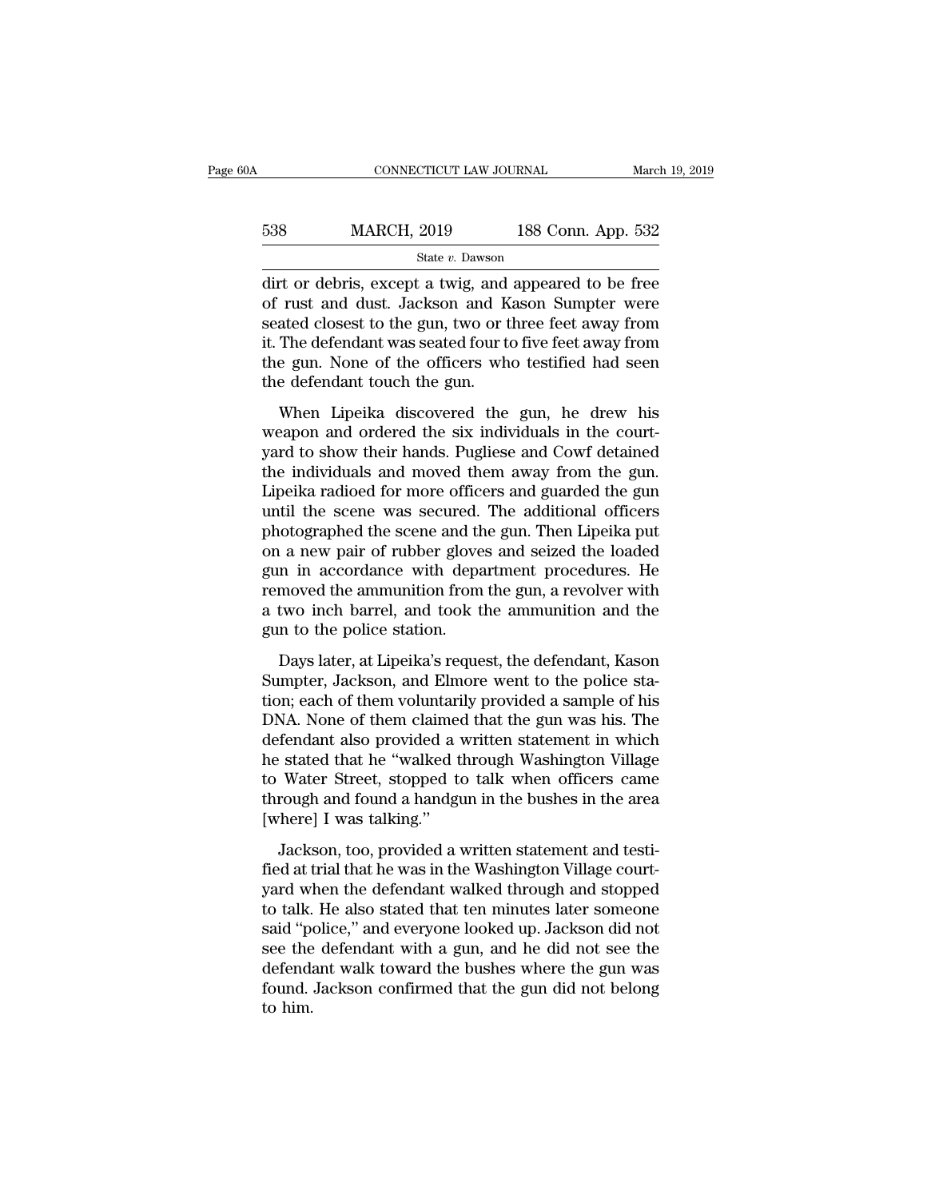dirt or debris, except a twig, and appeared to be free of rust and dust. Jackson and Kason Sumpter were seated closest to the gun, two or three feet away from it. The defendant was seated four to five feet away from the gun. None of the officers who testified had seen the defendant touch the gun.

When Lipeika discovered the gun, he drew his weapon and ordered the six individuals in the courtyard to show their hands. Pugliese and Cowf detained the individuals and moved them away from the gun. Lipeika radioed for more officers and guarded the gun until the scene was secured. The additional officers photographed the scene and the gun. Then Lipeika put on a new pair of rubber gloves and seized the loaded gun in accordance with department procedures. He removed the ammunition from the gun, a revolver with a two inch barrel, and took the ammunition and the gun to the police station.

Days later, at Lipeika's request, the defendant, Kason Sumpter, Jackson, and Elmore went to the police station; each of them voluntarily provided a sample of his DNA. None of them claimed that the gun was his. The defendant also provided a written statement in which he stated that he "walked through Washington Village to Water Street, stopped to talk when officers came through and found a handgun in the bushes in the area [where] I was talking."

Jackson, too, provided a written statement and testified at trial that he was in the Washington Village courtyard when the defendant walked through and stopped to talk. He also stated that ten minutes later someone said "police," and everyone looked up. Jackson did not see the defendant with a gun, and he did not see the defendant walk toward the bushes where the gun was found. Jackson confirmed that the gun did not belong to him.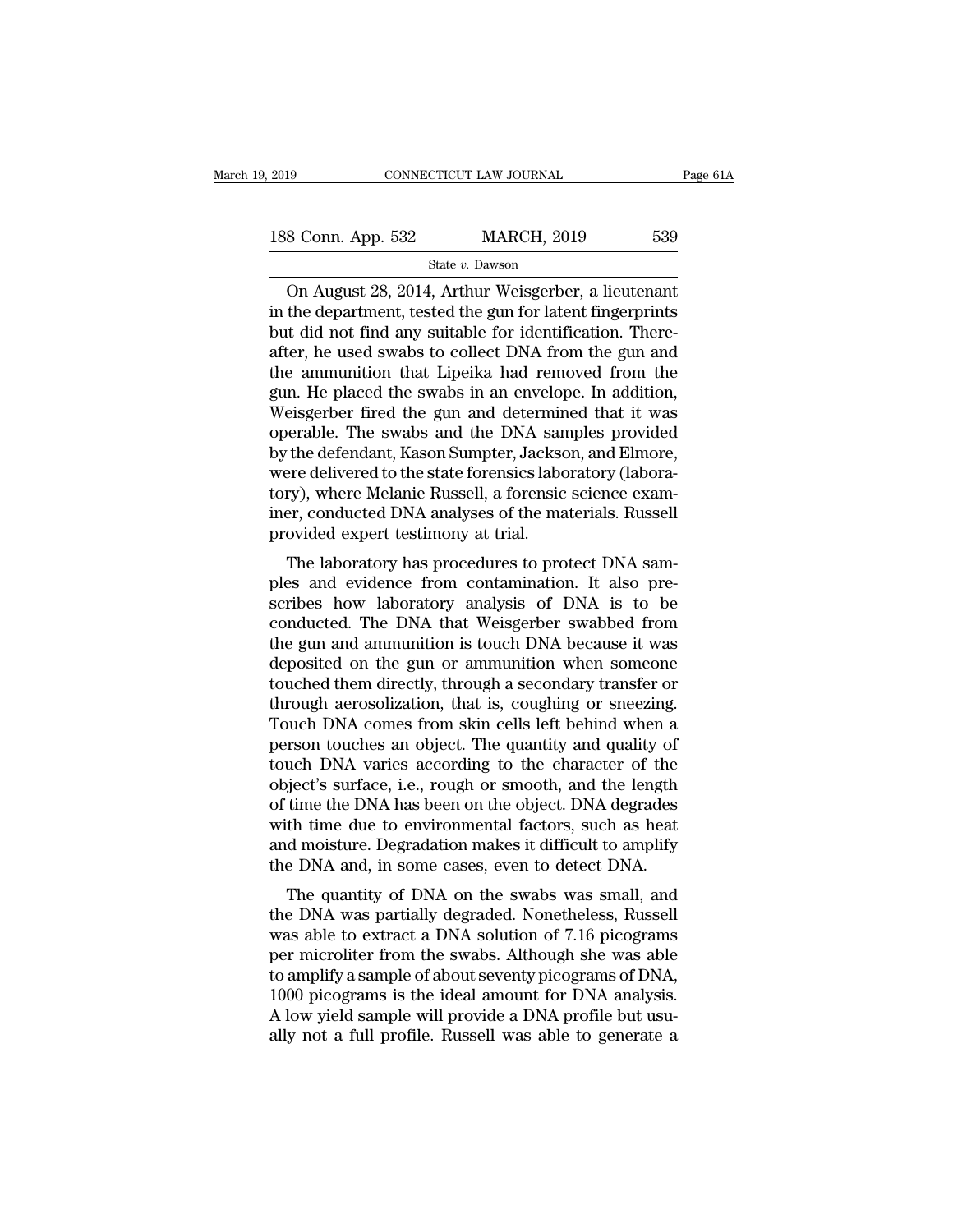On August 28, 2014, Arthur Weisgerber, a lieutenant in the department, tested the gun for latent fingerprints but did not find any suitable for identification. Thereafter, he used swabs to collect DNA from the gun and the ammunition that Lipeika had removed from the gun. He placed the swabs in an envelope. In addition, Weisgerber fired the gun and determined that it was operable. The swabs and the DNA samples provided by the defendant, Kason Sumpter, Jackson, and Elmore, were delivered to the state forensics laboratory (laboratory), where Melanie Russell, a forensic science examiner, conducted DNA analyses of the materials. Russell provided expert testimony at trial.

The laboratory has procedures to protect DNA samples and evidence from contamination. It also prescribes how laboratory analysis of DNA is to be conducted. The DNA that Weisgerber swabbed from the gun and ammunition is touch DNA because it was deposited on the gun or ammunition when someone touched them directly, through a secondary transfer or through aerosolization, that is, coughing or sneezing. Touch DNA comes from skin cells left behind when a person touches an object. The quantity and quality of touch DNA varies according to the character of the object's surface, i.e., rough or smooth, and the length of time the DNA has been on the object. DNA degrades with time due to environmental factors, such as heat and moisture. Degradation makes it difficult to amplify the DNA and, in some cases, even to detect DNA.

The quantity of DNA on the swabs was small, and the DNA was partially degraded. Nonetheless, Russell was able to extract a DNA solution of 7.16 picograms per microliter from the swabs. Although she was able to amplify a sample of about seventy picograms of DNA, 1000 picograms is the ideal amount for DNA analysis. A low yield sample will provide a DNA profile but usually not a full profile. Russell was able to generate a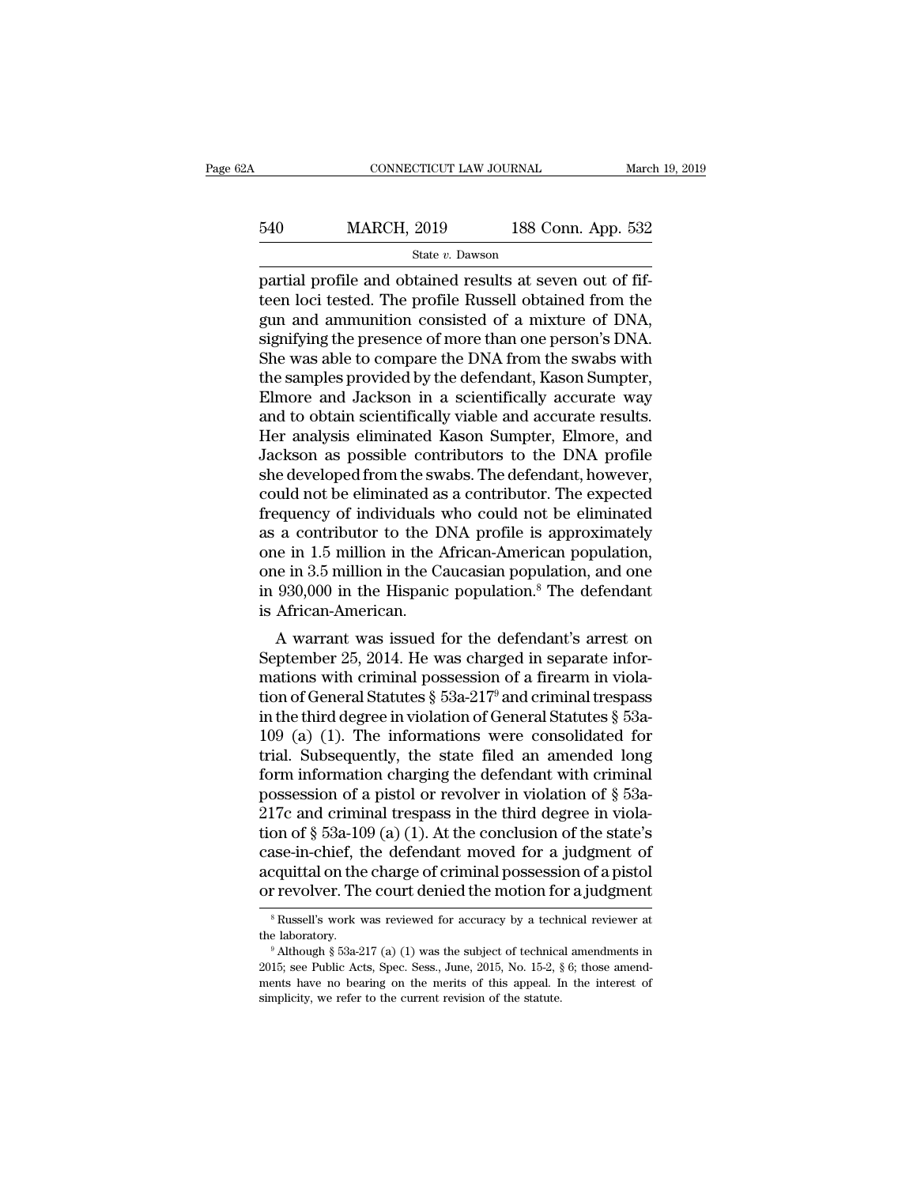partial profile and obtained results at seven out of fifteen loci tested. The profile Russell obtained from the gun and ammunition consisted of a mixture of DNA, signifying the presence of more than one person's DNA. She was able to compare the DNA from the swabs with the samples provided by the defendant, Kason Sumpter, Elmore and Jackson in a scientifically accurate way and to obtain scientifically viable and accurate results. Her analysis eliminated Kason Sumpter, Elmore, and Jackson as possible contributors to the DNA profile she developed from the swabs. The defendant, however, could not be eliminated as a contributor. The expected frequency of individuals who could not be eliminated as a contributor to the DNA profile is approximately one in 1.5 million in the African-American population, one in 3.5 million in the Caucasian population, and one in 930,000 in the Hispanic population.[8] The defendant is African-American.

A warrant was issued for the defendant's arrest on September 25, 2014. He was charged in separate informations with criminal possession of a firearm in violation of General Statutes § 53a-217[9] and criminal trespass in the third degree in violation of General Statutes § 53a-109 (a) (1). The informations were consolidated for trial. Subsequently, the state filed an amended long form information charging the defendant with criminal possession of a pistol or revolver in violation of § 53a-217c and criminal trespass in the third degree in violation of § 53a-109 (a) (1). At the conclusion of the state's case-in-chief, the defendant moved for a judgment of acquittal on the charge of criminal possession of a pistol or revolver. The court denied the motion for a judgment

[8] Russell's work was reviewed for accuracy by a technical reviewer at the laboratory.

[9] Although § 53a-217 (a) (1) was the subject of technical amendments in 2015; see Public Acts, Spec. Sess., June, 2015, No. 15-2, § 6; those amendments have no bearing on the merits of this appeal. In the interest of simplicity, we refer to the current revision of the statute.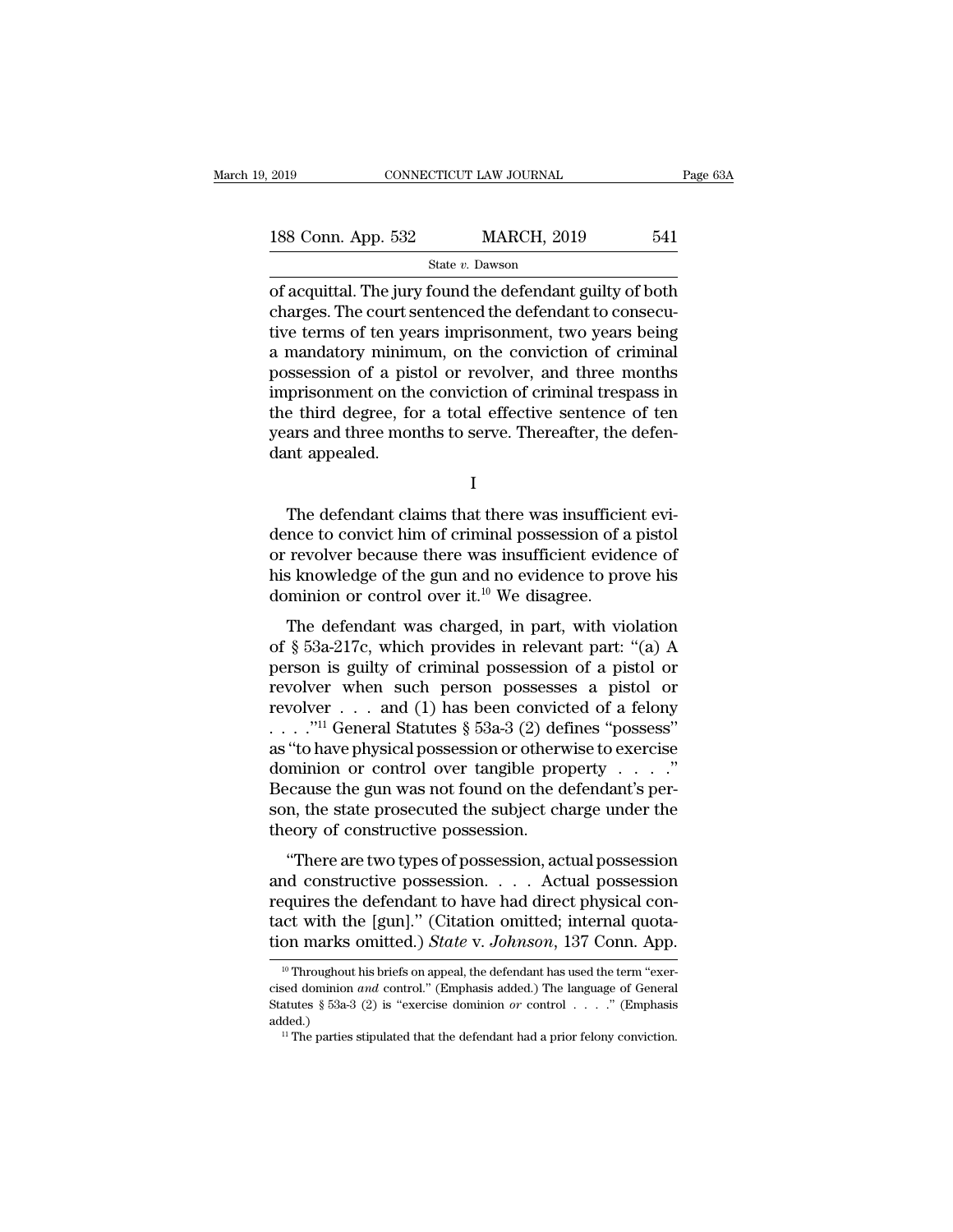of acquittal. The jury found the defendant guilty of both charges. The court sentenced the defendant to consecutive terms of ten years imprisonment, two years being a mandatory minimum, on the conviction of criminal possession of a pistol or revolver, and three months imprisonment on the conviction of criminal trespass in the third degree, for a total effective sentence of ten years and three months to serve. Thereafter, the defendant appealed.

I

The defendant claims that there was insufficient evidence to convict him of criminal possession of a pistol or revolver because there was insufficient evidence of his knowledge of the gun and no evidence to prove his dominion or control over it.[10] We disagree.

The defendant was charged, in part, with violation of § 53a-217c, which provides in relevant part: "(a) A person is guilty of criminal possession of a pistol or revolver when such person possesses a pistol or revolver . . . and (1) has been convicted of a felony . . . ."[11] General Statutes § 53a-3 (2) defines "possess" as "to have physical possession or otherwise to exercise dominion or control over tangible property . . . ." Because the gun was not found on the defendant's person, the state prosecuted the subject charge under the theory of constructive possession.

"There are two types of possession, actual possession and constructive possession. . . . Actual possession requires the defendant to have had direct physical contact with the [gun]." (Citation omitted; internal quotation marks omitted.) *State* v. *Johnson*, 137 Conn. App.

---

[10] Throughout his briefs on appeal, the defendant has used the term "exercised dominion *and* control." (Emphasis added.) The language of General Statutes § 53a-3 (2) is "exercise dominion *or* control . . . ." (Emphasis added.)

[11] The parties stipulated that the defendant had a prior felony conviction.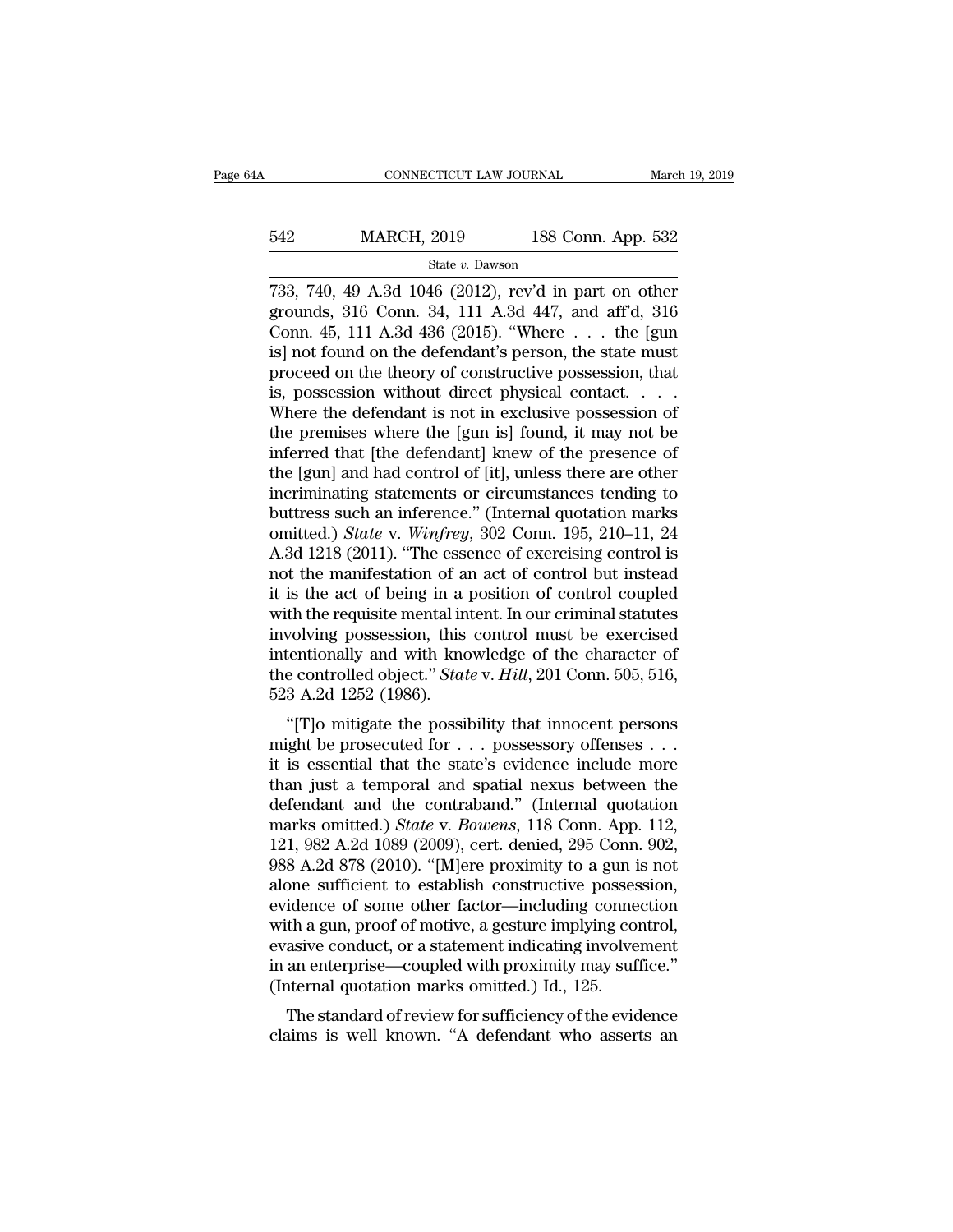733, 740, 49 A.3d 1046 (2012), rev'd in part on other grounds, 316 Conn. 34, 111 A.3d 447, and aff'd, 316 Conn. 45, 111 A.3d 436 (2015). "Where . . . the [gun is] not found on the defendant's person, the state must proceed on the theory of constructive possession, that is, possession without direct physical contact. . . . Where the defendant is not in exclusive possession of the premises where the [gun is] found, it may not be inferred that [the defendant] knew of the presence of the [gun] and had control of [it], unless there are other incriminating statements or circumstances tending to buttress such an inference." (Internal quotation marks omitted.) *State* v. *Winfrey*, 302 Conn. 195, 210–11, 24 A.3d 1218 (2011). "The essence of exercising control is not the manifestation of an act of control but instead it is the act of being in a position of control coupled with the requisite mental intent. In our criminal statutes involving possession, this control must be exercised intentionally and with knowledge of the character of the controlled object." *State* v. *Hill*, 201 Conn. 505, 516, 523 A.2d 1252 (1986).

"[T]o mitigate the possibility that innocent persons might be prosecuted for . . . possessory offenses . . . it is essential that the state's evidence include more than just a temporal and spatial nexus between the defendant and the contraband." (Internal quotation marks omitted.) *State* v. *Bowens*, 118 Conn. App. 112, 121, 982 A.2d 1089 (2009), cert. denied, 295 Conn. 902, 988 A.2d 878 (2010). "[M]ere proximity to a gun is not alone sufficient to establish constructive possession, evidence of some other factor—including connection with a gun, proof of motive, a gesture implying control, evasive conduct, or a statement indicating involvement in an enterprise—coupled with proximity may suffice." (Internal quotation marks omitted.) Id., 125.

The standard of review for sufficiency of the evidence claims is well known. "A defendant who asserts an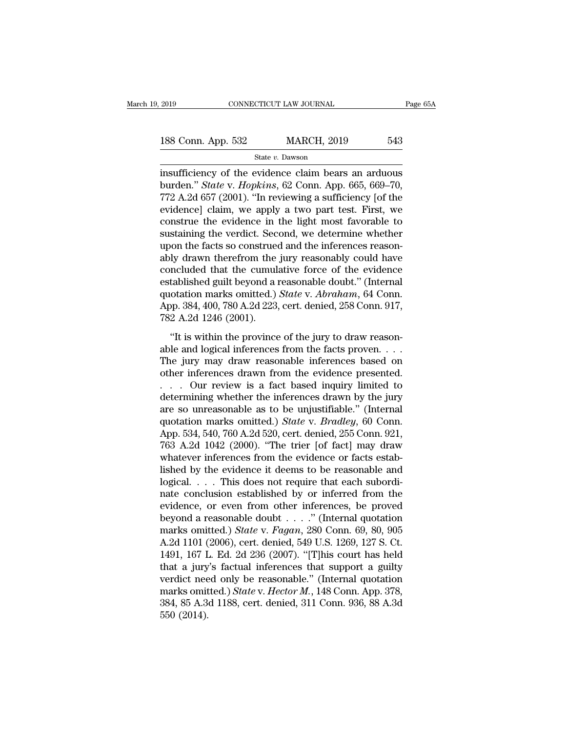insufficiency of the evidence claim bears an arduous burden." *State* v. *Hopkins*, 62 Conn. App. 665, 669–70, 772 A.2d 657 (2001). "In reviewing a sufficiency [of the evidence] claim, we apply a two part test. First, we construe the evidence in the light most favorable to sustaining the verdict. Second, we determine whether upon the facts so construed and the inferences reasonably drawn therefrom the jury reasonably could have concluded that the cumulative force of the evidence established guilt beyond a reasonable doubt." (Internal quotation marks omitted.) *State* v. *Abraham*, 64 Conn. App. 384, 400, 780 A.2d 223, cert. denied, 258 Conn. 917, 782 A.2d 1246 (2001).

"It is within the province of the jury to draw reasonable and logical inferences from the facts proven. . . . The jury may draw reasonable inferences based on other inferences drawn from the evidence presented. . . . Our review is a fact based inquiry limited to determining whether the inferences drawn by the jury are so unreasonable as to be unjustifiable." (Internal quotation marks omitted.) *State* v. *Bradley*, 60 Conn. App. 534, 540, 760 A.2d 520, cert. denied, 255 Conn. 921, 763 A.2d 1042 (2000). "The trier [of fact] may draw whatever inferences from the evidence or facts established by the evidence it deems to be reasonable and logical. . . . This does not require that each subordinate conclusion established by or inferred from the evidence, or even from other inferences, be proved beyond a reasonable doubt . . . ." (Internal quotation marks omitted.) *State* v. *Fagan*, 280 Conn. 69, 80, 905 A.2d 1101 (2006), cert. denied, 549 U.S. 1269, 127 S. Ct. 1491, 167 L. Ed. 2d 236 (2007). "[T]his court has held that a jury's factual inferences that support a guilty verdict need only be reasonable." (Internal quotation marks omitted.) *State* v. *Hector M.*, 148 Conn. App. 378, 384, 85 A.3d 1188, cert. denied, 311 Conn. 936, 88 A.3d 550 (2014).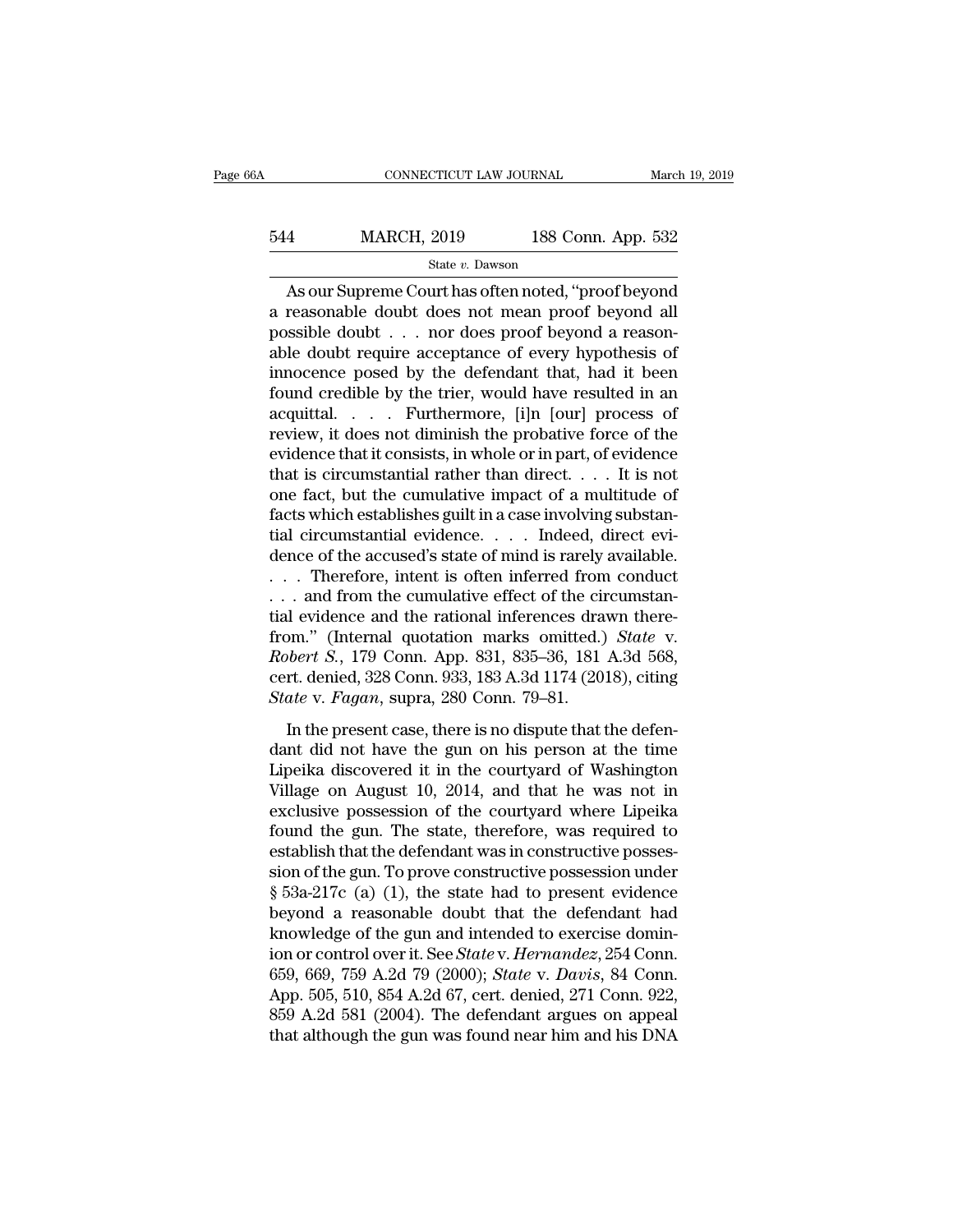As our Supreme Court has often noted, "proof beyond a reasonable doubt does not mean proof beyond all possible doubt . . . nor does proof beyond a reasonable doubt require acceptance of every hypothesis of innocence posed by the defendant that, had it been found credible by the trier, would have resulted in an acquittal. . . . Furthermore, [i]n [our] process of review, it does not diminish the probative force of the evidence that it consists, in whole or in part, of evidence that is circumstantial rather than direct. . . . It is not one fact, but the cumulative impact of a multitude of facts which establishes guilt in a case involving substantial circumstantial evidence. . . . Indeed, direct evidence of the accused's state of mind is rarely available. . . . Therefore, intent is often inferred from conduct . . . and from the cumulative effect of the circumstantial evidence and the rational inferences drawn therefrom." (Internal quotation marks omitted.) *State* v. *Robert S.*, 179 Conn. App. 831, 835–36, 181 A.3d 568, cert. denied, 328 Conn. 933, 183 A.3d 1174 (2018), citing *State* v. *Fagan*, supra, 280 Conn. 79–81.

In the present case, there is no dispute that the defendant did not have the gun on his person at the time Lipeika discovered it in the courtyard of Washington Village on August 10, 2014, and that he was not in exclusive possession of the courtyard where Lipeika found the gun. The state, therefore, was required to establish that the defendant was in constructive possession of the gun. To prove constructive possession under § 53a-217c (a) (1), the state had to present evidence beyond a reasonable doubt that the defendant had knowledge of the gun and intended to exercise dominion or control over it. See *State* v. *Hernandez*, 254 Conn. 659, 669, 759 A.2d 79 (2000); *State* v. *Davis*, 84 Conn. App. 505, 510, 854 A.2d 67, cert. denied, 271 Conn. 922, 859 A.2d 581 (2004). The defendant argues on appeal that although the gun was found near him and his DNA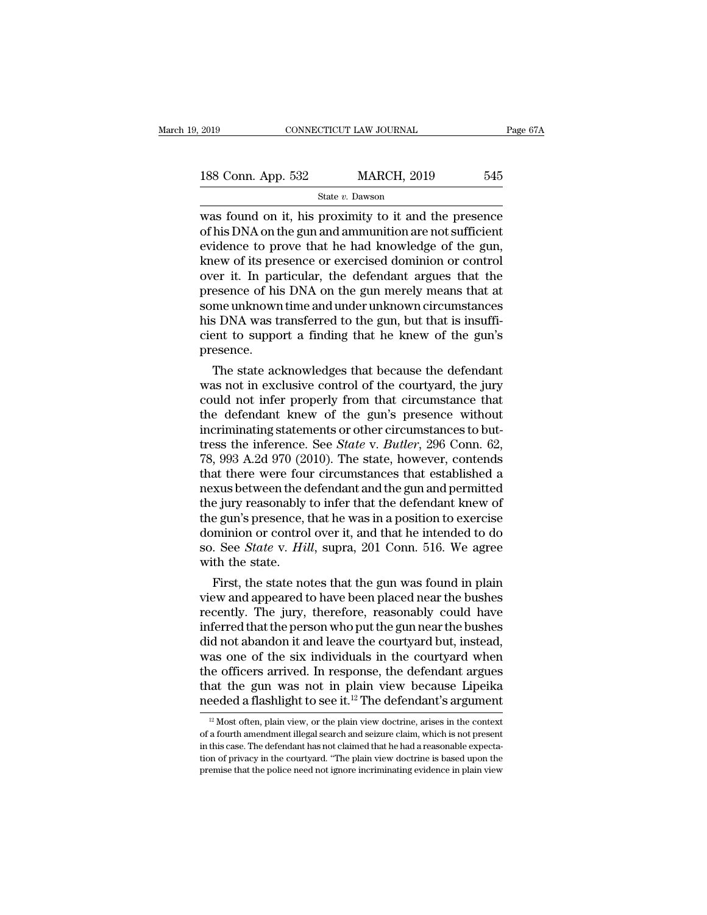was found on it, his proximity to it and the presence of his DNA on the gun and ammunition are not sufficient evidence to prove that he had knowledge of the gun, knew of its presence or exercised dominion or control over it. In particular, the defendant argues that the presence of his DNA on the gun merely means that at some unknown time and under unknown circumstances his DNA was transferred to the gun, but that is insufficient to support a finding that he knew of the gun's presence.

The state acknowledges that because the defendant was not in exclusive control of the courtyard, the jury could not infer properly from that circumstance that the defendant knew of the gun's presence without incriminating statements or other circumstances to buttress the inference. See *State* v. *Butler*, 296 Conn. 62, 78, 993 A.2d 970 (2010). The state, however, contends that there were four circumstances that established a nexus between the defendant and the gun and permitted the jury reasonably to infer that the defendant knew of the gun's presence, that he was in a position to exercise dominion or control over it, and that he intended to do so. See *State* v. *Hill*, supra, 201 Conn. 516. We agree with the state.

First, the state notes that the gun was found in plain view and appeared to have been placed near the bushes recently. The jury, therefore, reasonably could have inferred that the person who put the gun near the bushes did not abandon it and leave the courtyard but, instead, was one of the six individuals in the courtyard when the officers arrived. In response, the defendant argues that the gun was not in plain view because Lipeika needed a flashlight to see it.[12] The defendant's argument

[12] Most often, plain view, or the plain view doctrine, arises in the context of a fourth amendment illegal search and seizure claim, which is not present in this case. The defendant has not claimed that he had a reasonable expectation of privacy in the courtyard. "The plain view doctrine is based upon the premise that the police need not ignore incriminating evidence in plain view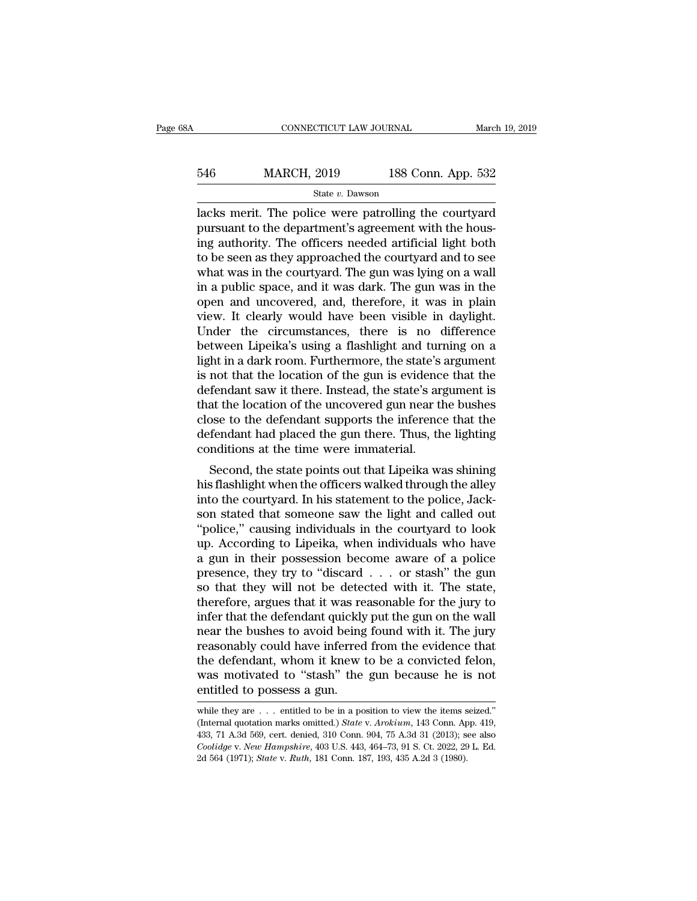lacks merit. The police were patrolling the courtyard pursuant to the department's agreement with the housing authority. The officers needed artificial light both to be seen as they approached the courtyard and to see what was in the courtyard. The gun was lying on a wall in a public space, and it was dark. The gun was in the open and uncovered, and, therefore, it was in plain view. It clearly would have been visible in daylight. Under the circumstances, there is no difference between Lipeika's using a flashlight and turning on a light in a dark room. Furthermore, the state's argument is not that the location of the gun is evidence that the defendant saw it there. Instead, the state's argument is that the location of the uncovered gun near the bushes close to the defendant supports the inference that the defendant had placed the gun there. Thus, the lighting conditions at the time were immaterial.

Second, the state points out that Lipeika was shining his flashlight when the officers walked through the alley into the courtyard. In his statement to the police, Jackson stated that someone saw the light and called out "police," causing individuals in the courtyard to look up. According to Lipeika, when individuals who have a gun in their possession become aware of a police presence, they try to "discard . . . or stash" the gun so that they will not be detected with it. The state, therefore, argues that it was reasonable for the jury to infer that the defendant quickly put the gun on the wall near the bushes to avoid being found with it. The jury reasonably could have inferred from the evidence that the defendant, whom it knew to be a convicted felon, was motivated to "stash" the gun because he is not entitled to possess a gun.

while they are . . . entitled to be in a position to view the items seized." (Internal quotation marks omitted.) *State* v. *Arokium*, 143 Conn. App. 419, 433, 71 A.3d 569, cert. denied, 310 Conn. 904, 75 A.3d 31 (2013); see also *Coolidge* v. *New Hampshire*, 403 U.S. 443, 464–73, 91 S. Ct. 2022, 29 L. Ed. 2d 564 (1971); *State* v. *Ruth*, 181 Conn. 187, 193, 435 A.2d 3 (1980).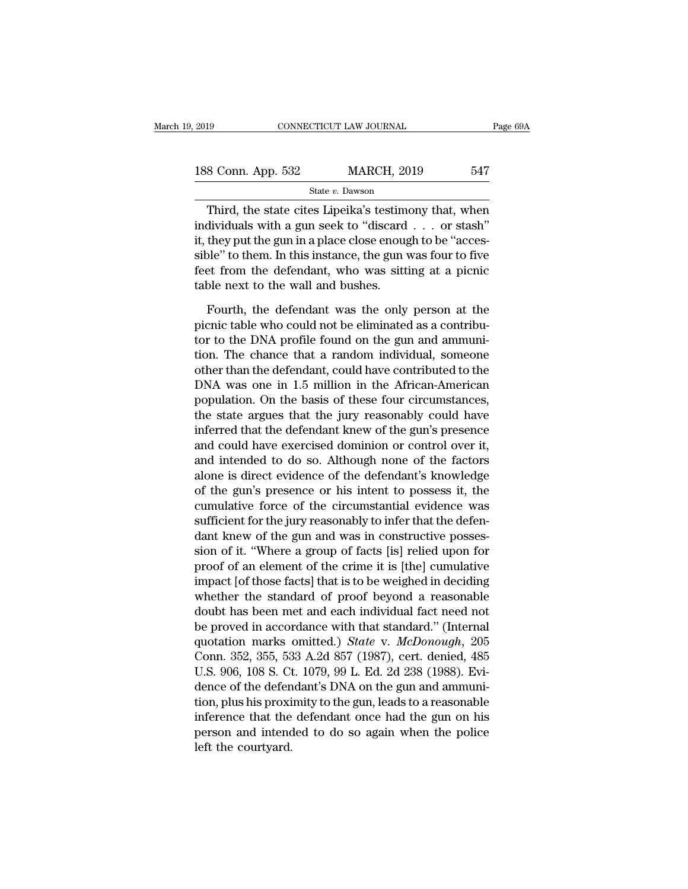Third, the state cites Lipeika's testimony that, when individuals with a gun seek to "discard . . . or stash" it, they put the gun in a place close enough to be "accessible" to them. In this instance, the gun was four to five feet from the defendant, who was sitting at a picnic table next to the wall and bushes.

Fourth, the defendant was the only person at the picnic table who could not be eliminated as a contributor to the DNA profile found on the gun and ammunition. The chance that a random individual, someone other than the defendant, could have contributed to the DNA was one in 1.5 million in the African-American population. On the basis of these four circumstances, the state argues that the jury reasonably could have inferred that the defendant knew of the gun's presence and could have exercised dominion or control over it, and intended to do so. Although none of the factors alone is direct evidence of the defendant's knowledge of the gun's presence or his intent to possess it, the cumulative force of the circumstantial evidence was sufficient for the jury reasonably to infer that the defendant knew of the gun and was in constructive possession of it. "Where a group of facts [is] relied upon for proof of an element of the crime it is [the] cumulative impact [of those facts] that is to be weighed in deciding whether the standard of proof beyond a reasonable doubt has been met and each individual fact need not be proved in accordance with that standard." (Internal quotation marks omitted.) *State* v. *McDonough*, 205 Conn. 352, 355, 533 A.2d 857 (1987), cert. denied, 485 U.S. 906, 108 S. Ct. 1079, 99 L. Ed. 2d 238 (1988). Evidence of the defendant's DNA on the gun and ammunition, plus his proximity to the gun, leads to a reasonable inference that the defendant once had the gun on his person and intended to do so again when the police left the courtyard.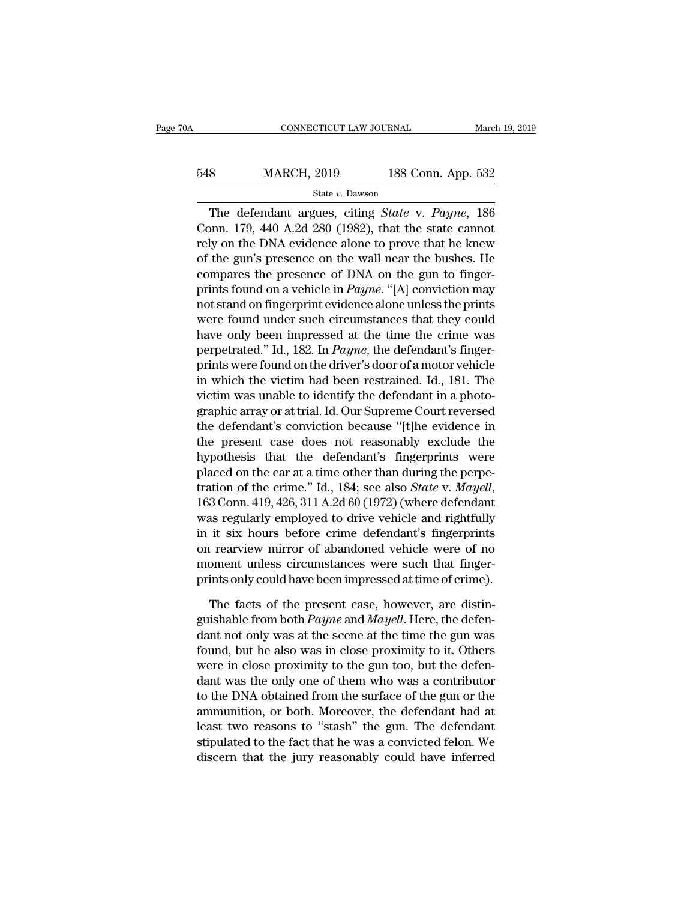The defendant argues, citing *State* v. *Payne*, 186 Conn. 179, 440 A.2d 280 (1982), that the state cannot rely on the DNA evidence alone to prove that he knew of the gun's presence on the wall near the bushes. He compares the presence of DNA on the gun to fingerprints found on a vehicle in *Payne*. "[A] conviction may not stand on fingerprint evidence alone unless the prints were found under such circumstances that they could have only been impressed at the time the crime was perpetrated." Id., 182. In *Payne*, the defendant's fingerprints were found on the driver's door of a motor vehicle in which the victim had been restrained. Id., 181. The victim was unable to identify the defendant in a photographic array or at trial. Id. Our Supreme Court reversed the defendant's conviction because "[t]he evidence in the present case does not reasonably exclude the hypothesis that the defendant's fingerprints were placed on the car at a time other than during the perpetration of the crime." Id., 184; see also *State* v. *Mayell*, 163 Conn. 419, 426, 311 A.2d 60 (1972) (where defendant was regularly employed to drive vehicle and rightfully in it six hours before crime defendant's fingerprints on rearview mirror of abandoned vehicle were of no moment unless circumstances were such that fingerprints only could have been impressed at time of crime).

The facts of the present case, however, are distinguishable from both *Payne* and *Mayell*. Here, the defendant not only was at the scene at the time the gun was found, but he also was in close proximity to it. Others were in close proximity to the gun too, but the defendant was the only one of them who was a contributor to the DNA obtained from the surface of the gun or the ammunition, or both. Moreover, the defendant had at least two reasons to "stash" the gun. The defendant stipulated to the fact that he was a convicted felon. We discern that the jury reasonably could have inferred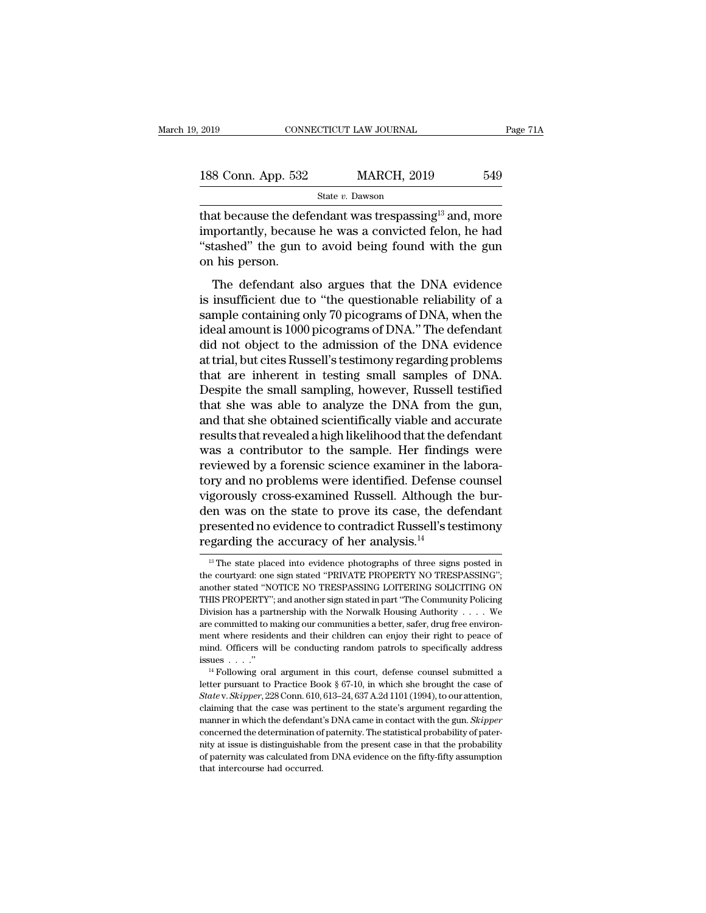that because the defendant was trespassing[13] and, more importantly, because he was a convicted felon, he had "stashed" the gun to avoid being found with the gun on his person.

The defendant also argues that the DNA evidence is insufficient due to "the questionable reliability of a sample containing only 70 picograms of DNA, when the ideal amount is 1000 picograms of DNA." The defendant did not object to the admission of the DNA evidence at trial, but cites Russell's testimony regarding problems that are inherent in testing small samples of DNA. Despite the small sampling, however, Russell testified that she was able to analyze the DNA from the gun, and that she obtained scientifically viable and accurate results that revealed a high likelihood that the defendant was a contributor to the sample. Her findings were reviewed by a forensic science examiner in the laboratory and no problems were identified. Defense counsel vigorously cross-examined Russell. Although the burden was on the state to prove its case, the defendant presented no evidence to contradict Russell's testimony regarding the accuracy of her analysis.[14]

[13] The state placed into evidence photographs of three signs posted in the courtyard: one sign stated "PRIVATE PROPERTY NO TRESPASSING"; another stated "NOTICE NO TRESPASSING LOITERING SOLICITING ON THIS PROPERTY"; and another sign stated in part "The Community Policing Division has a partnership with the Norwalk Housing Authority . . . . We are committed to making our communities a better, safer, drug free environment where residents and their children can enjoy their right to peace of mind. Officers will be conducting random patrols to specifically address issues . . . ."

[14] Following oral argument in this court, defense counsel submitted a letter pursuant to Practice Book § 67-10, in which she brought the case of *State* v. *Skipper*, 228 Conn. 610, 613–24, 637 A.2d 1101 (1994), to our attention, claiming that the case was pertinent to the state's argument regarding the manner in which the defendant's DNA came in contact with the gun. *Skipper* concerned the determination of paternity. The statistical probability of paternity at issue is distinguishable from the present case in that the probability of paternity was calculated from DNA evidence on the fifty-fifty assumption that intercourse had occurred.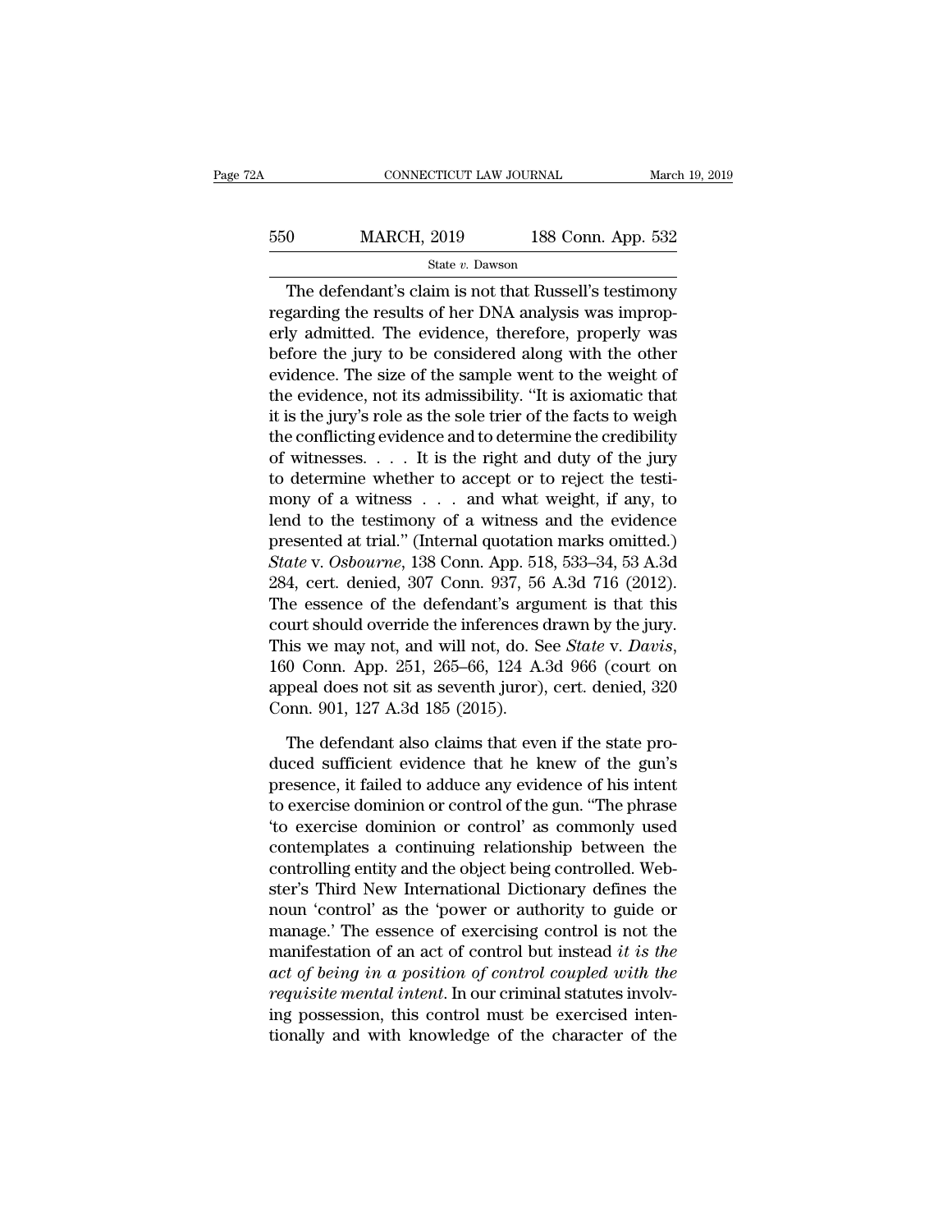The defendant's claim is not that Russell's testimony regarding the results of her DNA analysis was improperly admitted. The evidence, therefore, properly was before the jury to be considered along with the other evidence. The size of the sample went to the weight of the evidence, not its admissibility. "It is axiomatic that it is the jury's role as the sole trier of the facts to weigh the conflicting evidence and to determine the credibility of witnesses. . . . It is the right and duty of the jury to determine whether to accept or to reject the testimony of a witness . . . and what weight, if any, to lend to the testimony of a witness and the evidence presented at trial." (Internal quotation marks omitted.) *State* v. *Osbourne*, 138 Conn. App. 518, 533–34, 53 A.3d 284, cert. denied, 307 Conn. 937, 56 A.3d 716 (2012). The essence of the defendant's argument is that this court should override the inferences drawn by the jury. This we may not, and will not, do. See *State* v. *Davis*, 160 Conn. App. 251, 265–66, 124 A.3d 966 (court on appeal does not sit as seventh juror), cert. denied, 320 Conn. 901, 127 A.3d 185 (2015).

The defendant also claims that even if the state produced sufficient evidence that he knew of the gun's presence, it failed to adduce any evidence of his intent to exercise dominion or control of the gun. "The phrase 'to exercise dominion or control' as commonly used contemplates a continuing relationship between the controlling entity and the object being controlled. Webster's Third New International Dictionary defines the noun 'control' as the 'power or authority to guide or manage.' The essence of exercising control is not the manifestation of an act of control but instead *it is the act of being in a position of control coupled with the requisite mental intent*. In our criminal statutes involving possession, this control must be exercised intentionally and with knowledge of the character of the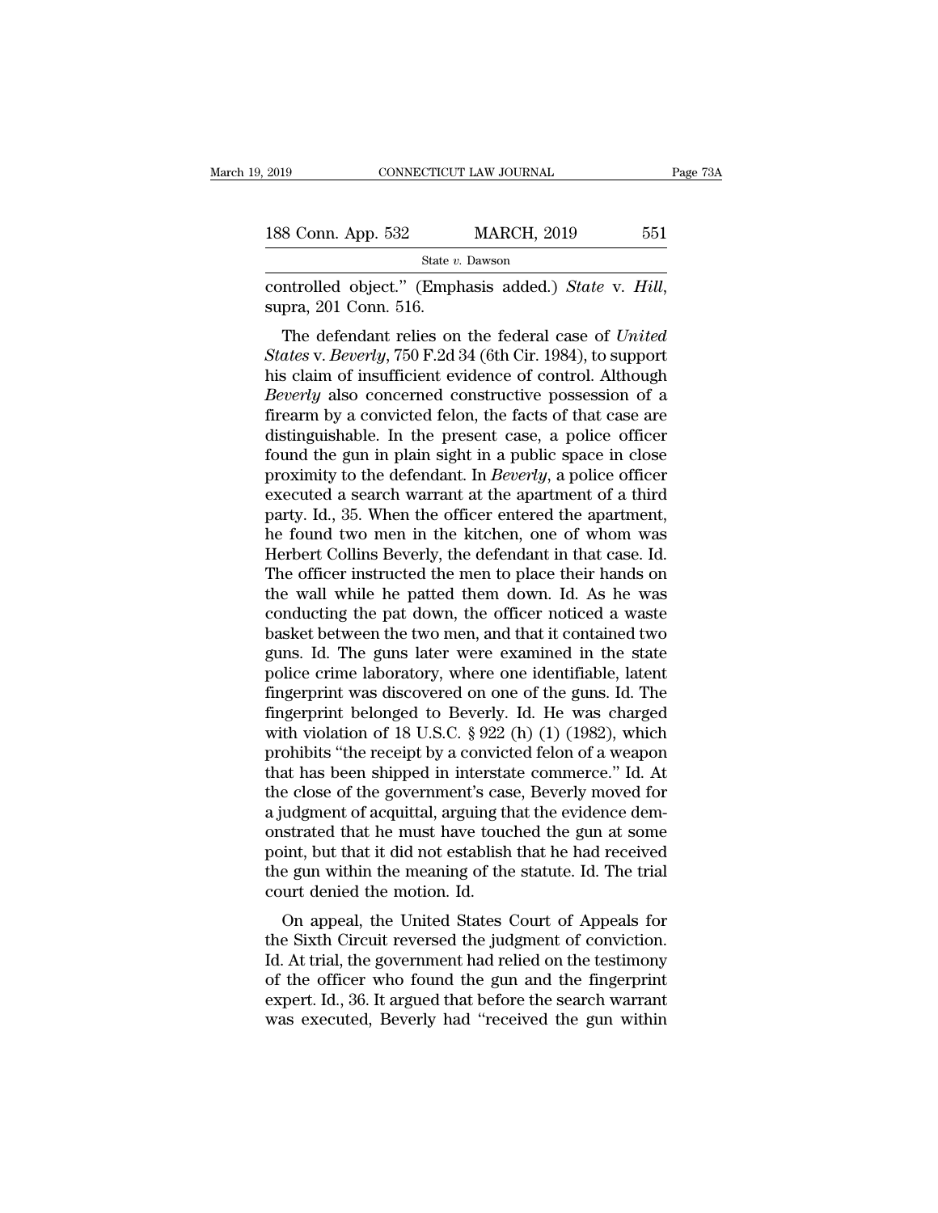controlled object." (Emphasis added.) *State* v. *Hill*, supra, 201 Conn. 516.

The defendant relies on the federal case of *United States* v. *Beverly*, 750 F.2d 34 (6th Cir. 1984), to support his claim of insufficient evidence of control. Although *Beverly* also concerned constructive possession of a firearm by a convicted felon, the facts of that case are distinguishable. In the present case, a police officer found the gun in plain sight in a public space in close proximity to the defendant. In *Beverly*, a police officer executed a search warrant at the apartment of a third party. Id., 35. When the officer entered the apartment, he found two men in the kitchen, one of whom was Herbert Collins Beverly, the defendant in that case. Id. The officer instructed the men to place their hands on the wall while he patted them down. Id. As he was conducting the pat down, the officer noticed a waste basket between the two men, and that it contained two guns. Id. The guns later were examined in the state police crime laboratory, where one identifiable, latent fingerprint was discovered on one of the guns. Id. The fingerprint belonged to Beverly. Id. He was charged with violation of 18 U.S.C. § 922 (h) (1) (1982), which prohibits "the receipt by a convicted felon of a weapon that has been shipped in interstate commerce." Id. At the close of the government's case, Beverly moved for a judgment of acquittal, arguing that the evidence demonstrated that he must have touched the gun at some point, but that it did not establish that he had received the gun within the meaning of the statute. Id. The trial court denied the motion. Id.

On appeal, the United States Court of Appeals for the Sixth Circuit reversed the judgment of conviction. Id. At trial, the government had relied on the testimony of the officer who found the gun and the fingerprint expert. Id., 36. It argued that before the search warrant was executed, Beverly had "received the gun within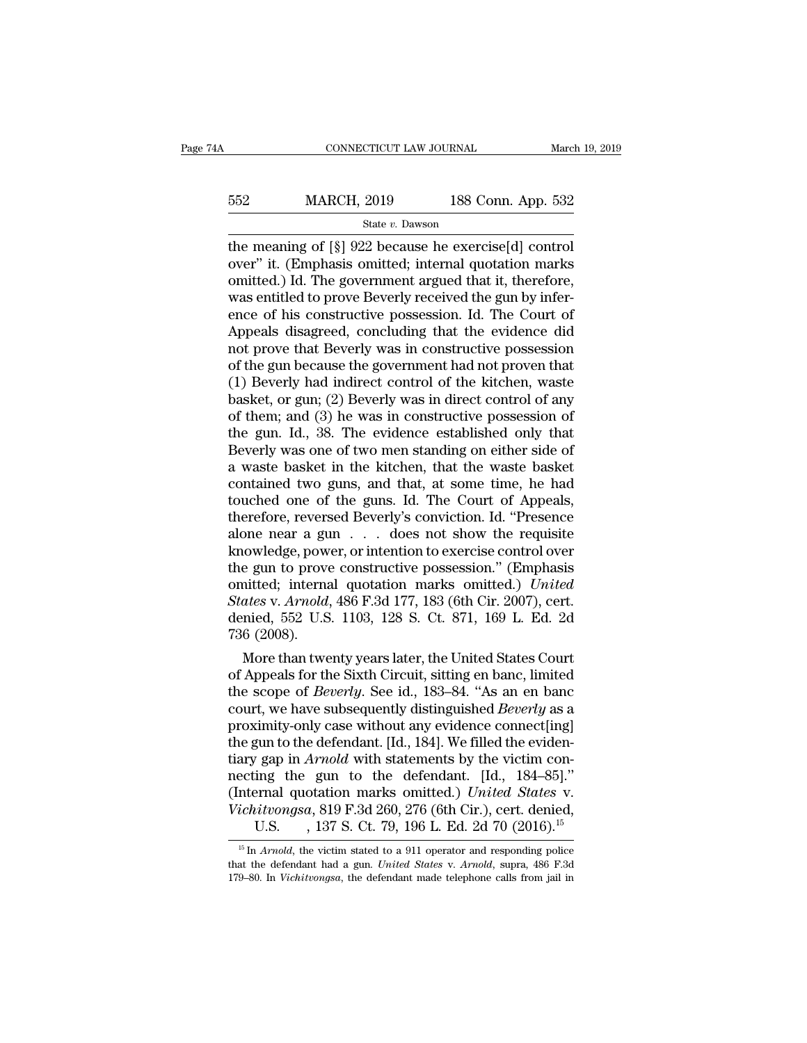the meaning of [§] 922 because he exercise[d] control over" it. (Emphasis omitted; internal quotation marks omitted.) Id. The government argued that it, therefore, was entitled to prove Beverly received the gun by inference of his constructive possession. Id. The Court of Appeals disagreed, concluding that the evidence did not prove that Beverly was in constructive possession of the gun because the government had not proven that (1) Beverly had indirect control of the kitchen, waste basket, or gun; (2) Beverly was in direct control of any of them; and (3) he was in constructive possession of the gun. Id., 38. The evidence established only that Beverly was one of two men standing on either side of a waste basket in the kitchen, that the waste basket contained two guns, and that, at some time, he had touched one of the guns. Id. The Court of Appeals, therefore, reversed Beverly's conviction. Id. "Presence alone near a gun . . . does not show the requisite knowledge, power, or intention to exercise control over the gun to prove constructive possession." (Emphasis omitted; internal quotation marks omitted.) *United States* v. *Arnold*, 486 F.3d 177, 183 (6th Cir. 2007), cert. denied, 552 U.S. 1103, 128 S. Ct. 871, 169 L. Ed. 2d 736 (2008).

More than twenty years later, the United States Court of Appeals for the Sixth Circuit, sitting en banc, limited the scope of *Beverly*. See id., 183–84. "As an en banc court, we have subsequently distinguished *Beverly* as a proximity-only case without any evidence connect[ing] the gun to the defendant. [Id., 184]. We filled the evidentiary gap in *Arnold* with statements by the victim connecting the gun to the defendant. [Id., 184–85]." (Internal quotation marks omitted.) *United States* v. *Vichitvongsa*, 819 F.3d 260, 276 (6th Cir.), cert. denied, U.S. , 137 S. Ct. 79, 196 L. Ed. 2d 70 (2016).[15]

[15] In *Arnold*, the victim stated to a 911 operator and responding police that the defendant had a gun. *United States* v. *Arnold*, supra, 486 F.3d 179–80. In *Vichitvongsa*, the defendant made telephone calls from jail in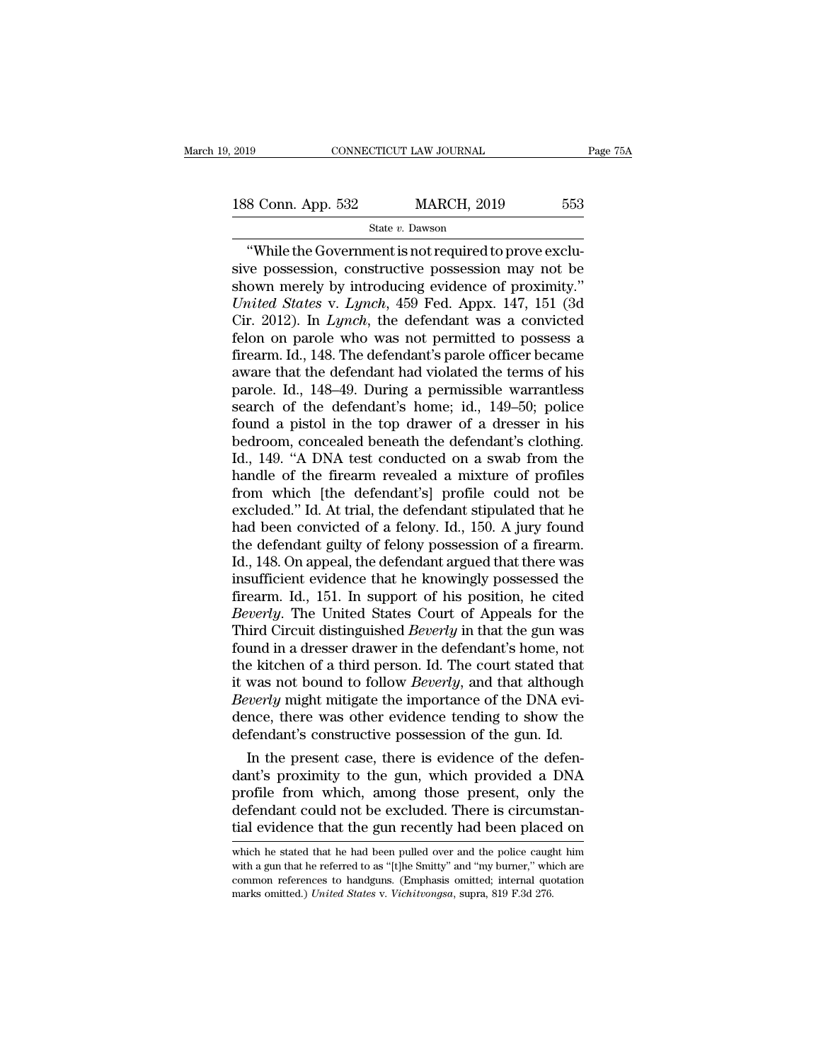"While the Government is not required to prove exclusive possession, constructive possession may not be shown merely by introducing evidence of proximity." *United States* v. *Lynch*, 459 Fed. Appx. 147, 151 (3d Cir. 2012). In *Lynch*, the defendant was a convicted felon on parole who was not permitted to possess a firearm. Id., 148. The defendant's parole officer became aware that the defendant had violated the terms of his parole. Id., 148–49. During a permissible warrantless search of the defendant's home; id., 149–50; police found a pistol in the top drawer of a dresser in his bedroom, concealed beneath the defendant's clothing. Id., 149. "A DNA test conducted on a swab from the handle of the firearm revealed a mixture of profiles from which [the defendant's] profile could not be excluded." Id. At trial, the defendant stipulated that he had been convicted of a felony. Id., 150. A jury found the defendant guilty of felony possession of a firearm. Id., 148. On appeal, the defendant argued that there was insufficient evidence that he knowingly possessed the firearm. Id., 151. In support of his position, he cited *Beverly*. The United States Court of Appeals for the Third Circuit distinguished *Beverly* in that the gun was found in a dresser drawer in the defendant's home, not the kitchen of a third person. Id. The court stated that it was not bound to follow *Beverly*, and that although *Beverly* might mitigate the importance of the DNA evidence, there was other evidence tending to show the defendant's constructive possession of the gun. Id.

In the present case, there is evidence of the defendant's proximity to the gun, which provided a DNA profile from which, among those present, only the defendant could not be excluded. There is circumstantial evidence that the gun recently had been placed on

which he stated that he had been pulled over and the police caught him with a gun that he referred to as "[t]he Smitty" and "my burner," which are common references to handguns. (Emphasis omitted; internal quotation marks omitted.) *United States* v. *Vichitvongsa*, supra, 819 F.3d 276.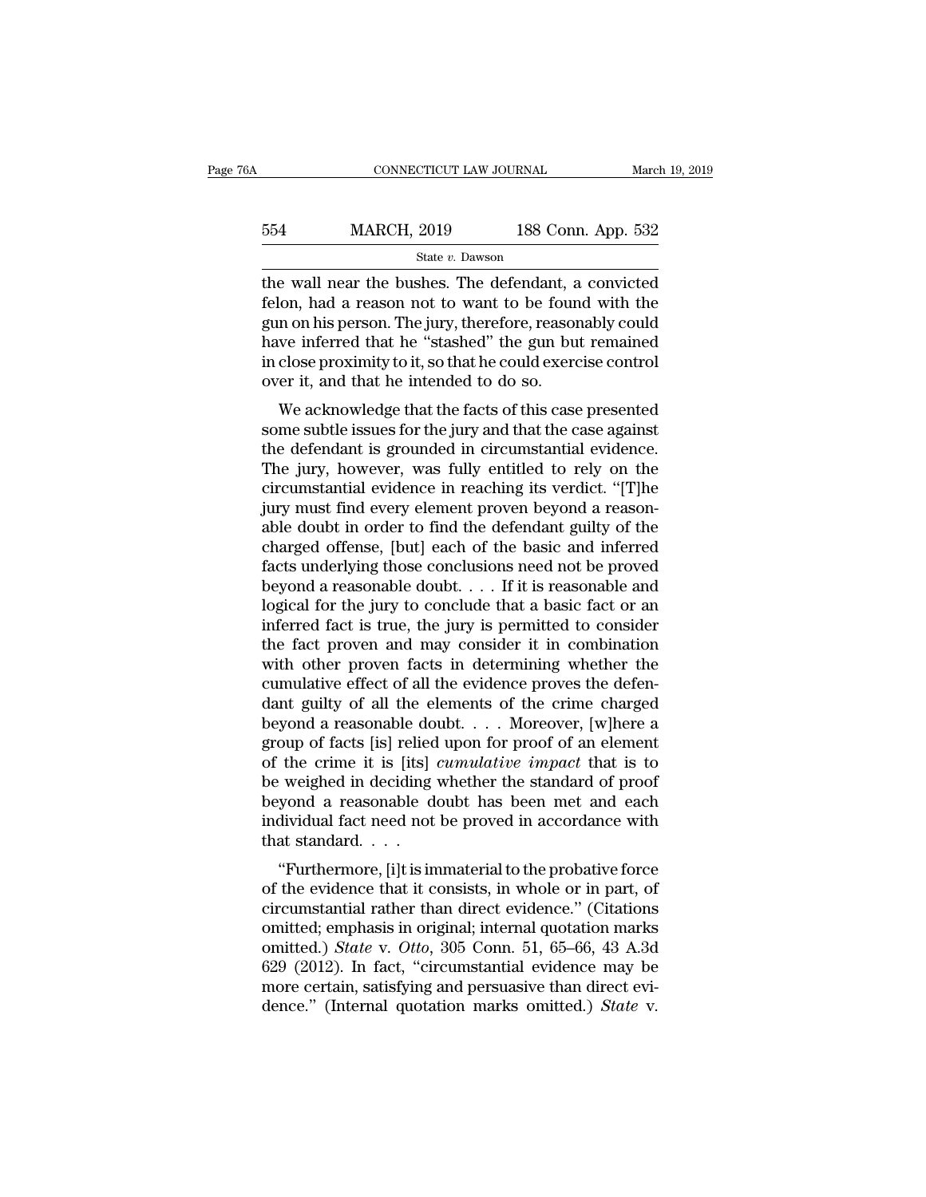the wall near the bushes. The defendant, a convicted felon, had a reason not to want to be found with the gun on his person. The jury, therefore, reasonably could have inferred that he "stashed" the gun but remained in close proximity to it, so that he could exercise control over it, and that he intended to do so.

We acknowledge that the facts of this case presented some subtle issues for the jury and that the case against the defendant is grounded in circumstantial evidence. The jury, however, was fully entitled to rely on the circumstantial evidence in reaching its verdict. "[T]he jury must find every element proven beyond a reasonable doubt in order to find the defendant guilty of the charged offense, [but] each of the basic and inferred facts underlying those conclusions need not be proved beyond a reasonable doubt. . . . If it is reasonable and logical for the jury to conclude that a basic fact or an inferred fact is true, the jury is permitted to consider the fact proven and may consider it in combination with other proven facts in determining whether the cumulative effect of all the evidence proves the defendant guilty of all the elements of the crime charged beyond a reasonable doubt. . . . Moreover, [w]here a group of facts [is] relied upon for proof of an element of the crime it is [its] *cumulative impact* that is to be weighed in deciding whether the standard of proof beyond a reasonable doubt has been met and each individual fact need not be proved in accordance with that standard. . . .

"Furthermore, [i]t is immaterial to the probative force of the evidence that it consists, in whole or in part, of circumstantial rather than direct evidence." (Citations omitted; emphasis in original; internal quotation marks omitted.) *State* v. *Otto*, 305 Conn. 51, 65–66, 43 A.3d 629 (2012). In fact, "circumstantial evidence may be more certain, satisfying and persuasive than direct evidence." (Internal quotation marks omitted.) *State* v.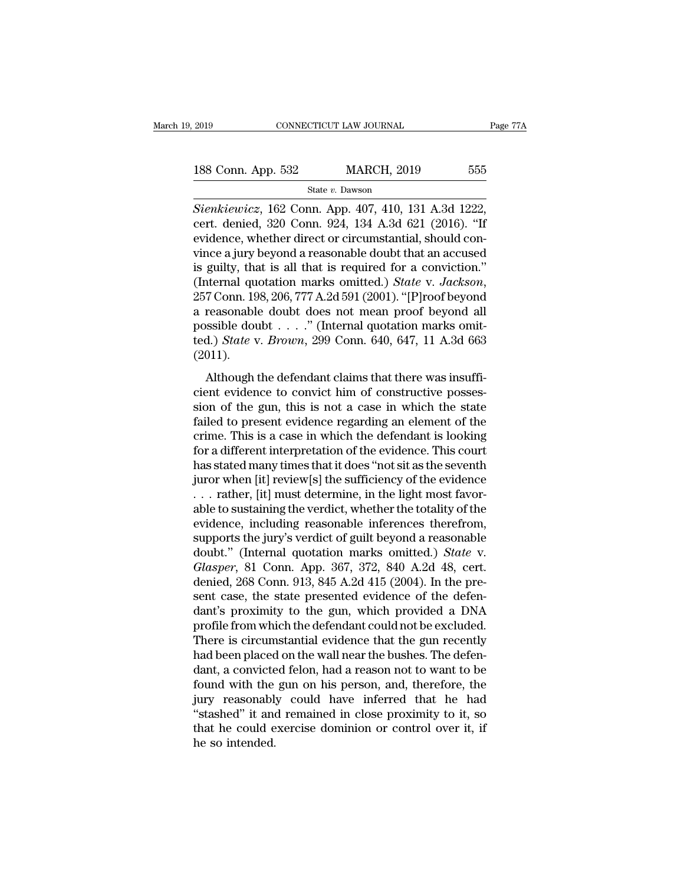*Sienkiewicz*, 162 Conn. App. 407, 410, 131 A.3d 1222, cert. denied, 320 Conn. 924, 134 A.3d 621 (2016). "If evidence, whether direct or circumstantial, should convince a jury beyond a reasonable doubt that an accused is guilty, that is all that is required for a conviction." (Internal quotation marks omitted.) *State* v. *Jackson*, 257 Conn. 198, 206, 777 A.2d 591 (2001). "[P]roof beyond a reasonable doubt does not mean proof beyond all possible doubt . . . ." (Internal quotation marks omitted.) *State* v. *Brown*, 299 Conn. 640, 647, 11 A.3d 663 (2011).

Although the defendant claims that there was insufficient evidence to convict him of constructive possession of the gun, this is not a case in which the state failed to present evidence regarding an element of the crime. This is a case in which the defendant is looking for a different interpretation of the evidence. This court has stated many times that it does "not sit as the seventh juror when [it] review[s] the sufficiency of the evidence . . . rather, [it] must determine, in the light most favorable to sustaining the verdict, whether the totality of the evidence, including reasonable inferences therefrom, supports the jury's verdict of guilt beyond a reasonable doubt." (Internal quotation marks omitted.) *State* v. *Glasper*, 81 Conn. App. 367, 372, 840 A.2d 48, cert. denied, 268 Conn. 913, 845 A.2d 415 (2004). In the present case, the state presented evidence of the defendant's proximity to the gun, which provided a DNA profile from which the defendant could not be excluded. There is circumstantial evidence that the gun recently had been placed on the wall near the bushes. The defendant, a convicted felon, had a reason not to want to be found with the gun on his person, and, therefore, the jury reasonably could have inferred that he had "stashed" it and remained in close proximity to it, so that he could exercise dominion or control over it, if he so intended.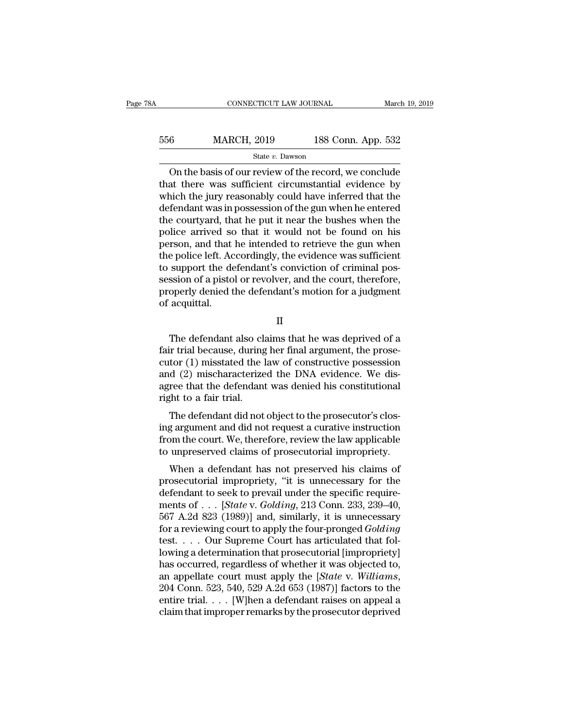On the basis of our review of the record, we conclude that there was sufficient circumstantial evidence by which the jury reasonably could have inferred that the defendant was in possession of the gun when he entered the courtyard, that he put it near the bushes when the police arrived so that it would not be found on his person, and that he intended to retrieve the gun when the police left. Accordingly, the evidence was sufficient to support the defendant's conviction of criminal possession of a pistol or revolver, and the court, therefore, properly denied the defendant's motion for a judgment of acquittal.

II

The defendant also claims that he was deprived of a fair trial because, during her final argument, the prosecutor (1) misstated the law of constructive possession and (2) mischaracterized the DNA evidence. We disagree that the defendant was denied his constitutional right to a fair trial.

The defendant did not object to the prosecutor's closing argument and did not request a curative instruction from the court. We, therefore, review the law applicable to unpreserved claims of prosecutorial impropriety.

When a defendant has not preserved his claims of prosecutorial impropriety, "it is unnecessary for the defendant to seek to prevail under the specific requirements of . . . [*State* v. *Golding*, 213 Conn. 233, 239–40, 567 A.2d 823 (1989)] and, similarly, it is unnecessary for a reviewing court to apply the four-pronged *Golding* test. . . . Our Supreme Court has articulated that following a determination that prosecutorial [impropriety] has occurred, regardless of whether it was objected to, an appellate court must apply the [*State* v. *Williams*, 204 Conn. 523, 540, 529 A.2d 653 (1987)] factors to the entire trial. . . . [W]hen a defendant raises on appeal a claim that improper remarks by the prosecutor deprived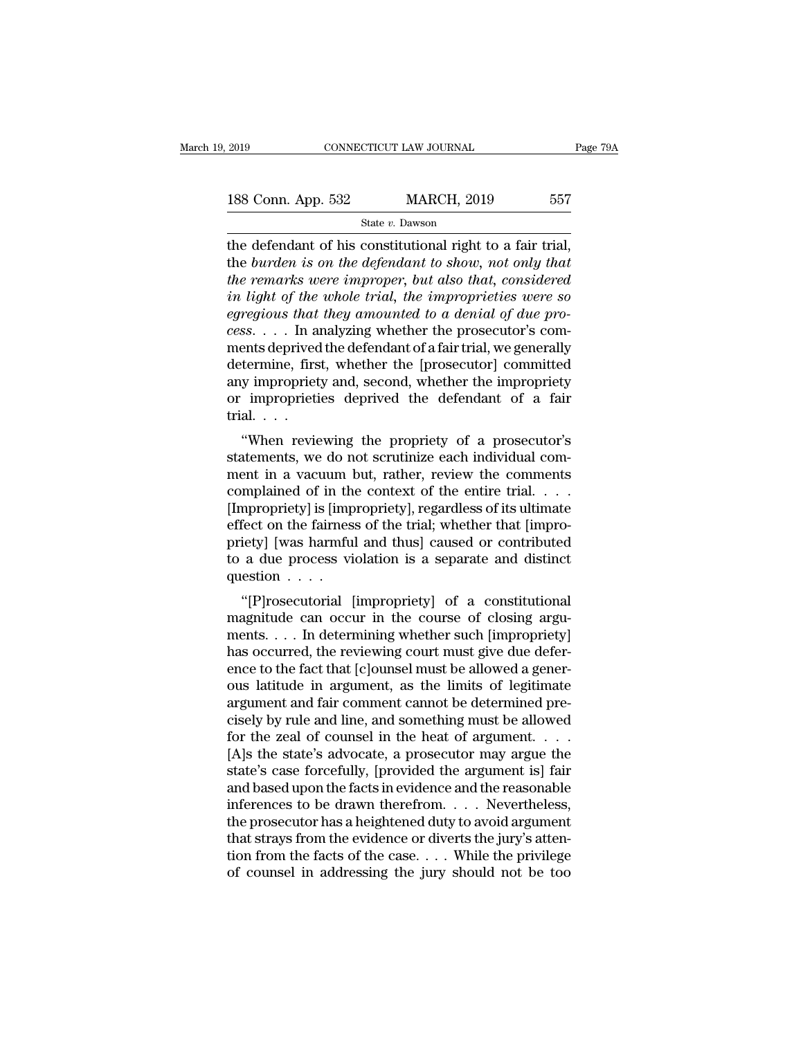the defendant of his constitutional right to a fair trial, the *burden is on the defendant to show, not only that the remarks were improper, but also that, considered in light of the whole trial, the improprieties were so egregious that they amounted to a denial of due process*. . . . In analyzing whether the prosecutor's comments deprived the defendant of a fair trial, we generally determine, first, whether the [prosecutor] committed any impropriety and, second, whether the impropriety or improprieties deprived the defendant of a fair trial. . . .

"When reviewing the propriety of a prosecutor's statements, we do not scrutinize each individual comment in a vacuum but, rather, review the comments complained of in the context of the entire trial. . . . [Impropriety] is [impropriety], regardless of its ultimate effect on the fairness of the trial; whether that [impropriety] [was harmful and thus] caused or contributed to a due process violation is a separate and distinct question . . . .

"[P]rosecutorial [impropriety] of a constitutional magnitude can occur in the course of closing arguments. . . . In determining whether such [impropriety] has occurred, the reviewing court must give due deference to the fact that [c]ounsel must be allowed a generous latitude in argument, as the limits of legitimate argument and fair comment cannot be determined precisely by rule and line, and something must be allowed for the zeal of counsel in the heat of argument. . . . [A]s the state's advocate, a prosecutor may argue the state's case forcefully, [provided the argument is] fair and based upon the facts in evidence and the reasonable inferences to be drawn therefrom. . . . Nevertheless, the prosecutor has a heightened duty to avoid argument that strays from the evidence or diverts the jury's attention from the facts of the case. . . . While the privilege of counsel in addressing the jury should not be too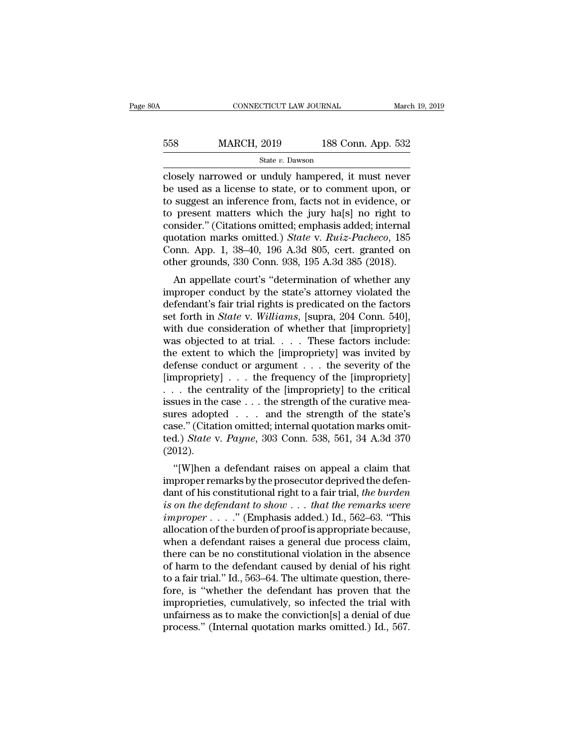closely narrowed or unduly hampered, it must never be used as a license to state, or to comment upon, or to suggest an inference from, facts not in evidence, or to present matters which the jury ha[s] no right to consider." (Citations omitted; emphasis added; internal quotation marks omitted.) *State* v. *Ruiz-Pacheco*, 185 Conn. App. 1, 38–40, 196 A.3d 805, cert. granted on other grounds, 330 Conn. 938, 195 A.3d 385 (2018).

An appellate court's "determination of whether any improper conduct by the state's attorney violated the defendant's fair trial rights is predicated on the factors set forth in *State* v. *Williams*, [supra, 204 Conn. 540], with due consideration of whether that [impropriety] was objected to at trial. . . . These factors include: the extent to which the [impropriety] was invited by defense conduct or argument . . . the severity of the [impropriety] . . . the frequency of the [impropriety] . . . the centrality of the [impropriety] to the critical issues in the case . . . the strength of the curative measures adopted . . . and the strength of the state's case." (Citation omitted; internal quotation marks omitted.) *State* v. *Payne*, 303 Conn. 538, 561, 34 A.3d 370 (2012).

"[W]hen a defendant raises on appeal a claim that improper remarks by the prosecutor deprived the defendant of his constitutional right to a fair trial, *the burden is on the defendant to show . . . that the remarks were improper* . . . ." (Emphasis added.) Id., 562–63. "This allocation of the burden of proof is appropriate because, when a defendant raises a general due process claim, there can be no constitutional violation in the absence of harm to the defendant caused by denial of his right to a fair trial." Id., 563–64. The ultimate question, therefore, is "whether the defendant has proven that the improprieties, cumulatively, so infected the trial with unfairness as to make the conviction[s] a denial of due process." (Internal quotation marks omitted.) Id., 567.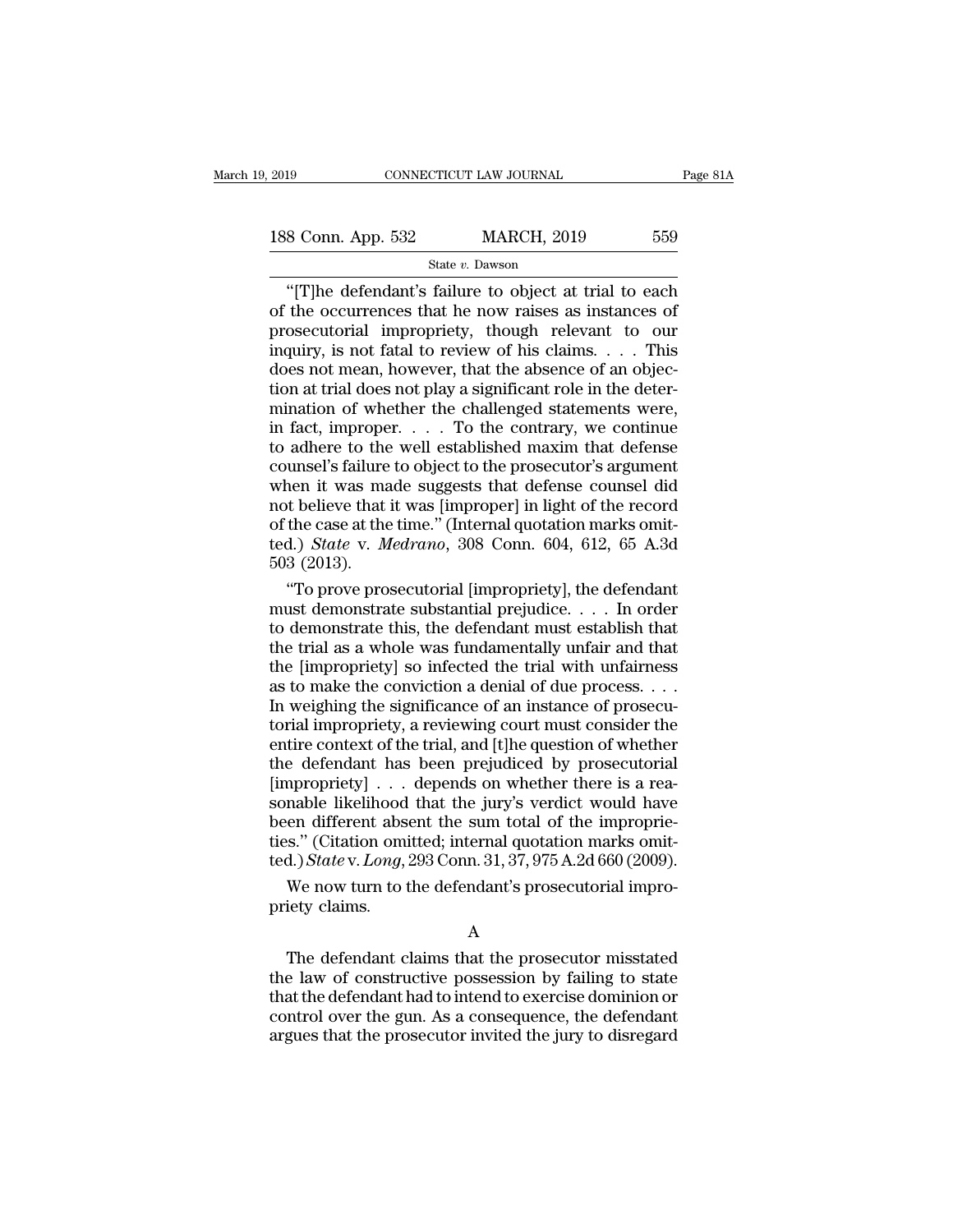"[T]he defendant's failure to object at trial to each of the occurrences that he now raises as instances of prosecutorial impropriety, though relevant to our inquiry, is not fatal to review of his claims. . . . This does not mean, however, that the absence of an objection at trial does not play a significant role in the determination of whether the challenged statements were, in fact, improper. . . . To the contrary, we continue to adhere to the well established maxim that defense counsel's failure to object to the prosecutor's argument when it was made suggests that defense counsel did not believe that it was [improper] in light of the record of the case at the time." (Internal quotation marks omitted.) *State* v. *Medrano*, 308 Conn. 604, 612, 65 A.3d 503 (2013).

"To prove prosecutorial [impropriety], the defendant must demonstrate substantial prejudice. . . . In order to demonstrate this, the defendant must establish that the trial as a whole was fundamentally unfair and that the [impropriety] so infected the trial with unfairness as to make the conviction a denial of due process. . . . In weighing the significance of an instance of prosecutorial impropriety, a reviewing court must consider the entire context of the trial, and [t]he question of whether the defendant has been prejudiced by prosecutorial [impropriety] . . . depends on whether there is a reasonable likelihood that the jury's verdict would have been different absent the sum total of the improprieties." (Citation omitted; internal quotation marks omitted.) *State* v. *Long*, 293 Conn. 31, 37, 975 A.2d 660 (2009).

We now turn to the defendant's prosecutorial impropriety claims.

A

The defendant claims that the prosecutor misstated the law of constructive possession by failing to state that the defendant had to intend to exercise dominion or control over the gun. As a consequence, the defendant argues that the prosecutor invited the jury to disregard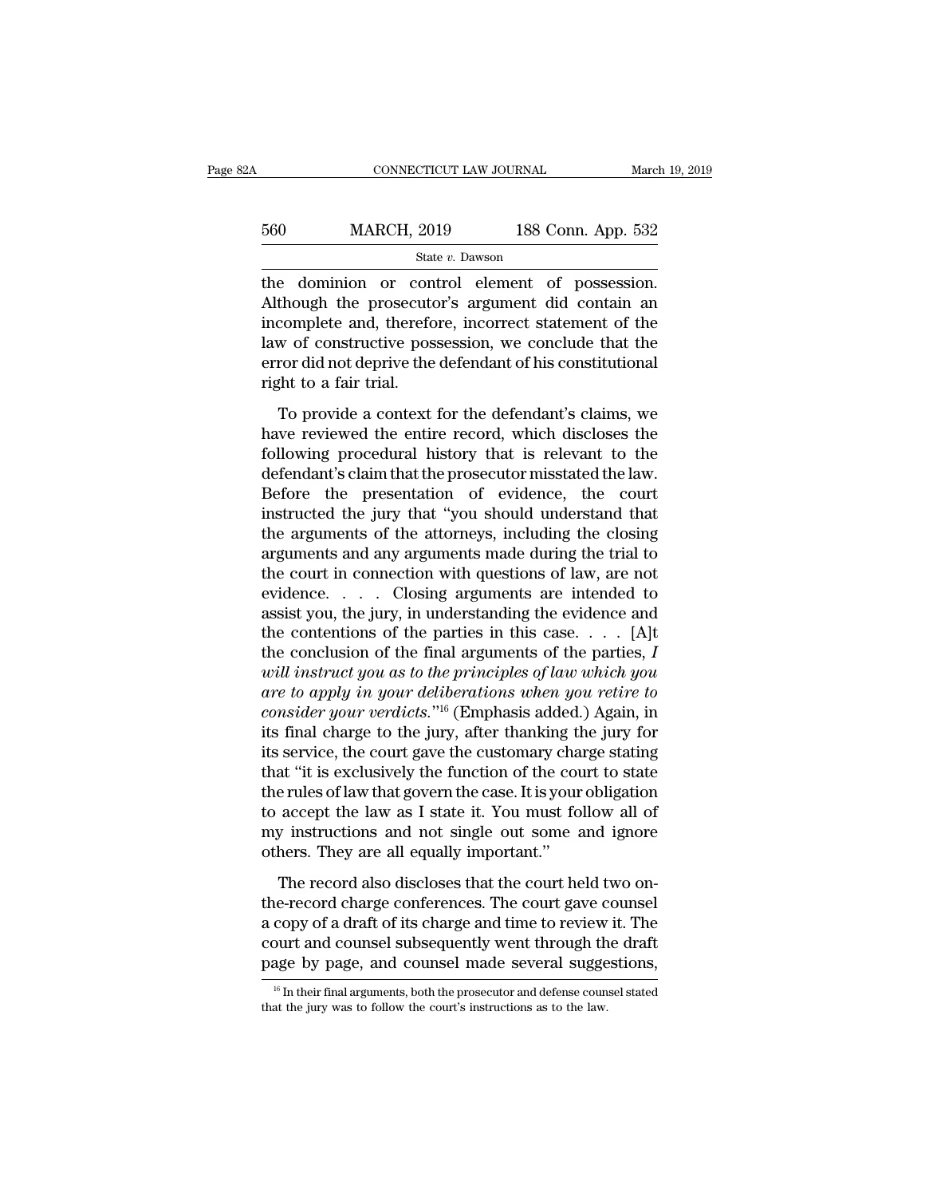the dominion or control element of possession. Although the prosecutor's argument did contain an incomplete and, therefore, incorrect statement of the law of constructive possession, we conclude that the error did not deprive the defendant of his constitutional right to a fair trial.

To provide a context for the defendant's claims, we have reviewed the entire record, which discloses the following procedural history that is relevant to the defendant's claim that the prosecutor misstated the law. Before the presentation of evidence, the court instructed the jury that "you should understand that the arguments of the attorneys, including the closing arguments and any arguments made during the trial to the court in connection with questions of law, are not evidence. . . . Closing arguments are intended to assist you, the jury, in understanding the evidence and the contentions of the parties in this case. . . . [A]t the conclusion of the final arguments of the parties, *I will instruct you as to the principles of law which you are to apply in your deliberations when you retire to consider your verdicts*."[16] (Emphasis added.) Again, in its final charge to the jury, after thanking the jury for its service, the court gave the customary charge stating that "it is exclusively the function of the court to state the rules of law that govern the case. It is your obligation to accept the law as I state it. You must follow all of my instructions and not single out some and ignore others. They are all equally important."

The record also discloses that the court held two on-the-record charge conferences. The court gave counsel a copy of a draft of its charge and time to review it. The court and counsel subsequently went through the draft page by page, and counsel made several suggestions,

[16] In their final arguments, both the prosecutor and defense counsel stated that the jury was to follow the court's instructions as to the law.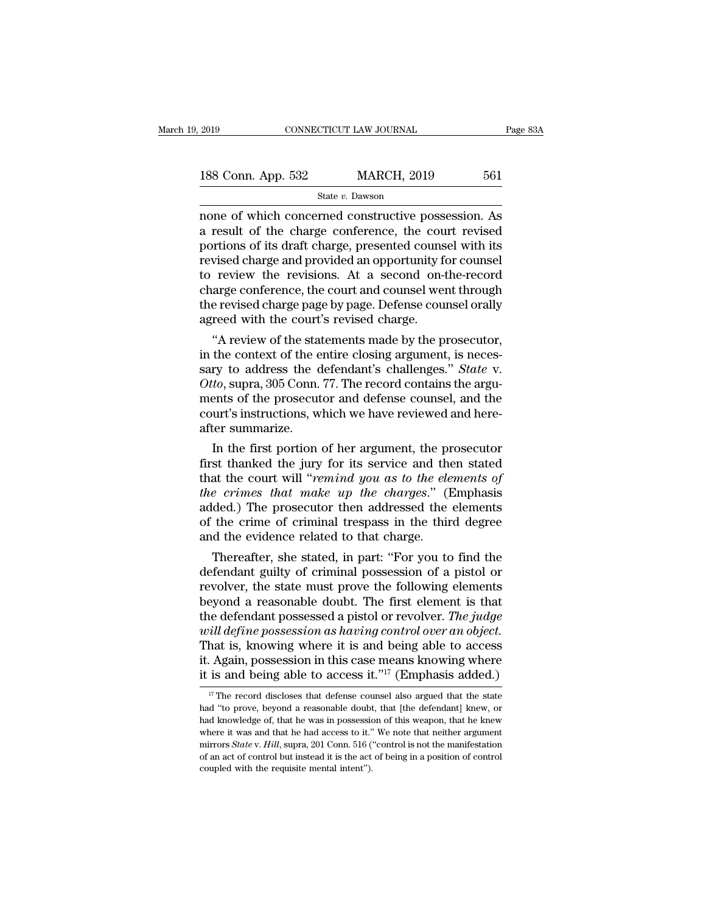none of which concerned constructive possession. As a result of the charge conference, the court revised portions of its draft charge, presented counsel with its revised charge and provided an opportunity for counsel to review the revisions. At a second on-the-record charge conference, the court and counsel went through the revised charge page by page. Defense counsel orally agreed with the court's revised charge.

"A review of the statements made by the prosecutor, in the context of the entire closing argument, is necessary to address the defendant's challenges." *State* v. *Otto*, supra, 305 Conn. 77. The record contains the arguments of the prosecutor and defense counsel, and the court's instructions, which we have reviewed and hereafter summarize.

In the first portion of her argument, the prosecutor first thanked the jury for its service and then stated that the court will "*remind you as to the elements of the crimes that make up the charges*." (Emphasis added.) The prosecutor then addressed the elements of the crime of criminal trespass in the third degree and the evidence related to that charge.

Thereafter, she stated, in part: "For you to find the defendant guilty of criminal possession of a pistol or revolver, the state must prove the following elements beyond a reasonable doubt. The first element is that the defendant possessed a pistol or revolver. *The judge will define possession as having control over an object.* That is, knowing where it is and being able to access it. Again, possession in this case means knowing where it is and being able to access it."[17] (Emphasis added.)

---

[17] The record discloses that defense counsel also argued that the state had "to prove, beyond a reasonable doubt, that [the defendant] knew, or had knowledge of, that he was in possession of this weapon, that he knew where it was and that he had access to it." We note that neither argument mirrors *State* v. *Hill*, supra, 201 Conn. 516 ("control is not the manifestation of an act of control but instead it is the act of being in a position of control coupled with the requisite mental intent").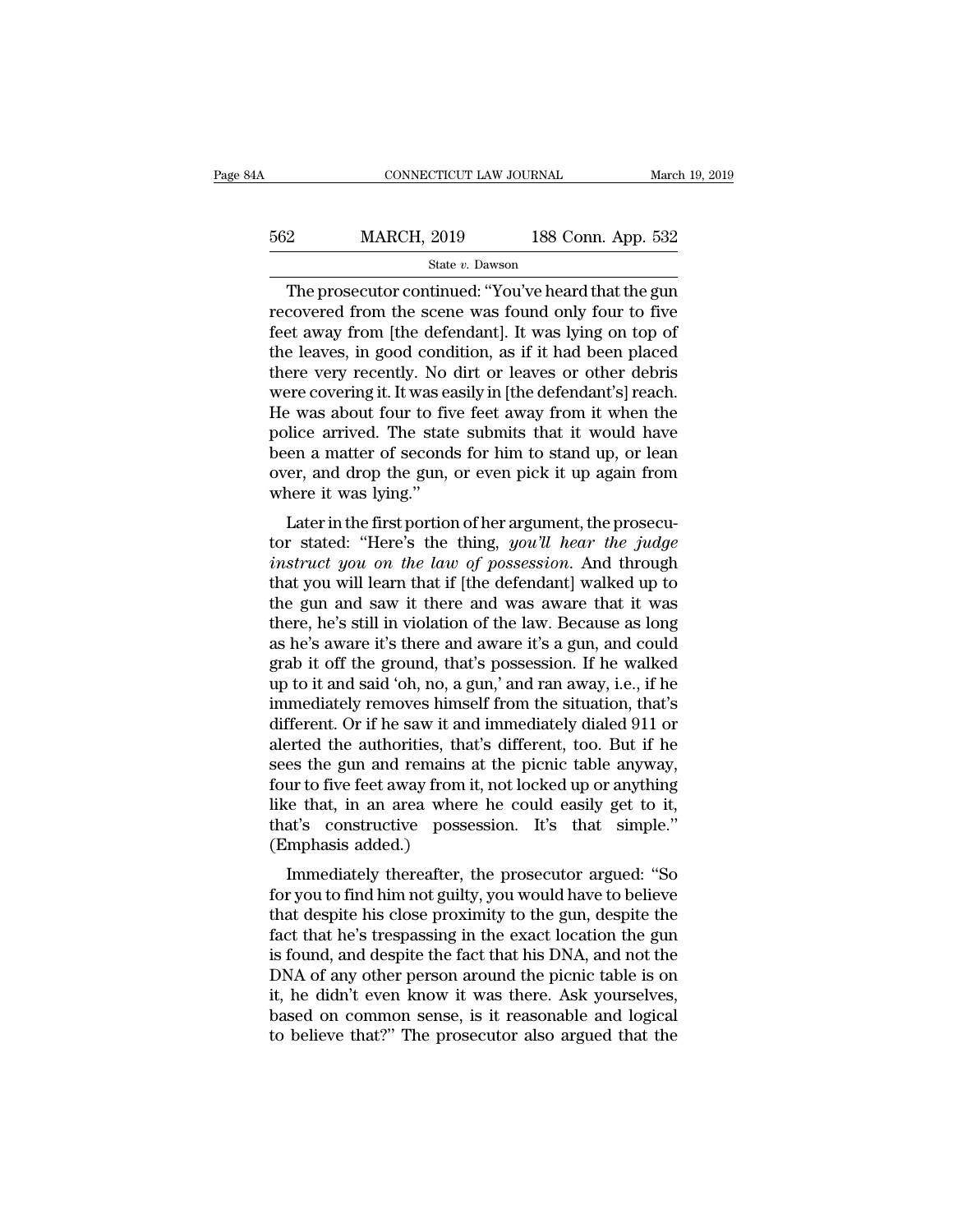The prosecutor continued: "You've heard that the gun recovered from the scene was found only four to five feet away from [the defendant]. It was lying on top of the leaves, in good condition, as if it had been placed there very recently. No dirt or leaves or other debris were covering it. It was easily in [the defendant's] reach. He was about four to five feet away from it when the police arrived. The state submits that it would have been a matter of seconds for him to stand up, or lean over, and drop the gun, or even pick it up again from where it was lying."

Later in the first portion of her argument, the prosecutor stated: "Here's the thing, *you'll hear the judge instruct you on the law of possession*. And through that you will learn that if [the defendant] walked up to the gun and saw it there and was aware that it was there, he's still in violation of the law. Because as long as he's aware it's there and aware it's a gun, and could grab it off the ground, that's possession. If he walked up to it and said 'oh, no, a gun,' and ran away, i.e., if he immediately removes himself from the situation, that's different. Or if he saw it and immediately dialed 911 or alerted the authorities, that's different, too. But if he sees the gun and remains at the picnic table anyway, four to five feet away from it, not locked up or anything like that, in an area where he could easily get to it, that's constructive possession. It's that simple." (Emphasis added.)

Immediately thereafter, the prosecutor argued: "So for you to find him not guilty, you would have to believe that despite his close proximity to the gun, despite the fact that he's trespassing in the exact location the gun is found, and despite the fact that his DNA, and not the DNA of any other person around the picnic table is on it, he didn't even know it was there. Ask yourselves, based on common sense, is it reasonable and logical to believe that?" The prosecutor also argued that the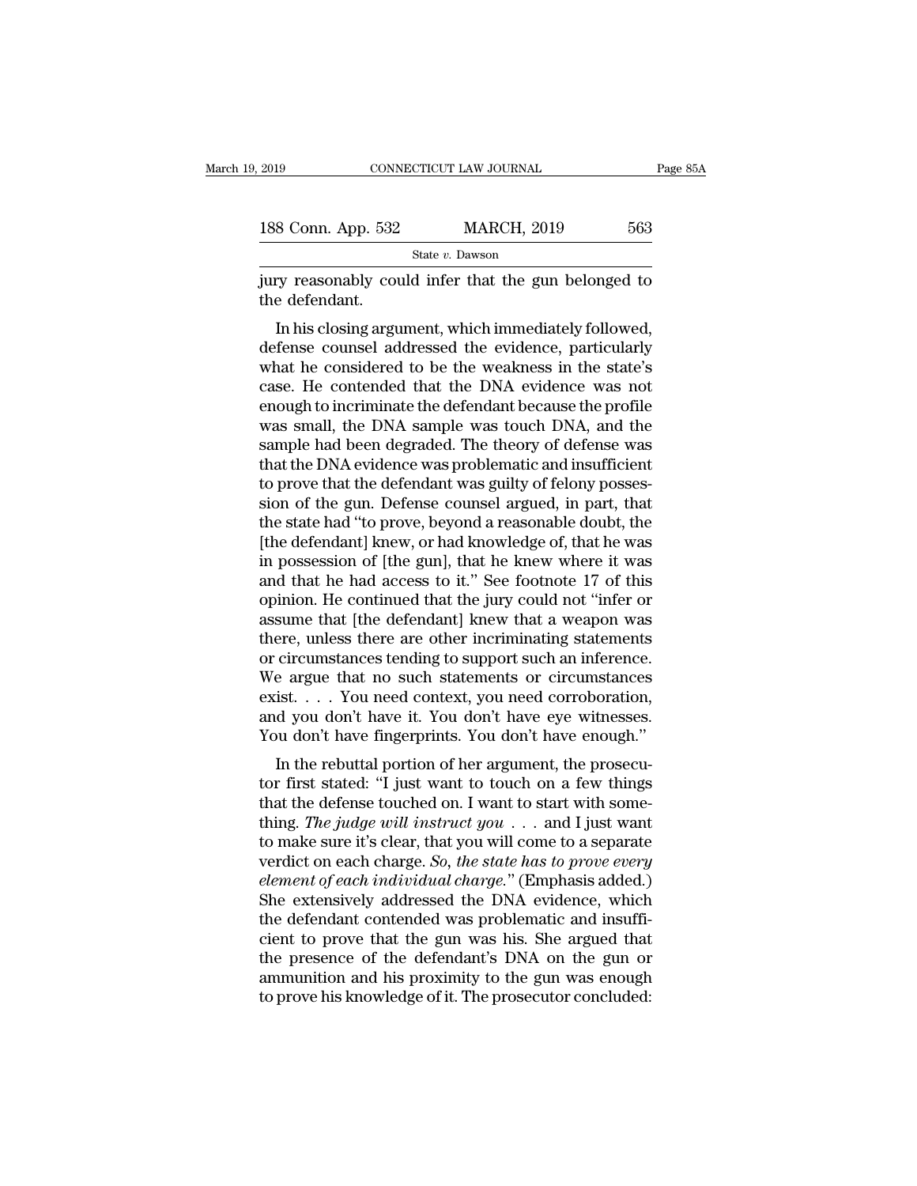jury reasonably could infer that the gun belonged to the defendant.

In his closing argument, which immediately followed, defense counsel addressed the evidence, particularly what he considered to be the weakness in the state's case. He contended that the DNA evidence was not enough to incriminate the defendant because the profile was small, the DNA sample was touch DNA, and the sample had been degraded. The theory of defense was that the DNA evidence was problematic and insufficient to prove that the defendant was guilty of felony possession of the gun. Defense counsel argued, in part, that the state had "to prove, beyond a reasonable doubt, the [the defendant] knew, or had knowledge of, that he was in possession of [the gun], that he knew where it was and that he had access to it." See footnote 17 of this opinion. He continued that the jury could not "infer or assume that [the defendant] knew that a weapon was there, unless there are other incriminating statements or circumstances tending to support such an inference. We argue that no such statements or circumstances exist. . . . You need context, you need corroboration, and you don't have it. You don't have eye witnesses. You don't have fingerprints. You don't have enough."

In the rebuttal portion of her argument, the prosecutor first stated: "I just want to touch on a few things that the defense touched on. I want to start with something. *The judge will instruct you* . . . and I just want to make sure it's clear, that you will come to a separate verdict on each charge. *So, the state has to prove every element of each individual charge.*" (Emphasis added.) She extensively addressed the DNA evidence, which the defendant contended was problematic and insufficient to prove that the gun was his. She argued that the presence of the defendant's DNA on the gun or ammunition and his proximity to the gun was enough to prove his knowledge of it. The prosecutor concluded: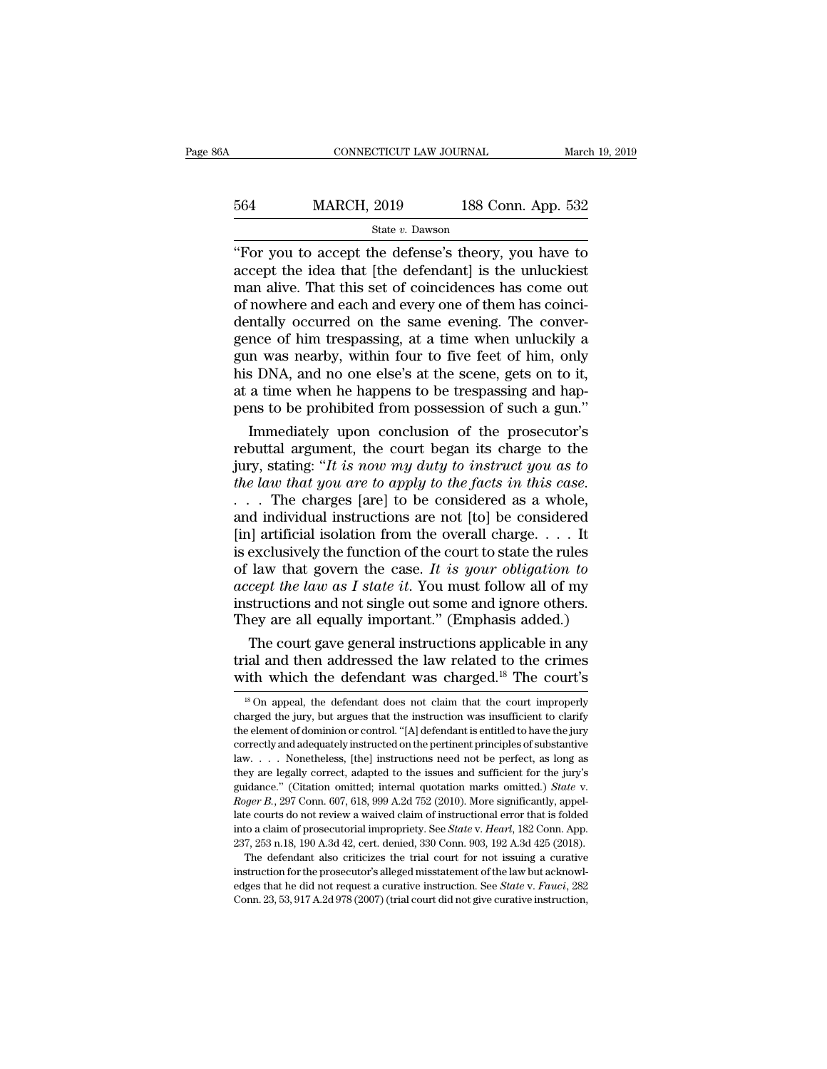"For you to accept the defense's theory, you have to accept the idea that [the defendant] is the unluckiest man alive. That this set of coincidences has come out of nowhere and each and every one of them has coincidentally occurred on the same evening. The convergence of him trespassing, at a time when unluckily a gun was nearby, within four to five feet of him, only his DNA, and no one else's at the scene, gets on to it, at a time when he happens to be trespassing and happens to be prohibited from possession of such a gun."

Immediately upon conclusion of the prosecutor's rebuttal argument, the court began its charge to the jury, stating: "*It is now my duty to instruct you as to the law that you are to apply to the facts in this case*. . . . The charges [are] to be considered as a whole, and individual instructions are not [to] be considered [in] artificial isolation from the overall charge. . . . It is exclusively the function of the court to state the rules of law that govern the case. *It is your obligation to accept the law as I state it*. You must follow all of my instructions and not single out some and ignore others. They are all equally important." (Emphasis added.)

The court gave general instructions applicable in any trial and then addressed the law related to the crimes with which the defendant was charged.[18] The court's

---

[18] On appeal, the defendant does not claim that the court improperly charged the jury, but argues that the instruction was insufficient to clarify the element of dominion or control. "[A] defendant is entitled to have the jury correctly and adequately instructed on the pertinent principles of substantive law. . . . Nonetheless, [the] instructions need not be perfect, as long as they are legally correct, adapted to the issues and sufficient for the jury's guidance." (Citation omitted; internal quotation marks omitted.) *State* v. *Roger B.*, 297 Conn. 607, 618, 999 A.2d 752 (2010). More significantly, appellate courts do not review a waived claim of instructional error that is folded into a claim of prosecutorial impropriety. See *State* v. *Hearl*, 182 Conn. App. 237, 253 n.18, 190 A.3d 42, cert. denied, 330 Conn. 903, 192 A.3d 425 (2018).

The defendant also criticizes the trial court for not issuing a curative instruction for the prosecutor's alleged misstatement of the law but acknowledges that he did not request a curative instruction. See *State* v. *Fauci*, 282 Conn. 23, 53, 917 A.2d 978 (2007) (trial court did not give curative instruction,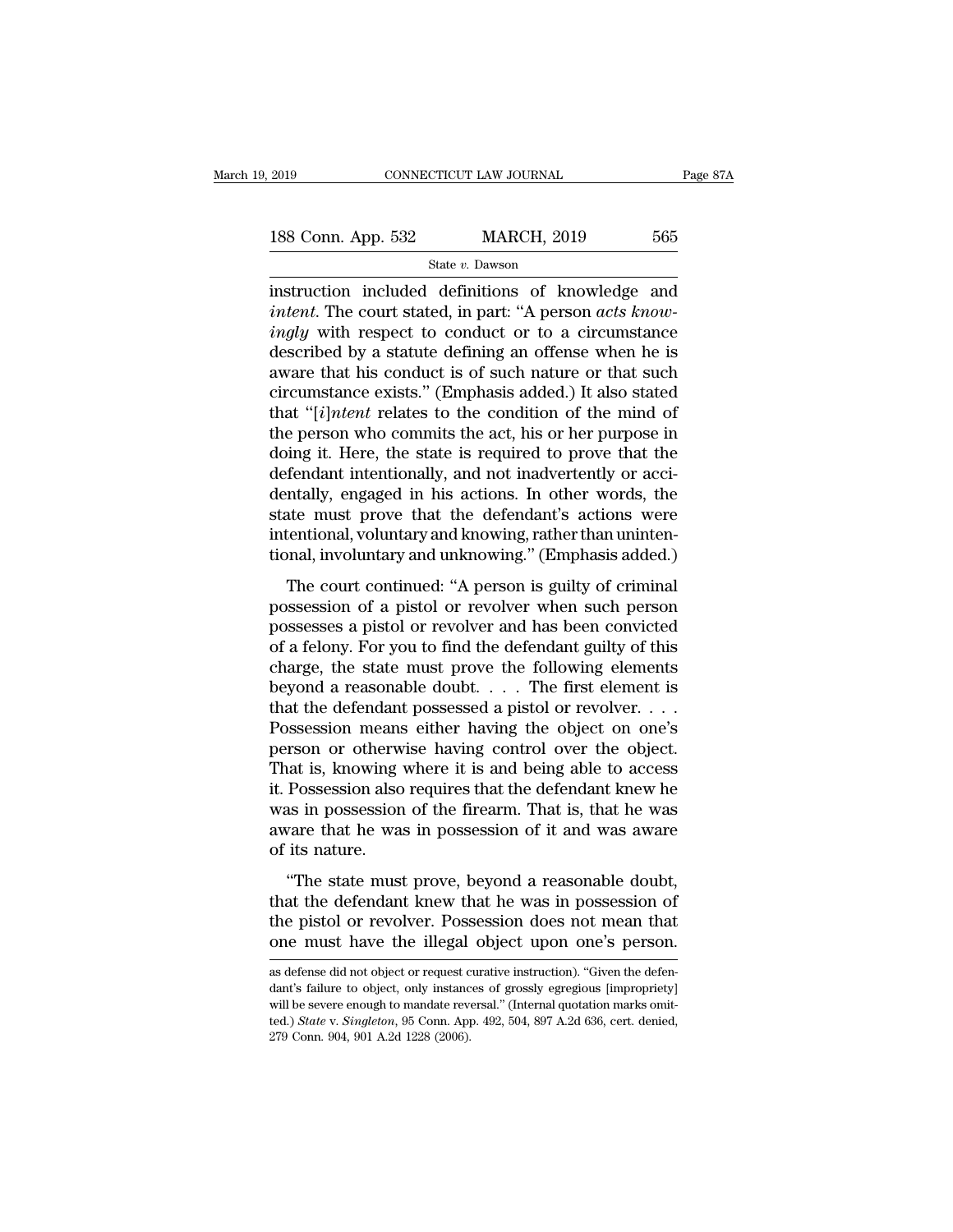instruction included definitions of knowledge and *intent*. The court stated, in part: "A person *acts knowingly* with respect to conduct or to a circumstance described by a statute defining an offense when he is aware that his conduct is of such nature or that such circumstance exists." (Emphasis added.) It also stated that "[*i*]*ntent* relates to the condition of the mind of the person who commits the act, his or her purpose in doing it. Here, the state is required to prove that the defendant intentionally, and not inadvertently or accidentally, engaged in his actions. In other words, the state must prove that the defendant's actions were intentional, voluntary and knowing, rather than unintentional, involuntary and unknowing." (Emphasis added.)

The court continued: "A person is guilty of criminal possession of a pistol or revolver when such person possesses a pistol or revolver and has been convicted of a felony. For you to find the defendant guilty of this charge, the state must prove the following elements beyond a reasonable doubt. . . . The first element is that the defendant possessed a pistol or revolver. . . . Possession means either having the object on one's person or otherwise having control over the object. That is, knowing where it is and being able to access it. Possession also requires that the defendant knew he was in possession of the firearm. That is, that he was aware that he was in possession of it and was aware of its nature.

"The state must prove, beyond a reasonable doubt, that the defendant knew that he was in possession of the pistol or revolver. Possession does not mean that one must have the illegal object upon one's person.

as defense did not object or request curative instruction). "Given the defendant's failure to object, only instances of grossly egregious [impropriety] will be severe enough to mandate reversal." (Internal quotation marks omitted.) *State* v. *Singleton*, 95 Conn. App. 492, 504, 897 A.2d 636, cert. denied, 279 Conn. 904, 901 A.2d 1228 (2006).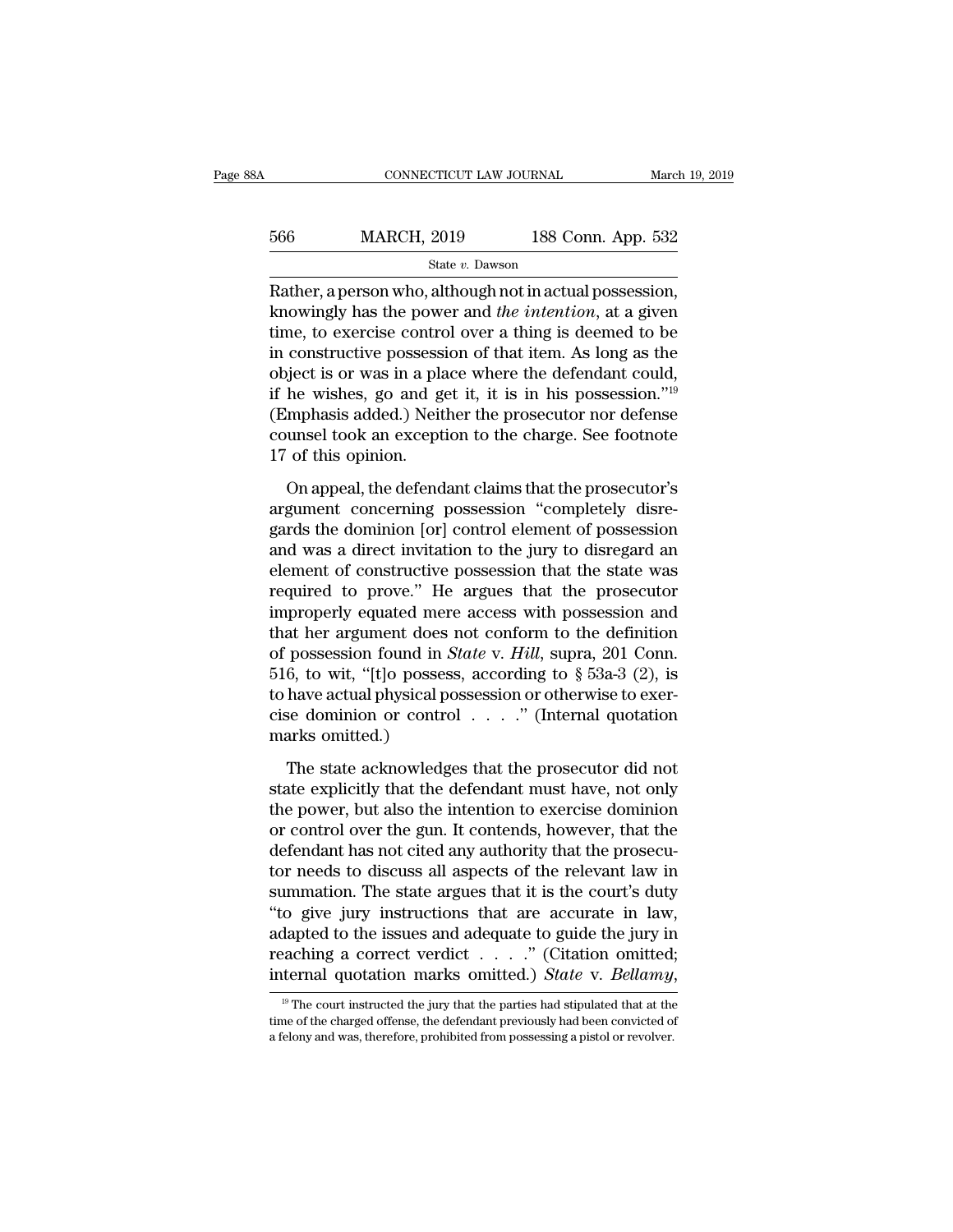Rather, a person who, although not in actual possession, knowingly has the power and *the intention*, at a given time, to exercise control over a thing is deemed to be in constructive possession of that item. As long as the object is or was in a place where the defendant could, if he wishes, go and get it, it is in his possession."[19] (Emphasis added.) Neither the prosecutor nor defense counsel took an exception to the charge. See footnote 17 of this opinion.

On appeal, the defendant claims that the prosecutor's argument concerning possession "completely disregards the dominion [or] control element of possession and was a direct invitation to the jury to disregard an element of constructive possession that the state was required to prove." He argues that the prosecutor improperly equated mere access with possession and that her argument does not conform to the definition of possession found in *State* v. *Hill*, supra, 201 Conn. 516, to wit, "[t]o possess, according to § 53a-3 (2), is to have actual physical possession or otherwise to exercise dominion or control . . . ." (Internal quotation marks omitted.)

The state acknowledges that the prosecutor did not state explicitly that the defendant must have, not only the power, but also the intention to exercise dominion or control over the gun. It contends, however, that the defendant has not cited any authority that the prosecutor needs to discuss all aspects of the relevant law in summation. The state argues that it is the court's duty "to give jury instructions that are accurate in law, adapted to the issues and adequate to guide the jury in reaching a correct verdict . . . ." (Citation omitted; internal quotation marks omitted.) *State* v. *Bellamy*,

[19] The court instructed the jury that the parties had stipulated that at the time of the charged offense, the defendant previously had been convicted of a felony and was, therefore, prohibited from possessing a pistol or revolver.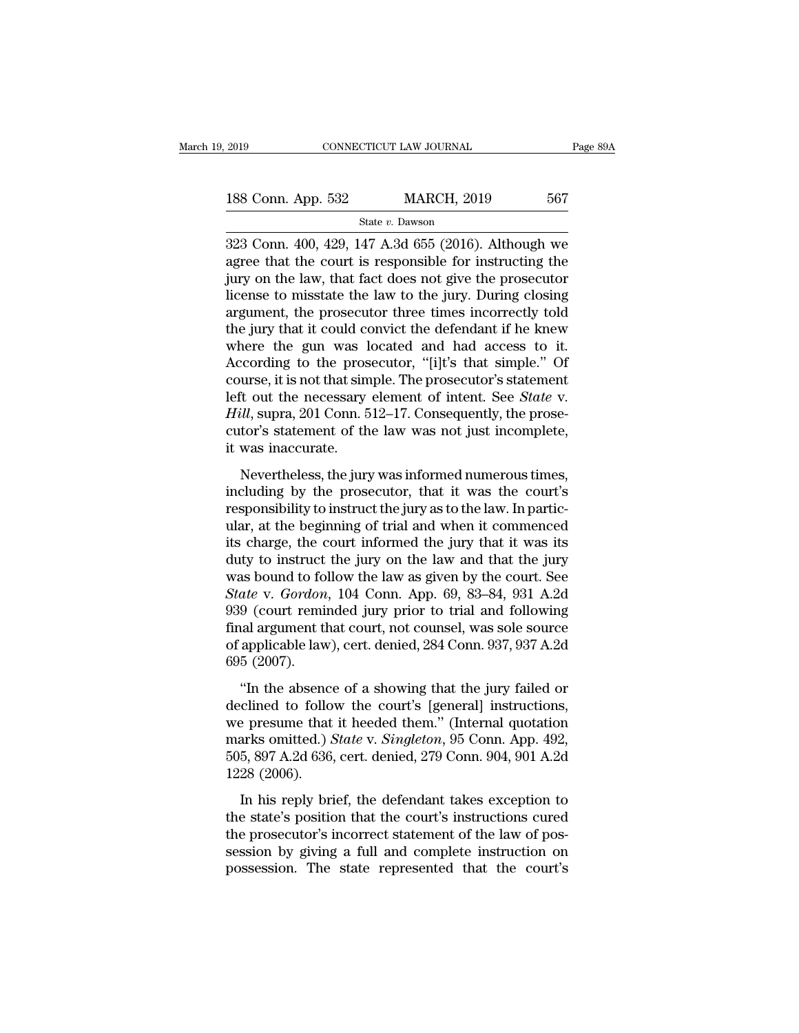323 Conn. 400, 429, 147 A.3d 655 (2016). Although we agree that the court is responsible for instructing the jury on the law, that fact does not give the prosecutor license to misstate the law to the jury. During closing argument, the prosecutor three times incorrectly told the jury that it could convict the defendant if he knew where the gun was located and had access to it. According to the prosecutor, "[i]t's that simple." Of course, it is not that simple. The prosecutor's statement left out the necessary element of intent. See *State* v. *Hill*, supra, 201 Conn. 512–17. Consequently, the prosecutor's statement of the law was not just incomplete, it was inaccurate.

Nevertheless, the jury was informed numerous times, including by the prosecutor, that it was the court's responsibility to instruct the jury as to the law. In particular, at the beginning of trial and when it commenced its charge, the court informed the jury that it was its duty to instruct the jury on the law and that the jury was bound to follow the law as given by the court. See *State* v. *Gordon*, 104 Conn. App. 69, 83–84, 931 A.2d 939 (court reminded jury prior to trial and following final argument that court, not counsel, was sole source of applicable law), cert. denied, 284 Conn. 937, 937 A.2d 695 (2007).

"In the absence of a showing that the jury failed or declined to follow the court's [general] instructions, we presume that it heeded them." (Internal quotation marks omitted.) *State* v. *Singleton*, 95 Conn. App. 492, 505, 897 A.2d 636, cert. denied, 279 Conn. 904, 901 A.2d 1228 (2006).

In his reply brief, the defendant takes exception to the state's position that the court's instructions cured the prosecutor's incorrect statement of the law of possession by giving a full and complete instruction on possession. The state represented that the court's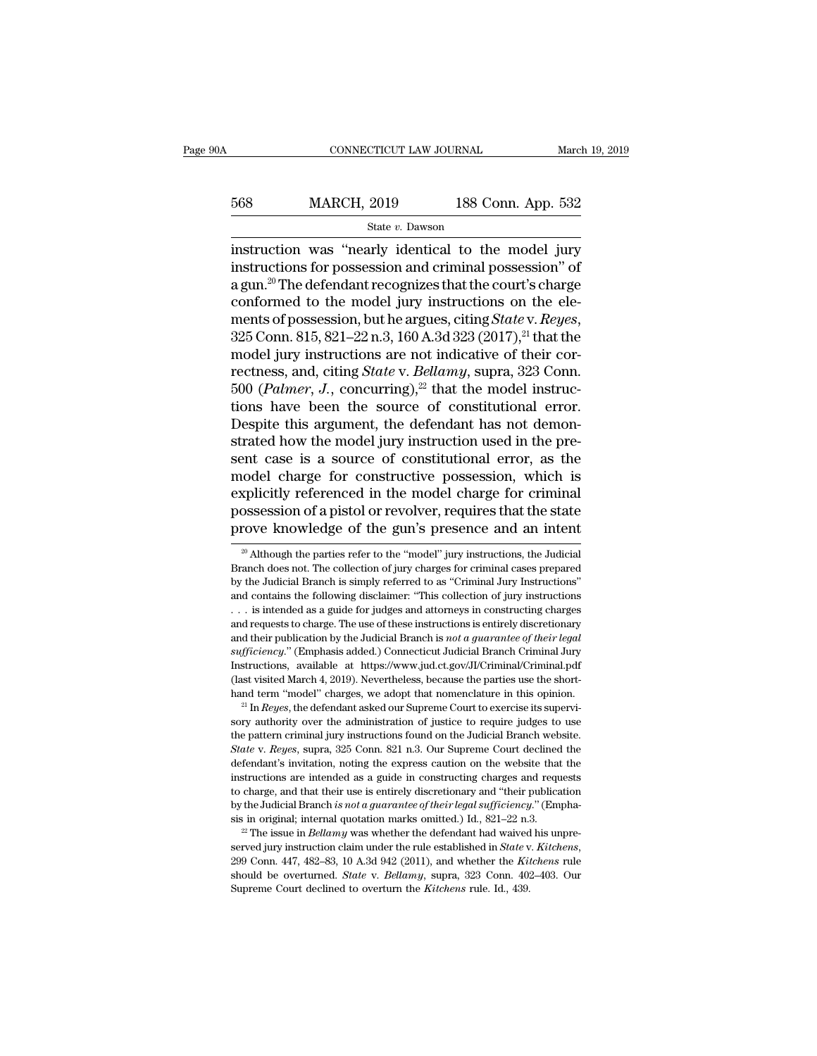instruction was "nearly identical to the model jury instructions for possession and criminal possession" of a gun.[20] The defendant recognizes that the court's charge conformed to the model jury instructions on the elements of possession, but he argues, citing *State* v. *Reyes*, 325 Conn. 815, 821–22 n.3, 160 A.3d 323 (2017),[21] that the model jury instructions are not indicative of their correctness, and, citing *State* v. *Bellamy*, supra, 323 Conn. 500 (*Palmer, J.*, concurring),[22] that the model instructions have been the source of constitutional error. Despite this argument, the defendant has not demonstrated how the model jury instruction used in the present case is a source of constitutional error, as the model charge for constructive possession, which is explicitly referenced in the model charge for criminal possession of a pistol or revolver, requires that the state prove knowledge of the gun's presence and an intent

[20] Although the parties refer to the "model" jury instructions, the Judicial Branch does not. The collection of jury charges for criminal cases prepared by the Judicial Branch is simply referred to as "Criminal Jury Instructions" and contains the following disclaimer: "This collection of jury instructions . . . is intended as a guide for judges and attorneys in constructing charges and requests to charge. The use of these instructions is entirely discretionary and their publication by the Judicial Branch is *not a guarantee of their legal sufficiency*." (Emphasis added.) Connecticut Judicial Branch Criminal Jury Instructions, available at https://www.jud.ct.gov/JI/Criminal/Criminal.pdf (last visited March 4, 2019). Nevertheless, because the parties use the shorthand term "model" charges, we adopt that nomenclature in this opinion.

[21] In *Reyes*, the defendant asked our Supreme Court to exercise its supervisory authority over the administration of justice to require judges to use the pattern criminal jury instructions found on the Judicial Branch website. *State* v. *Reyes*, supra, 325 Conn. 821 n.3. Our Supreme Court declined the defendant's invitation, noting the express caution on the website that the instructions are intended as a guide in constructing charges and requests to charge, and that their use is entirely discretionary and "their publication by the Judicial Branch *is not a guarantee of their legal sufficiency*." (Emphasis in original; internal quotation marks omitted.) Id., 821–22 n.3.

[22] The issue in *Bellamy* was whether the defendant had waived his unpreserved jury instruction claim under the rule established in *State* v. *Kitchens*, 299 Conn. 447, 482–83, 10 A.3d 942 (2011), and whether the *Kitchens* rule should be overturned. *State* v. *Bellamy*, supra, 323 Conn. 402–403. Our Supreme Court declined to overturn the *Kitchens* rule. Id., 439.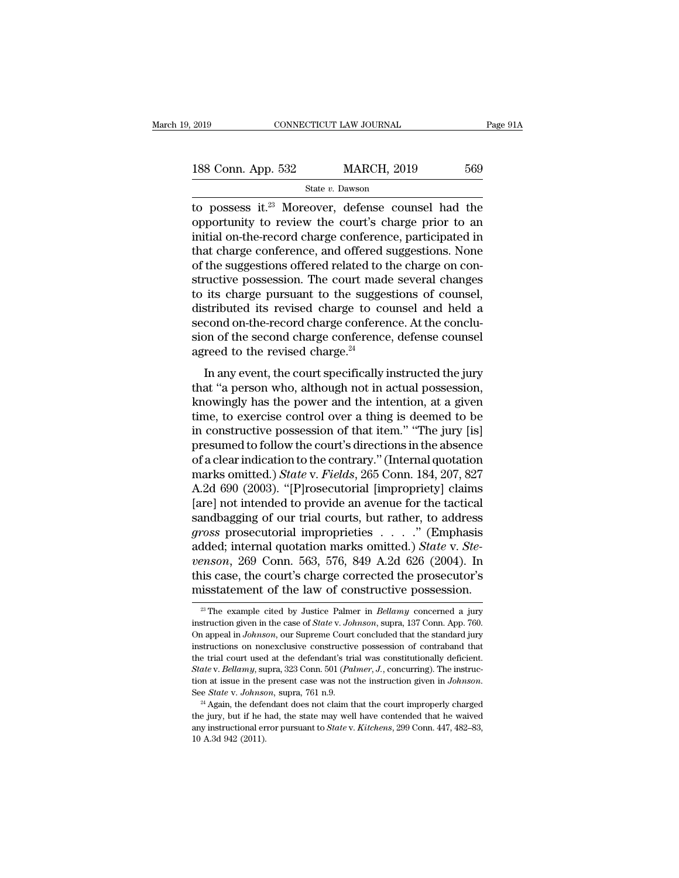to possess it.[23] Moreover, defense counsel had the opportunity to review the court's charge prior to an initial on-the-record charge conference, participated in that charge conference, and offered suggestions. None of the suggestions offered related to the charge on constructive possession. The court made several changes to its charge pursuant to the suggestions of counsel, distributed its revised charge to counsel and held a second on-the-record charge conference. At the conclusion of the second charge conference, defense counsel agreed to the revised charge.[24]

In any event, the court specifically instructed the jury that "a person who, although not in actual possession, knowingly has the power and the intention, at a given time, to exercise control over a thing is deemed to be in constructive possession of that item." "The jury [is] presumed to follow the court's directions in the absence of a clear indication to the contrary." (Internal quotation marks omitted.) *State* v. *Fields*, 265 Conn. 184, 207, 827 A.2d 690 (2003). "[P]rosecutorial [impropriety] claims [are] not intended to provide an avenue for the tactical sandbagging of our trial courts, but rather, to address *gross* prosecutorial improprieties . . . ." (Emphasis added; internal quotation marks omitted.) *State* v. *Stevenson*, 269 Conn. 563, 576, 849 A.2d 626 (2004). In this case, the court's charge corrected the prosecutor's misstatement of the law of constructive possession.

[23] The example cited by Justice Palmer in *Bellamy* concerned a jury instruction given in the case of *State* v. *Johnson*, supra, 137 Conn. App. 760. On appeal in *Johnson*, our Supreme Court concluded that the standard jury instructions on nonexclusive constructive possession of contraband that the trial court used at the defendant's trial was constitutionally deficient. *State* v. *Bellamy*, supra, 323 Conn. 501 (*Palmer, J.*, concurring). The instruction at issue in the present case was not the instruction given in *Johnson*. See *State* v. *Johnson*, supra, 761 n.9.

[24] Again, the defendant does not claim that the court improperly charged the jury, but if he had, the state may well have contended that he waived any instructional error pursuant to *State* v. *Kitchens*, 299 Conn. 447, 482–83, 10 A.3d 942 (2011).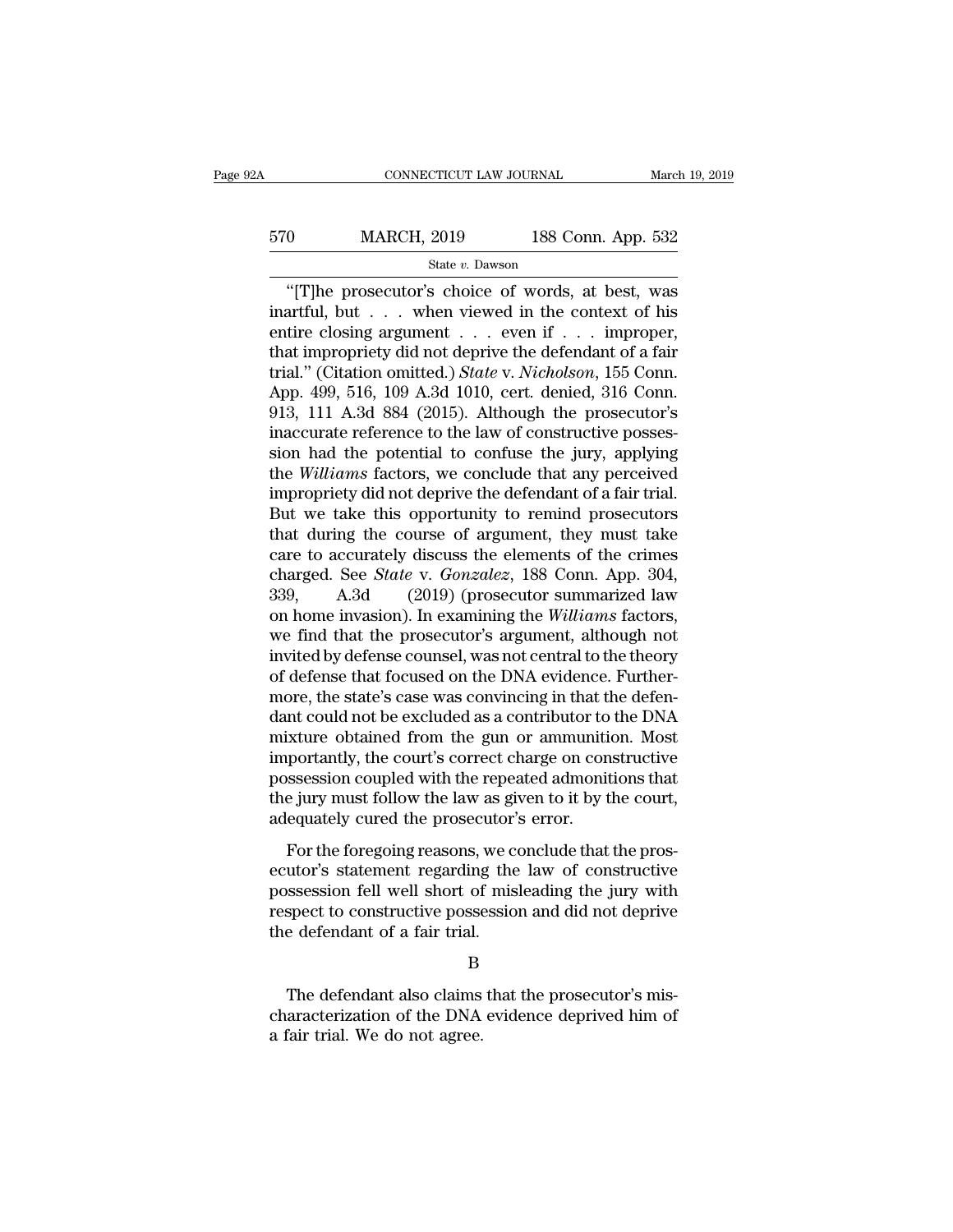"[T]he prosecutor's choice of words, at best, was inartful, but . . . when viewed in the context of his entire closing argument . . . even if . . . improper, that impropriety did not deprive the defendant of a fair trial." (Citation omitted.) *State* v. *Nicholson*, 155 Conn. App. 499, 516, 109 A.3d 1010, cert. denied, 316 Conn. 913, 111 A.3d 884 (2015). Although the prosecutor's inaccurate reference to the law of constructive possession had the potential to confuse the jury, applying the *Williams* factors, we conclude that any perceived impropriety did not deprive the defendant of a fair trial. But we take this opportunity to remind prosecutors that during the course of argument, they must take care to accurately discuss the elements of the crimes charged. See *State* v. *Gonzalez*, 188 Conn. App. 304, 339, A.3d (2019) (prosecutor summarized law on home invasion). In examining the *Williams* factors, we find that the prosecutor's argument, although not invited by defense counsel, was not central to the theory of defense that focused on the DNA evidence. Furthermore, the state's case was convincing in that the defendant could not be excluded as a contributor to the DNA mixture obtained from the gun or ammunition. Most importantly, the court's correct charge on constructive possession coupled with the repeated admonitions that the jury must follow the law as given to it by the court, adequately cured the prosecutor's error.

For the foregoing reasons, we conclude that the prosecutor's statement regarding the law of constructive possession fell well short of misleading the jury with respect to constructive possession and did not deprive the defendant of a fair trial.

B

The defendant also claims that the prosecutor's mischaracterization of the DNA evidence deprived him of a fair trial. We do not agree.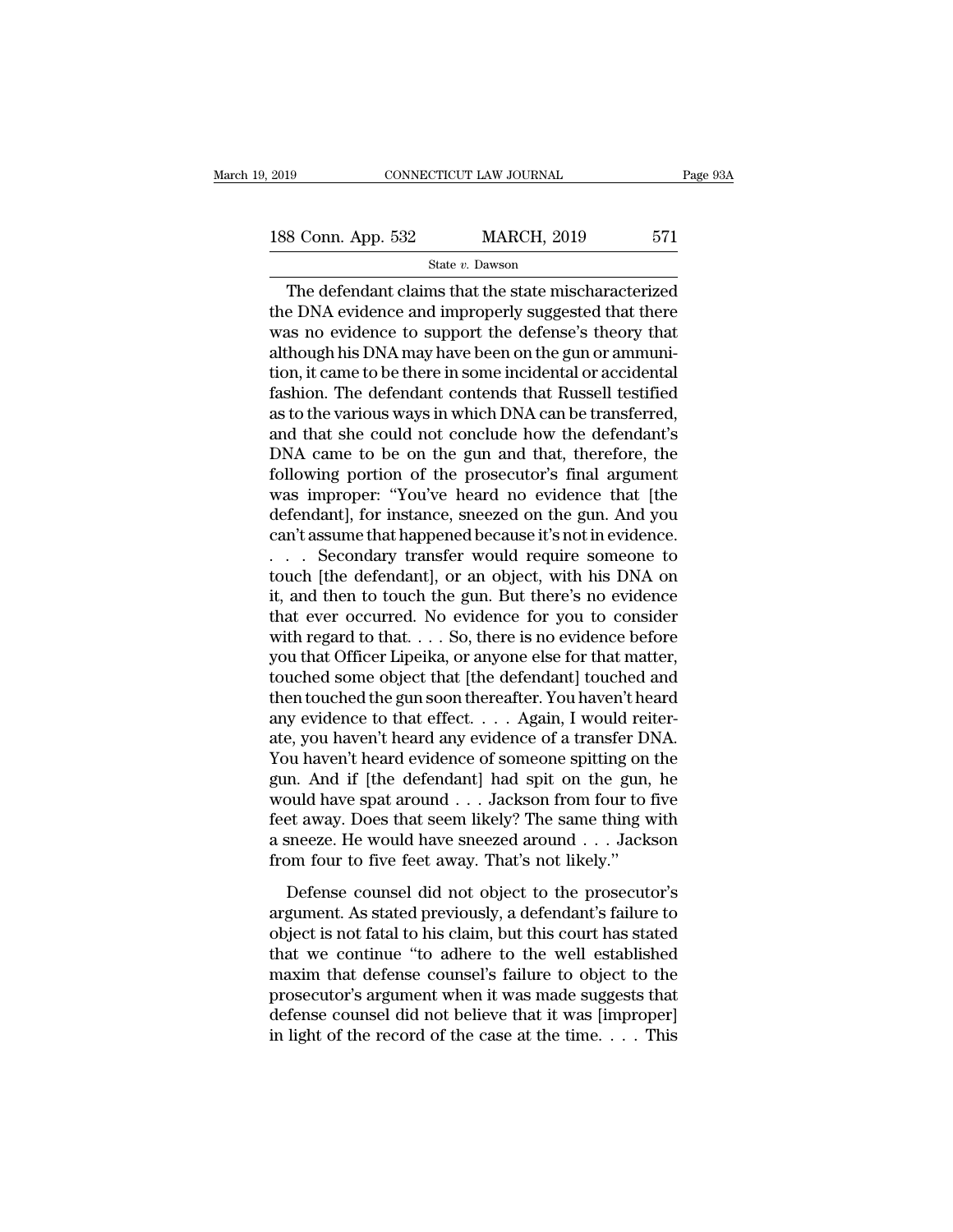The defendant claims that the state mischaracterized the DNA evidence and improperly suggested that there was no evidence to support the defense's theory that although his DNA may have been on the gun or ammunition, it came to be there in some incidental or accidental fashion. The defendant contends that Russell testified as to the various ways in which DNA can be transferred, and that she could not conclude how the defendant's DNA came to be on the gun and that, therefore, the following portion of the prosecutor's final argument was improper: "You've heard no evidence that [the defendant], for instance, sneezed on the gun. And you can't assume that happened because it's not in evidence. . . . Secondary transfer would require someone to touch [the defendant], or an object, with his DNA on it, and then to touch the gun. But there's no evidence that ever occurred. No evidence for you to consider with regard to that. . . . So, there is no evidence before you that Officer Lipeika, or anyone else for that matter, touched some object that [the defendant] touched and then touched the gun soon thereafter. You haven't heard any evidence to that effect. . . . Again, I would reiterate, you haven't heard any evidence of a transfer DNA. You haven't heard evidence of someone spitting on the gun. And if [the defendant] had spit on the gun, he would have spat around . . . Jackson from four to five feet away. Does that seem likely? The same thing with a sneeze. He would have sneezed around . . . Jackson from four to five feet away. That's not likely."

Defense counsel did not object to the prosecutor's argument. As stated previously, a defendant's failure to object is not fatal to his claim, but this court has stated that we continue "to adhere to the well established maxim that defense counsel's failure to object to the prosecutor's argument when it was made suggests that defense counsel did not believe that it was [improper] in light of the record of the case at the time. . . . This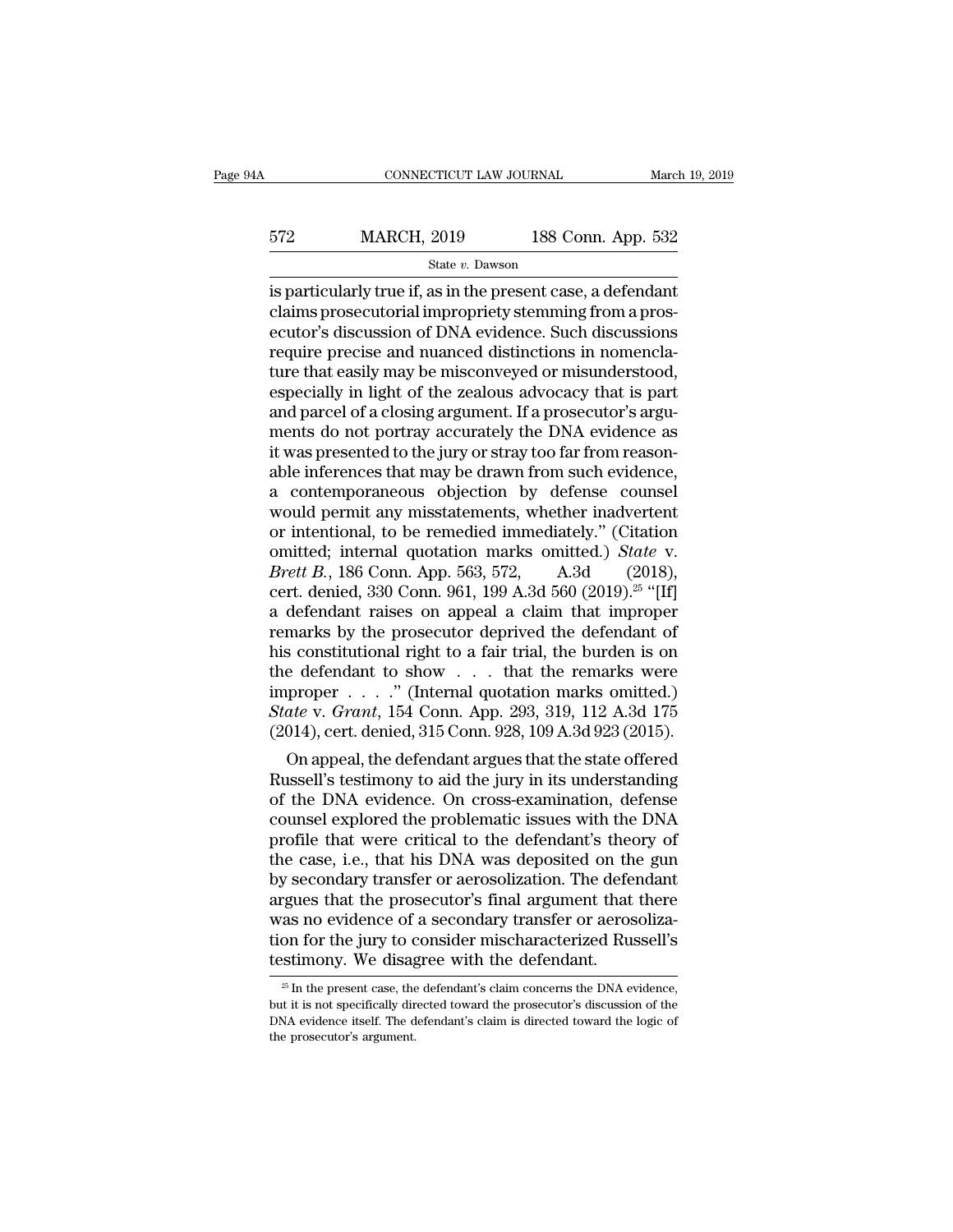is particularly true if, as in the present case, a defendant claims prosecutorial impropriety stemming from a prosecutor's discussion of DNA evidence. Such discussions require precise and nuanced distinctions in nomenclature that easily may be misconveyed or misunderstood, especially in light of the zealous advocacy that is part and parcel of a closing argument. If a prosecutor's arguments do not portray accurately the DNA evidence as it was presented to the jury or stray too far from reasonable inferences that may be drawn from such evidence, a contemporaneous objection by defense counsel would permit any misstatements, whether inadvertent or intentional, to be remedied immediately." (Citation omitted; internal quotation marks omitted.) *State* v. *Brett B.*, 186 Conn. App. 563, 572, A.3d (2018), cert. denied, 330 Conn. 961, 199 A.3d 560 (2019).[25] "[If] a defendant raises on appeal a claim that improper remarks by the prosecutor deprived the defendant of his constitutional right to a fair trial, the burden is on the defendant to show . . . that the remarks were improper . . . ." (Internal quotation marks omitted.) *State* v. *Grant*, 154 Conn. App. 293, 319, 112 A.3d 175 (2014), cert. denied, 315 Conn. 928, 109 A.3d 923 (2015).

On appeal, the defendant argues that the state offered Russell's testimony to aid the jury in its understanding of the DNA evidence. On cross-examination, defense counsel explored the problematic issues with the DNA profile that were critical to the defendant's theory of the case, i.e., that his DNA was deposited on the gun by secondary transfer or aerosolization. The defendant argues that the prosecutor's final argument that there was no evidence of a secondary transfer or aerosolization for the jury to consider mischaracterized Russell's testimony. We disagree with the defendant.

[25] In the present case, the defendant's claim concerns the DNA evidence, but it is not specifically directed toward the prosecutor's discussion of the DNA evidence itself. The defendant's claim is directed toward the logic of the prosecutor's argument.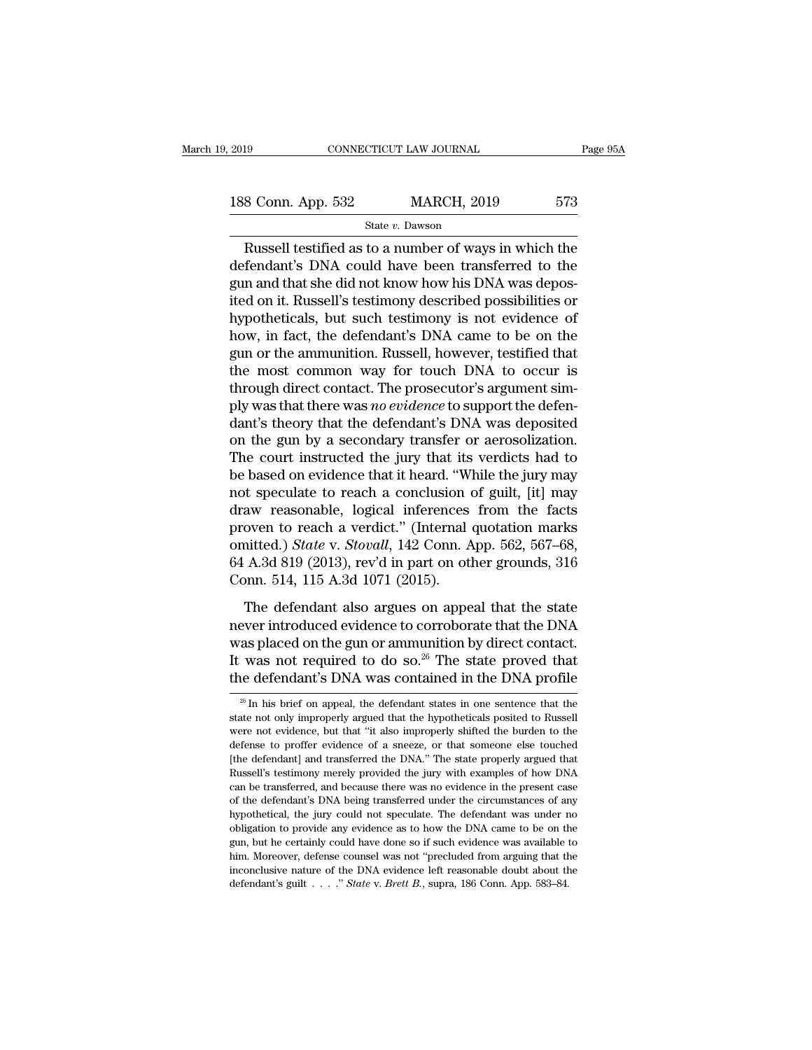Russell testified as to a number of ways in which the defendant's DNA could have been transferred to the gun and that she did not know how his DNA was deposited on it. Russell's testimony described possibilities or hypotheticals, but such testimony is not evidence of how, in fact, the defendant's DNA came to be on the gun or the ammunition. Russell, however, testified that the most common way for touch DNA to occur is through direct contact. The prosecutor's argument simply was that there was *no evidence* to support the defendant's theory that the defendant's DNA was deposited on the gun by a secondary transfer or aerosolization. The court instructed the jury that its verdicts had to be based on evidence that it heard. "While the jury may not speculate to reach a conclusion of guilt, [it] may draw reasonable, logical inferences from the facts proven to reach a verdict." (Internal quotation marks omitted.) *State* v. *Stovall*, 142 Conn. App. 562, 567–68, 64 A.3d 819 (2013), rev'd in part on other grounds, 316 Conn. 514, 115 A.3d 1071 (2015).

The defendant also argues on appeal that the state never introduced evidence to corroborate that the DNA was placed on the gun or ammunition by direct contact. It was not required to do so.[26] The state proved that the defendant's DNA was contained in the DNA profile

[26] In his brief on appeal, the defendant states in one sentence that the state not only improperly argued that the hypotheticals posited to Russell were not evidence, but that "it also improperly shifted the burden to the defense to proffer evidence of a sneeze, or that someone else touched [the defendant] and transferred the DNA." The state properly argued that Russell's testimony merely provided the jury with examples of how DNA can be transferred, and because there was no evidence in the present case of the defendant's DNA being transferred under the circumstances of any hypothetical, the jury could not speculate. The defendant was under no obligation to provide any evidence as to how the DNA came to be on the gun, but he certainly could have done so if such evidence was available to him. Moreover, defense counsel was not "precluded from arguing that the inconclusive nature of the DNA evidence left reasonable doubt about the defendant's guilt . . . ." *State* v. *Brett B.*, supra, 186 Conn. App. 583–84.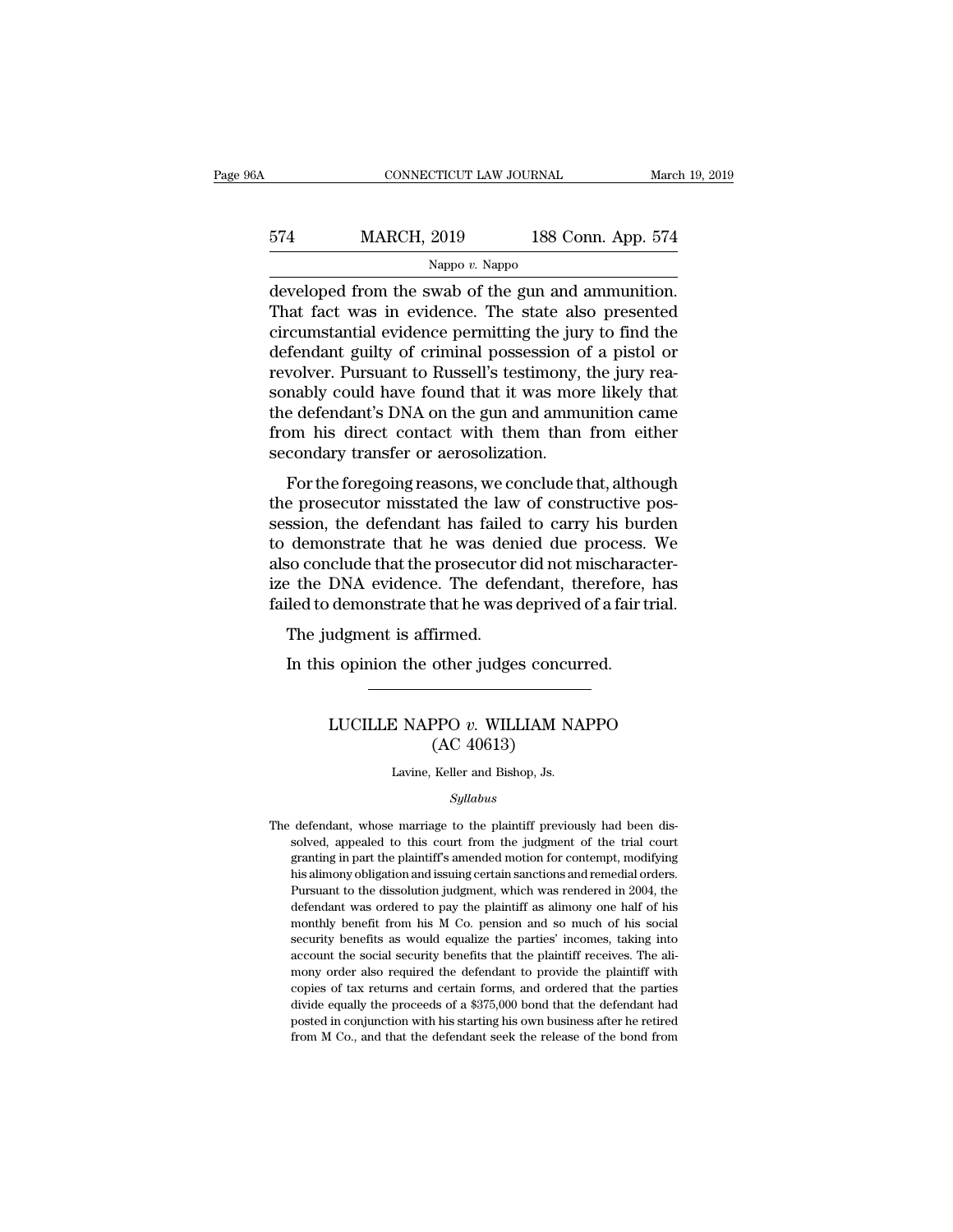developed from the swab of the gun and ammunition. That fact was in evidence. The state also presented circumstantial evidence permitting the jury to find the defendant guilty of criminal possession of a pistol or revolver. Pursuant to Russell's testimony, the jury reasonably could have found that it was more likely that the defendant's DNA on the gun and ammunition came from his direct contact with them than from either secondary transfer or aerosolization.

For the foregoing reasons, we conclude that, although the prosecutor misstated the law of constructive possession, the defendant has failed to carry his burden to demonstrate that he was denied due process. We also conclude that the prosecutor did not mischaracterize the DNA evidence. The defendant, therefore, has failed to demonstrate that he was deprived of a fair trial.

The judgment is affirmed.

In this opinion the other judges concurred.

---

## LUCILLE NAPPO *v.* WILLIAM NAPPO
## (AC 40613)

Lavine, Keller and Bishop, Js.

*Syllabus*

The defendant, whose marriage to the plaintiff previously had been dissolved, appealed to this court from the judgment of the trial court granting in part the plaintiff's amended motion for contempt, modifying his alimony obligation and issuing certain sanctions and remedial orders. Pursuant to the dissolution judgment, which was rendered in 2004, the defendant was ordered to pay the plaintiff as alimony one half of his monthly benefit from his M Co. pension and so much of his social security benefits as would equalize the parties' incomes, taking into account the social security benefits that the plaintiff receives. The alimony order also required the defendant to provide the plaintiff with copies of tax returns and certain forms, and ordered that the parties divide equally the proceeds of a $375,000 bond that the defendant had posted in conjunction with his starting his own business after he retired from M Co., and that the defendant seek the release of the bond from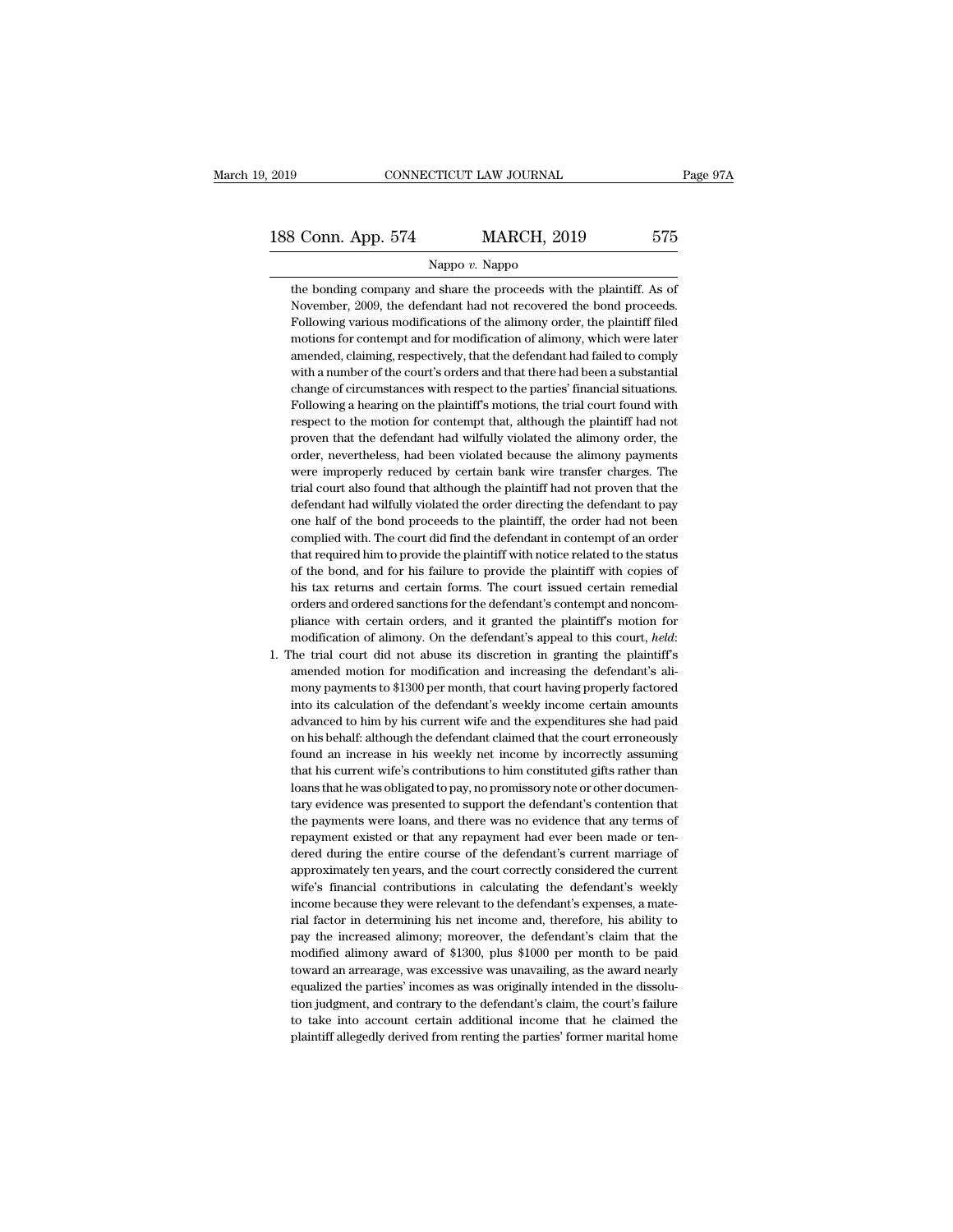the bonding company and share the proceeds with the plaintiff. As of November, 2009, the defendant had not recovered the bond proceeds. Following various modifications of the alimony order, the plaintiff filed motions for contempt and for modification of alimony, which were later amended, claiming, respectively, that the defendant had failed to comply with a number of the court's orders and that there had been a substantial change of circumstances with respect to the parties' financial situations. Following a hearing on the plaintiff's motions, the trial court found with respect to the motion for contempt that, although the plaintiff had not proven that the defendant had wilfully violated the alimony order, the order, nevertheless, had been violated because the alimony payments were improperly reduced by certain bank wire transfer charges. The trial court also found that although the plaintiff had not proven that the defendant had wilfully violated the order directing the defendant to pay one half of the bond proceeds to the plaintiff, the order had not been complied with. The court did find the defendant in contempt of an order that required him to provide the plaintiff with notice related to the status of the bond, and for his failure to provide the plaintiff with copies of his tax returns and certain forms. The court issued certain remedial orders and ordered sanctions for the defendant's contempt and noncompliance with certain orders, and it granted the plaintiff's motion for modification of alimony. On the defendant's appeal to this court, *held*:

1. The trial court did not abuse its discretion in granting the plaintiff's amended motion for modification and increasing the defendant's alimony payments to $1300 per month, that court having properly factored into its calculation of the defendant's weekly income certain amounts advanced to him by his current wife and the expenditures she had paid on his behalf: although the defendant claimed that the court erroneously found an increase in his weekly net income by incorrectly assuming that his current wife's contributions to him constituted gifts rather than loans that he was obligated to pay, no promissory note or other documentary evidence was presented to support the defendant's contention that the payments were loans, and there was no evidence that any terms of repayment existed or that any repayment had ever been made or tendered during the entire course of the defendant's current marriage of approximately ten years, and the court correctly considered the current wife's financial contributions in calculating the defendant's weekly income because they were relevant to the defendant's expenses, a material factor in determining his net income and, therefore, his ability to pay the increased alimony; moreover, the defendant's claim that the modified alimony award of $1300, plus $1000 per month to be paid toward an arrearage, was excessive was unavailing, as the award nearly equalized the parties' incomes as was originally intended in the dissolution judgment, and contrary to the defendant's claim, the court's failure to take into account certain additional income that he claimed the plaintiff allegedly derived from renting the parties' former marital home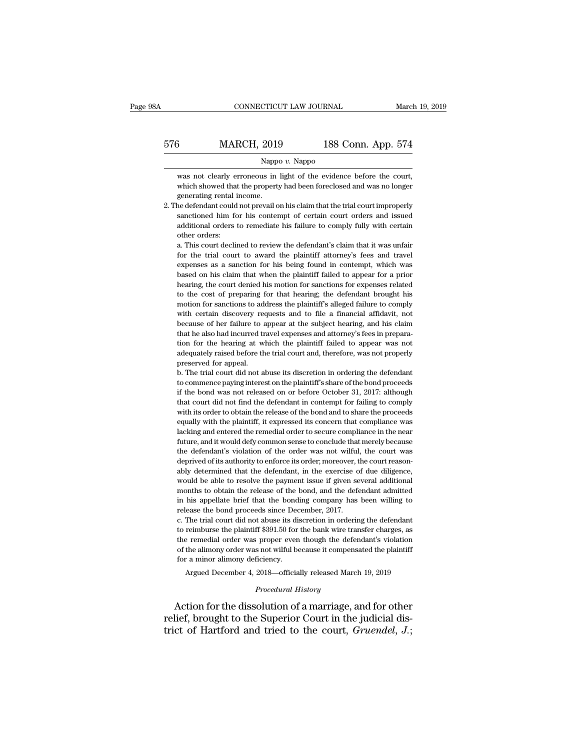was not clearly erroneous in light of the evidence before the court, which showed that the property had been foreclosed and was no longer generating rental income.

2. The defendant could not prevail on his claim that the trial court improperly sanctioned him for his contempt of certain court orders and issued additional orders to remediate his failure to comply fully with certain other orders:

a. This court declined to review the defendant's claim that it was unfair for the trial court to award the plaintiff attorney's fees and travel expenses as a sanction for his being found in contempt, which was based on his claim that when the plaintiff failed to appear for a prior hearing, the court denied his motion for sanctions for expenses related to the cost of preparing for that hearing; the defendant brought his motion for sanctions to address the plaintiff's alleged failure to comply with certain discovery requests and to file a financial affidavit, not because of her failure to appear at the subject hearing, and his claim that he also had incurred travel expenses and attorney's fees in preparation for the hearing at which the plaintiff failed to appear was not adequately raised before the trial court and, therefore, was not properly preserved for appeal.

b. The trial court did not abuse its discretion in ordering the defendant to commence paying interest on the plaintiff's share of the bond proceeds if the bond was not released on or before October 31, 2017: although that court did not find the defendant in contempt for failing to comply with its order to obtain the release of the bond and to share the proceeds equally with the plaintiff, it expressed its concern that compliance was lacking and entered the remedial order to secure compliance in the near future, and it would defy common sense to conclude that merely because the defendant's violation of the order was not wilful, the court was deprived of its authority to enforce its order; moreover, the court reasonably determined that the defendant, in the exercise of due diligence, would be able to resolve the payment issue if given several additional months to obtain the release of the bond, and the defendant admitted in his appellate brief that the bonding company has been willing to release the bond proceeds since December, 2017.

c. The trial court did not abuse its discretion in ordering the defendant to reimburse the plaintiff $391.50 for the bank wire transfer charges, as the remedial order was proper even though the defendant's violation of the alimony order was not wilful because it compensated the plaintiff for a minor alimony deficiency.

Argued December 4, 2018—officially released March 19, 2019

*Procedural History*

Action for the dissolution of a marriage, and for other relief, brought to the Superior Court in the judicial district of Hartford and tried to the court, *Gruendel*, *J.*;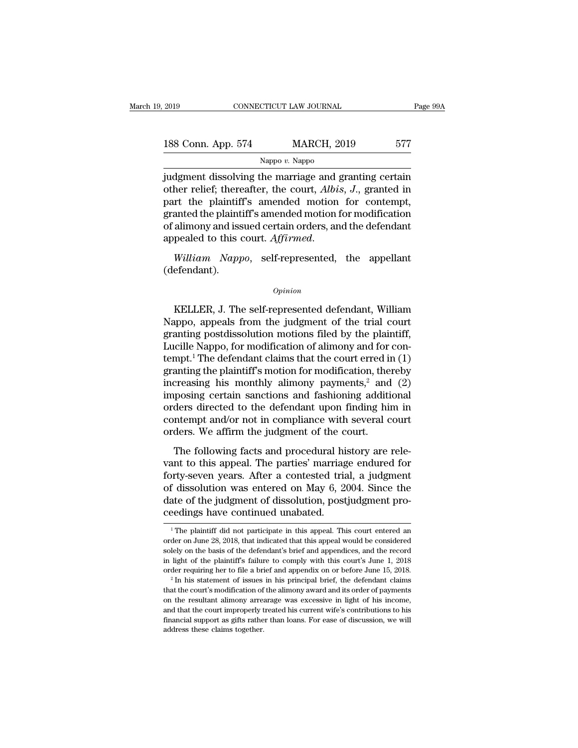judgment dissolving the marriage and granting certain other relief; thereafter, the court, *Albis*, *J*., granted in part the plaintiff's amended motion for contempt, granted the plaintiff's amended motion for modification of alimony and issued certain orders, and the defendant appealed to this court. *Affirmed*.

*William Nappo*, self-represented, the appellant (defendant).

*Opinion*

KELLER, J. The self-represented defendant, William Nappo, appeals from the judgment of the trial court granting postdissolution motions filed by the plaintiff, Lucille Nappo, for modification of alimony and for contempt.[1] The defendant claims that the court erred in (1) granting the plaintiff's motion for modification, thereby increasing his monthly alimony payments,[2] and (2) imposing certain sanctions and fashioning additional orders directed to the defendant upon finding him in contempt and/or not in compliance with several court orders. We affirm the judgment of the court.

The following facts and procedural history are relevant to this appeal. The parties' marriage endured for forty-seven years. After a contested trial, a judgment of dissolution was entered on May 6, 2004. Since the date of the judgment of dissolution, postjudgment proceedings have continued unabated.

[1] The plaintiff did not participate in this appeal. This court entered an order on June 28, 2018, that indicated that this appeal would be considered solely on the basis of the defendant's brief and appendices, and the record in light of the plaintiff's failure to comply with this court's June 1, 2018 order requiring her to file a brief and appendix on or before June 15, 2018.

[2] In his statement of issues in his principal brief, the defendant claims that the court's modification of the alimony award and its order of payments on the resultant alimony arrearage was excessive in light of his income, and that the court improperly treated his current wife's contributions to his financial support as gifts rather than loans. For ease of discussion, we will address these claims together.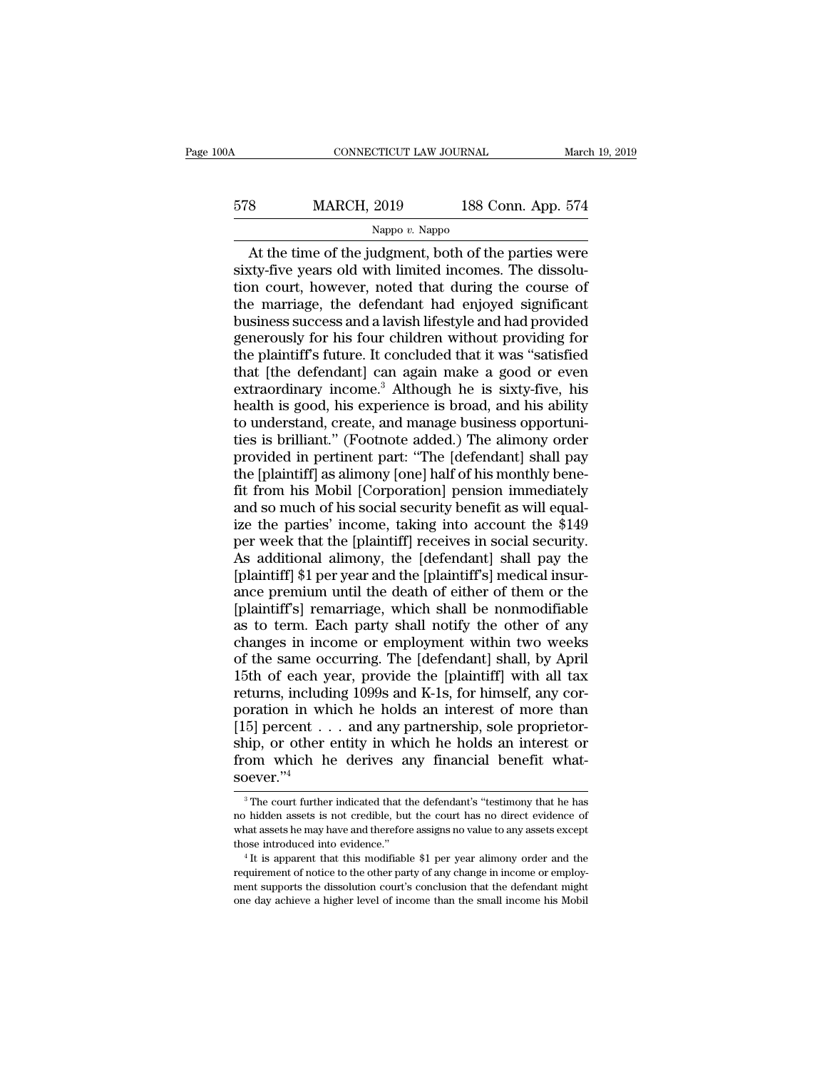At the time of the judgment, both of the parties were sixty-five years old with limited incomes. The dissolution court, however, noted that during the course of the marriage, the defendant had enjoyed significant business success and a lavish lifestyle and had provided generously for his four children without providing for the plaintiff's future. It concluded that it was "satisfied that [the defendant] can again make a good or even extraordinary income.[3] Although he is sixty-five, his health is good, his experience is broad, and his ability to understand, create, and manage business opportunities is brilliant." (Footnote added.) The alimony order provided in pertinent part: "The [defendant] shall pay the [plaintiff] as alimony [one] half of his monthly benefit from his Mobil [Corporation] pension immediately and so much of his social security benefit as will equalize the parties' income, taking into account the $149 per week that the [plaintiff] receives in social security. As additional alimony, the [defendant] shall pay the [plaintiff] $1 per year and the [plaintiff's] medical insurance premium until the death of either of them or the [plaintiff's] remarriage, which shall be nonmodifiable as to term. Each party shall notify the other of any changes in income or employment within two weeks of the same occurring. The [defendant] shall, by April 15th of each year, provide the [plaintiff] with all tax returns, including 1099s and K-1s, for himself, any corporation in which he holds an interest of more than [15] percent . . . and any partnership, sole proprietorship, or other entity in which he holds an interest or from which he derives any financial benefit whatsoever."[4]

---

[3] The court further indicated that the defendant's "testimony that he has no hidden assets is not credible, but the court has no direct evidence of what assets he may have and therefore assigns no value to any assets except those introduced into evidence."

[4] It is apparent that this modifiable $1 per year alimony order and the requirement of notice to the other party of any change in income or employment supports the dissolution court's conclusion that the defendant might one day achieve a higher level of income than the small income his Mobil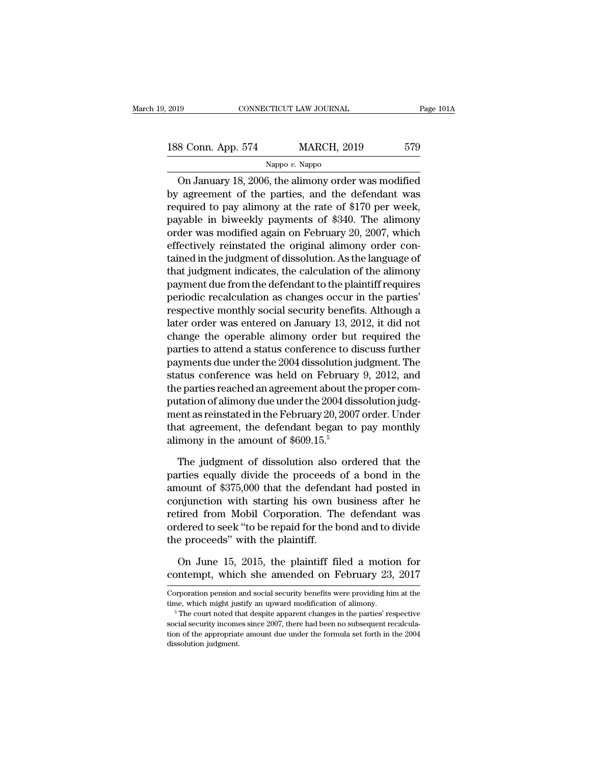On January 18, 2006, the alimony order was modified by agreement of the parties, and the defendant was required to pay alimony at the rate of $170 per week, payable in biweekly payments of $340. The alimony order was modified again on February 20, 2007, which effectively reinstated the original alimony order contained in the judgment of dissolution. As the language of that judgment indicates, the calculation of the alimony payment due from the defendant to the plaintiff requires periodic recalculation as changes occur in the parties' respective monthly social security benefits. Although a later order was entered on January 13, 2012, it did not change the operable alimony order but required the parties to attend a status conference to discuss further payments due under the 2004 dissolution judgment. The status conference was held on February 9, 2012, and the parties reached an agreement about the proper computation of alimony due under the 2004 dissolution judgment as reinstated in the February 20, 2007 order. Under that agreement, the defendant began to pay monthly alimony in the amount of $609.15.[5]

The judgment of dissolution also ordered that the parties equally divide the proceeds of a bond in the amount of $375,000 that the defendant had posted in conjunction with starting his own business after he retired from Mobil Corporation. The defendant was ordered to seek "to be repaid for the bond and to divide the proceeds" with the plaintiff.

On June 15, 2015, the plaintiff filed a motion for contempt, which she amended on February 23, 2017

---

Corporation pension and social security benefits were providing him at the time, which might justify an upward modification of alimony.

[5] The court noted that despite apparent changes in the parties' respective social security incomes since 2007, there had been no subsequent recalculation of the appropriate amount due under the formula set forth in the 2004 dissolution judgment.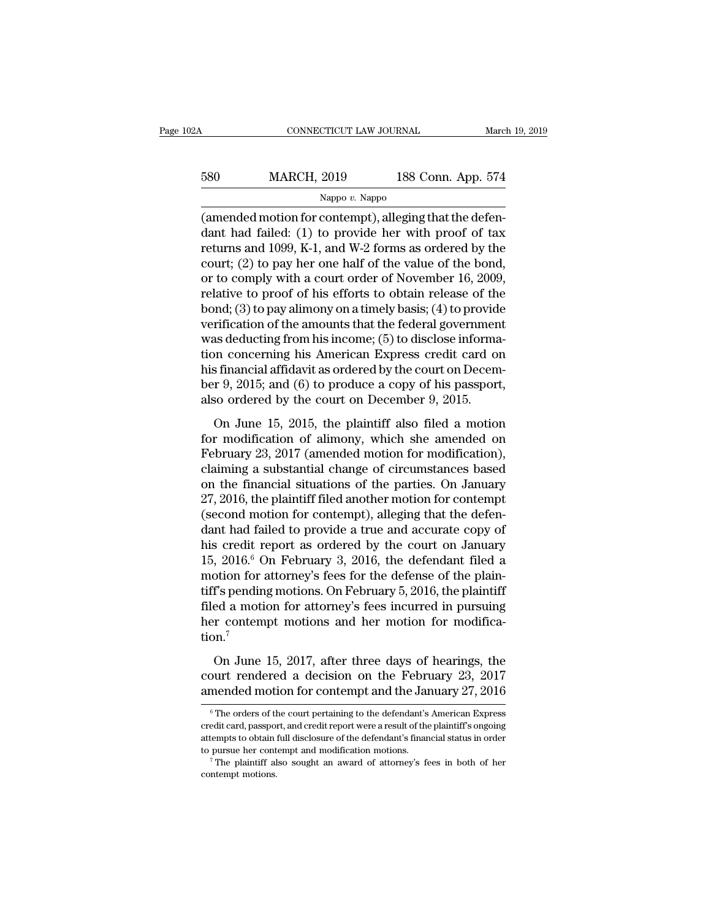(amended motion for contempt), alleging that the defendant had failed: (1) to provide her with proof of tax returns and 1099, K-1, and W-2 forms as ordered by the court; (2) to pay her one half of the value of the bond, or to comply with a court order of November 16, 2009, relative to proof of his efforts to obtain release of the bond; (3) to pay alimony on a timely basis; (4) to provide verification of the amounts that the federal government was deducting from his income; (5) to disclose information concerning his American Express credit card on his financial affidavit as ordered by the court on December 9, 2015; and (6) to produce a copy of his passport, also ordered by the court on December 9, 2015.

On June 15, 2015, the plaintiff also filed a motion for modification of alimony, which she amended on February 23, 2017 (amended motion for modification), claiming a substantial change of circumstances based on the financial situations of the parties. On January 27, 2016, the plaintiff filed another motion for contempt (second motion for contempt), alleging that the defendant had failed to provide a true and accurate copy of his credit report as ordered by the court on January 15, 2016.[6] On February 3, 2016, the defendant filed a motion for attorney's fees for the defense of the plaintiff's pending motions. On February 5, 2016, the plaintiff filed a motion for attorney's fees incurred in pursuing her contempt motions and her motion for modification.[7]

On June 15, 2017, after three days of hearings, the court rendered a decision on the February 23, 2017 amended motion for contempt and the January 27, 2016

---

[6] The orders of the court pertaining to the defendant's American Express credit card, passport, and credit report were a result of the plaintiff's ongoing attempts to obtain full disclosure of the defendant's financial status in order to pursue her contempt and modification motions.

[7] The plaintiff also sought an award of attorney's fees in both of her contempt motions.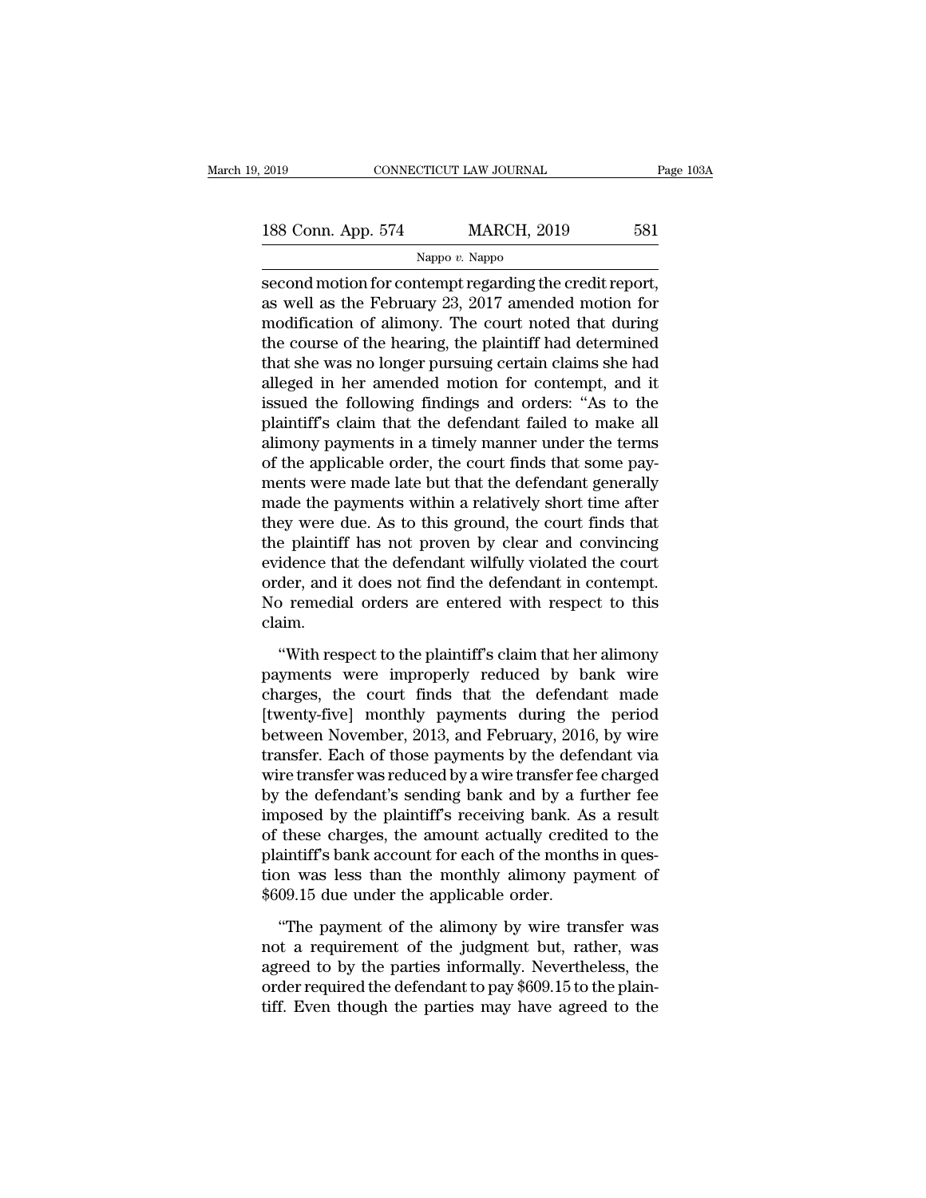second motion for contempt regarding the credit report, as well as the February 23, 2017 amended motion for modification of alimony. The court noted that during the course of the hearing, the plaintiff had determined that she was no longer pursuing certain claims she had alleged in her amended motion for contempt, and it issued the following findings and orders: "As to the plaintiff's claim that the defendant failed to make all alimony payments in a timely manner under the terms of the applicable order, the court finds that some payments were made late but that the defendant generally made the payments within a relatively short time after they were due. As to this ground, the court finds that the plaintiff has not proven by clear and convincing evidence that the defendant wilfully violated the court order, and it does not find the defendant in contempt. No remedial orders are entered with respect to this claim.

"With respect to the plaintiff's claim that her alimony payments were improperly reduced by bank wire charges, the court finds that the defendant made [twenty-five] monthly payments during the period between November, 2013, and February, 2016, by wire transfer. Each of those payments by the defendant via wire transfer was reduced by a wire transfer fee charged by the defendant's sending bank and by a further fee imposed by the plaintiff's receiving bank. As a result of these charges, the amount actually credited to the plaintiff's bank account for each of the months in question was less than the monthly alimony payment of $609.15 due under the applicable order.

"The payment of the alimony by wire transfer was not a requirement of the judgment but, rather, was agreed to by the parties informally. Nevertheless, the order required the defendant to pay $609.15 to the plaintiff. Even though the parties may have agreed to the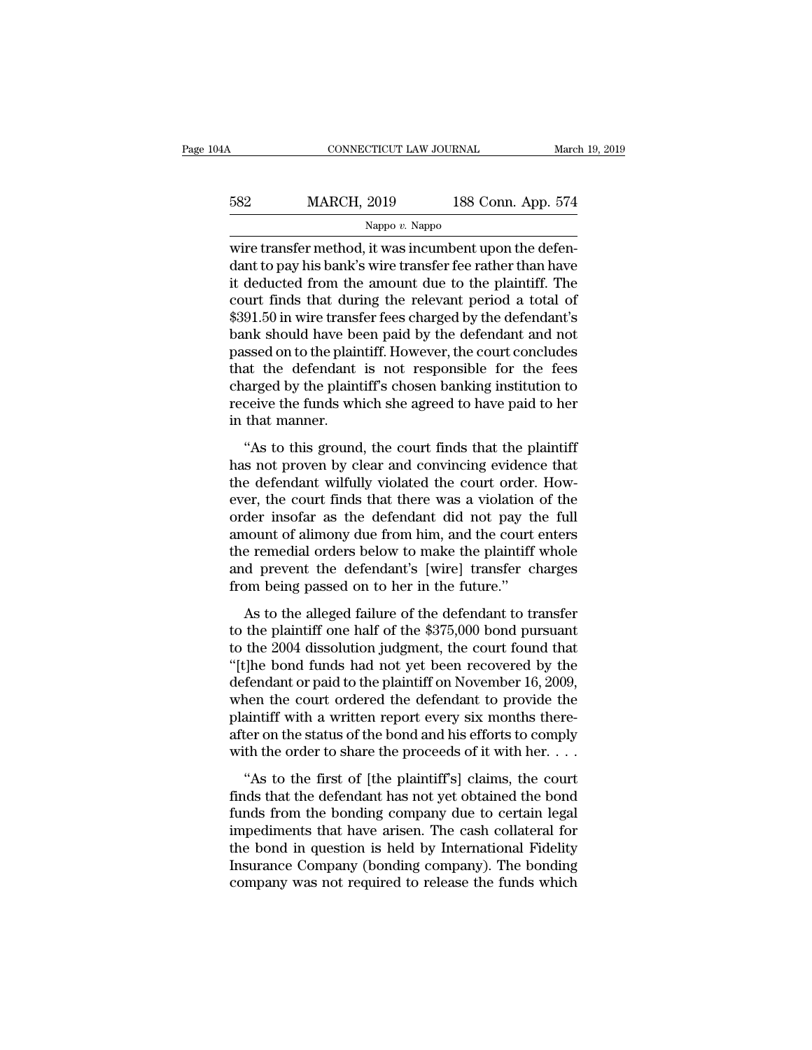wire transfer method, it was incumbent upon the defendant to pay his bank's wire transfer fee rather than have it deducted from the amount due to the plaintiff. The court finds that during the relevant period a total of $391.50 in wire transfer fees charged by the defendant's bank should have been paid by the defendant and not passed on to the plaintiff. However, the court concludes that the defendant is not responsible for the fees charged by the plaintiff's chosen banking institution to receive the funds which she agreed to have paid to her in that manner.

"As to this ground, the court finds that the plaintiff has not proven by clear and convincing evidence that the defendant wilfully violated the court order. However, the court finds that there was a violation of the order insofar as the defendant did not pay the full amount of alimony due from him, and the court enters the remedial orders below to make the plaintiff whole and prevent the defendant's [wire] transfer charges from being passed on to her in the future."

As to the alleged failure of the defendant to transfer to the plaintiff one half of the $375,000 bond pursuant to the 2004 dissolution judgment, the court found that "[t]he bond funds had not yet been recovered by the defendant or paid to the plaintiff on November 16, 2009, when the court ordered the defendant to provide the plaintiff with a written report every six months thereafter on the status of the bond and his efforts to comply with the order to share the proceeds of it with her. . . .

"As to the first of [the plaintiff's] claims, the court finds that the defendant has not yet obtained the bond funds from the bonding company due to certain legal impediments that have arisen. The cash collateral for the bond in question is held by International Fidelity Insurance Company (bonding company). The bonding company was not required to release the funds which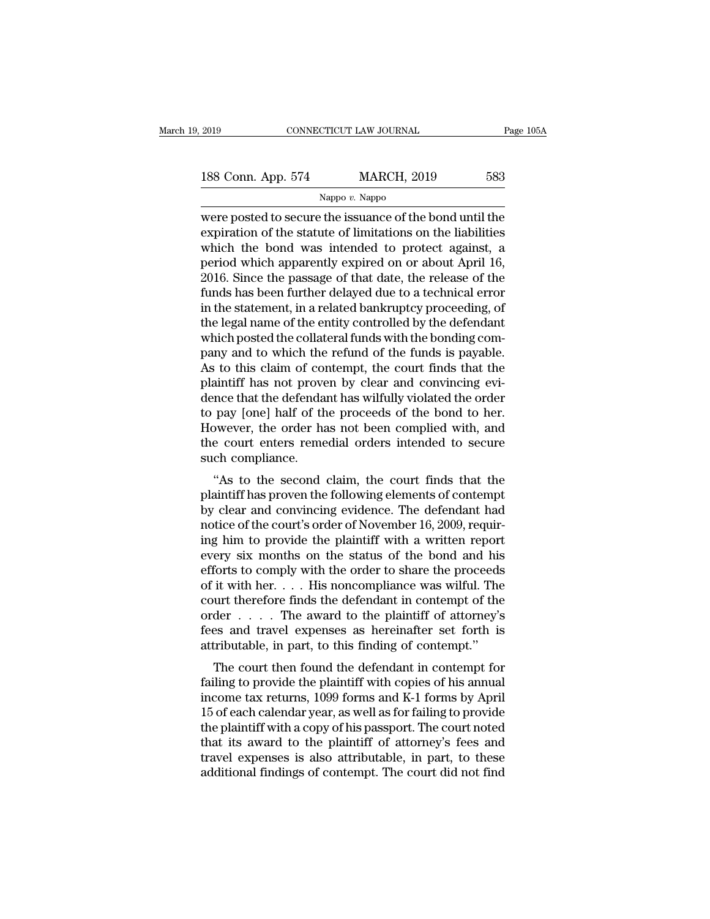were posted to secure the issuance of the bond until the expiration of the statute of limitations on the liabilities which the bond was intended to protect against, a period which apparently expired on or about April 16, 2016. Since the passage of that date, the release of the funds has been further delayed due to a technical error in the statement, in a related bankruptcy proceeding, of the legal name of the entity controlled by the defendant which posted the collateral funds with the bonding company and to which the refund of the funds is payable. As to this claim of contempt, the court finds that the plaintiff has not proven by clear and convincing evidence that the defendant has wilfully violated the order to pay [one] half of the proceeds of the bond to her. However, the order has not been complied with, and the court enters remedial orders intended to secure such compliance.

"As to the second claim, the court finds that the plaintiff has proven the following elements of contempt by clear and convincing evidence. The defendant had notice of the court's order of November 16, 2009, requiring him to provide the plaintiff with a written report every six months on the status of the bond and his efforts to comply with the order to share the proceeds of it with her. . . . His noncompliance was wilful. The court therefore finds the defendant in contempt of the order . . . . The award to the plaintiff of attorney's fees and travel expenses as hereinafter set forth is attributable, in part, to this finding of contempt."

The court then found the defendant in contempt for failing to provide the plaintiff with copies of his annual income tax returns, 1099 forms and K-1 forms by April 15 of each calendar year, as well as for failing to provide the plaintiff with a copy of his passport. The court noted that its award to the plaintiff of attorney's fees and travel expenses is also attributable, in part, to these additional findings of contempt. The court did not find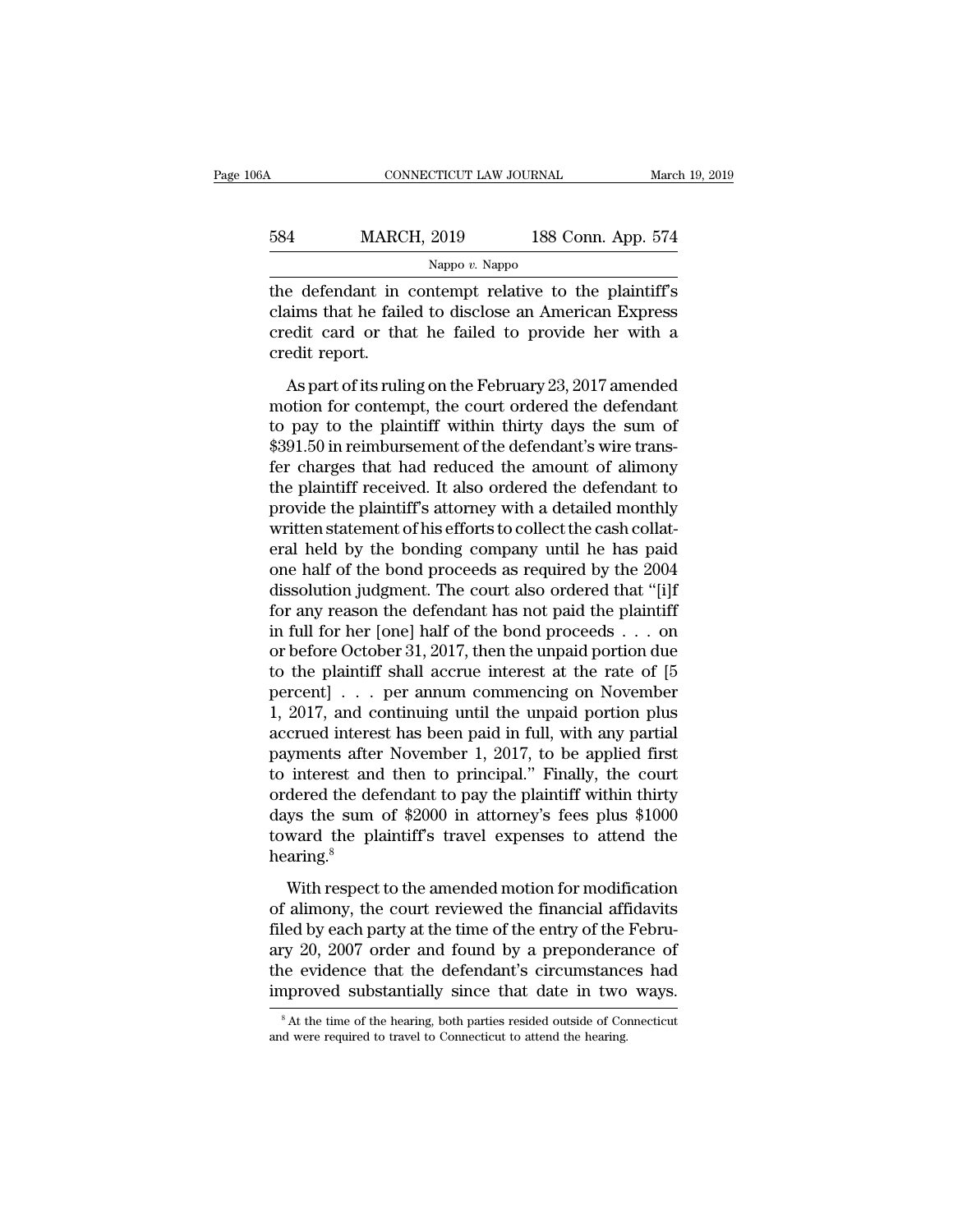the defendant in contempt relative to the plaintiff's claims that he failed to disclose an American Express credit card or that he failed to provide her with a credit report.

As part of its ruling on the February 23, 2017 amended motion for contempt, the court ordered the defendant to pay to the plaintiff within thirty days the sum of $391.50 in reimbursement of the defendant's wire transfer charges that had reduced the amount of alimony the plaintiff received. It also ordered the defendant to provide the plaintiff's attorney with a detailed monthly written statement of his efforts to collect the cash collateral held by the bonding company until he has paid one half of the bond proceeds as required by the 2004 dissolution judgment. The court also ordered that "[i]f for any reason the defendant has not paid the plaintiff in full for her [one] half of the bond proceeds . . . on or before October 31, 2017, then the unpaid portion due to the plaintiff shall accrue interest at the rate of [5 percent] . . . per annum commencing on November 1, 2017, and continuing until the unpaid portion plus accrued interest has been paid in full, with any partial payments after November 1, 2017, to be applied first to interest and then to principal." Finally, the court ordered the defendant to pay the plaintiff within thirty days the sum of $2000 in attorney's fees plus $1000 toward the plaintiff's travel expenses to attend the hearing.[8]

With respect to the amended motion for modification of alimony, the court reviewed the financial affidavits filed by each party at the time of the entry of the February 20, 2007 order and found by a preponderance of the evidence that the defendant's circumstances had improved substantially since that date in two ways.

[8] At the time of the hearing, both parties resided outside of Connecticut and were required to travel to Connecticut to attend the hearing.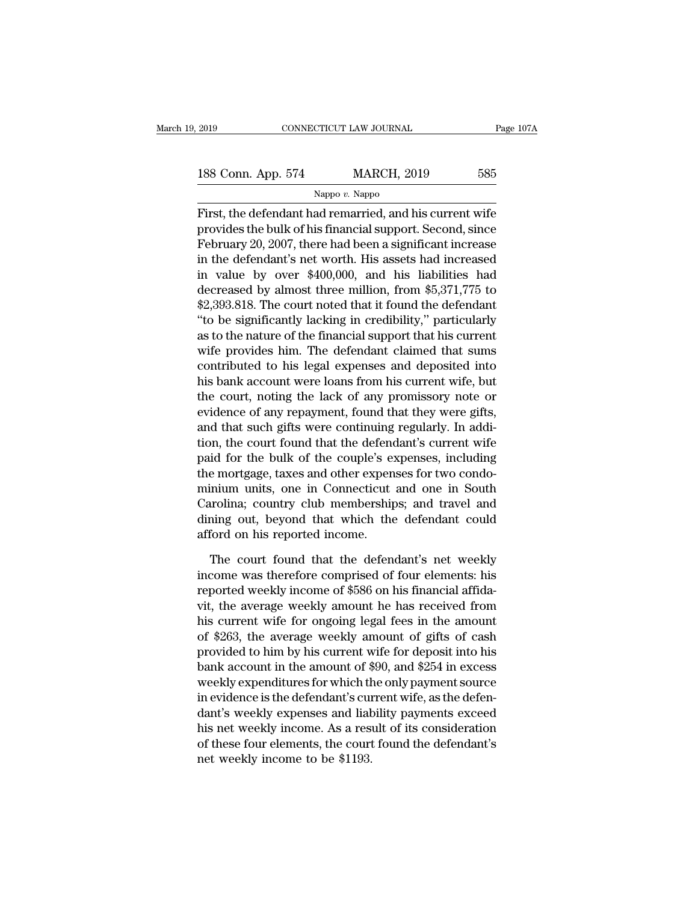First, the defendant had remarried, and his current wife provides the bulk of his financial support. Second, since February 20, 2007, there had been a significant increase in the defendant's net worth. His assets had increased in value by over $400,000, and his liabilities had decreased by almost three million, from $5,371,775 to $2,393.818. The court noted that it found the defendant "to be significantly lacking in credibility," particularly as to the nature of the financial support that his current wife provides him. The defendant claimed that sums contributed to his legal expenses and deposited into his bank account were loans from his current wife, but the court, noting the lack of any promissory note or evidence of any repayment, found that they were gifts, and that such gifts were continuing regularly. In addition, the court found that the defendant's current wife paid for the bulk of the couple's expenses, including the mortgage, taxes and other expenses for two condominium units, one in Connecticut and one in South Carolina; country club memberships; and travel and dining out, beyond that which the defendant could afford on his reported income.

The court found that the defendant's net weekly income was therefore comprised of four elements: his reported weekly income of $586 on his financial affidavit, the average weekly amount he has received from his current wife for ongoing legal fees in the amount of $263, the average weekly amount of gifts of cash provided to him by his current wife for deposit into his bank account in the amount of $90, and $254 in excess weekly expenditures for which the only payment source in evidence is the defendant's current wife, as the defendant's weekly expenses and liability payments exceed his net weekly income. As a result of its consideration of these four elements, the court found the defendant's net weekly income to be $1193.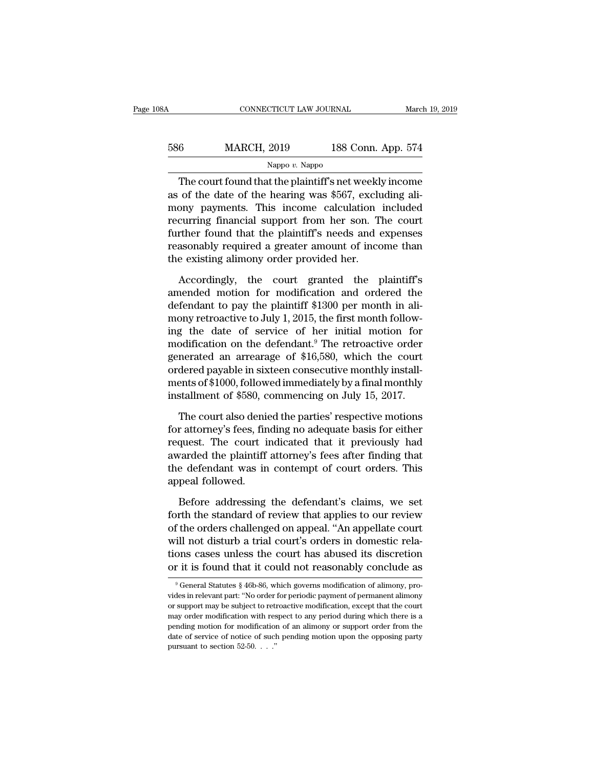The court found that the plaintiff's net weekly income as of the date of the hearing was $567, excluding alimony payments. This income calculation included recurring financial support from her son. The court further found that the plaintiff's needs and expenses reasonably required a greater amount of income than the existing alimony order provided her.

Accordingly, the court granted the plaintiff's amended motion for modification and ordered the defendant to pay the plaintiff $1300 per month in alimony retroactive to July 1, 2015, the first month following the date of service of her initial motion for modification on the defendant.[9] The retroactive order generated an arrearage of $16,580, which the court ordered payable in sixteen consecutive monthly installments of $1000, followed immediately by a final monthly installment of $580, commencing on July 15, 2017.

The court also denied the parties' respective motions for attorney's fees, finding no adequate basis for either request. The court indicated that it previously had awarded the plaintiff attorney's fees after finding that the defendant was in contempt of court orders. This appeal followed.

Before addressing the defendant's claims, we set forth the standard of review that applies to our review of the orders challenged on appeal. "An appellate court will not disturb a trial court's orders in domestic relations cases unless the court has abused its discretion or it is found that it could not reasonably conclude as

[9] General Statutes § 46b-86, which governs modification of alimony, provides in relevant part: "No order for periodic payment of permanent alimony or support may be subject to retroactive modification, except that the court may order modification with respect to any period during which there is a pending motion for modification of an alimony or support order from the date of service of notice of such pending motion upon the opposing party pursuant to section 52-50. . . ."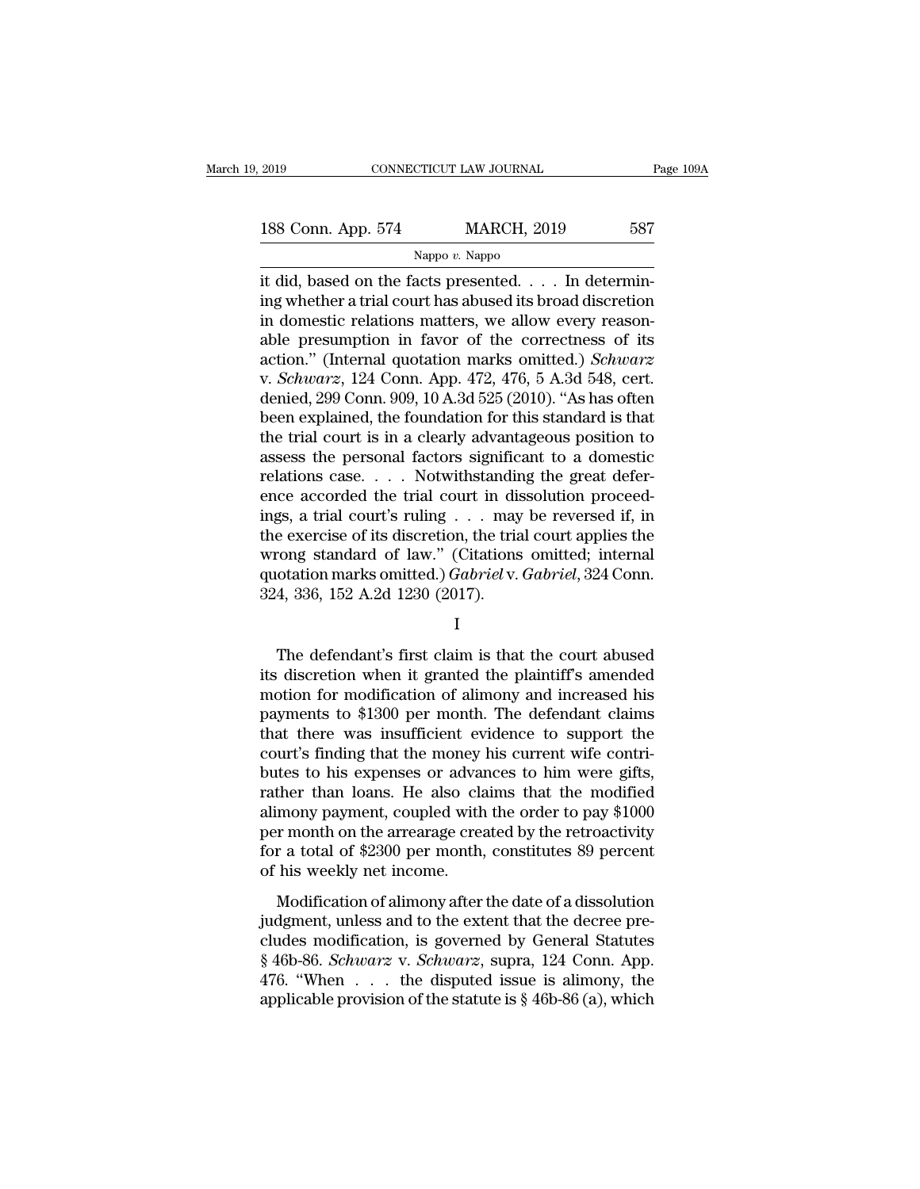it did, based on the facts presented. . . . In determining whether a trial court has abused its broad discretion in domestic relations matters, we allow every reasonable presumption in favor of the correctness of its action." (Internal quotation marks omitted.) *Schwarz* v. *Schwarz*, 124 Conn. App. 472, 476, 5 A.3d 548, cert. denied, 299 Conn. 909, 10 A.3d 525 (2010). "As has often been explained, the foundation for this standard is that the trial court is in a clearly advantageous position to assess the personal factors significant to a domestic relations case. . . . Notwithstanding the great deference accorded the trial court in dissolution proceedings, a trial court's ruling . . . may be reversed if, in the exercise of its discretion, the trial court applies the wrong standard of law." (Citations omitted; internal quotation marks omitted.) *Gabriel* v. *Gabriel*, 324 Conn. 324, 336, 152 A.2d 1230 (2017).

I

The defendant's first claim is that the court abused its discretion when it granted the plaintiff's amended motion for modification of alimony and increased his payments to $1300 per month. The defendant claims that there was insufficient evidence to support the court's finding that the money his current wife contributes to his expenses or advances to him were gifts, rather than loans. He also claims that the modified alimony payment, coupled with the order to pay $1000 per month on the arrearage created by the retroactivity for a total of $2300 per month, constitutes 89 percent of his weekly net income.

Modification of alimony after the date of a dissolution judgment, unless and to the extent that the decree precludes modification, is governed by General Statutes § 46b-86. *Schwarz* v. *Schwarz*, supra, 124 Conn. App. 476. "When . . . the disputed issue is alimony, the applicable provision of the statute is § 46b-86 (a), which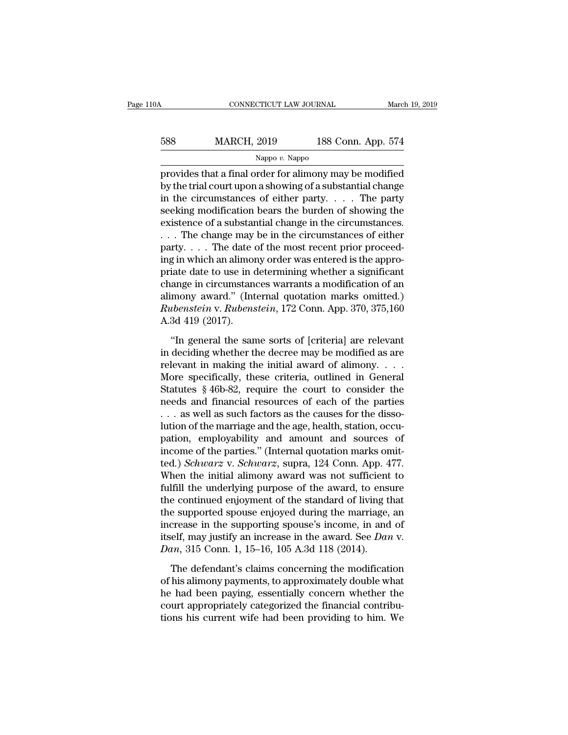provides that a final order for alimony may be modified by the trial court upon a showing of a substantial change in the circumstances of either party. . . . The party seeking modification bears the burden of showing the existence of a substantial change in the circumstances. . . . The change may be in the circumstances of either party. . . . The date of the most recent prior proceeding in which an alimony order was entered is the appropriate date to use in determining whether a significant change in circumstances warrants a modification of an alimony award." (Internal quotation marks omitted.) *Rubenstein* v. *Rubenstein*, 172 Conn. App. 370, 375,160 A.3d 419 (2017).

"In general the same sorts of [criteria] are relevant in deciding whether the decree may be modified as are relevant in making the initial award of alimony. . . . More specifically, these criteria, outlined in General Statutes § 46b-82, require the court to consider the needs and financial resources of each of the parties . . . as well as such factors as the causes for the dissolution of the marriage and the age, health, station, occupation, employability and amount and sources of income of the parties." (Internal quotation marks omitted.) *Schwarz* v. *Schwarz*, supra, 124 Conn. App. 477. When the initial alimony award was not sufficient to fulfill the underlying purpose of the award, to ensure the continued enjoyment of the standard of living that the supported spouse enjoyed during the marriage, an increase in the supporting spouse's income, in and of itself, may justify an increase in the award. See *Dan* v. *Dan*, 315 Conn. 1, 15–16, 105 A.3d 118 (2014).

The defendant's claims concerning the modification of his alimony payments, to approximately double what he had been paying, essentially concern whether the court appropriately categorized the financial contributions his current wife had been providing to him. We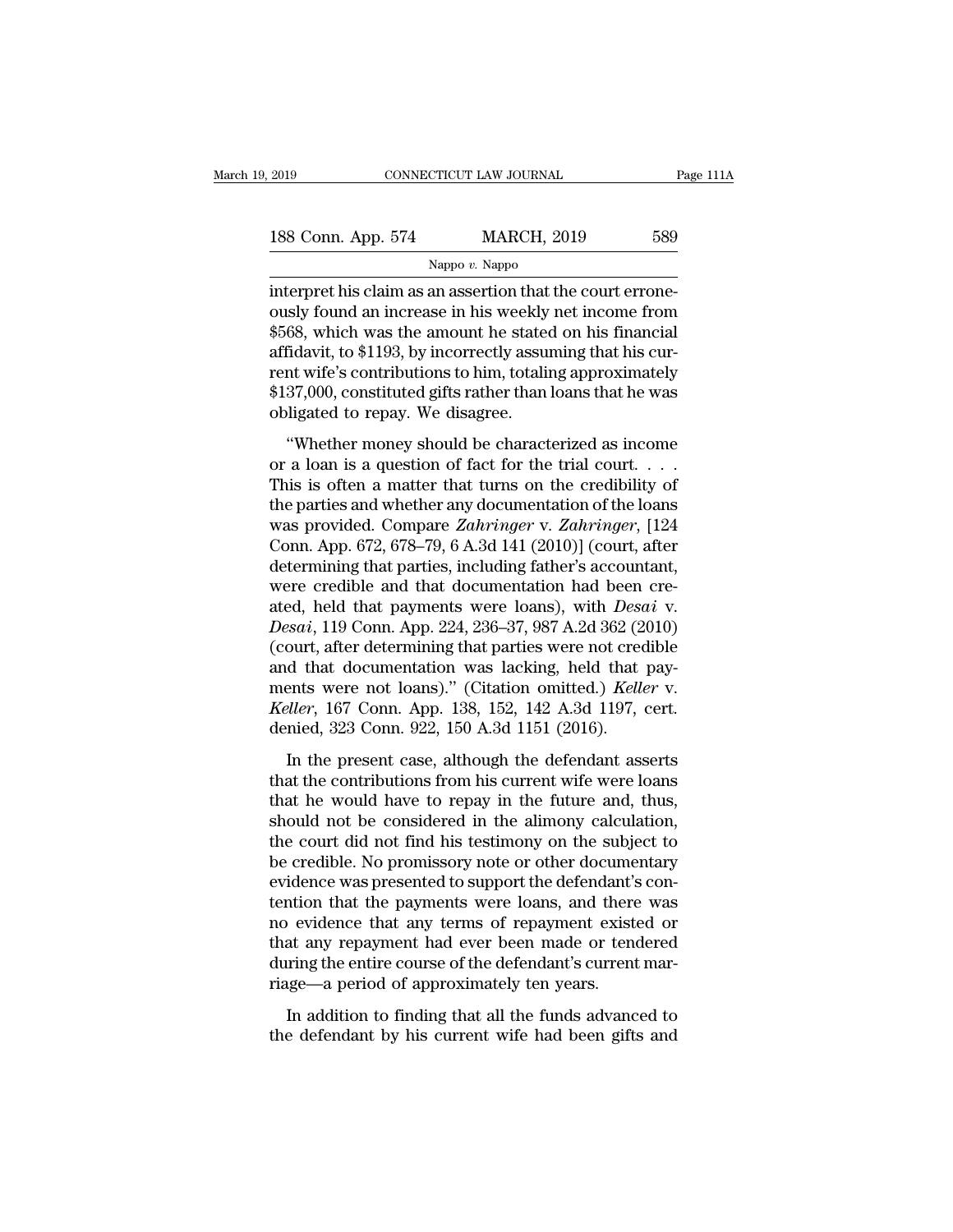interpret his claim as an assertion that the court erroneously found an increase in his weekly net income from $568, which was the amount he stated on his financial affidavit, to $1193, by incorrectly assuming that his current wife's contributions to him, totaling approximately $137,000, constituted gifts rather than loans that he was obligated to repay. We disagree.

"Whether money should be characterized as income or a loan is a question of fact for the trial court. . . . This is often a matter that turns on the credibility of the parties and whether any documentation of the loans was provided. Compare *Zahringer* v. *Zahringer*, [124 Conn. App. 672, 678–79, 6 A.3d 141 (2010)] (court, after determining that parties, including father's accountant, were credible and that documentation had been created, held that payments were loans), with *Desai* v. *Desai*, 119 Conn. App. 224, 236–37, 987 A.2d 362 (2010) (court, after determining that parties were not credible and that documentation was lacking, held that payments were not loans)." (Citation omitted.) *Keller* v. *Keller*, 167 Conn. App. 138, 152, 142 A.3d 1197, cert. denied, 323 Conn. 922, 150 A.3d 1151 (2016).

In the present case, although the defendant asserts that the contributions from his current wife were loans that he would have to repay in the future and, thus, should not be considered in the alimony calculation, the court did not find his testimony on the subject to be credible. No promissory note or other documentary evidence was presented to support the defendant's contention that the payments were loans, and there was no evidence that any terms of repayment existed or that any repayment had ever been made or tendered during the entire course of the defendant's current marriage—a period of approximately ten years.

In addition to finding that all the funds advanced to the defendant by his current wife had been gifts and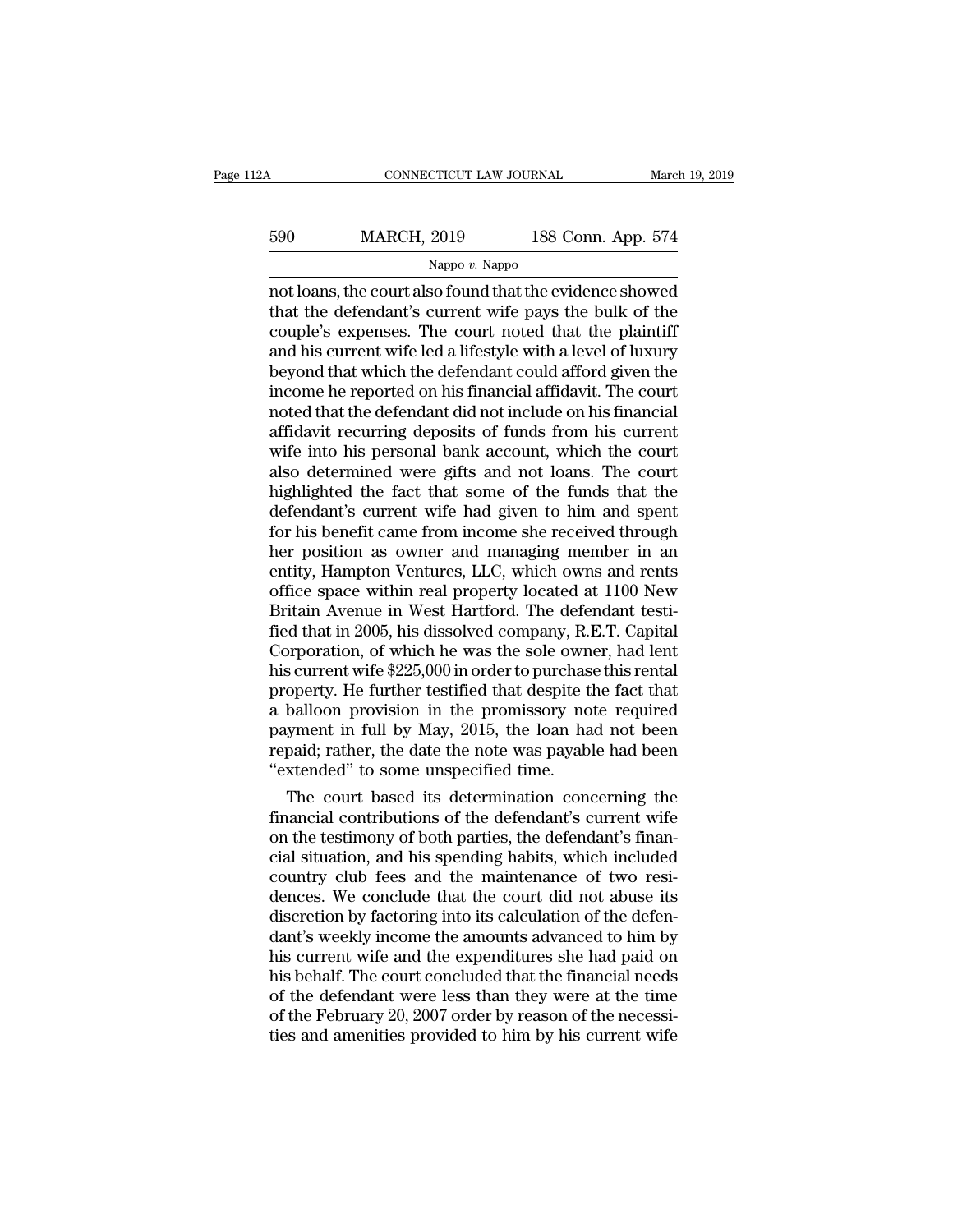not loans, the court also found that the evidence showed that the defendant's current wife pays the bulk of the couple's expenses. The court noted that the plaintiff and his current wife led a lifestyle with a level of luxury beyond that which the defendant could afford given the income he reported on his financial affidavit. The court noted that the defendant did not include on his financial affidavit recurring deposits of funds from his current wife into his personal bank account, which the court also determined were gifts and not loans. The court highlighted the fact that some of the funds that the defendant's current wife had given to him and spent for his benefit came from income she received through her position as owner and managing member in an entity, Hampton Ventures, LLC, which owns and rents office space within real property located at 1100 New Britain Avenue in West Hartford. The defendant testified that in 2005, his dissolved company, R.E.T. Capital Corporation, of which he was the sole owner, had lent his current wife $225,000 in order to purchase this rental property. He further testified that despite the fact that a balloon provision in the promissory note required payment in full by May, 2015, the loan had not been repaid; rather, the date the note was payable had been "extended" to some unspecified time.

The court based its determination concerning the financial contributions of the defendant's current wife on the testimony of both parties, the defendant's financial situation, and his spending habits, which included country club fees and the maintenance of two residences. We conclude that the court did not abuse its discretion by factoring into its calculation of the defendant's weekly income the amounts advanced to him by his current wife and the expenditures she had paid on his behalf. The court concluded that the financial needs of the defendant were less than they were at the time of the February 20, 2007 order by reason of the necessities and amenities provided to him by his current wife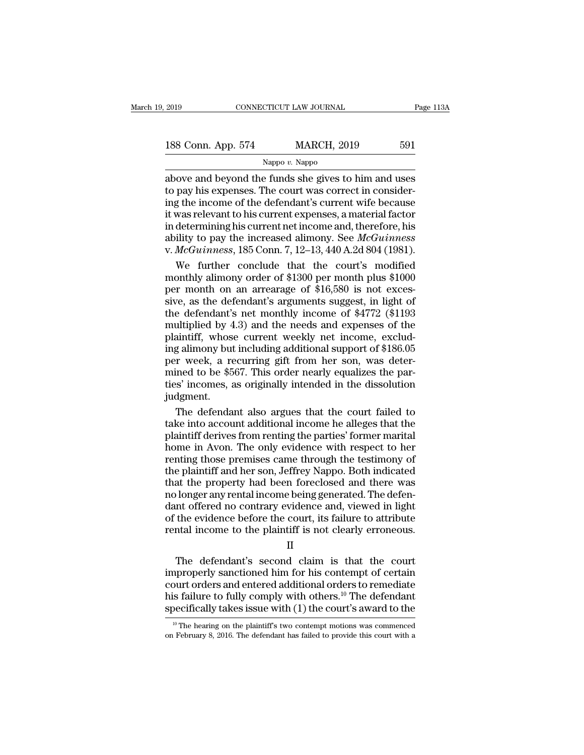above and beyond the funds she gives to him and uses to pay his expenses. The court was correct in considering the income of the defendant's current wife because it was relevant to his current expenses, a material factor in determining his current net income and, therefore, his ability to pay the increased alimony. See *McGuinness* v. *McGuinness*, 185 Conn. 7, 12–13, 440 A.2d 804 (1981).

We further conclude that the court's modified monthly alimony order of $1300 per month plus $1000 per month on an arrearage of $16,580 is not excessive, as the defendant's arguments suggest, in light of the defendant's net monthly income of $4772 ($1193 multiplied by 4.3) and the needs and expenses of the plaintiff, whose current weekly net income, excluding alimony but including additional support of $186.05 per week, a recurring gift from her son, was determined to be $567. This order nearly equalizes the parties' incomes, as originally intended in the dissolution judgment.

The defendant also argues that the court failed to take into account additional income he alleges that the plaintiff derives from renting the parties' former marital home in Avon. The only evidence with respect to her renting those premises came through the testimony of the plaintiff and her son, Jeffrey Nappo. Both indicated that the property had been foreclosed and there was no longer any rental income being generated. The defendant offered no contrary evidence and, viewed in light of the evidence before the court, its failure to attribute rental income to the plaintiff is not clearly erroneous.

## II

The defendant's second claim is that the court improperly sanctioned him for his contempt of certain court orders and entered additional orders to remediate his failure to fully comply with others.[10] The defendant specifically takes issue with (1) the court's award to the

[10] The hearing on the plaintiff's two contempt motions was commenced on February 8, 2016. The defendant has failed to provide this court with a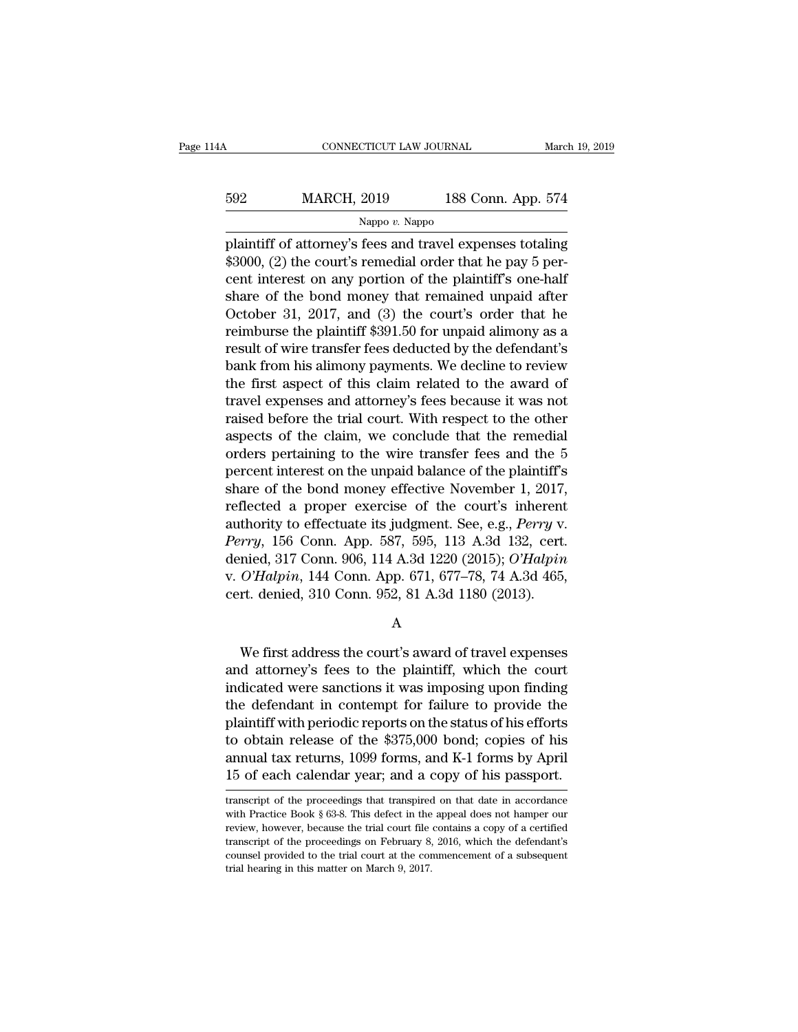plaintiff of attorney's fees and travel expenses totaling $3000, (2) the court's remedial order that he pay 5 percent interest on any portion of the plaintiff's one-half share of the bond money that remained unpaid after October 31, 2017, and (3) the court's order that he reimburse the plaintiff $391.50 for unpaid alimony as a result of wire transfer fees deducted by the defendant's bank from his alimony payments. We decline to review the first aspect of this claim related to the award of travel expenses and attorney's fees because it was not raised before the trial court. With respect to the other aspects of the claim, we conclude that the remedial orders pertaining to the wire transfer fees and the 5 percent interest on the unpaid balance of the plaintiff's share of the bond money effective November 1, 2017, reflected a proper exercise of the court's inherent authority to effectuate its judgment. See, e.g., *Perry* v. *Perry*, 156 Conn. App. 587, 595, 113 A.3d 132, cert. denied, 317 Conn. 906, 114 A.3d 1220 (2015); *O'Halpin* v. *O'Halpin*, 144 Conn. App. 671, 677–78, 74 A.3d 465, cert. denied, 310 Conn. 952, 81 A.3d 1180 (2013).

A

We first address the court's award of travel expenses and attorney's fees to the plaintiff, which the court indicated were sanctions it was imposing upon finding the defendant in contempt for failure to provide the plaintiff with periodic reports on the status of his efforts to obtain release of the $375,000 bond; copies of his annual tax returns, 1099 forms, and K-1 forms by April 15 of each calendar year; and a copy of his passport.

transcript of the proceedings that transpired on that date in accordance with Practice Book § 63-8. This defect in the appeal does not hamper our review, however, because the trial court file contains a copy of a certified transcript of the proceedings on February 8, 2016, which the defendant's counsel provided to the trial court at the commencement of a subsequent trial hearing in this matter on March 9, 2017.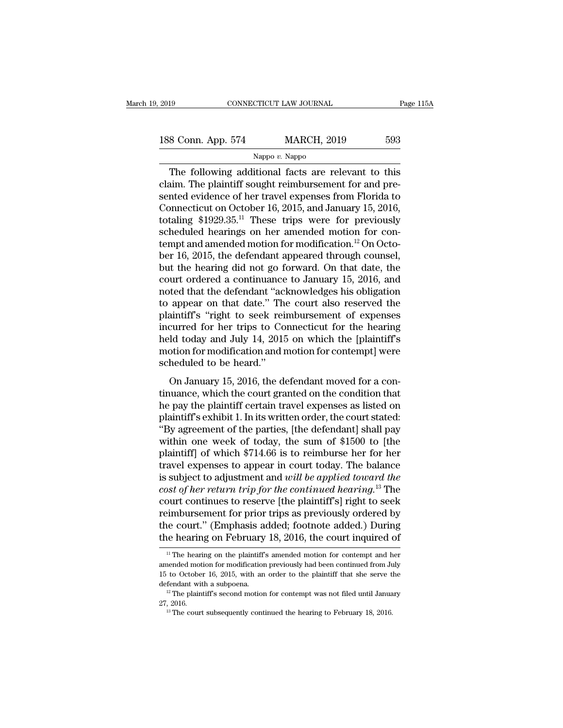The following additional facts are relevant to this claim. The plaintiff sought reimbursement for and presented evidence of her travel expenses from Florida to Connecticut on October 16, 2015, and January 15, 2016, totaling $1929.35.[11] These trips were for previously scheduled hearings on her amended motion for contempt and amended motion for modification.[12] On October 16, 2015, the defendant appeared through counsel, but the hearing did not go forward. On that date, the court ordered a continuance to January 15, 2016, and noted that the defendant "acknowledges his obligation to appear on that date." The court also reserved the plaintiff's "right to seek reimbursement of expenses incurred for her trips to Connecticut for the hearing held today and July 14, 2015 on which the [plaintiff's motion for modification and motion for contempt] were scheduled to be heard."

On January 15, 2016, the defendant moved for a continuance, which the court granted on the condition that he pay the plaintiff certain travel expenses as listed on plaintiff's exhibit 1. In its written order, the court stated: "By agreement of the parties, [the defendant] shall pay within one week of today, the sum of $1500 to [the plaintiff] of which $714.66 is to reimburse her for her travel expenses to appear in court today. The balance is subject to adjustment and *will be applied toward the cost of her return trip for the continued hearing*.[13] The court continues to reserve [the plaintiff's] right to seek reimbursement for prior trips as previously ordered by the court." (Emphasis added; footnote added.) During the hearing on February 18, 2016, the court inquired of

[11] The hearing on the plaintiff's amended motion for contempt and her amended motion for modification previously had been continued from July 15 to October 16, 2015, with an order to the plaintiff that she serve the defendant with a subpoena.

[12] The plaintiff's second motion for contempt was not filed until January 27, 2016.

[13] The court subsequently continued the hearing to February 18, 2016.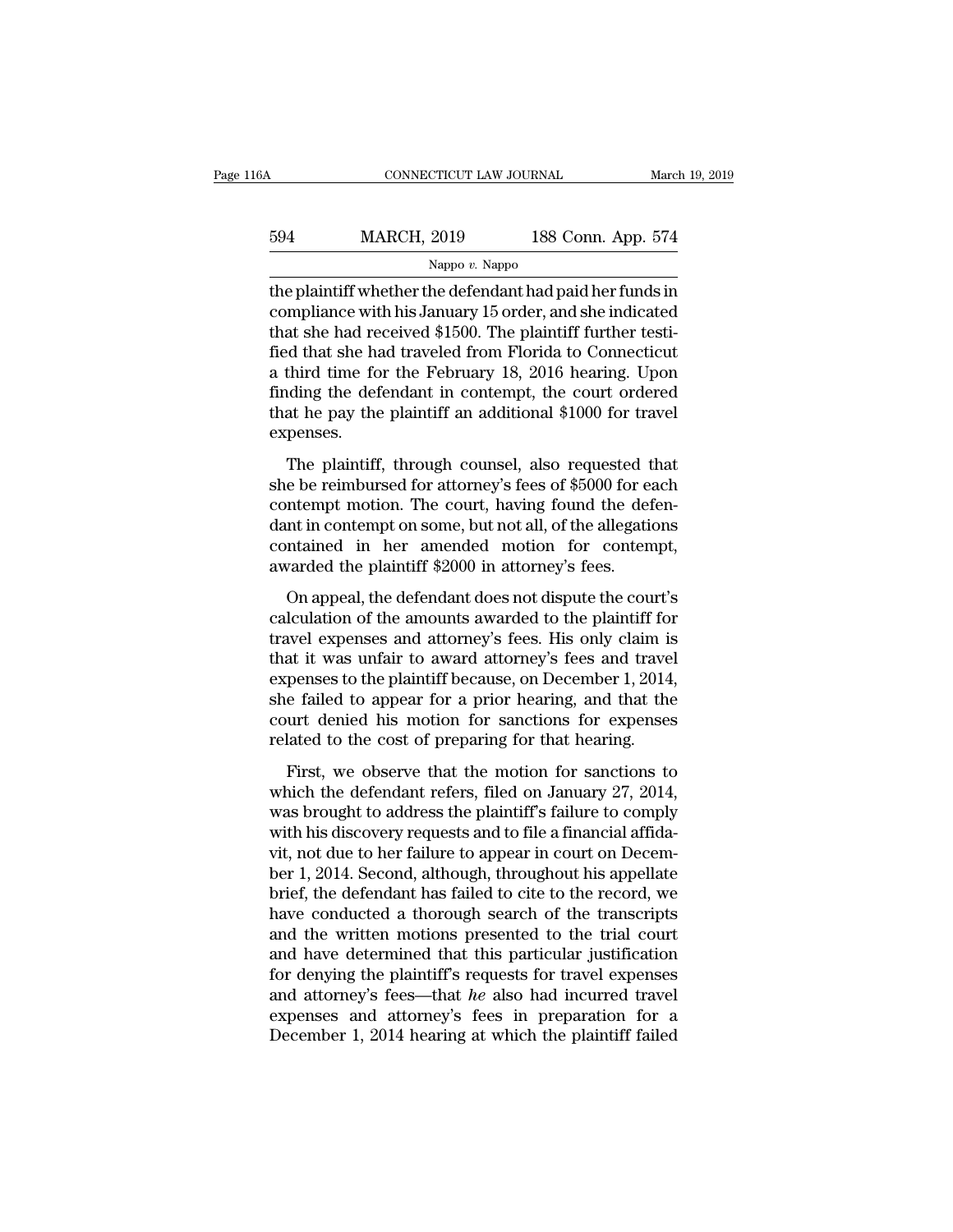the plaintiff whether the defendant had paid her funds in compliance with his January 15 order, and she indicated that she had received $1500. The plaintiff further testified that she had traveled from Florida to Connecticut a third time for the February 18, 2016 hearing. Upon finding the defendant in contempt, the court ordered that he pay the plaintiff an additional $1000 for travel expenses.

The plaintiff, through counsel, also requested that she be reimbursed for attorney's fees of $5000 for each contempt motion. The court, having found the defendant in contempt on some, but not all, of the allegations contained in her amended motion for contempt, awarded the plaintiff $2000 in attorney's fees.

On appeal, the defendant does not dispute the court's calculation of the amounts awarded to the plaintiff for travel expenses and attorney's fees. His only claim is that it was unfair to award attorney's fees and travel expenses to the plaintiff because, on December 1, 2014, she failed to appear for a prior hearing, and that the court denied his motion for sanctions for expenses related to the cost of preparing for that hearing.

First, we observe that the motion for sanctions to which the defendant refers, filed on January 27, 2014, was brought to address the plaintiff's failure to comply with his discovery requests and to file a financial affidavit, not due to her failure to appear in court on December 1, 2014. Second, although, throughout his appellate brief, the defendant has failed to cite to the record, we have conducted a thorough search of the transcripts and the written motions presented to the trial court and have determined that this particular justification for denying the plaintiff's requests for travel expenses and attorney's fees—that *he* also had incurred travel expenses and attorney's fees in preparation for a December 1, 2014 hearing at which the plaintiff failed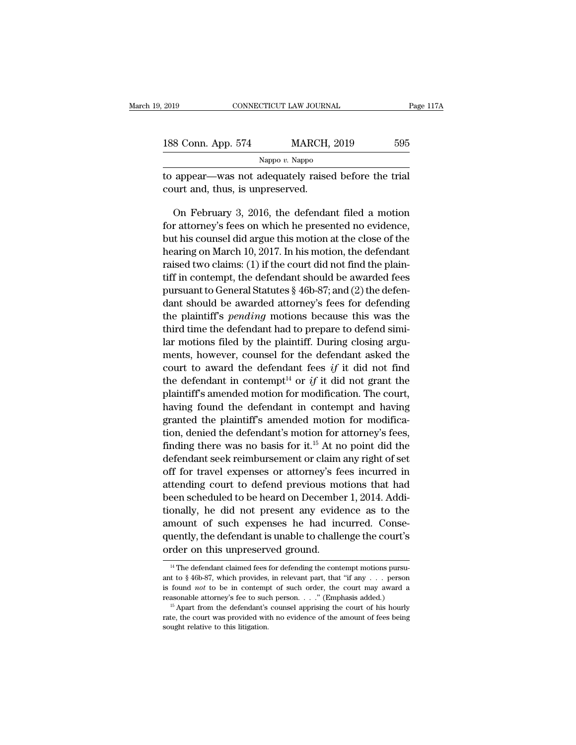to appear—was not adequately raised before the trial court and, thus, is unpreserved.

On February 3, 2016, the defendant filed a motion for attorney's fees on which he presented no evidence, but his counsel did argue this motion at the close of the hearing on March 10, 2017. In his motion, the defendant raised two claims: (1) if the court did not find the plaintiff in contempt, the defendant should be awarded fees pursuant to General Statutes § 46b-87; and (2) the defendant should be awarded attorney's fees for defending the plaintiff's *pending* motions because this was the third time the defendant had to prepare to defend similar motions filed by the plaintiff. During closing arguments, however, counsel for the defendant asked the court to award the defendant fees *if* it did not find the defendant in contempt[14] or *if* it did not grant the plaintiff's amended motion for modification. The court, having found the defendant in contempt and having granted the plaintiff's amended motion for modification, denied the defendant's motion for attorney's fees, finding there was no basis for it.[15] At no point did the defendant seek reimbursement or claim any right of set off for travel expenses or attorney's fees incurred in attending court to defend previous motions that had been scheduled to be heard on December 1, 2014. Additionally, he did not present any evidence as to the amount of such expenses he had incurred. Consequently, the defendant is unable to challenge the court's order on this unpreserved ground.

[14] The defendant claimed fees for defending the contempt motions pursuant to § 46b-87, which provides, in relevant part, that "if any . . . person is found *not* to be in contempt of such order, the court may award a reasonable attorney's fee to such person. . . ." (Emphasis added.)

[15] Apart from the defendant's counsel apprising the court of his hourly rate, the court was provided with no evidence of the amount of fees being sought relative to this litigation.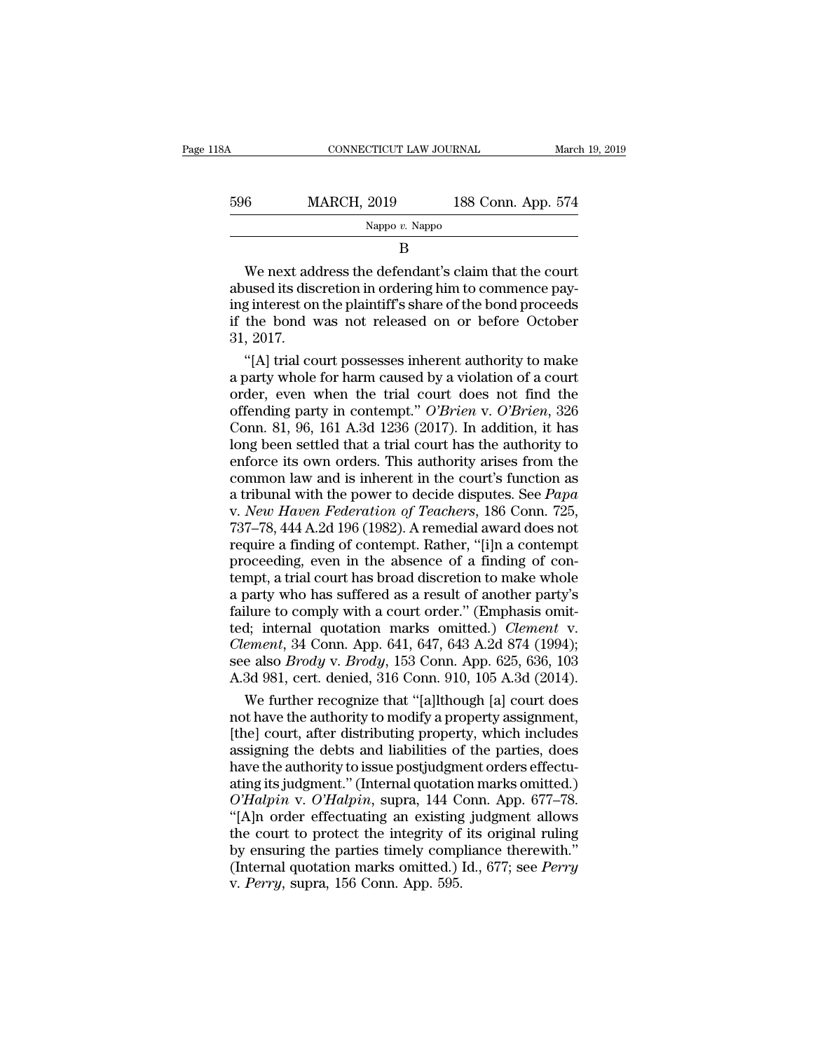B

We next address the defendant's claim that the court abused its discretion in ordering him to commence paying interest on the plaintiff's share of the bond proceeds if the bond was not released on or before October 31, 2017.

"[A] trial court possesses inherent authority to make a party whole for harm caused by a violation of a court order, even when the trial court does not find the offending party in contempt." *O'Brien* v. *O'Brien*, 326 Conn. 81, 96, 161 A.3d 1236 (2017). In addition, it has long been settled that a trial court has the authority to enforce its own orders. This authority arises from the common law and is inherent in the court's function as a tribunal with the power to decide disputes. See *Papa* v. *New Haven Federation of Teachers*, 186 Conn. 725, 737–78, 444 A.2d 196 (1982). A remedial award does not require a finding of contempt. Rather, "[i]n a contempt proceeding, even in the absence of a finding of contempt, a trial court has broad discretion to make whole a party who has suffered as a result of another party's failure to comply with a court order." (Emphasis omitted; internal quotation marks omitted.) *Clement* v. *Clement*, 34 Conn. App. 641, 647, 643 A.2d 874 (1994); see also *Brody* v. *Brody*, 153 Conn. App. 625, 636, 103 A.3d 981, cert. denied, 316 Conn. 910, 105 A.3d (2014).

We further recognize that "[a]lthough [a] court does not have the authority to modify a property assignment, [the] court, after distributing property, which includes assigning the debts and liabilities of the parties, does have the authority to issue postjudgment orders effectuating its judgment." (Internal quotation marks omitted.) *O'Halpin* v. *O'Halpin*, supra, 144 Conn. App. 677–78. "[A]n order effectuating an existing judgment allows the court to protect the integrity of its original ruling by ensuring the parties timely compliance therewith." (Internal quotation marks omitted.) Id., 677; see *Perry* v. *Perry*, supra, 156 Conn. App. 595.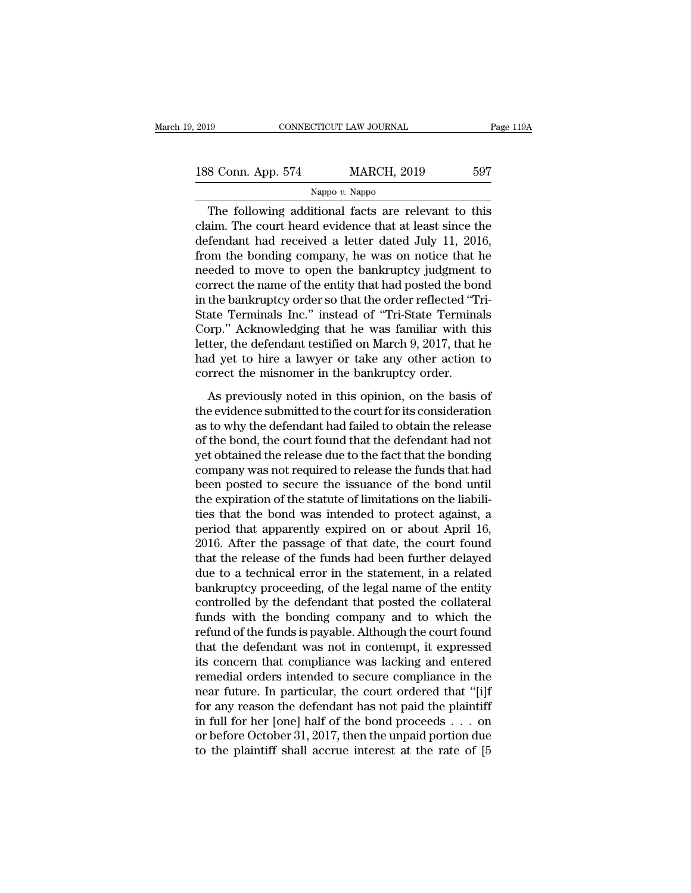The following additional facts are relevant to this claim. The court heard evidence that at least since the defendant had received a letter dated July 11, 2016, from the bonding company, he was on notice that he needed to move to open the bankruptcy judgment to correct the name of the entity that had posted the bond in the bankruptcy order so that the order reflected "Tri-State Terminals Inc." instead of "Tri-State Terminals Corp." Acknowledging that he was familiar with this letter, the defendant testified on March 9, 2017, that he had yet to hire a lawyer or take any other action to correct the misnomer in the bankruptcy order.

As previously noted in this opinion, on the basis of the evidence submitted to the court for its consideration as to why the defendant had failed to obtain the release of the bond, the court found that the defendant had not yet obtained the release due to the fact that the bonding company was not required to release the funds that had been posted to secure the issuance of the bond until the expiration of the statute of limitations on the liabilities that the bond was intended to protect against, a period that apparently expired on or about April 16, 2016. After the passage of that date, the court found that the release of the funds had been further delayed due to a technical error in the statement, in a related bankruptcy proceeding, of the legal name of the entity controlled by the defendant that posted the collateral funds with the bonding company and to which the refund of the funds is payable. Although the court found that the defendant was not in contempt, it expressed its concern that compliance was lacking and entered remedial orders intended to secure compliance in the near future. In particular, the court ordered that "[i]f for any reason the defendant has not paid the plaintiff in full for her [one] half of the bond proceeds . . . on or before October 31, 2017, then the unpaid portion due to the plaintiff shall accrue interest at the rate of [5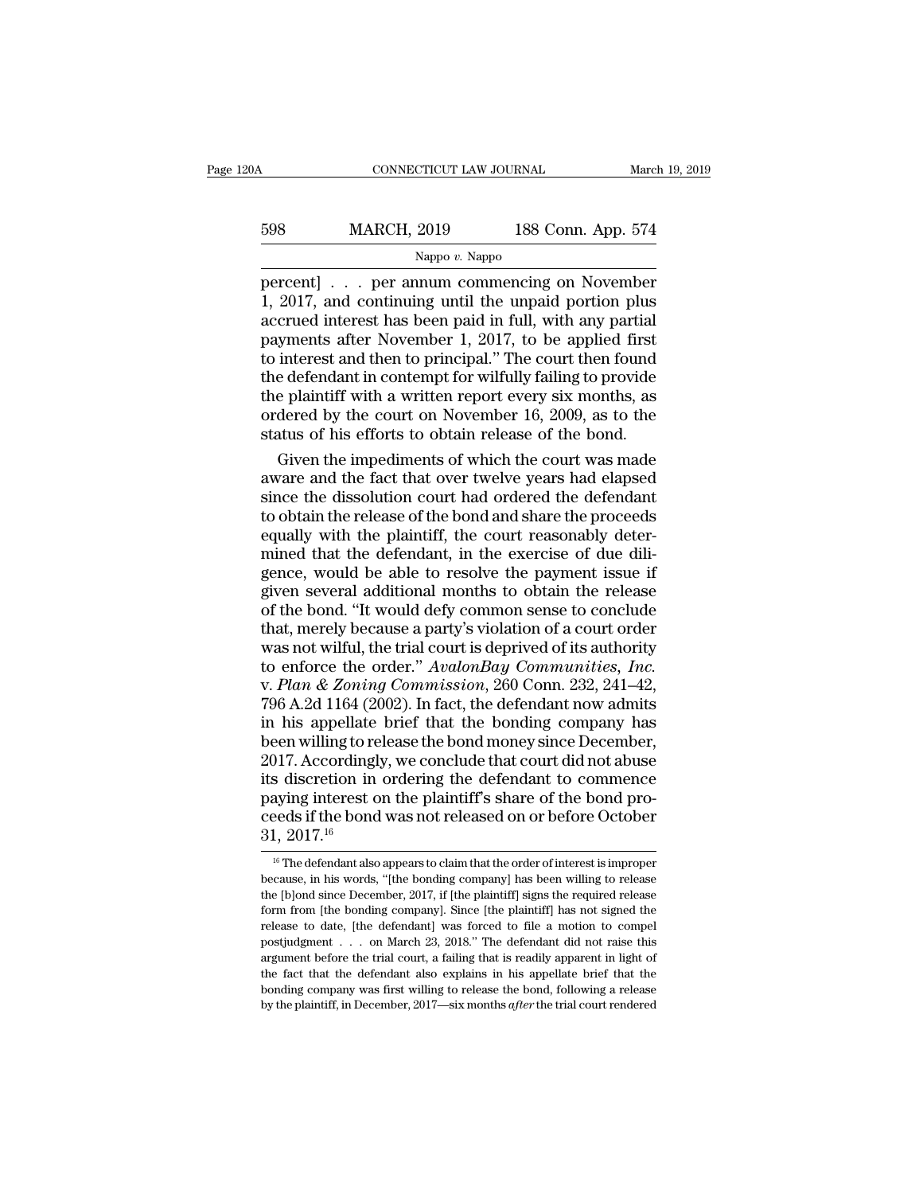percent] . . . per annum commencing on November 1, 2017, and continuing until the unpaid portion plus accrued interest has been paid in full, with any partial payments after November 1, 2017, to be applied first to interest and then to principal." The court then found the defendant in contempt for wilfully failing to provide the plaintiff with a written report every six months, as ordered by the court on November 16, 2009, as to the status of his efforts to obtain release of the bond.

Given the impediments of which the court was made aware and the fact that over twelve years had elapsed since the dissolution court had ordered the defendant to obtain the release of the bond and share the proceeds equally with the plaintiff, the court reasonably determined that the defendant, in the exercise of due diligence, would be able to resolve the payment issue if given several additional months to obtain the release of the bond. "It would defy common sense to conclude that, merely because a party's violation of a court order was not wilful, the trial court is deprived of its authority to enforce the order." *AvalonBay Communities, Inc.* v. *Plan & Zoning Commission*, 260 Conn. 232, 241–42, 796 A.2d 1164 (2002). In fact, the defendant now admits in his appellate brief that the bonding company has been willing to release the bond money since December, 2017. Accordingly, we conclude that court did not abuse its discretion in ordering the defendant to commence paying interest on the plaintiff's share of the bond proceeds if the bond was not released on or before October 31, 2017.[16]

[16] The defendant also appears to claim that the order of interest is improper because, in his words, "[the bonding company] has been willing to release the [b]ond since December, 2017, if [the plaintiff] signs the required release form from [the bonding company]. Since [the plaintiff] has not signed the release to date, [the defendant] was forced to file a motion to compel postjudgment . . . on March 23, 2018." The defendant did not raise this argument before the trial court, a failing that is readily apparent in light of the fact that the defendant also explains in his appellate brief that the bonding company was first willing to release the bond, following a release by the plaintiff, in December, 2017—six months *after* the trial court rendered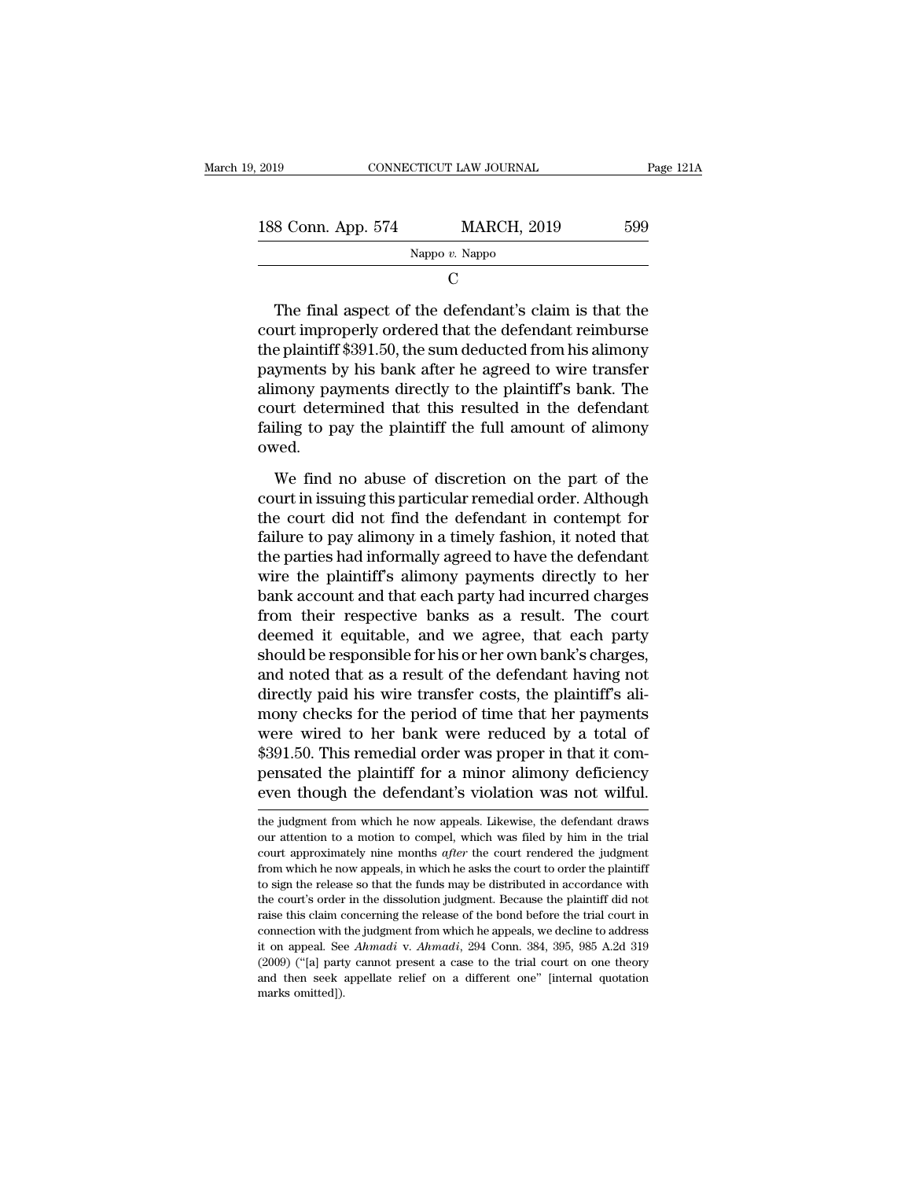C

The final aspect of the defendant's claim is that the court improperly ordered that the defendant reimburse the plaintiff $391.50, the sum deducted from his alimony payments by his bank after he agreed to wire transfer alimony payments directly to the plaintiff's bank. The court determined that this resulted in the defendant failing to pay the plaintiff the full amount of alimony owed.

We find no abuse of discretion on the part of the court in issuing this particular remedial order. Although the court did not find the defendant in contempt for failure to pay alimony in a timely fashion, it noted that the parties had informally agreed to have the defendant wire the plaintiff's alimony payments directly to her bank account and that each party had incurred charges from their respective banks as a result. The court deemed it equitable, and we agree, that each party should be responsible for his or her own bank's charges, and noted that as a result of the defendant having not directly paid his wire transfer costs, the plaintiff's alimony checks for the period of time that her payments were wired to her bank were reduced by a total of $391.50. This remedial order was proper in that it compensated the plaintiff for a minor alimony deficiency even though the defendant's violation was not wilful.

---

the judgment from which he now appeals. Likewise, the defendant draws our attention to a motion to compel, which was filed by him in the trial court approximately nine months *after* the court rendered the judgment from which he now appeals, in which he asks the court to order the plaintiff to sign the release so that the funds may be distributed in accordance with the court's order in the dissolution judgment. Because the plaintiff did not raise this claim concerning the release of the bond before the trial court in connection with the judgment from which he appeals, we decline to address it on appeal. See *Ahmadi* v. *Ahmadi*, 294 Conn. 384, 395, 985 A.2d 319 (2009) ("[a] party cannot present a case to the trial court on one theory and then seek appellate relief on a different one" [internal quotation marks omitted]).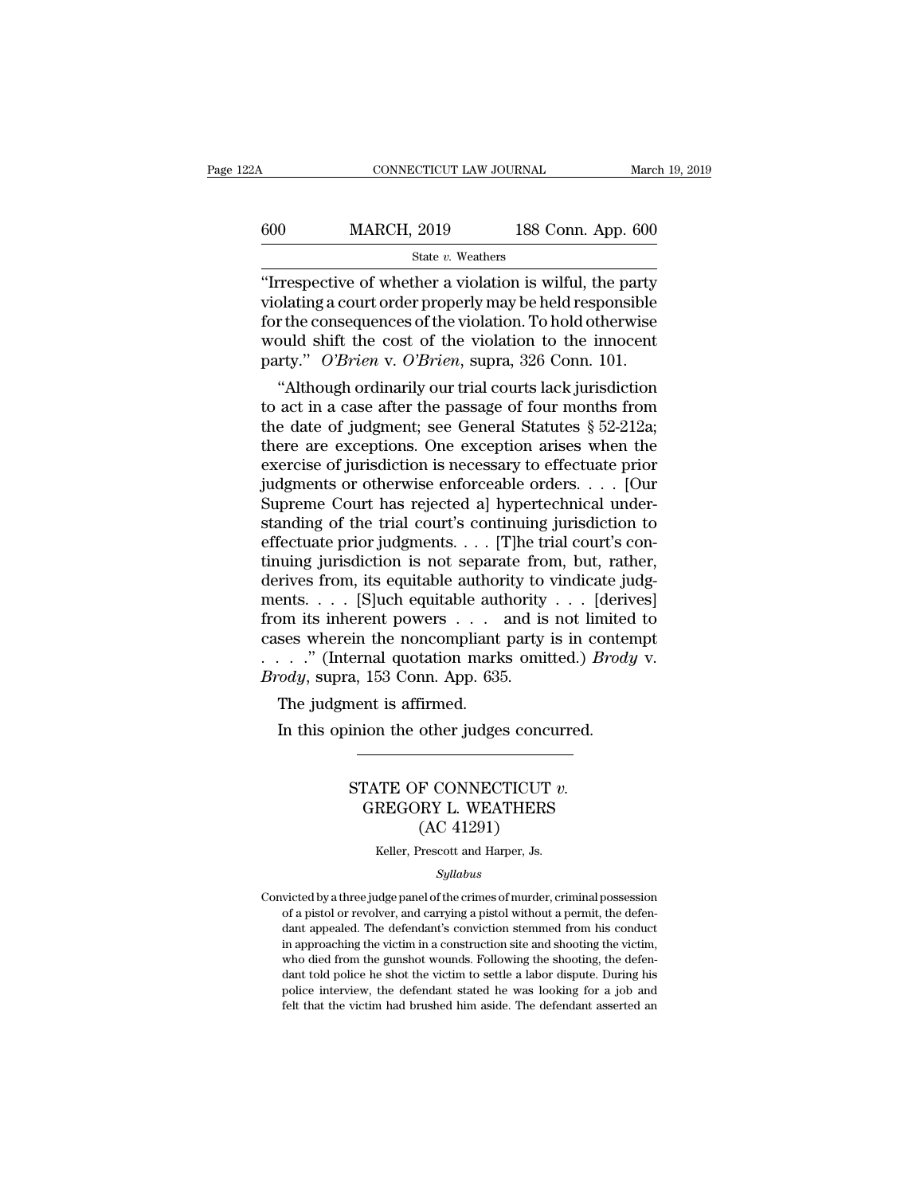"Irrespective of whether a violation is wilful, the party violating a court order properly may be held responsible for the consequences of the violation. To hold otherwise would shift the cost of the violation to the innocent party." *O'Brien* v. *O'Brien*, supra, 326 Conn. 101.

"Although ordinarily our trial courts lack jurisdiction to act in a case after the passage of four months from the date of judgment; see General Statutes § 52-212a; there are exceptions. One exception arises when the exercise of jurisdiction is necessary to effectuate prior judgments or otherwise enforceable orders. . . . [Our Supreme Court has rejected a] hypertechnical understanding of the trial court's continuing jurisdiction to effectuate prior judgments. . . . [T]he trial court's continuing jurisdiction is not separate from, but, rather, derives from, its equitable authority to vindicate judgments. . . . [S]uch equitable authority . . . [derives] from its inherent powers . . . and is not limited to cases wherein the noncompliant party is in contempt . . . ." (Internal quotation marks omitted.) *Brody* v. *Brody*, supra, 153 Conn. App. 635.

The judgment is affirmed.

In this opinion the other judges concurred.

---

# STATE OF CONNECTICUT *v.* GREGORY L. WEATHERS (AC 41291)

Keller, Prescott and Harper, Js.

*Syllabus*

Convicted by a three judge panel of the crimes of murder, criminal possession of a pistol or revolver, and carrying a pistol without a permit, the defendant appealed. The defendant's conviction stemmed from his conduct in approaching the victim in a construction site and shooting the victim, who died from the gunshot wounds. Following the shooting, the defendant told police he shot the victim to settle a labor dispute. During his police interview, the defendant stated he was looking for a job and felt that the victim had brushed him aside. The defendant asserted an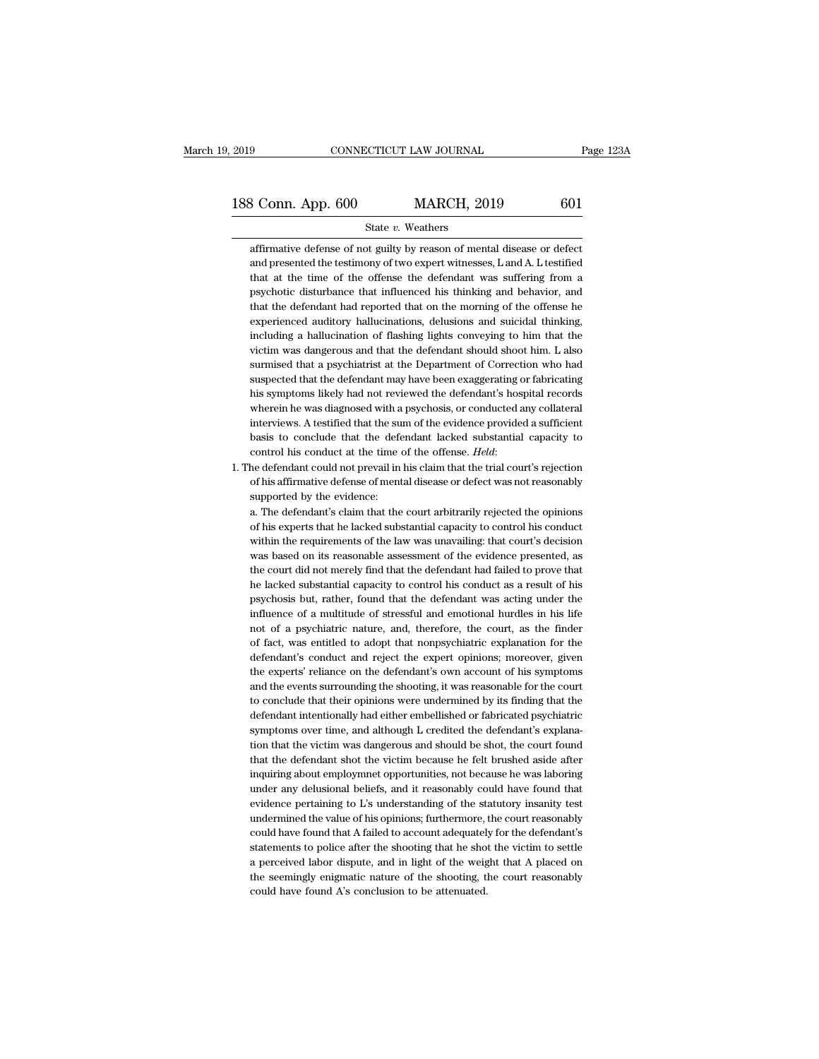affirmative defense of not guilty by reason of mental disease or defect and presented the testimony of two expert witnesses, L and A. L testified that at the time of the offense the defendant was suffering from a psychotic disturbance that influenced his thinking and behavior, and that the defendant had reported that on the morning of the offense he experienced auditory hallucinations, delusions and suicidal thinking, including a hallucination of flashing lights conveying to him that the victim was dangerous and that the defendant should shoot him. L also surmised that a psychiatrist at the Department of Correction who had suspected that the defendant may have been exaggerating or fabricating his symptoms likely had not reviewed the defendant's hospital records wherein he was diagnosed with a psychosis, or conducted any collateral interviews. A testified that the sum of the evidence provided a sufficient basis to conclude that the defendant lacked substantial capacity to control his conduct at the time of the offense. *Held*:

1. The defendant could not prevail in his claim that the trial court's rejection of his affirmative defense of mental disease or defect was not reasonably supported by the evidence:

   a. The defendant's claim that the court arbitrarily rejected the opinions of his experts that he lacked substantial capacity to control his conduct within the requirements of the law was unavailing: that court's decision was based on its reasonable assessment of the evidence presented, as the court did not merely find that the defendant had failed to prove that he lacked substantial capacity to control his conduct as a result of his psychosis but, rather, found that the defendant was acting under the influence of a multitude of stressful and emotional hurdles in his life not of a psychiatric nature, and, therefore, the court, as the finder of fact, was entitled to adopt that nonpsychiatric explanation for the defendant's conduct and reject the expert opinions; moreover, given the experts' reliance on the defendant's own account of his symptoms and the events surrounding the shooting, it was reasonable for the court to conclude that their opinions were undermined by its finding that the defendant intentionally had either embellished or fabricated psychiatric symptoms over time, and although L credited the defendant's explanation that the victim was dangerous and should be shot, the court found that the defendant shot the victim because he felt brushed aside after inquiring about employmnet opportunities, not because he was laboring under any delusional beliefs, and it reasonably could have found that evidence pertaining to L's understanding of the statutory insanity test undermined the value of his opinions; furthermore, the court reasonably could have found that A failed to account adequately for the defendant's statements to police after the shooting that he shot the victim to settle a perceived labor dispute, and in light of the weight that A placed on the seemingly enigmatic nature of the shooting, the court reasonably could have found A's conclusion to be attenuated.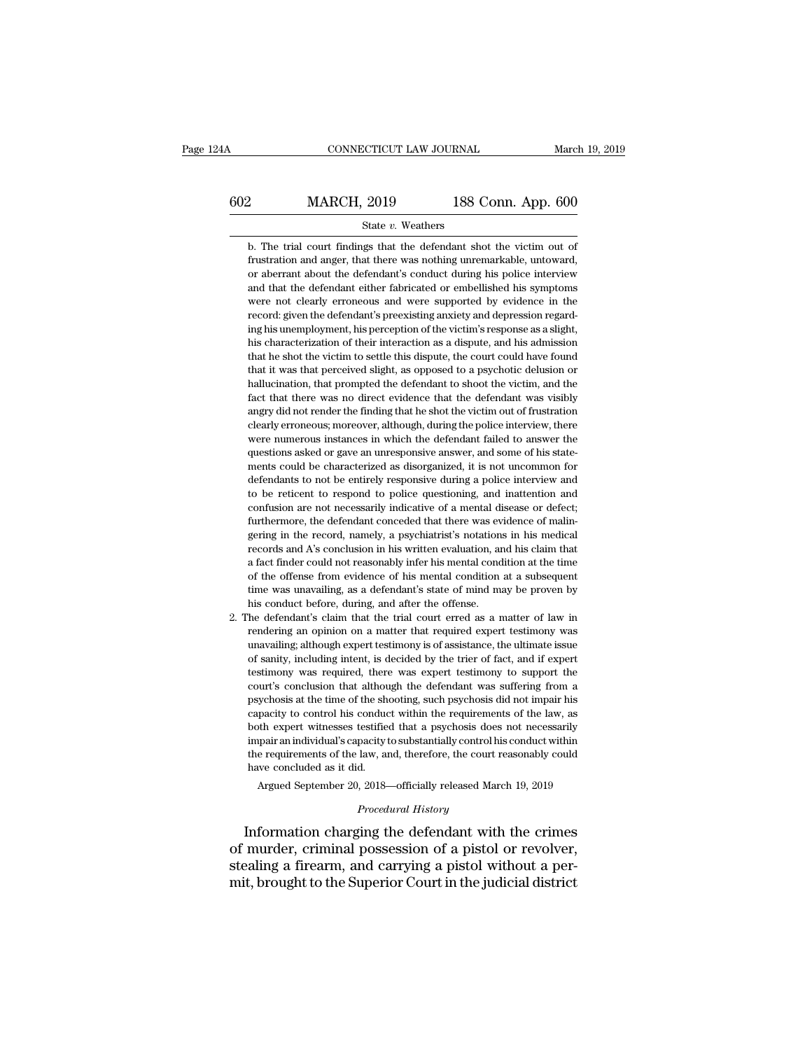b. The trial court findings that the defendant shot the victim out of frustration and anger, that there was nothing unremarkable, untoward, or aberrant about the defendant's conduct during his police interview and that the defendant either fabricated or embellished his symptoms were not clearly erroneous and were supported by evidence in the record: given the defendant's preexisting anxiety and depression regarding his unemployment, his perception of the victim's response as a slight, his characterization of their interaction as a dispute, and his admission that he shot the victim to settle this dispute, the court could have found that it was that perceived slight, as opposed to a psychotic delusion or hallucination, that prompted the defendant to shoot the victim, and the fact that there was no direct evidence that the defendant was visibly angry did not render the finding that he shot the victim out of frustration clearly erroneous; moreover, although, during the police interview, there were numerous instances in which the defendant failed to answer the questions asked or gave an unresponsive answer, and some of his statements could be characterized as disorganized, it is not uncommon for defendants to not be entirely responsive during a police interview and to be reticent to respond to police questioning, and inattention and confusion are not necessarily indicative of a mental disease or defect; furthermore, the defendant conceded that there was evidence of malingering in the record, namely, a psychiatrist's notations in his medical records and A's conclusion in his written evaluation, and his claim that a fact finder could not reasonably infer his mental condition at the time of the offense from evidence of his mental condition at a subsequent time was unavailing, as a defendant's state of mind may be proven by his conduct before, during, and after the offense.

2. The defendant's claim that the trial court erred as a matter of law in rendering an opinion on a matter that required expert testimony was unavailing; although expert testimony is of assistance, the ultimate issue of sanity, including intent, is decided by the trier of fact, and if expert testimony was required, there was expert testimony to support the court's conclusion that although the defendant was suffering from a psychosis at the time of the shooting, such psychosis did not impair his capacity to control his conduct within the requirements of the law, as both expert witnesses testified that a psychosis does not necessarily impair an individual's capacity to substantially control his conduct within the requirements of the law, and, therefore, the court reasonably could have concluded as it did.

Argued September 20, 2018—officially released March 19, 2019

*Procedural History*

Information charging the defendant with the crimes of murder, criminal possession of a pistol or revolver, stealing a firearm, and carrying a pistol without a permit, brought to the Superior Court in the judicial district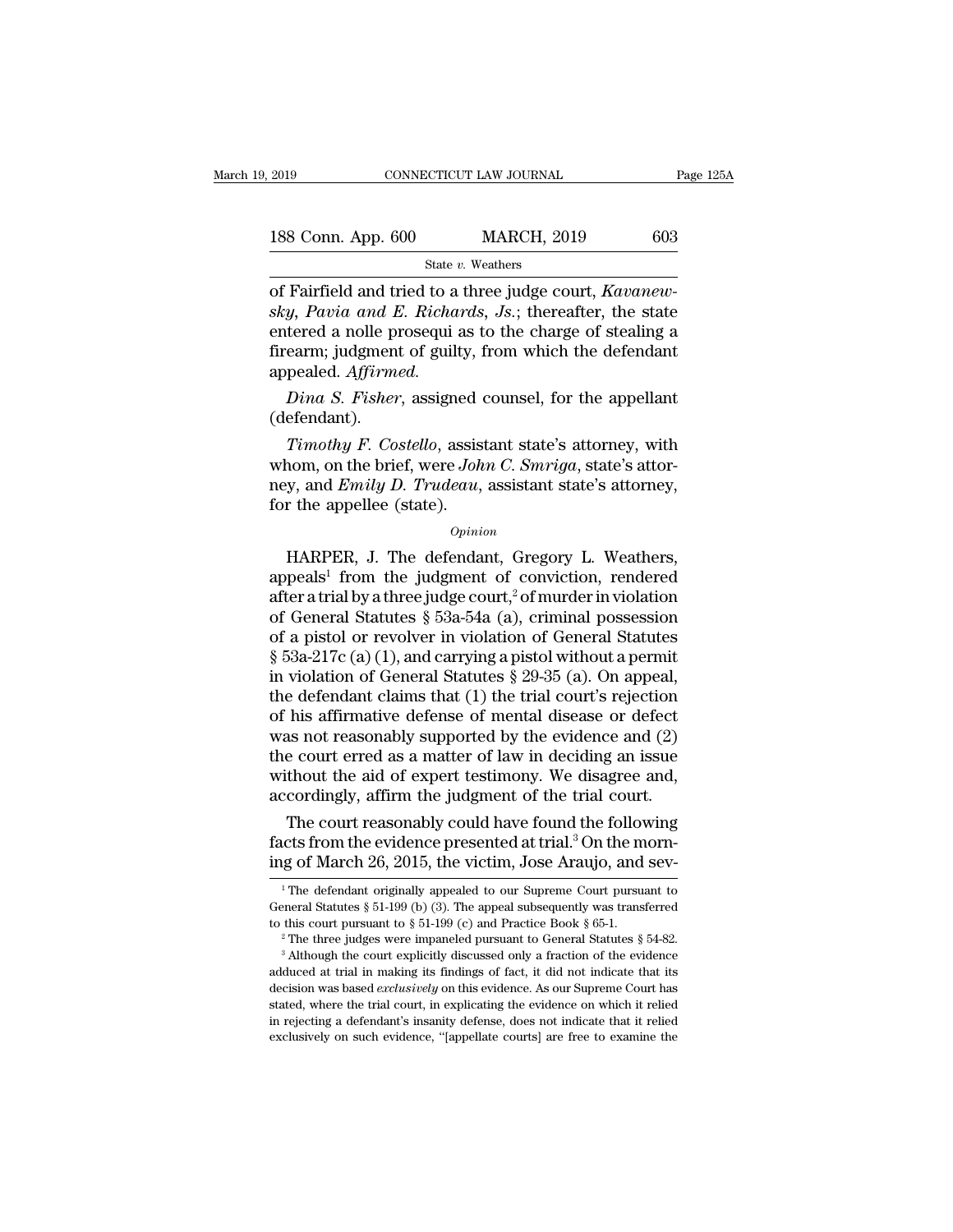of Fairfield and tried to a three judge court, *Kavanewsky*, *Pavia and E. Richards*, *Js.*; thereafter, the state entered a nolle prosequi as to the charge of stealing a firearm; judgment of guilty, from which the defendant appealed. *Affirmed.*

*Dina S. Fisher*, assigned counsel, for the appellant (defendant).

*Timothy F. Costello*, assistant state's attorney, with whom, on the brief, were *John C. Smriga*, state's attorney, and *Emily D. Trudeau*, assistant state's attorney, for the appellee (state).

*Opinion*

HARPER, J. The defendant, Gregory L. Weathers, appeals[1] from the judgment of conviction, rendered after a trial by a three judge court,[2] of murder in violation of General Statutes § 53a-54a (a), criminal possession of a pistol or revolver in violation of General Statutes § 53a-217c (a) (1), and carrying a pistol without a permit in violation of General Statutes § 29-35 (a). On appeal, the defendant claims that (1) the trial court's rejection of his affirmative defense of mental disease or defect was not reasonably supported by the evidence and (2) the court erred as a matter of law in deciding an issue without the aid of expert testimony. We disagree and, accordingly, affirm the judgment of the trial court.

The court reasonably could have found the following facts from the evidence presented at trial.[3] On the morning of March 26, 2015, the victim, Jose Araujo, and sev-

[1] The defendant originally appealed to our Supreme Court pursuant to General Statutes § 51-199 (b) (3). The appeal subsequently was transferred to this court pursuant to § 51-199 (c) and Practice Book § 65-1.

[2] The three judges were impaneled pursuant to General Statutes § 54-82.

[3] Although the court explicitly discussed only a fraction of the evidence adduced at trial in making its findings of fact, it did not indicate that its decision was based *exclusively* on this evidence. As our Supreme Court has stated, where the trial court, in explicating the evidence on which it relied in rejecting a defendant's insanity defense, does not indicate that it relied exclusively on such evidence, "[appellate courts] are free to examine the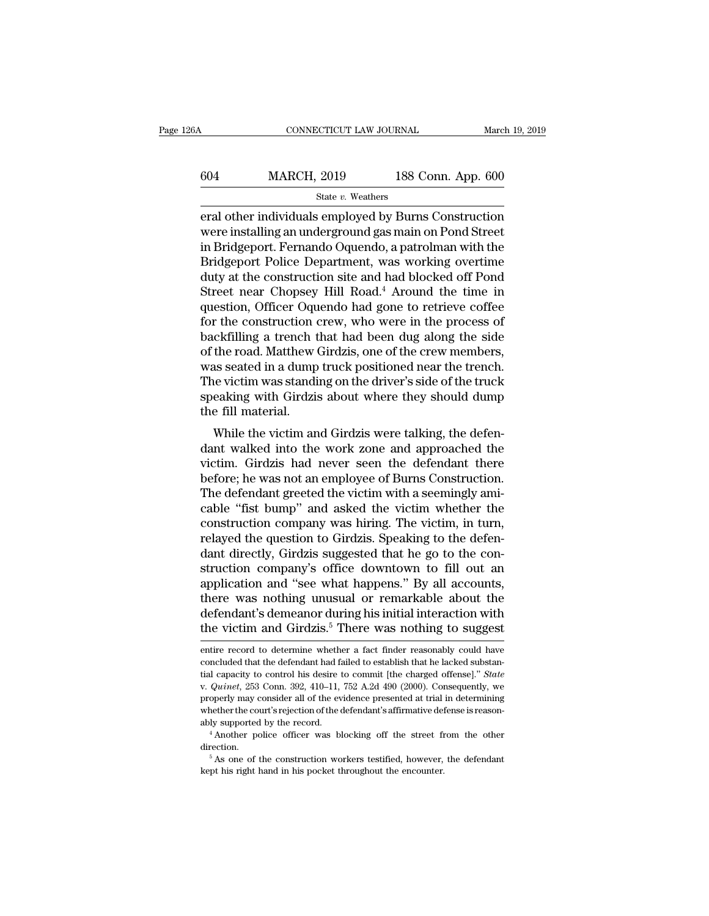eral other individuals employed by Burns Construction were installing an underground gas main on Pond Street in Bridgeport. Fernando Oquendo, a patrolman with the Bridgeport Police Department, was working overtime duty at the construction site and had blocked off Pond Street near Chopsey Hill Road.[4] Around the time in question, Officer Oquendo had gone to retrieve coffee for the construction crew, who were in the process of backfilling a trench that had been dug along the side of the road. Matthew Girdzis, one of the crew members, was seated in a dump truck positioned near the trench. The victim was standing on the driver's side of the truck speaking with Girdzis about where they should dump the fill material.

While the victim and Girdzis were talking, the defendant walked into the work zone and approached the victim. Girdzis had never seen the defendant there before; he was not an employee of Burns Construction. The defendant greeted the victim with a seemingly amicable "fist bump" and asked the victim whether the construction company was hiring. The victim, in turn, relayed the question to Girdzis. Speaking to the defendant directly, Girdzis suggested that he go to the construction company's office downtown to fill out an application and "see what happens." By all accounts, there was nothing unusual or remarkable about the defendant's demeanor during his initial interaction with the victim and Girdzis.[5] There was nothing to suggest

entire record to determine whether a fact finder reasonably could have concluded that the defendant had failed to establish that he lacked substantial capacity to control his desire to commit [the charged offense]." *State v. Quinet*, 253 Conn. 392, 410–11, 752 A.2d 490 (2000). Consequently, we properly may consider all of the evidence presented at trial in determining whether the court's rejection of the defendant's affirmative defense is reasonably supported by the record.

[4] Another police officer was blocking off the street from the other direction.

[5] As one of the construction workers testified, however, the defendant kept his right hand in his pocket throughout the encounter.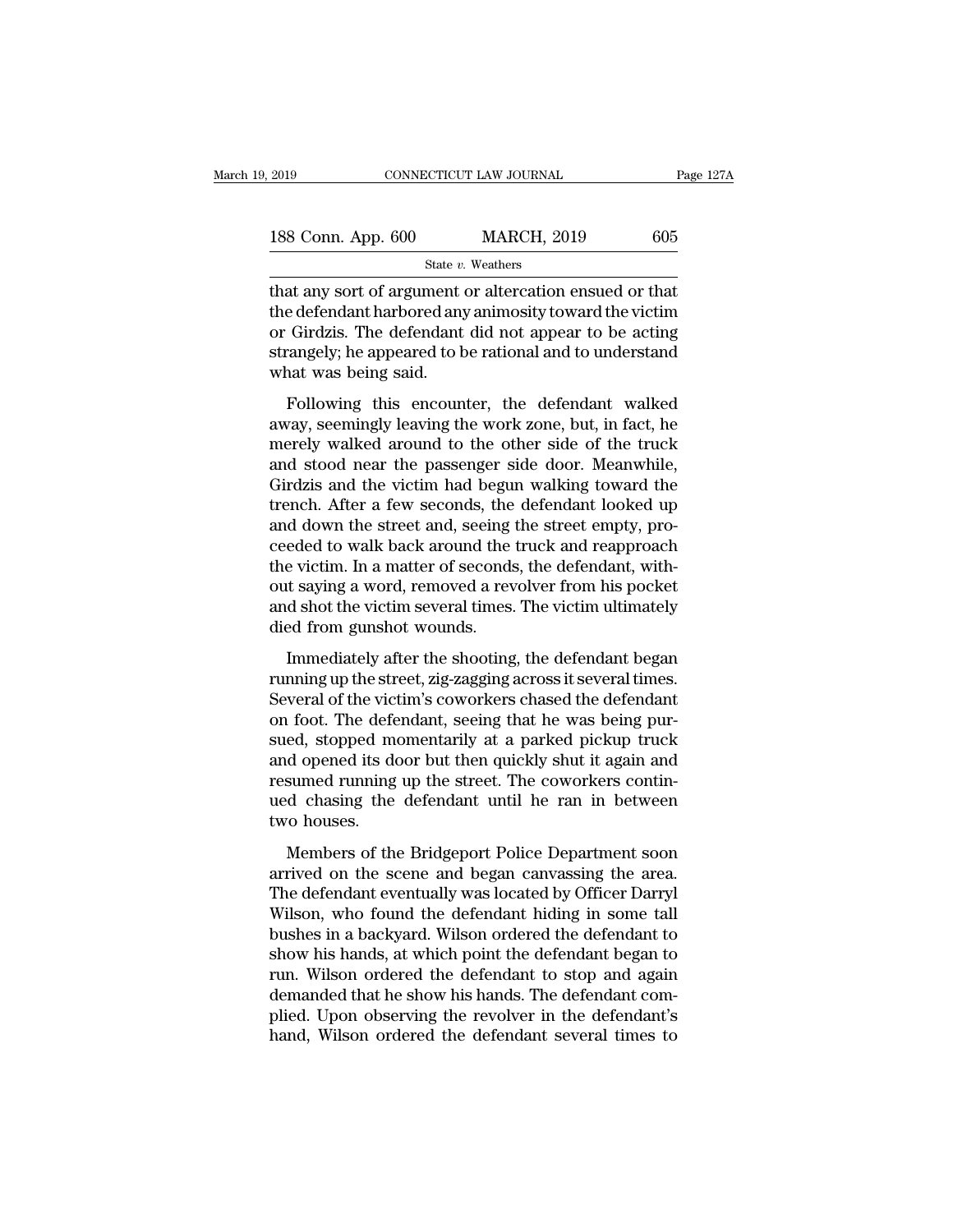that any sort of argument or altercation ensued or that the defendant harbored any animosity toward the victim or Girdzis. The defendant did not appear to be acting strangely; he appeared to be rational and to understand what was being said.

Following this encounter, the defendant walked away, seemingly leaving the work zone, but, in fact, he merely walked around to the other side of the truck and stood near the passenger side door. Meanwhile, Girdzis and the victim had begun walking toward the trench. After a few seconds, the defendant looked up and down the street and, seeing the street empty, proceeded to walk back around the truck and reapproach the victim. In a matter of seconds, the defendant, without saying a word, removed a revolver from his pocket and shot the victim several times. The victim ultimately died from gunshot wounds.

Immediately after the shooting, the defendant began running up the street, zig-zagging across it several times. Several of the victim's coworkers chased the defendant on foot. The defendant, seeing that he was being pursued, stopped momentarily at a parked pickup truck and opened its door but then quickly shut it again and resumed running up the street. The coworkers continued chasing the defendant until he ran in between two houses.

Members of the Bridgeport Police Department soon arrived on the scene and began canvassing the area. The defendant eventually was located by Officer Darryl Wilson, who found the defendant hiding in some tall bushes in a backyard. Wilson ordered the defendant to show his hands, at which point the defendant began to run. Wilson ordered the defendant to stop and again demanded that he show his hands. The defendant complied. Upon observing the revolver in the defendant's hand, Wilson ordered the defendant several times to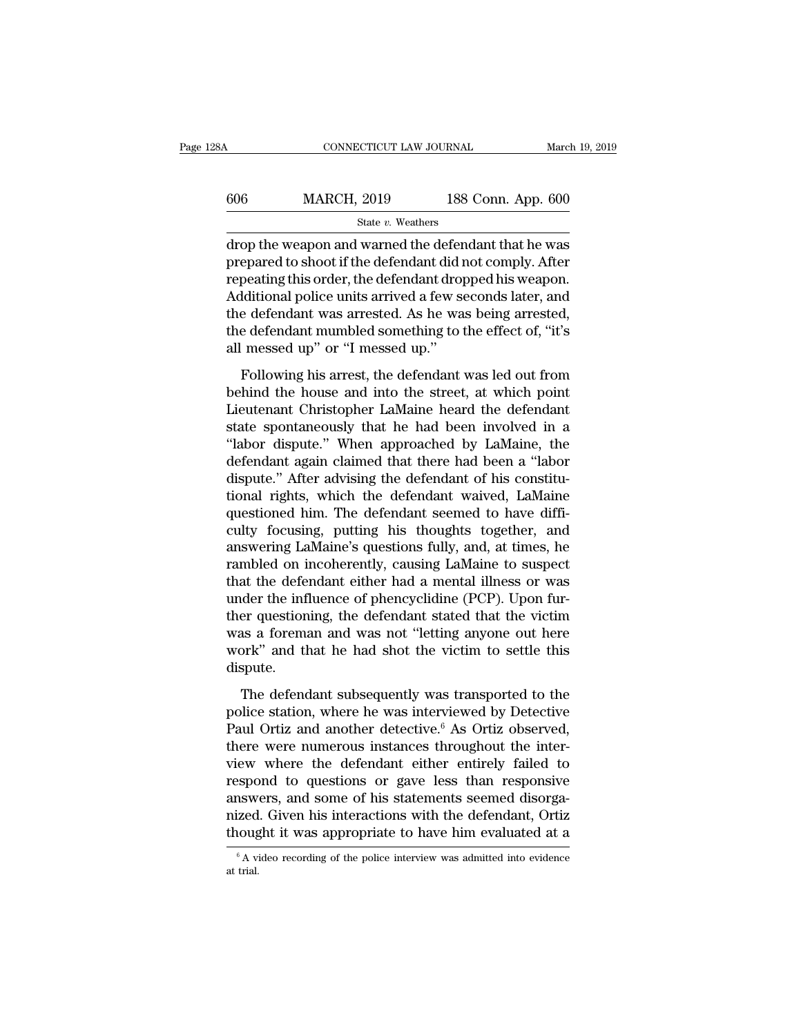drop the weapon and warned the defendant that he was prepared to shoot if the defendant did not comply. After repeating this order, the defendant dropped his weapon. Additional police units arrived a few seconds later, and the defendant was arrested. As he was being arrested, the defendant mumbled something to the effect of, "it's all messed up" or "I messed up."

Following his arrest, the defendant was led out from behind the house and into the street, at which point Lieutenant Christopher LaMaine heard the defendant state spontaneously that he had been involved in a "labor dispute." When approached by LaMaine, the defendant again claimed that there had been a "labor dispute." After advising the defendant of his constitutional rights, which the defendant waived, LaMaine questioned him. The defendant seemed to have difficulty focusing, putting his thoughts together, and answering LaMaine's questions fully, and, at times, he rambled on incoherently, causing LaMaine to suspect that the defendant either had a mental illness or was under the influence of phencyclidine (PCP). Upon further questioning, the defendant stated that the victim was a foreman and was not "letting anyone out here work" and that he had shot the victim to settle this dispute.

The defendant subsequently was transported to the police station, where he was interviewed by Detective Paul Ortiz and another detective.[6] As Ortiz observed, there were numerous instances throughout the interview where the defendant either entirely failed to respond to questions or gave less than responsive answers, and some of his statements seemed disorganized. Given his interactions with the defendant, Ortiz thought it was appropriate to have him evaluated at a

[6] A video recording of the police interview was admitted into evidence at trial.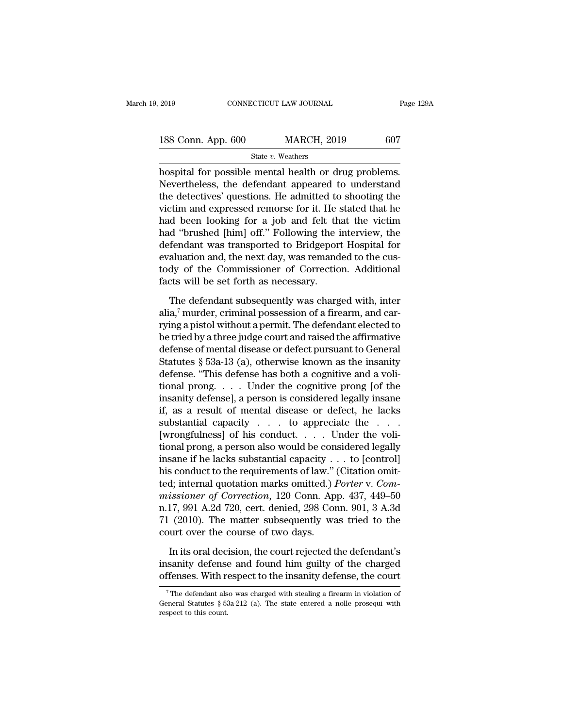hospital for possible mental health or drug problems. Nevertheless, the defendant appeared to understand the detectives' questions. He admitted to shooting the victim and expressed remorse for it. He stated that he had been looking for a job and felt that the victim had "brushed [him] off." Following the interview, the defendant was transported to Bridgeport Hospital for evaluation and, the next day, was remanded to the custody of the Commissioner of Correction. Additional facts will be set forth as necessary.

The defendant subsequently was charged with, inter alia,[7] murder, criminal possession of a firearm, and carrying a pistol without a permit. The defendant elected to be tried by a three judge court and raised the affirmative defense of mental disease or defect pursuant to General Statutes § 53a-13 (a), otherwise known as the insanity defense. "This defense has both a cognitive and a volitional prong. . . . Under the cognitive prong [of the insanity defense], a person is considered legally insane if, as a result of mental disease or defect, he lacks substantial capacity . . . to appreciate the . . . [wrongfulness] of his conduct. . . . Under the volitional prong, a person also would be considered legally insane if he lacks substantial capacity . . . to [control] his conduct to the requirements of law." (Citation omitted; internal quotation marks omitted.) *Porter* v. *Commissioner of Correction*, 120 Conn. App. 437, 449–50 n.17, 991 A.2d 720, cert. denied, 298 Conn. 901, 3 A.3d 71 (2010). The matter subsequently was tried to the court over the course of two days.

In its oral decision, the court rejected the defendant's insanity defense and found him guilty of the charged offenses. With respect to the insanity defense, the court

[7] The defendant also was charged with stealing a firearm in violation of General Statutes § 53a-212 (a). The state entered a nolle prosequi with respect to this count.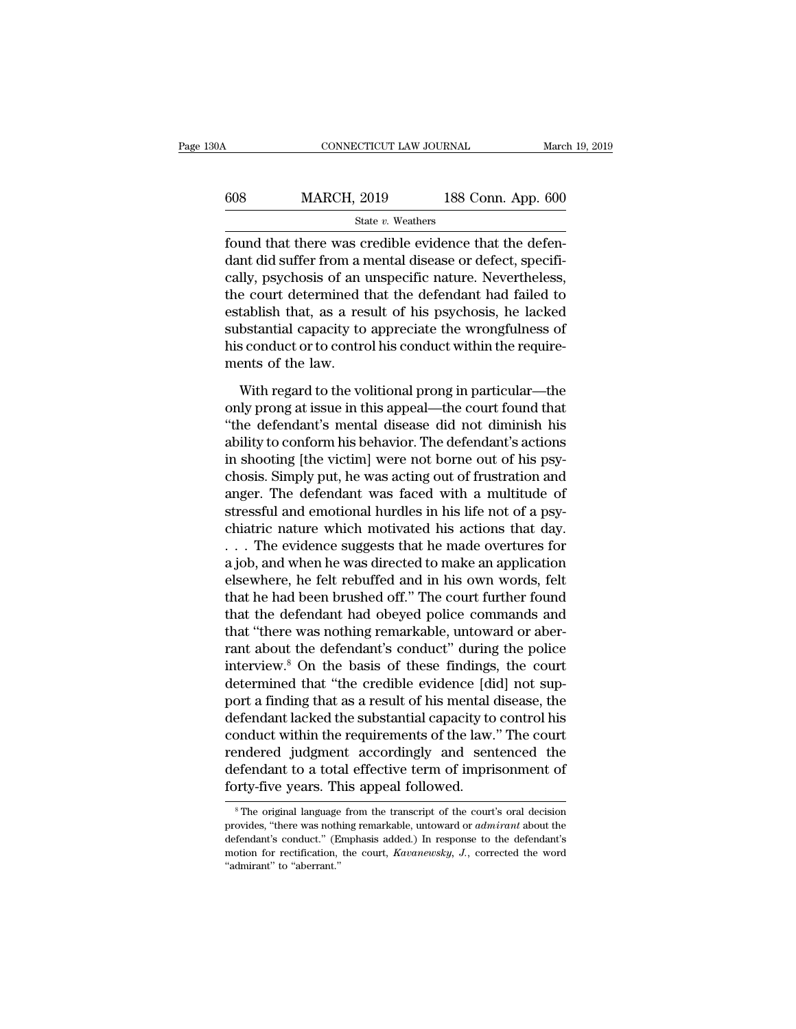found that there was credible evidence that the defendant did suffer from a mental disease or defect, specifically, psychosis of an unspecific nature. Nevertheless, the court determined that the defendant had failed to establish that, as a result of his psychosis, he lacked substantial capacity to appreciate the wrongfulness of his conduct or to control his conduct within the requirements of the law.

With regard to the volitional prong in particular—the only prong at issue in this appeal—the court found that "the defendant's mental disease did not diminish his ability to conform his behavior. The defendant's actions in shooting [the victim] were not borne out of his psychosis. Simply put, he was acting out of frustration and anger. The defendant was faced with a multitude of stressful and emotional hurdles in his life not of a psychiatric nature which motivated his actions that day. . . . The evidence suggests that he made overtures for a job, and when he was directed to make an application elsewhere, he felt rebuffed and in his own words, felt that he had been brushed off." The court further found that the defendant had obeyed police commands and that "there was nothing remarkable, untoward or aberrant about the defendant's conduct" during the police interview.[8] On the basis of these findings, the court determined that "the credible evidence [did] not support a finding that as a result of his mental disease, the defendant lacked the substantial capacity to control his conduct within the requirements of the law." The court rendered judgment accordingly and sentenced the defendant to a total effective term of imprisonment of forty-five years. This appeal followed.

[8] The original language from the transcript of the court's oral decision provides, "there was nothing remarkable, untoward or *admirant* about the defendant's conduct." (Emphasis added.) In response to the defendant's motion for rectification, the court, *Kavanewsky, J.*, corrected the word "admirant" to "aberrant."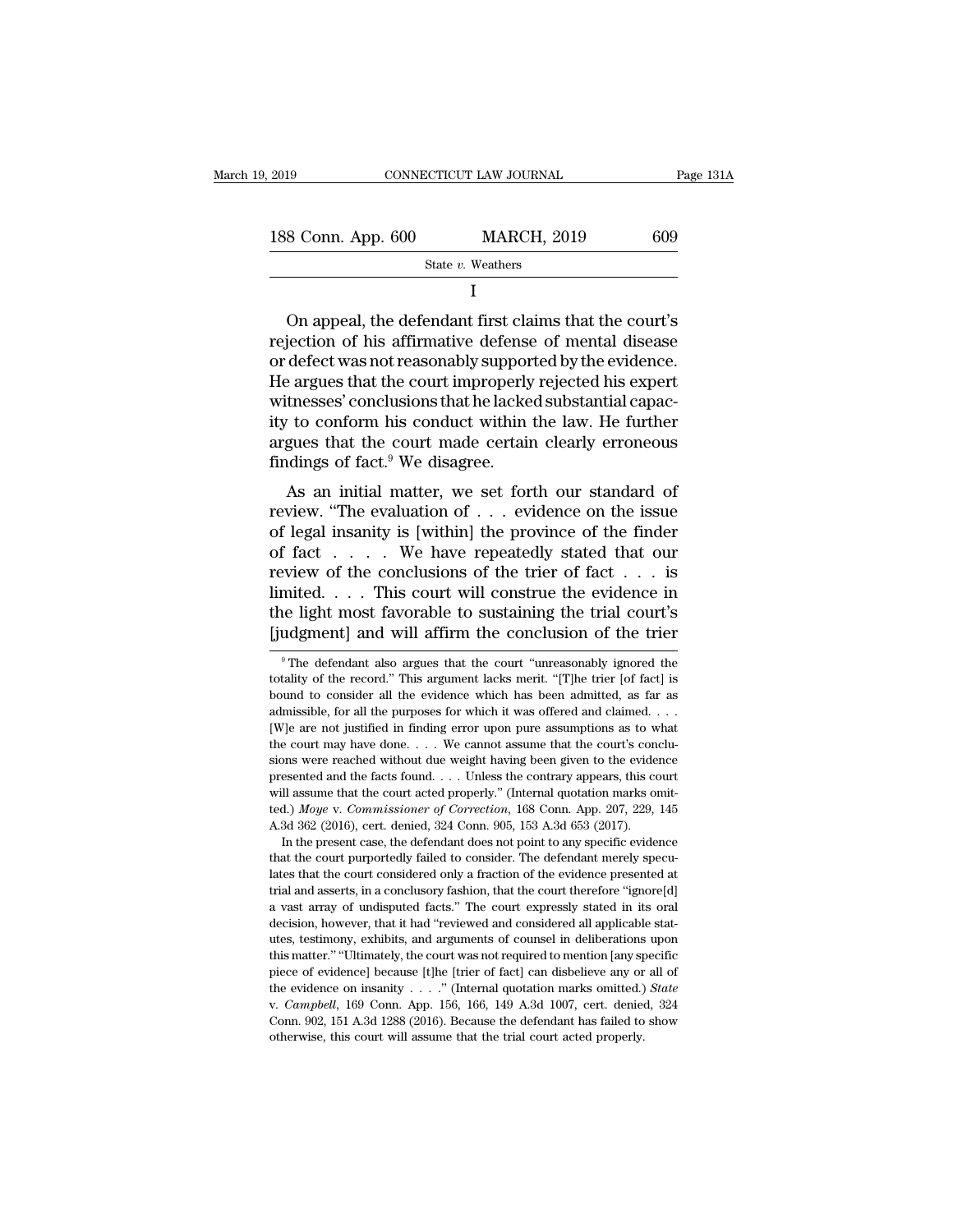I

On appeal, the defendant first claims that the court's rejection of his affirmative defense of mental disease or defect was not reasonably supported by the evidence. He argues that the court improperly rejected his expert witnesses' conclusions that he lacked substantial capacity to conform his conduct within the law. He further argues that the court made certain clearly erroneous findings of fact.[9] We disagree.

As an initial matter, we set forth our standard of review. "The evaluation of . . . evidence on the issue of legal insanity is [within] the province of the finder of fact . . . . We have repeatedly stated that our review of the conclusions of the trier of fact . . . is limited. . . . This court will construe the evidence in the light most favorable to sustaining the trial court's [judgment] and will affirm the conclusion of the trier

[9] The defendant also argues that the court "unreasonably ignored the totality of the record." This argument lacks merit. "[T]he trier [of fact] is bound to consider all the evidence which has been admitted, as far as admissible, for all the purposes for which it was offered and claimed. . . . [W]e are not justified in finding error upon pure assumptions as to what the court may have done. . . . We cannot assume that the court's conclusions were reached without due weight having been given to the evidence presented and the facts found. . . . Unless the contrary appears, this court will assume that the court acted properly." (Internal quotation marks omitted.) *Moye* v. *Commissioner of Correction*, 168 Conn. App. 207, 229, 145 A.3d 362 (2016), cert. denied, 324 Conn. 905, 153 A.3d 653 (2017).

In the present case, the defendant does not point to any specific evidence that the court purportedly failed to consider. The defendant merely speculates that the court considered only a fraction of the evidence presented at trial and asserts, in a conclusory fashion, that the court therefore "ignore[d] a vast array of undisputed facts." The court expressly stated in its oral decision, however, that it had "reviewed and considered all applicable statutes, testimony, exhibits, and arguments of counsel in deliberations upon this matter." "Ultimately, the court was not required to mention [any specific piece of evidence] because [t]he [trier of fact] can disbelieve any or all of the evidence on insanity . . . ." (Internal quotation marks omitted.) *State* v. *Campbell*, 169 Conn. App. 156, 166, 149 A.3d 1007, cert. denied, 324 Conn. 902, 151 A.3d 1288 (2016). Because the defendant has failed to show otherwise, this court will assume that the trial court acted properly.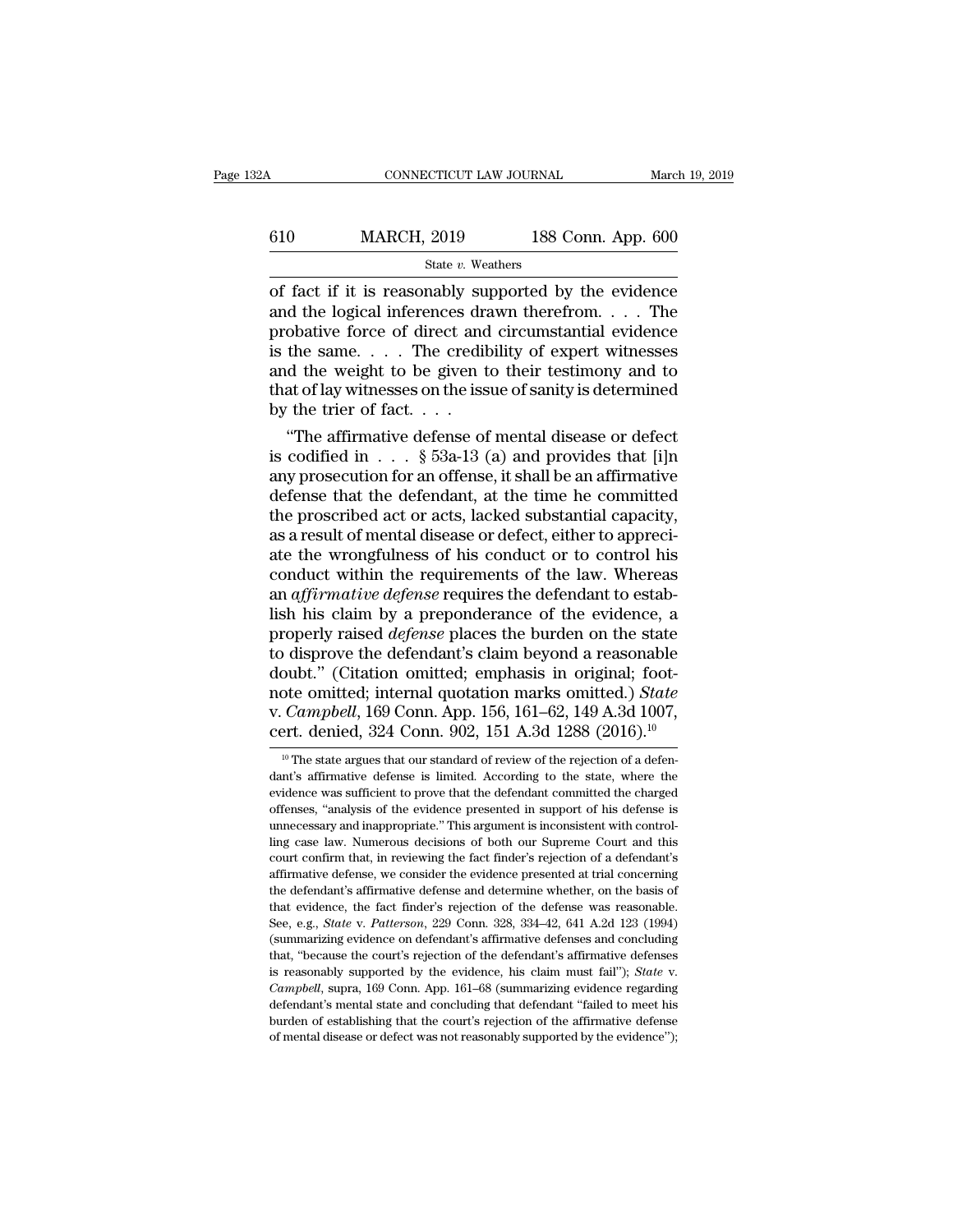of fact if it is reasonably supported by the evidence and the logical inferences drawn therefrom. . . . The probative force of direct and circumstantial evidence is the same. . . . The credibility of expert witnesses and the weight to be given to their testimony and to that of lay witnesses on the issue of sanity is determined by the trier of fact. . . .

"The affirmative defense of mental disease or defect is codified in . . . § 53a-13 (a) and provides that [i]n any prosecution for an offense, it shall be an affirmative defense that the defendant, at the time he committed the proscribed act or acts, lacked substantial capacity, as a result of mental disease or defect, either to appreciate the wrongfulness of his conduct or to control his conduct within the requirements of the law. Whereas an *affirmative defense* requires the defendant to establish his claim by a preponderance of the evidence, a properly raised *defense* places the burden on the state to disprove the defendant's claim beyond a reasonable doubt." (Citation omitted; emphasis in original; footnote omitted; internal quotation marks omitted.) *State* v. *Campbell*, 169 Conn. App. 156, 161–62, 149 A.3d 1007, cert. denied, 324 Conn. 902, 151 A.3d 1288 (2016).[10]

[10] The state argues that our standard of review of the rejection of a defendant's affirmative defense is limited. According to the state, where the evidence was sufficient to prove that the defendant committed the charged offenses, "analysis of the evidence presented in support of his defense is unnecessary and inappropriate." This argument is inconsistent with controlling case law. Numerous decisions of both our Supreme Court and this court confirm that, in reviewing the fact finder's rejection of a defendant's affirmative defense, we consider the evidence presented at trial concerning the defendant's affirmative defense and determine whether, on the basis of that evidence, the fact finder's rejection of the defense was reasonable. See, e.g., *State* v. *Patterson*, 229 Conn. 328, 334–42, 641 A.2d 123 (1994) (summarizing evidence on defendant's affirmative defenses and concluding that, "because the court's rejection of the defendant's affirmative defenses is reasonably supported by the evidence, his claim must fail"); *State* v. *Campbell*, supra, 169 Conn. App. 161–68 (summarizing evidence regarding defendant's mental state and concluding that defendant "failed to meet his burden of establishing that the court's rejection of the affirmative defense of mental disease or defect was not reasonably supported by the evidence");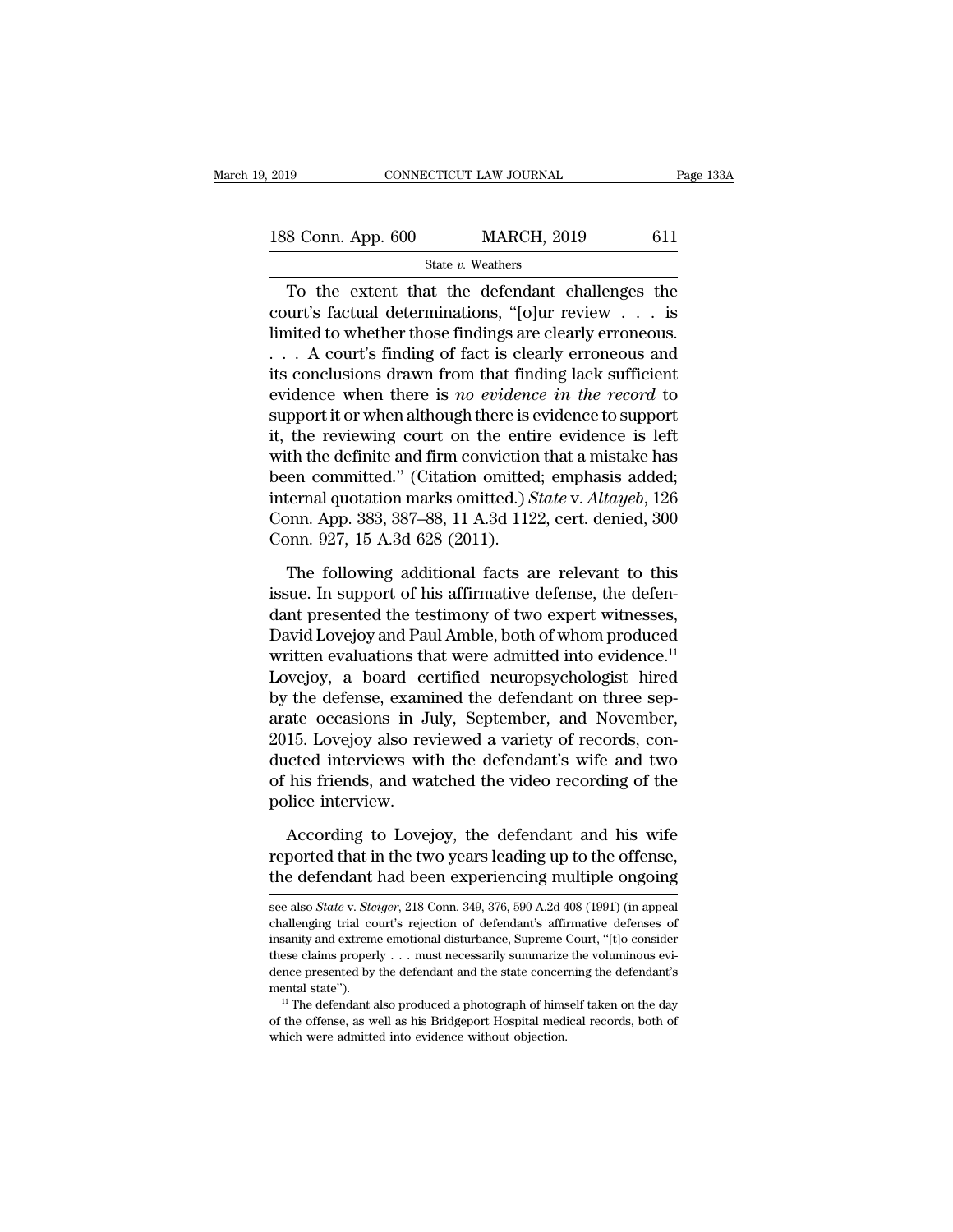To the extent that the defendant challenges the court's factual determinations, "[o]ur review . . . is limited to whether those findings are clearly erroneous. . . . A court's finding of fact is clearly erroneous and its conclusions drawn from that finding lack sufficient evidence when there is *no evidence in the record* to support it or when although there is evidence to support it, the reviewing court on the entire evidence is left with the definite and firm conviction that a mistake has been committed." (Citation omitted; emphasis added; internal quotation marks omitted.) *State* v. *Altayeb*, 126 Conn. App. 383, 387–88, 11 A.3d 1122, cert. denied, 300 Conn. 927, 15 A.3d 628 (2011).

The following additional facts are relevant to this issue. In support of his affirmative defense, the defendant presented the testimony of two expert witnesses, David Lovejoy and Paul Amble, both of whom produced written evaluations that were admitted into evidence.[11] Lovejoy, a board certified neuropsychologist hired by the defense, examined the defendant on three separate occasions in July, September, and November, 2015. Lovejoy also reviewed a variety of records, conducted interviews with the defendant's wife and two of his friends, and watched the video recording of the police interview.

According to Lovejoy, the defendant and his wife reported that in the two years leading up to the offense, the defendant had been experiencing multiple ongoing

---

see also *State* v. *Steiger*, 218 Conn. 349, 376, 590 A.2d 408 (1991) (in appeal challenging trial court's rejection of defendant's affirmative defenses of insanity and extreme emotional disturbance, Supreme Court, "[t]o consider these claims properly . . . must necessarily summarize the voluminous evidence presented by the defendant and the state concerning the defendant's mental state").

[11] The defendant also produced a photograph of himself taken on the day of the offense, as well as his Bridgeport Hospital medical records, both of which were admitted into evidence without objection.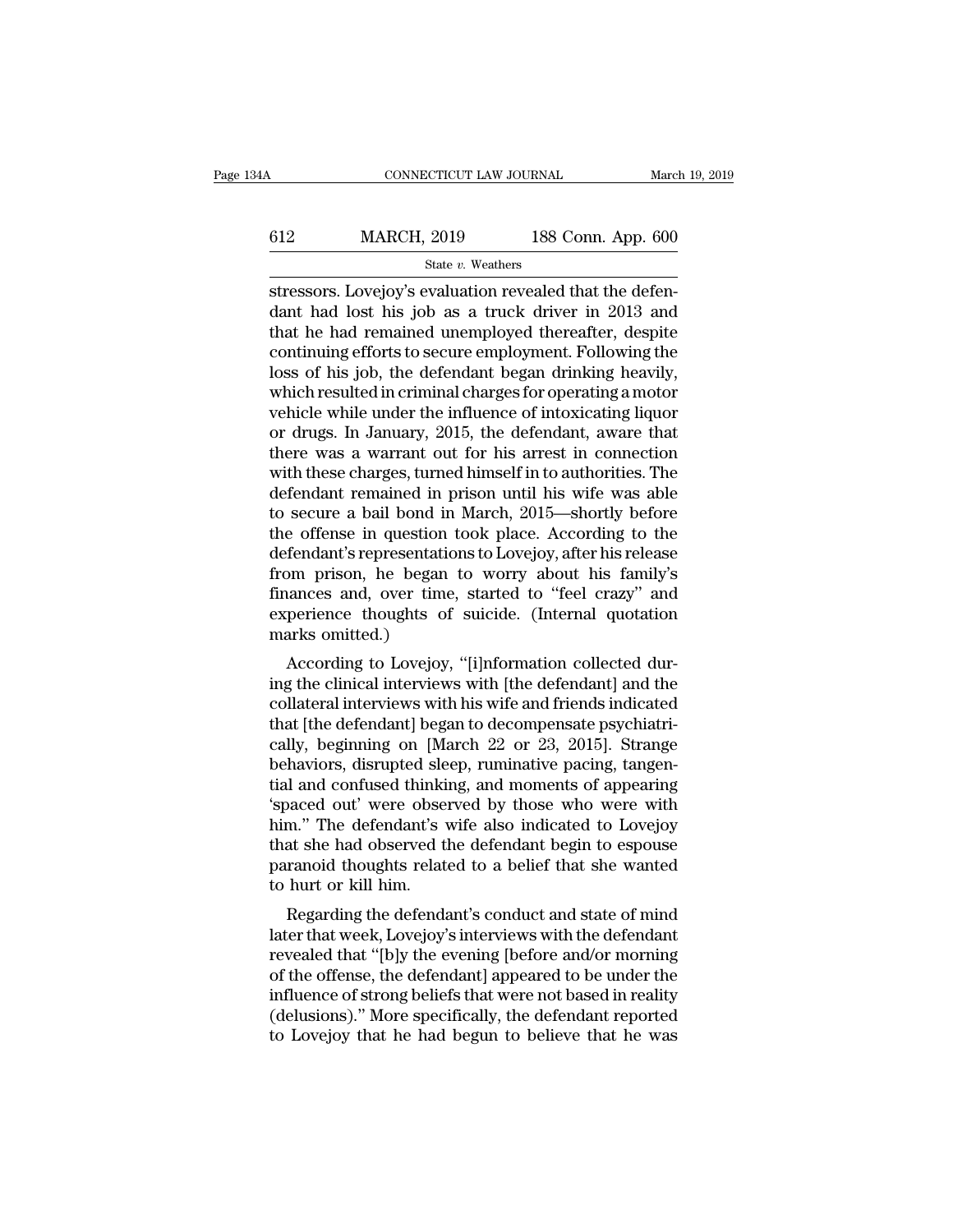stressors. Lovejoy's evaluation revealed that the defendant had lost his job as a truck driver in 2013 and that he had remained unemployed thereafter, despite continuing efforts to secure employment. Following the loss of his job, the defendant began drinking heavily, which resulted in criminal charges for operating a motor vehicle while under the influence of intoxicating liquor or drugs. In January, 2015, the defendant, aware that there was a warrant out for his arrest in connection with these charges, turned himself in to authorities. The defendant remained in prison until his wife was able to secure a bail bond in March, 2015—shortly before the offense in question took place. According to the defendant's representations to Lovejoy, after his release from prison, he began to worry about his family's finances and, over time, started to "feel crazy" and experience thoughts of suicide. (Internal quotation marks omitted.)

According to Lovejoy, "[i]nformation collected during the clinical interviews with [the defendant] and the collateral interviews with his wife and friends indicated that [the defendant] began to decompensate psychiatrically, beginning on [March 22 or 23, 2015]. Strange behaviors, disrupted sleep, ruminative pacing, tangential and confused thinking, and moments of appearing 'spaced out' were observed by those who were with him." The defendant's wife also indicated to Lovejoy that she had observed the defendant begin to espouse paranoid thoughts related to a belief that she wanted to hurt or kill him.

Regarding the defendant's conduct and state of mind later that week, Lovejoy's interviews with the defendant revealed that "[b]y the evening [before and/or morning of the offense, the defendant] appeared to be under the influence of strong beliefs that were not based in reality (delusions)." More specifically, the defendant reported to Lovejoy that he had begun to believe that he was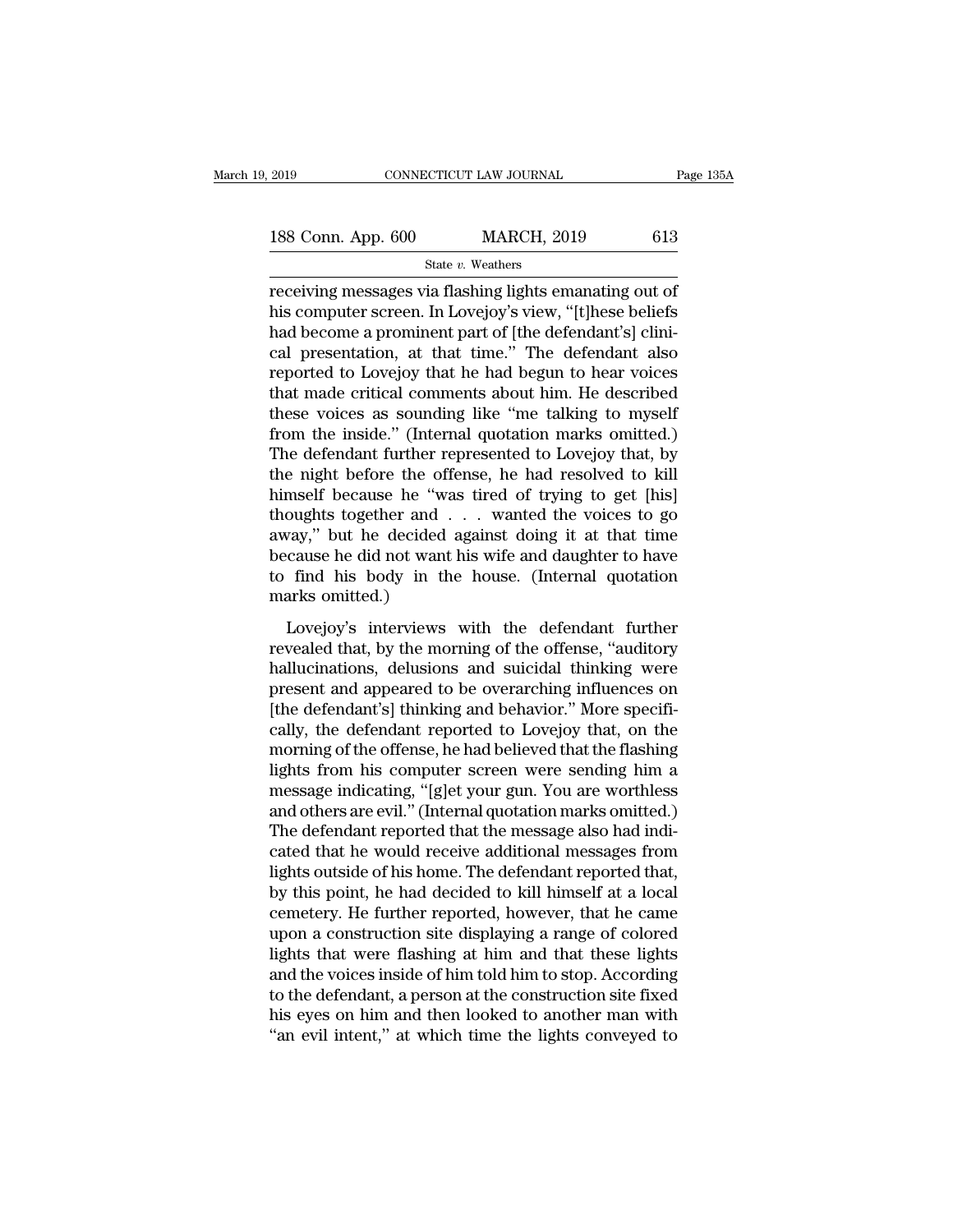receiving messages via flashing lights emanating out of his computer screen. In Lovejoy's view, "[t]hese beliefs had become a prominent part of [the defendant's] clinical presentation, at that time." The defendant also reported to Lovejoy that he had begun to hear voices that made critical comments about him. He described these voices as sounding like "me talking to myself from the inside." (Internal quotation marks omitted.) The defendant further represented to Lovejoy that, by the night before the offense, he had resolved to kill himself because he "was tired of trying to get [his] thoughts together and . . . wanted the voices to go away," but he decided against doing it at that time because he did not want his wife and daughter to have to find his body in the house. (Internal quotation marks omitted.)

Lovejoy's interviews with the defendant further revealed that, by the morning of the offense, "auditory hallucinations, delusions and suicidal thinking were present and appeared to be overarching influences on [the defendant's] thinking and behavior." More specifically, the defendant reported to Lovejoy that, on the morning of the offense, he had believed that the flashing lights from his computer screen were sending him a message indicating, "[g]et your gun. You are worthless and others are evil." (Internal quotation marks omitted.) The defendant reported that the message also had indicated that he would receive additional messages from lights outside of his home. The defendant reported that, by this point, he had decided to kill himself at a local cemetery. He further reported, however, that he came upon a construction site displaying a range of colored lights that were flashing at him and that these lights and the voices inside of him told him to stop. According to the defendant, a person at the construction site fixed his eyes on him and then looked to another man with "an evil intent," at which time the lights conveyed to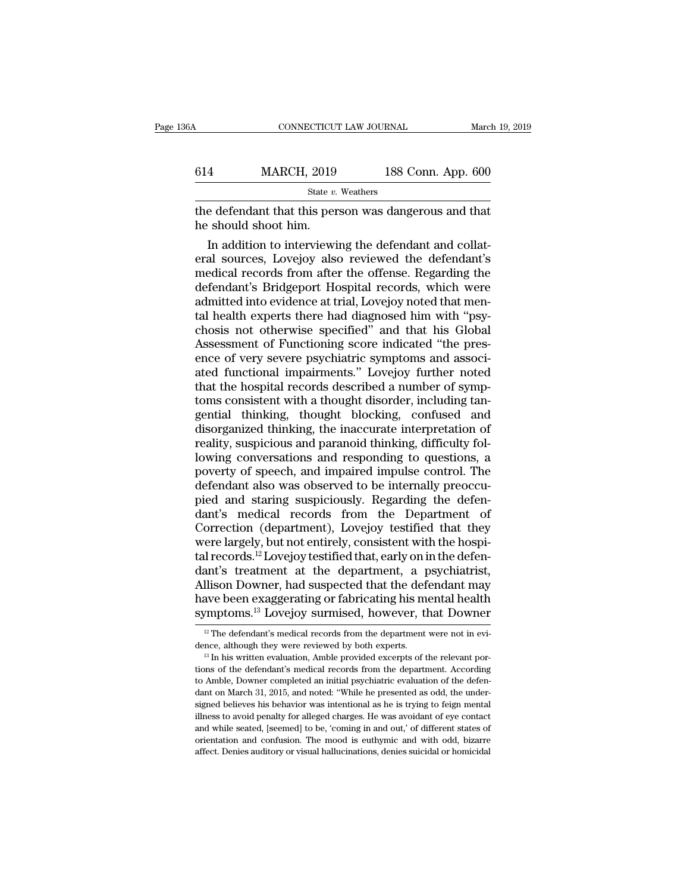the defendant that this person was dangerous and that he should shoot him.

In addition to interviewing the defendant and collateral sources, Lovejoy also reviewed the defendant's medical records from after the offense. Regarding the defendant's Bridgeport Hospital records, which were admitted into evidence at trial, Lovejoy noted that mental health experts there had diagnosed him with "psychosis not otherwise specified" and that his Global Assessment of Functioning score indicated "the presence of very severe psychiatric symptoms and associated functional impairments." Lovejoy further noted that the hospital records described a number of symptoms consistent with a thought disorder, including tangential thinking, thought blocking, confused and disorganized thinking, the inaccurate interpretation of reality, suspicious and paranoid thinking, difficulty following conversations and responding to questions, a poverty of speech, and impaired impulse control. The defendant also was observed to be internally preoccupied and staring suspiciously. Regarding the defendant's medical records from the Department of Correction (department), Lovejoy testified that they were largely, but not entirely, consistent with the hospital records.[12] Lovejoy testified that, early on in the defendant's treatment at the department, a psychiatrist, Allison Downer, had suspected that the defendant may have been exaggerating or fabricating his mental health symptoms.[13] Lovejoy surmised, however, that Downer

[12] The defendant's medical records from the department were not in evidence, although they were reviewed by both experts.

[13] In his written evaluation, Amble provided excerpts of the relevant portions of the defendant's medical records from the department. According to Amble, Downer completed an initial psychiatric evaluation of the defendant on March 31, 2015, and noted: "While he presented as odd, the undersigned believes his behavior was intentional as he is trying to feign mental illness to avoid penalty for alleged charges. He was avoidant of eye contact and while seated, [seemed] to be, 'coming in and out,' of different states of orientation and confusion. The mood is euthymic and with odd, bizarre affect. Denies auditory or visual hallucinations, denies suicidal or homicidal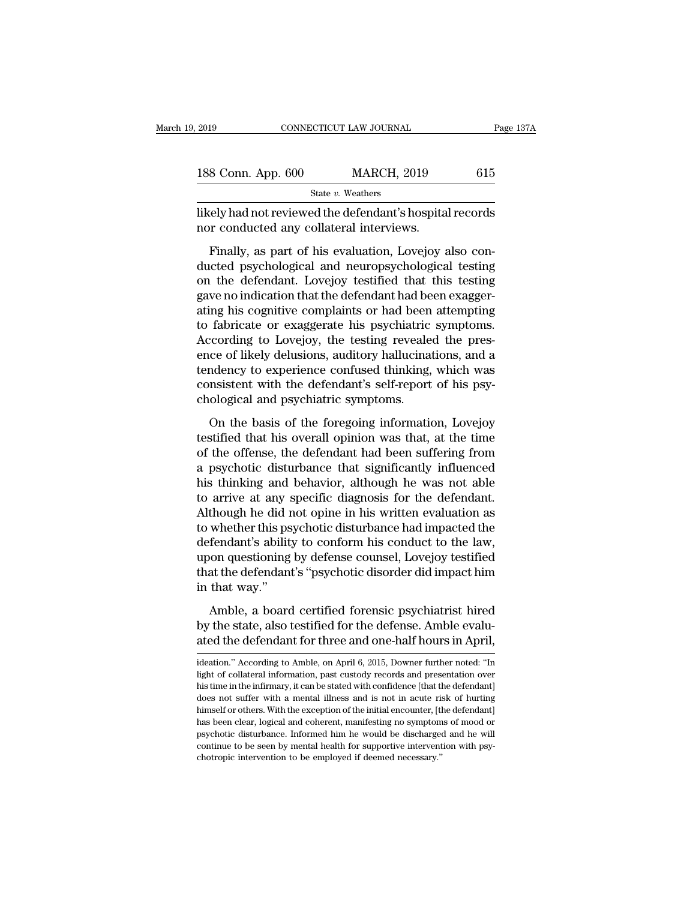likely had not reviewed the defendant's hospital records nor conducted any collateral interviews.

Finally, as part of his evaluation, Lovejoy also conducted psychological and neuropsychological testing on the defendant. Lovejoy testified that this testing gave no indication that the defendant had been exaggerating his cognitive complaints or had been attempting to fabricate or exaggerate his psychiatric symptoms. According to Lovejoy, the testing revealed the presence of likely delusions, auditory hallucinations, and a tendency to experience confused thinking, which was consistent with the defendant's self-report of his psychological and psychiatric symptoms.

On the basis of the foregoing information, Lovejoy testified that his overall opinion was that, at the time of the offense, the defendant had been suffering from a psychotic disturbance that significantly influenced his thinking and behavior, although he was not able to arrive at any specific diagnosis for the defendant. Although he did not opine in his written evaluation as to whether this psychotic disturbance had impacted the defendant's ability to conform his conduct to the law, upon questioning by defense counsel, Lovejoy testified that the defendant's "psychotic disorder did impact him in that way."

Amble, a board certified forensic psychiatrist hired by the state, also testified for the defense. Amble evaluated the defendant for three and one-half hours in April,

ideation." According to Amble, on April 6, 2015, Downer further noted: "In light of collateral information, past custody records and presentation over his time in the infirmary, it can be stated with confidence [that the defendant] does not suffer with a mental illness and is not in acute risk of hurting himself or others. With the exception of the initial encounter, [the defendant] has been clear, logical and coherent, manifesting no symptoms of mood or psychotic disturbance. Informed him he would be discharged and he will continue to be seen by mental health for supportive intervention with psychotropic intervention to be employed if deemed necessary."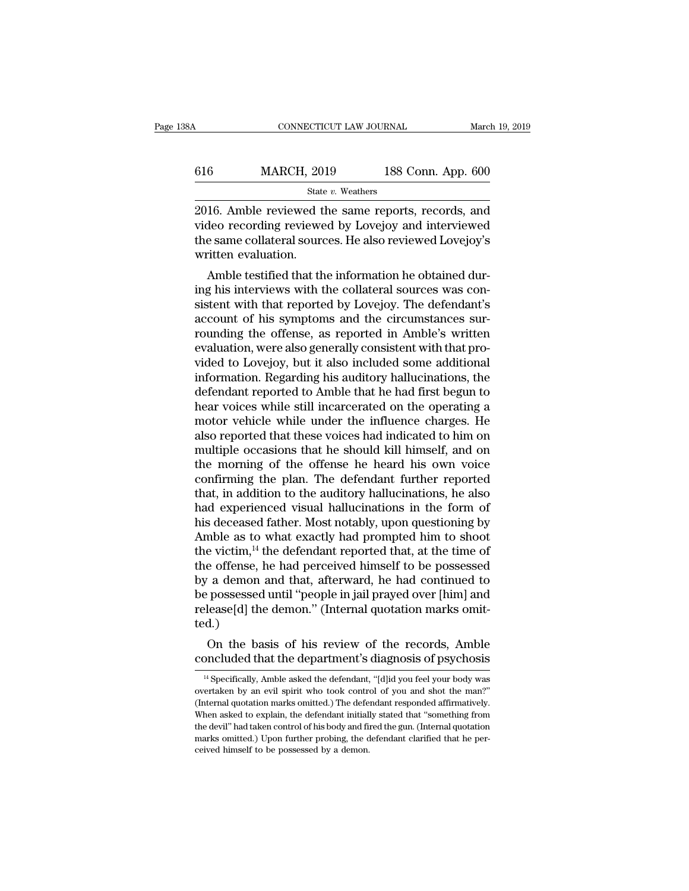2016. Amble reviewed the same reports, records, and video recording reviewed by Lovejoy and interviewed the same collateral sources. He also reviewed Lovejoy's written evaluation.

Amble testified that the information he obtained during his interviews with the collateral sources was consistent with that reported by Lovejoy. The defendant's account of his symptoms and the circumstances surrounding the offense, as reported in Amble's written evaluation, were also generally consistent with that provided to Lovejoy, but it also included some additional information. Regarding his auditory hallucinations, the defendant reported to Amble that he had first begun to hear voices while still incarcerated on the operating a motor vehicle while under the influence charges. He also reported that these voices had indicated to him on multiple occasions that he should kill himself, and on the morning of the offense he heard his own voice confirming the plan. The defendant further reported that, in addition to the auditory hallucinations, he also had experienced visual hallucinations in the form of his deceased father. Most notably, upon questioning by Amble as to what exactly had prompted him to shoot the victim,[14] the defendant reported that, at the time of the offense, he had perceived himself to be possessed by a demon and that, afterward, he had continued to be possessed until "people in jail prayed over [him] and release[d] the demon." (Internal quotation marks omitted.)

On the basis of his review of the records, Amble concluded that the department's diagnosis of psychosis

[14] Specifically, Amble asked the defendant, "[d]id you feel your body was overtaken by an evil spirit who took control of you and shot the man?" (Internal quotation marks omitted.) The defendant responded affirmatively. When asked to explain, the defendant initially stated that "something from the devil" had taken control of his body and fired the gun. (Internal quotation marks omitted.) Upon further probing, the defendant clarified that he perceived himself to be possessed by a demon.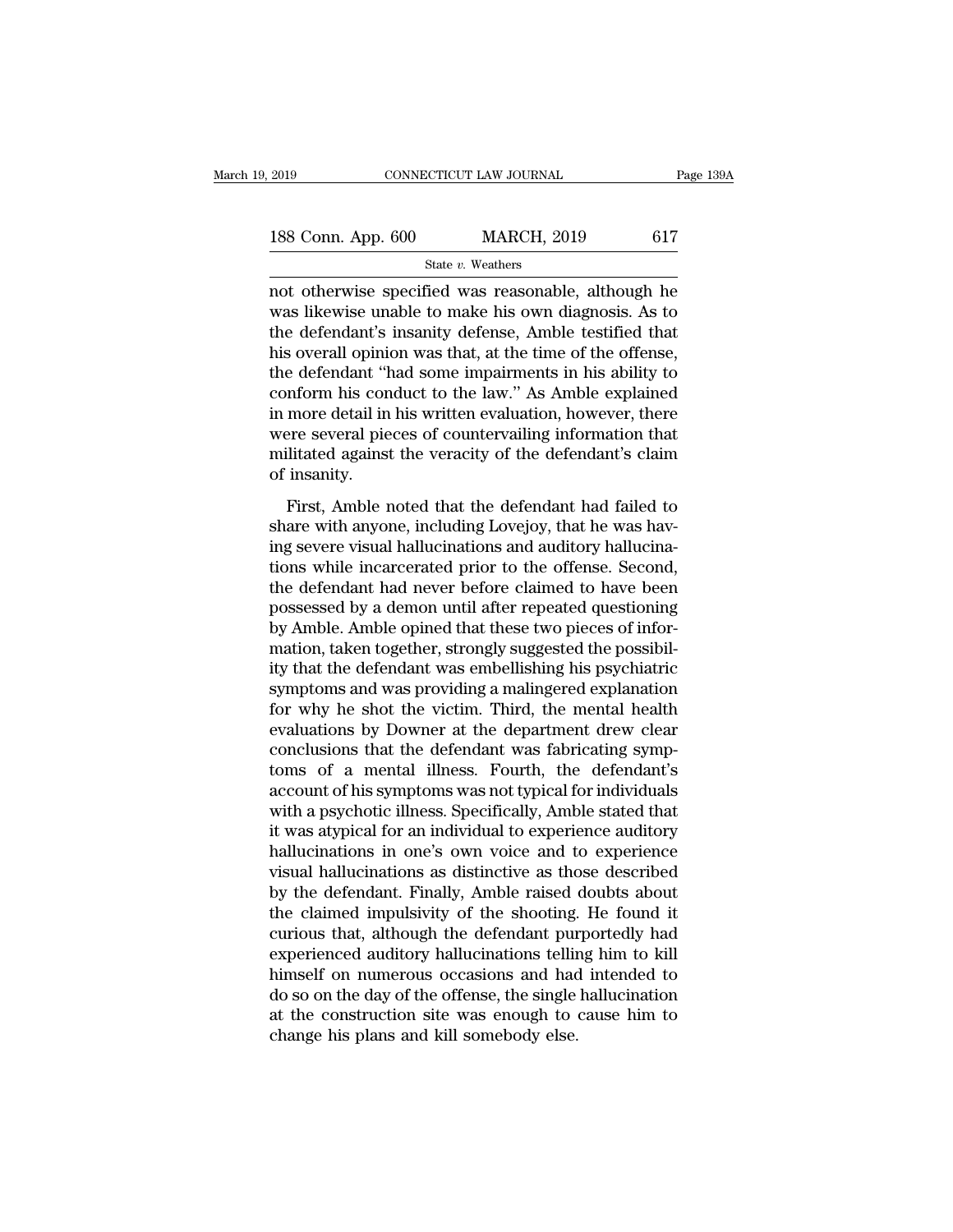not otherwise specified was reasonable, although he was likewise unable to make his own diagnosis. As to the defendant's insanity defense, Amble testified that his overall opinion was that, at the time of the offense, the defendant "had some impairments in his ability to conform his conduct to the law." As Amble explained in more detail in his written evaluation, however, there were several pieces of countervailing information that militated against the veracity of the defendant's claim of insanity.

First, Amble noted that the defendant had failed to share with anyone, including Lovejoy, that he was having severe visual hallucinations and auditory hallucinations while incarcerated prior to the offense. Second, the defendant had never before claimed to have been possessed by a demon until after repeated questioning by Amble. Amble opined that these two pieces of information, taken together, strongly suggested the possibility that the defendant was embellishing his psychiatric symptoms and was providing a malingered explanation for why he shot the victim. Third, the mental health evaluations by Downer at the department drew clear conclusions that the defendant was fabricating symptoms of a mental illness. Fourth, the defendant's account of his symptoms was not typical for individuals with a psychotic illness. Specifically, Amble stated that it was atypical for an individual to experience auditory hallucinations in one's own voice and to experience visual hallucinations as distinctive as those described by the defendant. Finally, Amble raised doubts about the claimed impulsivity of the shooting. He found it curious that, although the defendant purportedly had experienced auditory hallucinations telling him to kill himself on numerous occasions and had intended to do so on the day of the offense, the single hallucination at the construction site was enough to cause him to change his plans and kill somebody else.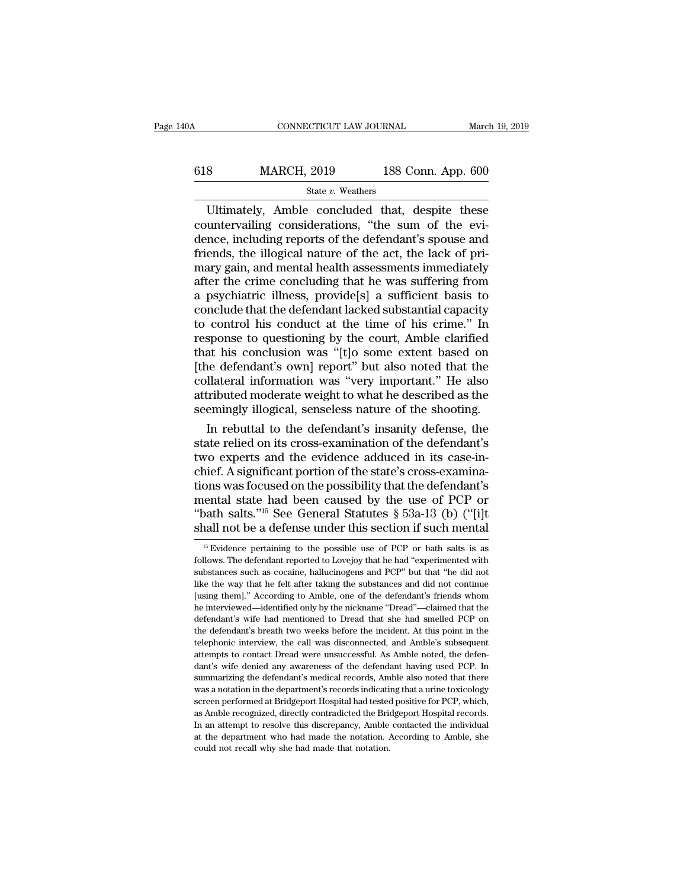Ultimately, Amble concluded that, despite these countervailing considerations, "the sum of the evidence, including reports of the defendant's spouse and friends, the illogical nature of the act, the lack of primary gain, and mental health assessments immediately after the crime concluding that he was suffering from a psychiatric illness, provide[s] a sufficient basis to conclude that the defendant lacked substantial capacity to control his conduct at the time of his crime." In response to questioning by the court, Amble clarified that his conclusion was "[t]o some extent based on [the defendant's own] report" but also noted that the collateral information was "very important." He also attributed moderate weight to what he described as the seemingly illogical, senseless nature of the shooting.

In rebuttal to the defendant's insanity defense, the state relied on its cross-examination of the defendant's two experts and the evidence adduced in its case-in-chief. A significant portion of the state's cross-examinations was focused on the possibility that the defendant's mental state had been caused by the use of PCP or "bath salts."[15] See General Statutes § 53a-13 (b) ("[i]t shall not be a defense under this section if such mental

[15] Evidence pertaining to the possible use of PCP or bath salts is as follows. The defendant reported to Lovejoy that he had "experimented with substances such as cocaine, hallucinogens and PCP" but that "he did not like the way that he felt after taking the substances and did not continue [using them]." According to Amble, one of the defendant's friends whom he interviewed—identified only by the nickname "Dread"—claimed that the defendant's wife had mentioned to Dread that she had smelled PCP on the defendant's breath two weeks before the incident. At this point in the telephonic interview, the call was disconnected, and Amble's subsequent attempts to contact Dread were unsuccessful. As Amble noted, the defendant's wife denied any awareness of the defendant having used PCP. In summarizing the defendant's medical records, Amble also noted that there was a notation in the department's records indicating that a urine toxicology screen performed at Bridgeport Hospital had tested positive for PCP, which, as Amble recognized, directly contradicted the Bridgeport Hospital records. In an attempt to resolve this discrepancy, Amble contacted the individual at the department who had made the notation. According to Amble, she could not recall why she had made that notation.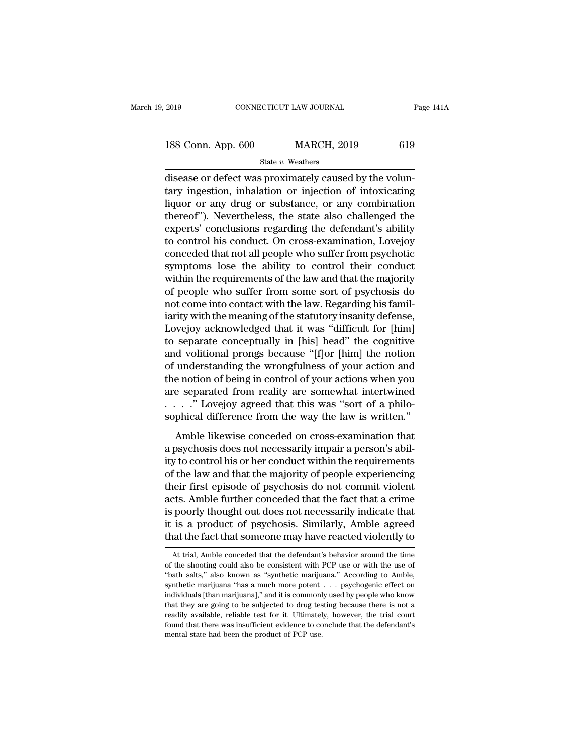disease or defect was proximately caused by the voluntary ingestion, inhalation or injection of intoxicating liquor or any drug or substance, or any combination thereof"). Nevertheless, the state also challenged the experts' conclusions regarding the defendant's ability to control his conduct. On cross-examination, Lovejoy conceded that not all people who suffer from psychotic symptoms lose the ability to control their conduct within the requirements of the law and that the majority of people who suffer from some sort of psychosis do not come into contact with the law. Regarding his familiarity with the meaning of the statutory insanity defense, Lovejoy acknowledged that it was "difficult for [him] to separate conceptually in [his] head" the cognitive and volitional prongs because "[f]or [him] the notion of understanding the wrongfulness of your action and the notion of being in control of your actions when you are separated from reality are somewhat intertwined . . . ." Lovejoy agreed that this was "sort of a philosophical difference from the way the law is written."

Amble likewise conceded on cross-examination that a psychosis does not necessarily impair a person's ability to control his or her conduct within the requirements of the law and that the majority of people experiencing their first episode of psychosis do not commit violent acts. Amble further conceded that the fact that a crime is poorly thought out does not necessarily indicate that it is a product of psychosis. Similarly, Amble agreed that the fact that someone may have reacted violently to

At trial, Amble conceded that the defendant's behavior around the time of the shooting could also be consistent with PCP use or with the use of "bath salts," also known as "synthetic marijuana." According to Amble, synthetic marijuana "has a much more potent . . . psychogenic effect on individuals [than marijuana]," and it is commonly used by people who know that they are going to be subjected to drug testing because there is not a readily available, reliable test for it. Ultimately, however, the trial court found that there was insufficient evidence to conclude that the defendant's mental state had been the product of PCP use.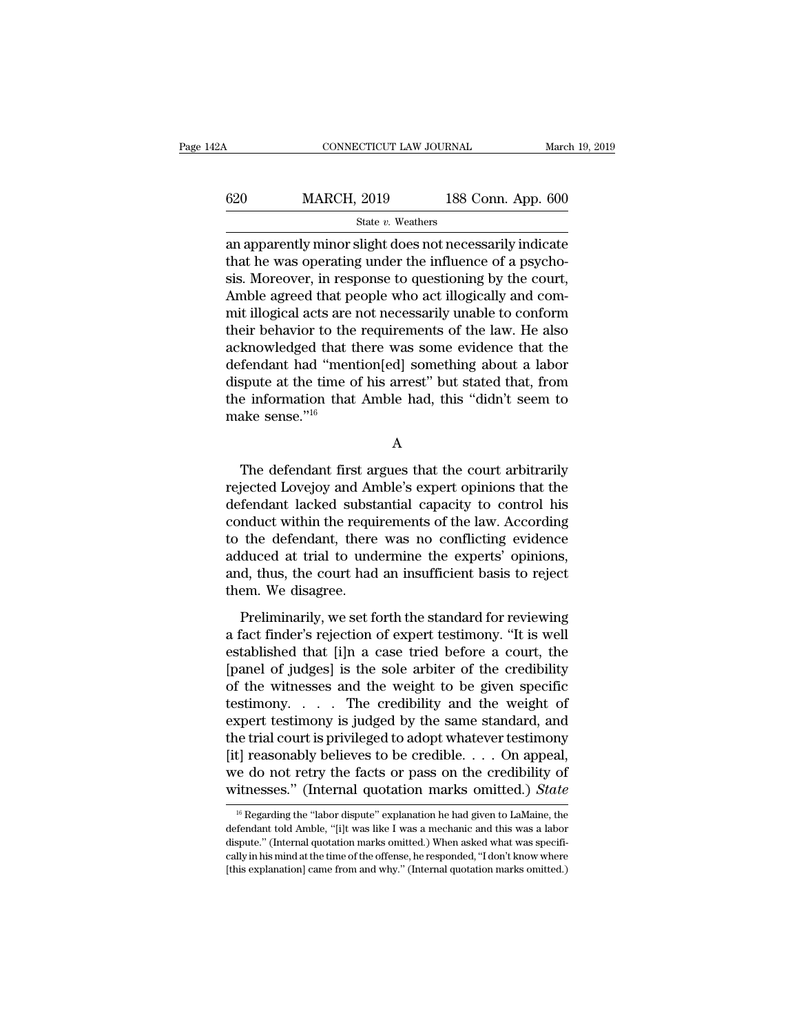an apparently minor slight does not necessarily indicate that he was operating under the influence of a psychosis. Moreover, in response to questioning by the court, Amble agreed that people who act illogically and commit illogical acts are not necessarily unable to conform their behavior to the requirements of the law. He also acknowledged that there was some evidence that the defendant had "mention[ed] something about a labor dispute at the time of his arrest" but stated that, from the information that Amble had, this "didn't seem to make sense."[16]

A

The defendant first argues that the court arbitrarily rejected Lovejoy and Amble's expert opinions that the defendant lacked substantial capacity to control his conduct within the requirements of the law. According to the defendant, there was no conflicting evidence adduced at trial to undermine the experts' opinions, and, thus, the court had an insufficient basis to reject them. We disagree.

Preliminarily, we set forth the standard for reviewing a fact finder's rejection of expert testimony. "It is well established that [i]n a case tried before a court, the [panel of judges] is the sole arbiter of the credibility of the witnesses and the weight to be given specific testimony. . . . The credibility and the weight of expert testimony is judged by the same standard, and the trial court is privileged to adopt whatever testimony [it] reasonably believes to be credible. . . . On appeal, we do not retry the facts or pass on the credibility of witnesses." (Internal quotation marks omitted.) *State*

[16] Regarding the "labor dispute" explanation he had given to LaMaine, the defendant told Amble, "[i]t was like I was a mechanic and this was a labor dispute." (Internal quotation marks omitted.) When asked what was specifically in his mind at the time of the offense, he responded, "I don't know where [this explanation] came from and why." (Internal quotation marks omitted.)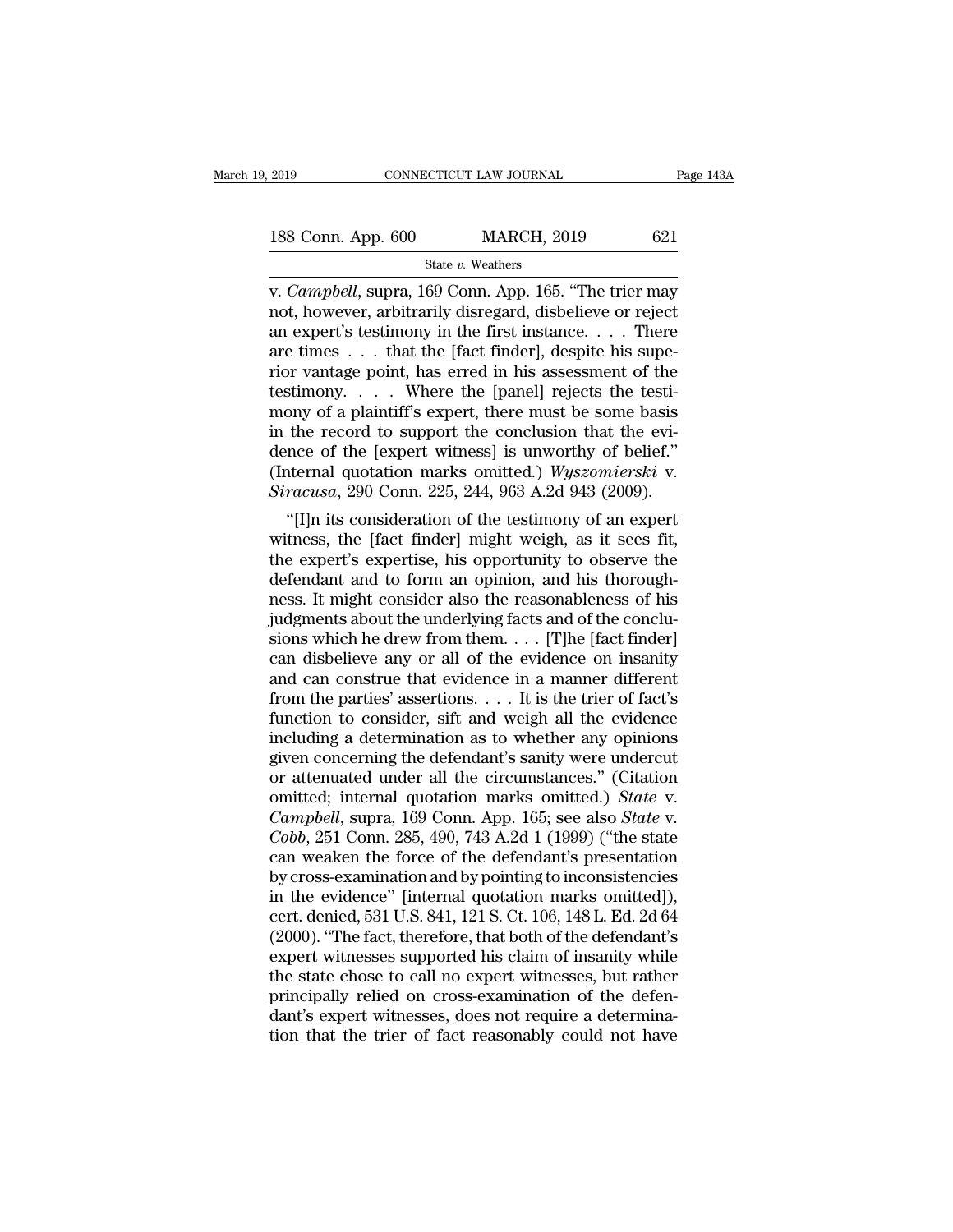v. *Campbell*, supra, 169 Conn. App. 165. "The trier may not, however, arbitrarily disregard, disbelieve or reject an expert's testimony in the first instance. . . . There are times . . . that the [fact finder], despite his superior vantage point, has erred in his assessment of the testimony. . . . Where the [panel] rejects the testimony of a plaintiff's expert, there must be some basis in the record to support the conclusion that the evidence of the [expert witness] is unworthy of belief." (Internal quotation marks omitted.) *Wyszomierski* v. *Siracusa*, 290 Conn. 225, 244, 963 A.2d 943 (2009).

"[I]n its consideration of the testimony of an expert witness, the [fact finder] might weigh, as it sees fit, the expert's expertise, his opportunity to observe the defendant and to form an opinion, and his thoroughness. It might consider also the reasonableness of his judgments about the underlying facts and of the conclusions which he drew from them. . . . [T]he [fact finder] can disbelieve any or all of the evidence on insanity and can construe that evidence in a manner different from the parties' assertions. . . . It is the trier of fact's function to consider, sift and weigh all the evidence including a determination as to whether any opinions given concerning the defendant's sanity were undercut or attenuated under all the circumstances." (Citation omitted; internal quotation marks omitted.) *State* v. *Campbell*, supra, 169 Conn. App. 165; see also *State* v. *Cobb*, 251 Conn. 285, 490, 743 A.2d 1 (1999) ("the state can weaken the force of the defendant's presentation by cross-examination and by pointing to inconsistencies in the evidence" [internal quotation marks omitted]), cert. denied, 531 U.S. 841, 121 S. Ct. 106, 148 L. Ed. 2d 64 (2000). "The fact, therefore, that both of the defendant's expert witnesses supported his claim of insanity while the state chose to call no expert witnesses, but rather principally relied on cross-examination of the defendant's expert witnesses, does not require a determination that the trier of fact reasonably could not have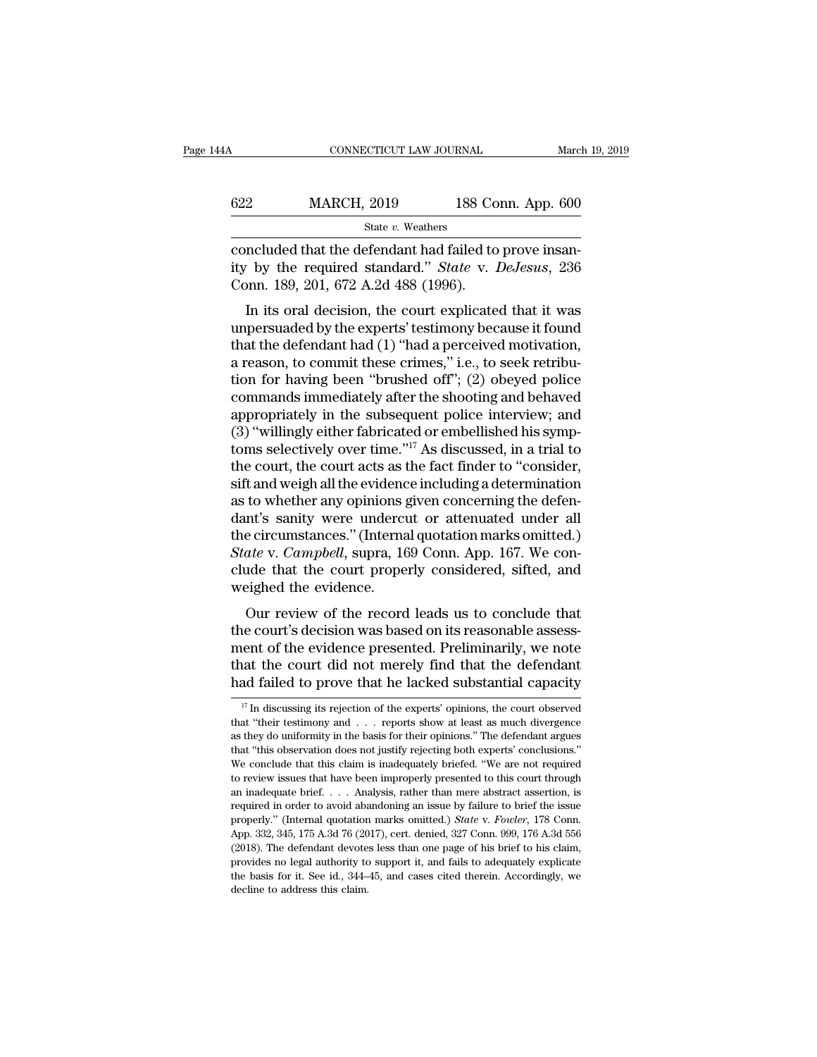concluded that the defendant had failed to prove insanity by the required standard." *State* v. *DeJesus*, 236 Conn. 189, 201, 672 A.2d 488 (1996).

In its oral decision, the court explicated that it was unpersuaded by the experts' testimony because it found that the defendant had (1) "had a perceived motivation, a reason, to commit these crimes," i.e., to seek retribution for having been "brushed off"; (2) obeyed police commands immediately after the shooting and behaved appropriately in the subsequent police interview; and (3) "willingly either fabricated or embellished his symptoms selectively over time."[17] As discussed, in a trial to the court, the court acts as the fact finder to "consider, sift and weigh all the evidence including a determination as to whether any opinions given concerning the defendant's sanity were undercut or attenuated under all the circumstances." (Internal quotation marks omitted.) *State* v. *Campbell*, supra, 169 Conn. App. 167. We conclude that the court properly considered, sifted, and weighed the evidence.

Our review of the record leads us to conclude that the court's decision was based on its reasonable assessment of the evidence presented. Preliminarily, we note that the court did not merely find that the defendant had failed to prove that he lacked substantial capacity

---

[17] In discussing its rejection of the experts' opinions, the court observed that "their testimony and . . . reports show at least as much divergence as they do uniformity in the basis for their opinions." The defendant argues that "this observation does not justify rejecting both experts' conclusions." We conclude that this claim is inadequately briefed. "We are not required to review issues that have been improperly presented to this court through an inadequate brief. . . . Analysis, rather than mere abstract assertion, is required in order to avoid abandoning an issue by failure to brief the issue properly." (Internal quotation marks omitted.) *State* v. *Fowler*, 178 Conn. App. 332, 345, 175 A.3d 76 (2017), cert. denied, 327 Conn. 999, 176 A.3d 556 (2018). The defendant devotes less than one page of his brief to his claim, provides no legal authority to support it, and fails to adequately explicate the basis for it. See id., 344–45, and cases cited therein. Accordingly, we decline to address this claim.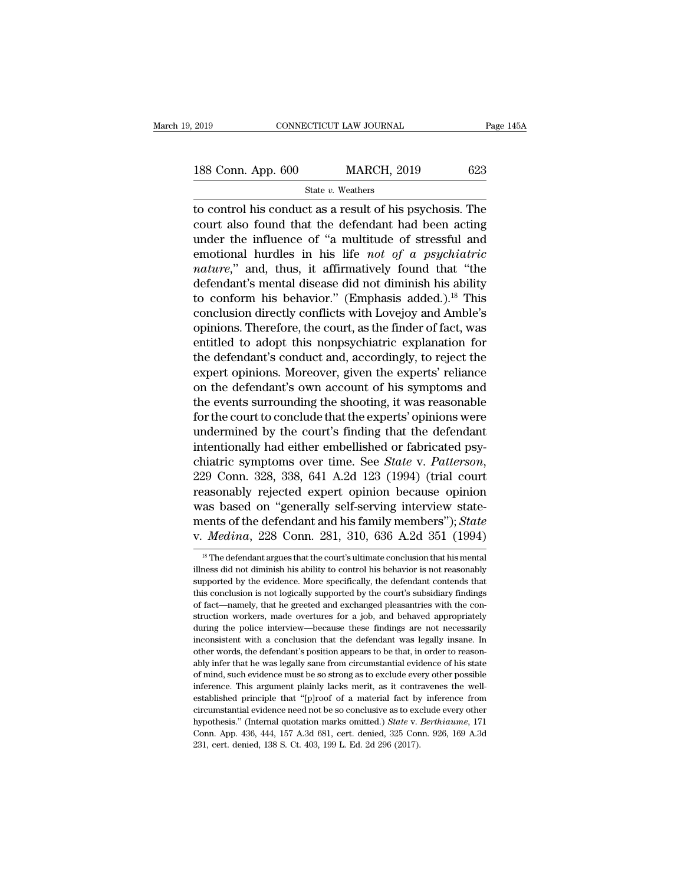to control his conduct as a result of his psychosis. The court also found that the defendant had been acting under the influence of "a multitude of stressful and emotional hurdles in his life *not of a psychiatric nature*," and, thus, it affirmatively found that "the defendant's mental disease did not diminish his ability to conform his behavior." (Emphasis added.).[18] This conclusion directly conflicts with Lovejoy and Amble's opinions. Therefore, the court, as the finder of fact, was entitled to adopt this nonpsychiatric explanation for the defendant's conduct and, accordingly, to reject the expert opinions. Moreover, given the experts' reliance on the defendant's own account of his symptoms and the events surrounding the shooting, it was reasonable for the court to conclude that the experts' opinions were undermined by the court's finding that the defendant intentionally had either embellished or fabricated psychiatric symptoms over time. See *State* v. *Patterson*, 229 Conn. 328, 338, 641 A.2d 123 (1994) (trial court reasonably rejected expert opinion because opinion was based on "generally self-serving interview statements of the defendant and his family members"); *State* v. *Medina*, 228 Conn. 281, 310, 636 A.2d 351 (1994)

[18] The defendant argues that the court's ultimate conclusion that his mental illness did not diminish his ability to control his behavior is not reasonably supported by the evidence. More specifically, the defendant contends that this conclusion is not logically supported by the court's subsidiary findings of fact—namely, that he greeted and exchanged pleasantries with the construction workers, made overtures for a job, and behaved appropriately during the police interview—because these findings are not necessarily inconsistent with a conclusion that the defendant was legally insane. In other words, the defendant's position appears to be that, in order to reasonably infer that he was legally sane from circumstantial evidence of his state of mind, such evidence must be so strong as to exclude every other possible inference. This argument plainly lacks merit, as it contravenes the well-established principle that "[p]roof of a material fact by inference from circumstantial evidence need not be so conclusive as to exclude every other hypothesis." (Internal quotation marks omitted.) *State* v. *Berthiaume*, 171 Conn. App. 436, 444, 157 A.3d 681, cert. denied, 325 Conn. 926, 169 A.3d 231, cert. denied, 138 S. Ct. 403, 199 L. Ed. 2d 296 (2017).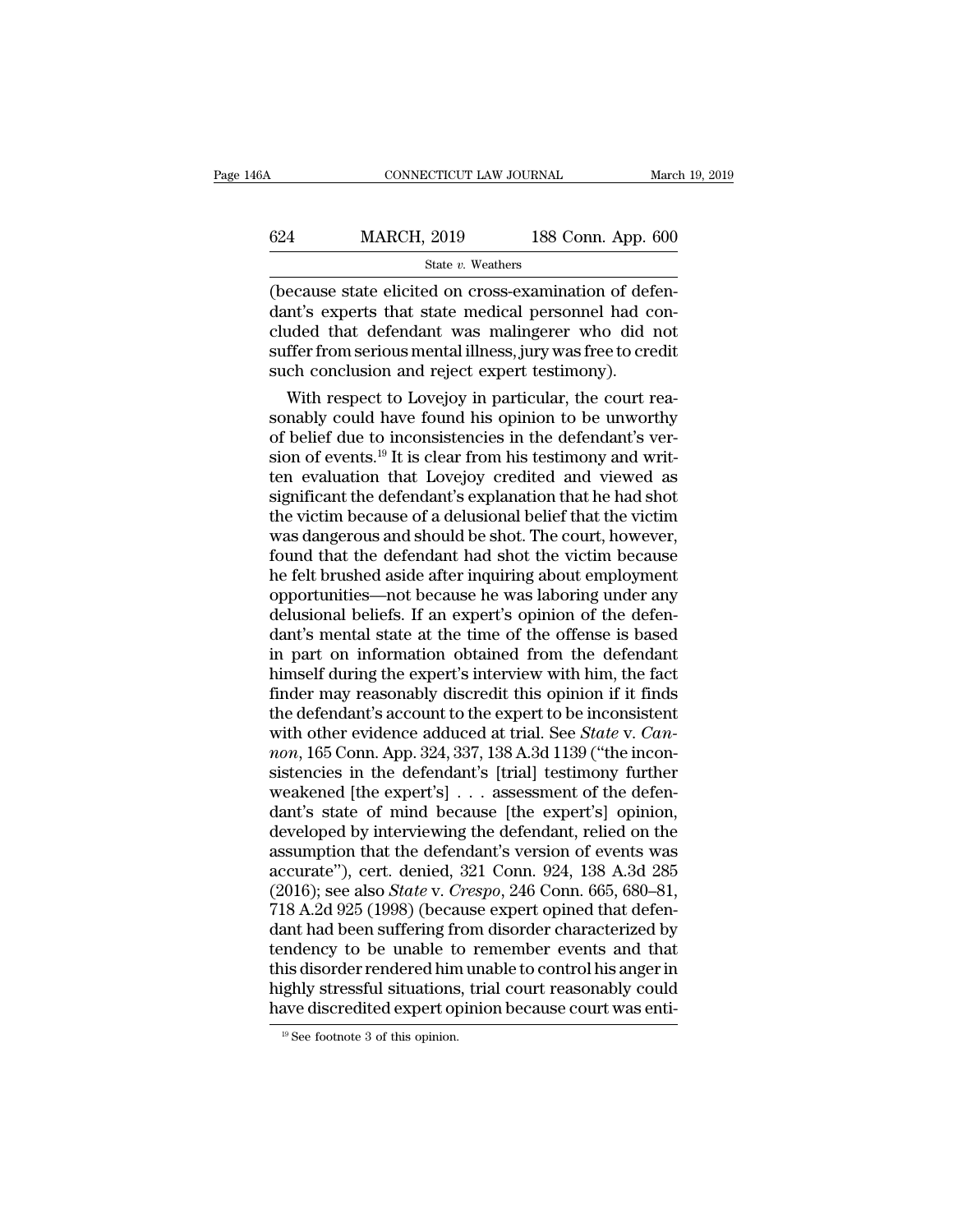(because state elicited on cross-examination of defendant's experts that state medical personnel had concluded that defendant was malingerer who did not suffer from serious mental illness, jury was free to credit such conclusion and reject expert testimony).

With respect to Lovejoy in particular, the court reasonably could have found his opinion to be unworthy of belief due to inconsistencies in the defendant's version of events.[19] It is clear from his testimony and written evaluation that Lovejoy credited and viewed as significant the defendant's explanation that he had shot the victim because of a delusional belief that the victim was dangerous and should be shot. The court, however, found that the defendant had shot the victim because he felt brushed aside after inquiring about employment opportunities—not because he was laboring under any delusional beliefs. If an expert's opinion of the defendant's mental state at the time of the offense is based in part on information obtained from the defendant himself during the expert's interview with him, the fact finder may reasonably discredit this opinion if it finds the defendant's account to the expert to be inconsistent with other evidence adduced at trial. See *State* v. *Cannon*, 165 Conn. App. 324, 337, 138 A.3d 1139 ("the inconsistencies in the defendant's [trial] testimony further weakened [the expert's] . . . assessment of the defendant's state of mind because [the expert's] opinion, developed by interviewing the defendant, relied on the assumption that the defendant's version of events was accurate"), cert. denied, 321 Conn. 924, 138 A.3d 285 (2016); see also *State* v. *Crespo*, 246 Conn. 665, 680–81, 718 A.2d 925 (1998) (because expert opined that defendant had been suffering from disorder characterized by tendency to be unable to remember events and that this disorder rendered him unable to control his anger in highly stressful situations, trial court reasonably could have discredited expert opinion because court was enti-

[19] See footnote 3 of this opinion.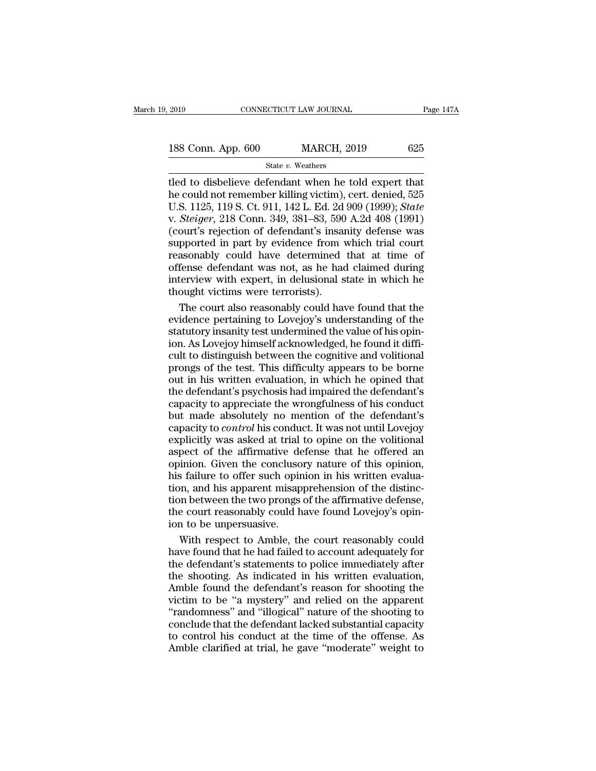tled to disbelieve defendant when he told expert that he could not remember killing victim), cert. denied, 525 U.S. 1125, 119 S. Ct. 911, 142 L. Ed. 2d 909 (1999); *State* v. *Steiger*, 218 Conn. 349, 381–83, 590 A.2d 408 (1991) (court's rejection of defendant's insanity defense was supported in part by evidence from which trial court reasonably could have determined that at time of offense defendant was not, as he had claimed during interview with expert, in delusional state in which he thought victims were terrorists).

The court also reasonably could have found that the evidence pertaining to Lovejoy's understanding of the statutory insanity test undermined the value of his opinion. As Lovejoy himself acknowledged, he found it difficult to distinguish between the cognitive and volitional prongs of the test. This difficulty appears to be borne out in his written evaluation, in which he opined that the defendant's psychosis had impaired the defendant's capacity to appreciate the wrongfulness of his conduct but made absolutely no mention of the defendant's capacity to *control* his conduct. It was not until Lovejoy explicitly was asked at trial to opine on the volitional aspect of the affirmative defense that he offered an opinion. Given the conclusory nature of this opinion, his failure to offer such opinion in his written evaluation, and his apparent misapprehension of the distinction between the two prongs of the affirmative defense, the court reasonably could have found Lovejoy's opinion to be unpersuasive.

With respect to Amble, the court reasonably could have found that he had failed to account adequately for the defendant's statements to police immediately after the shooting. As indicated in his written evaluation, Amble found the defendant's reason for shooting the victim to be "a mystery" and relied on the apparent "randomness" and "illogical" nature of the shooting to conclude that the defendant lacked substantial capacity to control his conduct at the time of the offense. As Amble clarified at trial, he gave "moderate" weight to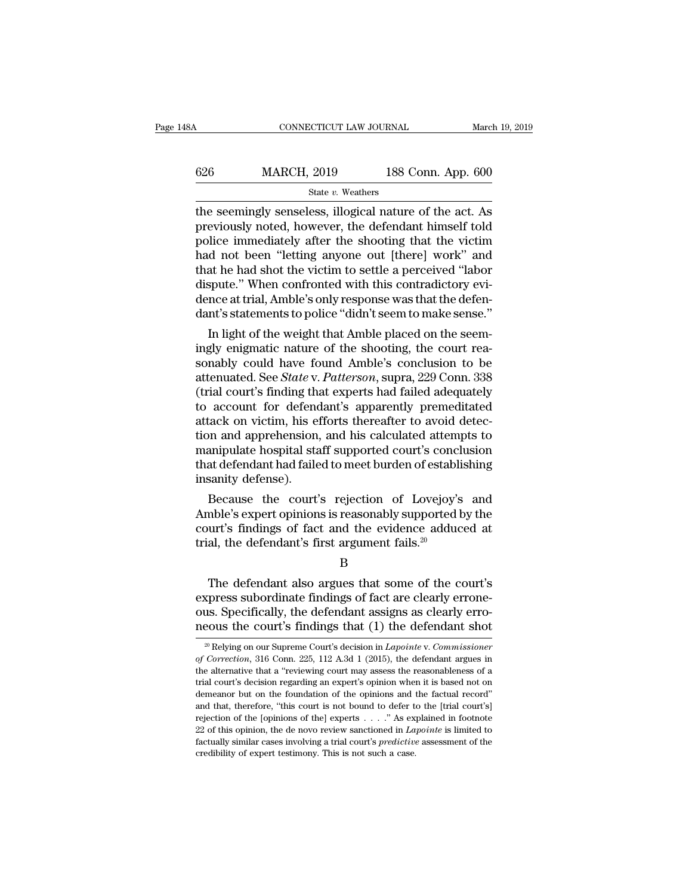the seemingly senseless, illogical nature of the act. As previously noted, however, the defendant himself told police immediately after the shooting that the victim had not been "letting anyone out [there] work" and that he had shot the victim to settle a perceived "labor dispute." When confronted with this contradictory evidence at trial, Amble's only response was that the defendant's statements to police "didn't seem to make sense."

In light of the weight that Amble placed on the seemingly enigmatic nature of the shooting, the court reasonably could have found Amble's conclusion to be attenuated. See *State* v. *Patterson*, supra, 229 Conn. 338 (trial court's finding that experts had failed adequately to account for defendant's apparently premeditated attack on victim, his efforts thereafter to avoid detection and apprehension, and his calculated attempts to manipulate hospital staff supported court's conclusion that defendant had failed to meet burden of establishing insanity defense).

Because the court's rejection of Lovejoy's and Amble's expert opinions is reasonably supported by the court's findings of fact and the evidence adduced at trial, the defendant's first argument fails.[20]

B

The defendant also argues that some of the court's express subordinate findings of fact are clearly erroneous. Specifically, the defendant assigns as clearly erroneous the court's findings that (1) the defendant shot

[20] Relying on our Supreme Court's decision in *Lapointe* v. *Commissioner of Correction*, 316 Conn. 225, 112 A.3d 1 (2015), the defendant argues in the alternative that a "reviewing court may assess the reasonableness of a trial court's decision regarding an expert's opinion when it is based not on demeanor but on the foundation of the opinions and the factual record" and that, therefore, "this court is not bound to defer to the [trial court's] rejection of the [opinions of the] experts . . . ." As explained in footnote 22 of this opinion, the de novo review sanctioned in *Lapointe* is limited to factually similar cases involving a trial court's *predictive* assessment of the credibility of expert testimony. This is not such a case.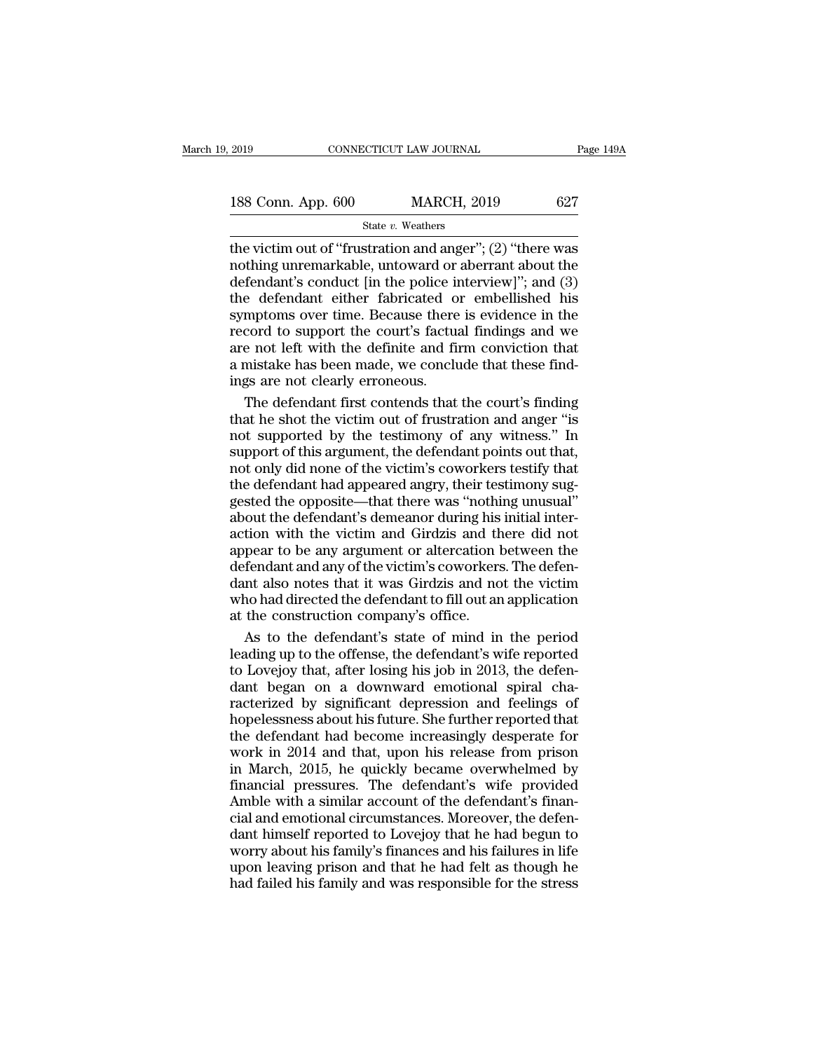the victim out of "frustration and anger"; (2) "there was nothing unremarkable, untoward or aberrant about the defendant's conduct [in the police interview]"; and (3) the defendant either fabricated or embellished his symptoms over time. Because there is evidence in the record to support the court's factual findings and we are not left with the definite and firm conviction that a mistake has been made, we conclude that these findings are not clearly erroneous.

The defendant first contends that the court's finding that he shot the victim out of frustration and anger "is not supported by the testimony of any witness." In support of this argument, the defendant points out that, not only did none of the victim's coworkers testify that the defendant had appeared angry, their testimony suggested the opposite—that there was "nothing unusual" about the defendant's demeanor during his initial interaction with the victim and Girdzis and there did not appear to be any argument or altercation between the defendant and any of the victim's coworkers. The defendant also notes that it was Girdzis and not the victim who had directed the defendant to fill out an application at the construction company's office.

As to the defendant's state of mind in the period leading up to the offense, the defendant's wife reported to Lovejoy that, after losing his job in 2013, the defendant began on a downward emotional spiral characterized by significant depression and feelings of hopelessness about his future. She further reported that the defendant had become increasingly desperate for work in 2014 and that, upon his release from prison in March, 2015, he quickly became overwhelmed by financial pressures. The defendant's wife provided Amble with a similar account of the defendant's financial and emotional circumstances. Moreover, the defendant himself reported to Lovejoy that he had begun to worry about his family's finances and his failures in life upon leaving prison and that he had felt as though he had failed his family and was responsible for the stress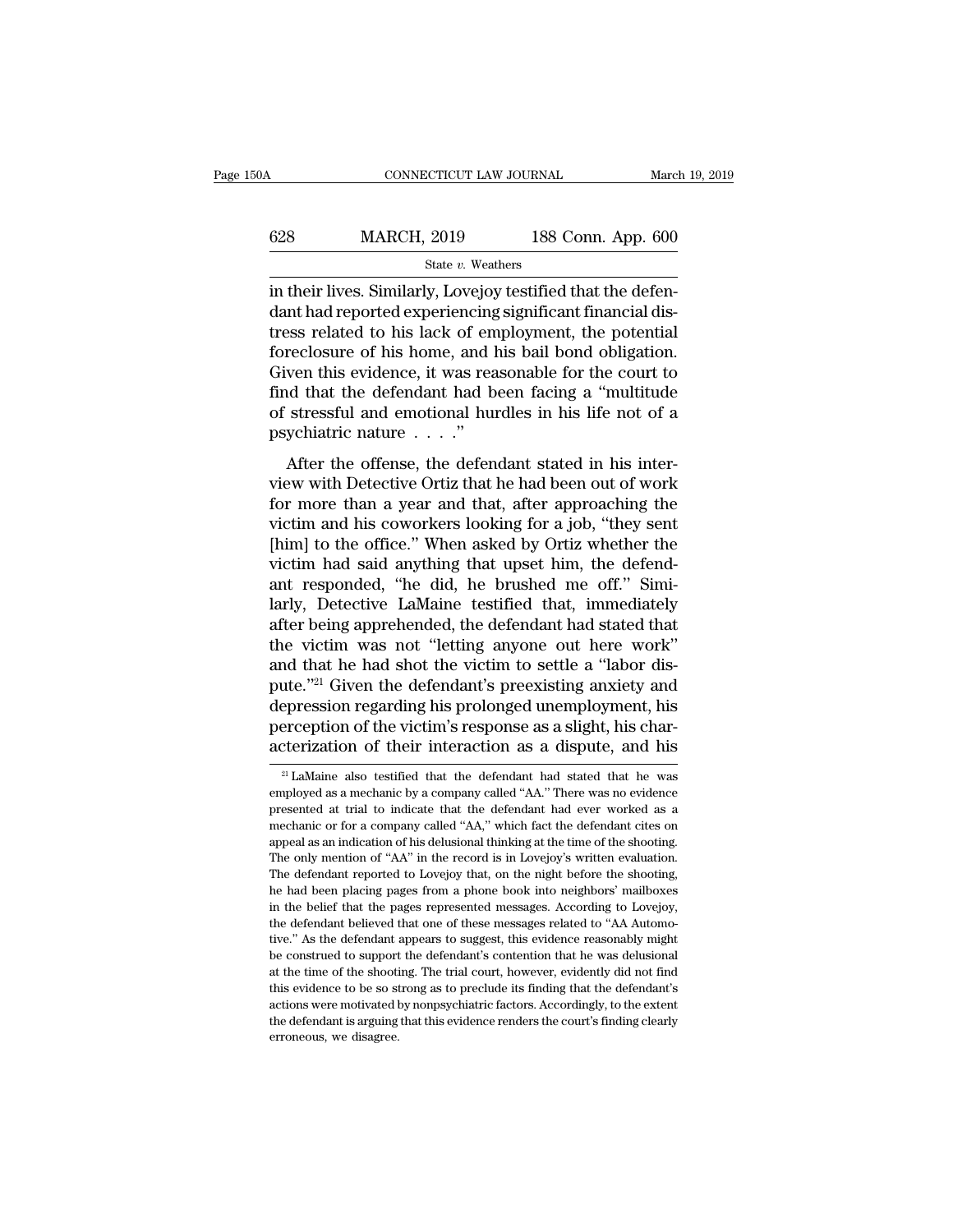in their lives. Similarly, Lovejoy testified that the defendant had reported experiencing significant financial distress related to his lack of employment, the potential foreclosure of his home, and his bail bond obligation. Given this evidence, it was reasonable for the court to find that the defendant had been facing a "multitude of stressful and emotional hurdles in his life not of a psychiatric nature . . . ."

After the offense, the defendant stated in his interview with Detective Ortiz that he had been out of work for more than a year and that, after approaching the victim and his coworkers looking for a job, "they sent [him] to the office." When asked by Ortiz whether the victim had said anything that upset him, the defendant responded, "he did, he brushed me off." Similarly, Detective LaMaine testified that, immediately after being apprehended, the defendant had stated that the victim was not "letting anyone out here work" and that he had shot the victim to settle a "labor dispute."[21] Given the defendant's preexisting anxiety and depression regarding his prolonged unemployment, his perception of the victim's response as a slight, his characterization of their interaction as a dispute, and his

[21] LaMaine also testified that the defendant had stated that he was employed as a mechanic by a company called "AA." There was no evidence presented at trial to indicate that the defendant had ever worked as a mechanic or for a company called "AA," which fact the defendant cites on appeal as an indication of his delusional thinking at the time of the shooting. The only mention of "AA" in the record is in Lovejoy's written evaluation. The defendant reported to Lovejoy that, on the night before the shooting, he had been placing pages from a phone book into neighbors' mailboxes in the belief that the pages represented messages. According to Lovejoy, the defendant believed that one of these messages related to "AA Automotive." As the defendant appears to suggest, this evidence reasonably might be construed to support the defendant's contention that he was delusional at the time of the shooting. The trial court, however, evidently did not find this evidence to be so strong as to preclude its finding that the defendant's actions were motivated by nonpsychiatric factors. Accordingly, to the extent the defendant is arguing that this evidence renders the court's finding clearly erroneous, we disagree.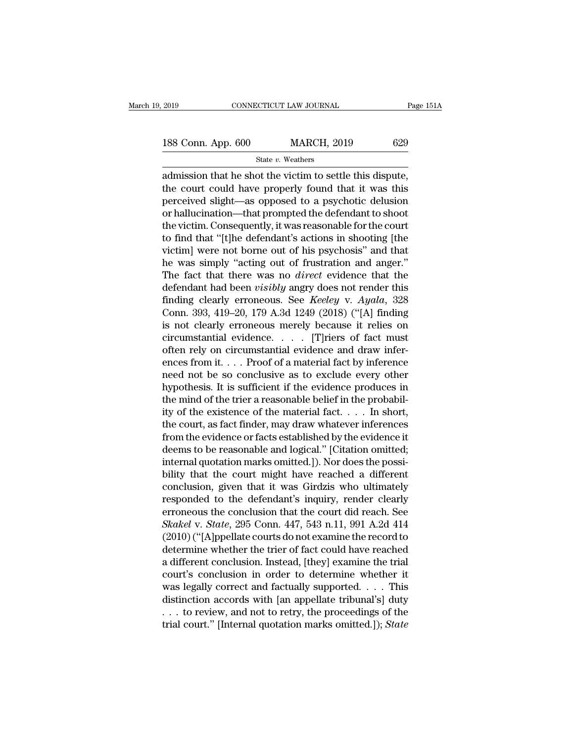admission that he shot the victim to settle this dispute, the court could have properly found that it was this perceived slight—as opposed to a psychotic delusion or hallucination—that prompted the defendant to shoot the victim. Consequently, it was reasonable for the court to find that "[t]he defendant's actions in shooting [the victim] were not borne out of his psychosis" and that he was simply "acting out of frustration and anger." The fact that there was no *direct* evidence that the defendant had been *visibly* angry does not render this finding clearly erroneous. See *Keeley* v. *Ayala*, 328 Conn. 393, 419–20, 179 A.3d 1249 (2018) ("[A] finding is not clearly erroneous merely because it relies on circumstantial evidence. . . . [T]riers of fact must often rely on circumstantial evidence and draw inferences from it. . . . Proof of a material fact by inference need not be so conclusive as to exclude every other hypothesis. It is sufficient if the evidence produces in the mind of the trier a reasonable belief in the probability of the existence of the material fact. . . . In short, the court, as fact finder, may draw whatever inferences from the evidence or facts established by the evidence it deems to be reasonable and logical." [Citation omitted; internal quotation marks omitted.]). Nor does the possibility that the court might have reached a different conclusion, given that it was Girdzis who ultimately responded to the defendant's inquiry, render clearly erroneous the conclusion that the court did reach. See *Skakel* v. *State*, 295 Conn. 447, 543 n.11, 991 A.2d 414 (2010) ("[A]ppellate courts do not examine the record to determine whether the trier of fact could have reached a different conclusion. Instead, [they] examine the trial court's conclusion in order to determine whether it was legally correct and factually supported. . . . This distinction accords with [an appellate tribunal's] duty . . . to review, and not to retry, the proceedings of the trial court." [Internal quotation marks omitted.]); *State*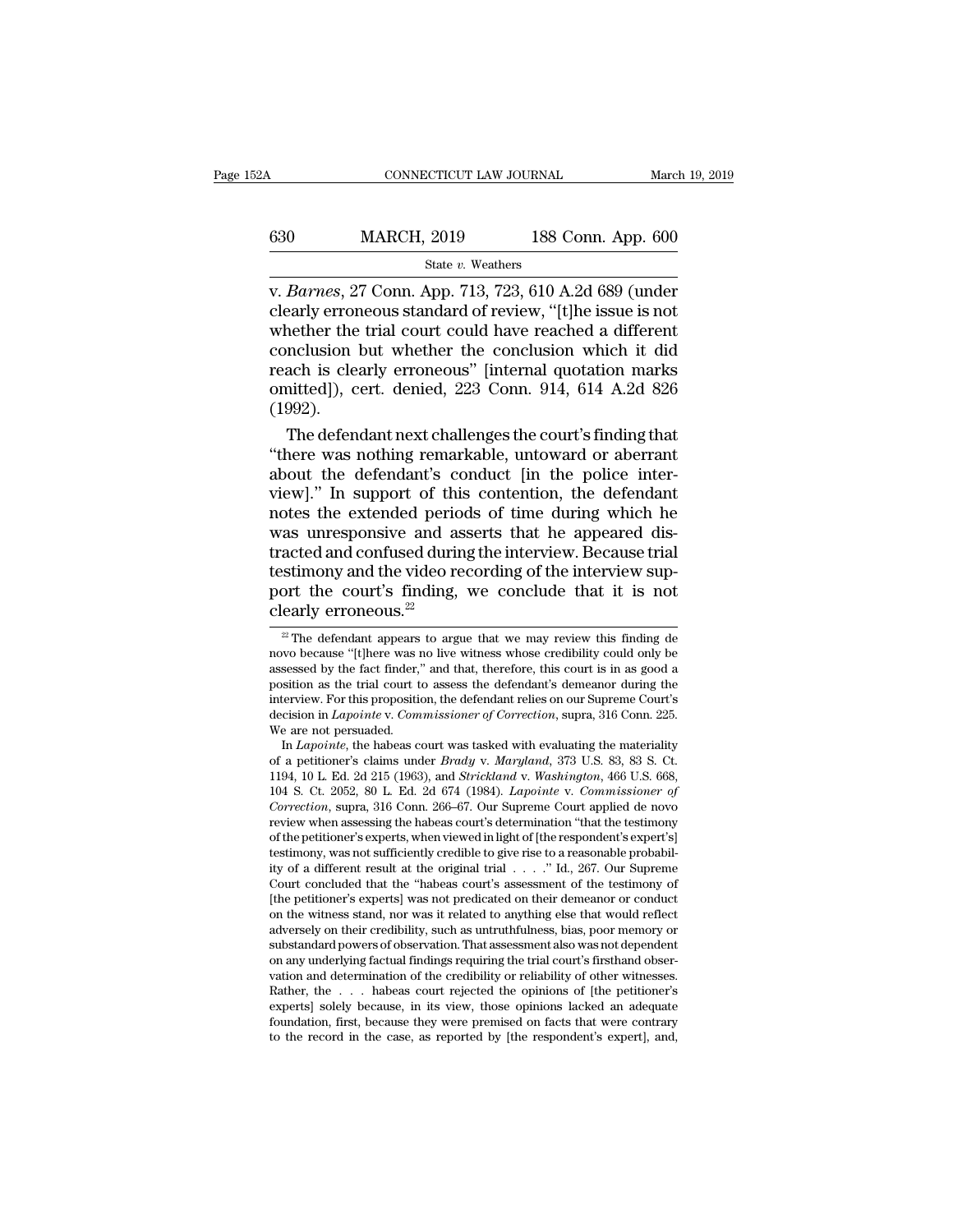v. *Barnes*, 27 Conn. App. 713, 723, 610 A.2d 689 (under clearly erroneous standard of review, "[t]he issue is not whether the trial court could have reached a different conclusion but whether the conclusion which it did reach is clearly erroneous" [internal quotation marks omitted]), cert. denied, 223 Conn. 914, 614 A.2d 826 (1992).

The defendant next challenges the court's finding that "there was nothing remarkable, untoward or aberrant about the defendant's conduct [in the police interview]." In support of this contention, the defendant notes the extended periods of time during which he was unresponsive and asserts that he appeared distracted and confused during the interview. Because trial testimony and the video recording of the interview support the court's finding, we conclude that it is not clearly erroneous.[22]

---

[22] The defendant appears to argue that we may review this finding de novo because "[t]here was no live witness whose credibility could only be assessed by the fact finder," and that, therefore, this court is in as good a position as the trial court to assess the defendant's demeanor during the interview. For this proposition, the defendant relies on our Supreme Court's decision in *Lapointe* v. *Commissioner of Correction*, supra, 316 Conn. 225. We are not persuaded.

In *Lapointe*, the habeas court was tasked with evaluating the materiality of a petitioner's claims under *Brady* v. *Maryland*, 373 U.S. 83, 83 S. Ct. 1194, 10 L. Ed. 2d 215 (1963), and *Strickland* v. *Washington*, 466 U.S. 668, 104 S. Ct. 2052, 80 L. Ed. 2d 674 (1984). *Lapointe* v. *Commissioner of Correction*, supra, 316 Conn. 266–67. Our Supreme Court applied de novo review when assessing the habeas court's determination "that the testimony of the petitioner's experts, when viewed in light of [the respondent's expert's] testimony, was not sufficiently credible to give rise to a reasonable probability of a different result at the original trial . . . ." Id., 267. Our Supreme Court concluded that the "habeas court's assessment of the testimony of [the petitioner's experts] was not predicated on their demeanor or conduct on the witness stand, nor was it related to anything else that would reflect adversely on their credibility, such as untruthfulness, bias, poor memory or substandard powers of observation. That assessment also was not dependent on any underlying factual findings requiring the trial court's firsthand observation and determination of the credibility or reliability of other witnesses. Rather, the . . . habeas court rejected the opinions of [the petitioner's experts] solely because, in its view, those opinions lacked an adequate foundation, first, because they were premised on facts that were contrary to the record in the case, as reported by [the respondent's expert], and,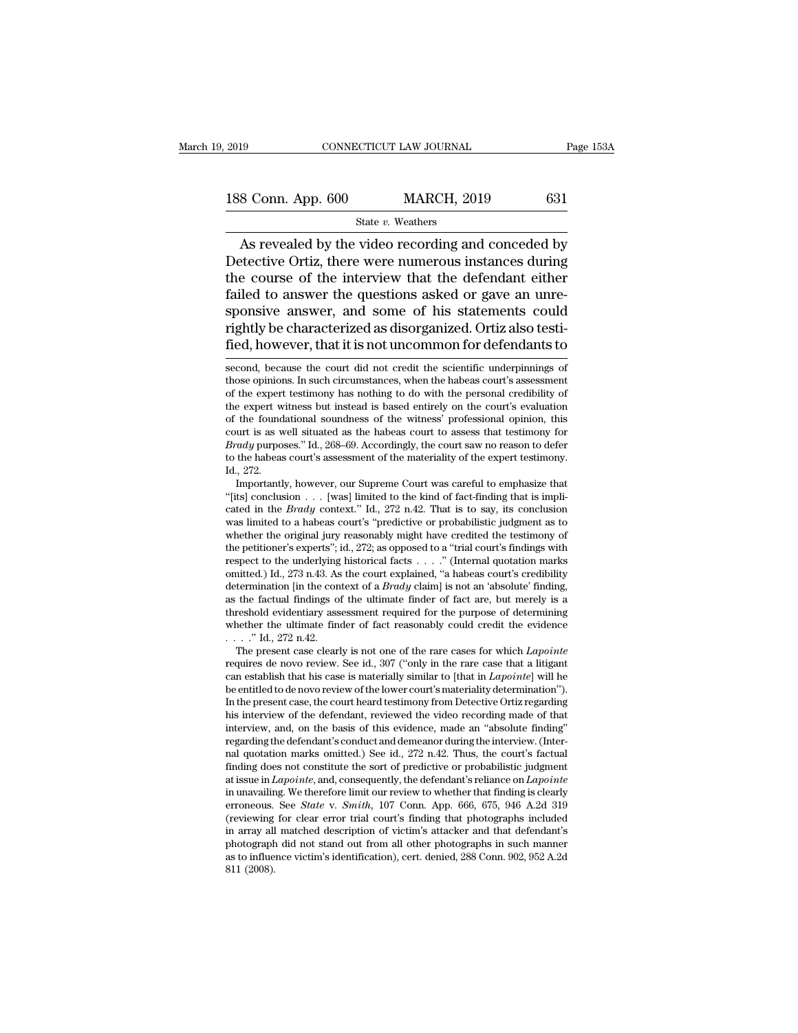As revealed by the video recording and conceded by Detective Ortiz, there were numerous instances during the course of the interview that the defendant either failed to answer the questions asked or gave an unresponsive answer, and some of his statements could rightly be characterized as disorganized. Ortiz also testified, however, that it is not uncommon for defendants to

second, because the court did not credit the scientific underpinnings of those opinions. In such circumstances, when the habeas court's assessment of the expert testimony has nothing to do with the personal credibility of the expert witness but instead is based entirely on the court's evaluation of the foundational soundness of the witness' professional opinion, this court is as well situated as the habeas court to assess that testimony for *Brady* purposes." Id., 268–69. Accordingly, the court saw no reason to defer to the habeas court's assessment of the materiality of the expert testimony. Id., 272.

Importantly, however, our Supreme Court was careful to emphasize that "[its] conclusion . . . [was] limited to the kind of fact-finding that is implicated in the *Brady* context." Id., 272 n.42. That is to say, its conclusion was limited to a habeas court's "predictive or probabilistic judgment as to whether the original jury reasonably might have credited the testimony of the petitioner's experts"; id., 272; as opposed to a "trial court's findings with respect to the underlying historical facts . . . ." (Internal quotation marks omitted.) Id., 273 n.43. As the court explained, "a habeas court's credibility determination [in the context of a *Brady* claim] is not an 'absolute' finding, as the factual findings of the ultimate finder of fact are, but merely is a threshold evidentiary assessment required for the purpose of determining whether the ultimate finder of fact reasonably could credit the evidence . . . ." Id., 272 n.42.

The present case clearly is not one of the rare cases for which *Lapointe* requires de novo review. See id., 307 ("only in the rare case that a litigant can establish that his case is materially similar to [that in *Lapointe*] will he be entitled to de novo review of the lower court's materiality determination"). In the present case, the court heard testimony from Detective Ortiz regarding his interview of the defendant, reviewed the video recording made of that interview, and, on the basis of this evidence, made an "absolute finding" regarding the defendant's conduct and demeanor during the interview. (Internal quotation marks omitted.) See id., 272 n.42. Thus, the court's factual finding does not constitute the sort of predictive or probabilistic judgment at issue in *Lapointe*, and, consequently, the defendant's reliance on *Lapointe* in unavailing. We therefore limit our review to whether that finding is clearly erroneous. See *State* v. *Smith*, 107 Conn. App. 666, 675, 946 A.2d 319 (reviewing for clear error trial court's finding that photographs included in array all matched description of victim's attacker and that defendant's photograph did not stand out from all other photographs in such manner as to influence victim's identification), cert. denied, 288 Conn. 902, 952 A.2d 811 (2008).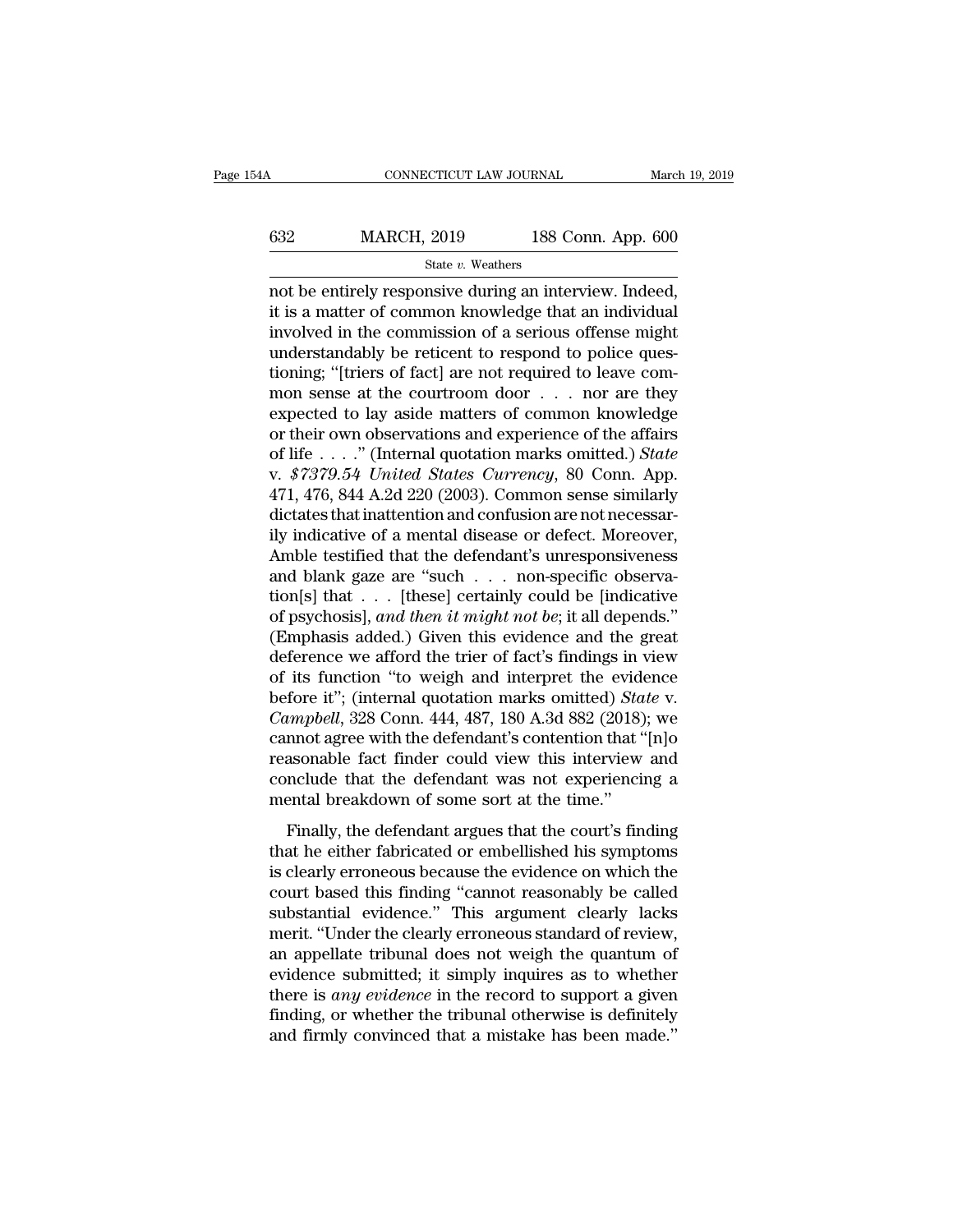not be entirely responsive during an interview. Indeed, it is a matter of common knowledge that an individual involved in the commission of a serious offense might understandably be reticent to respond to police questioning; "[triers of fact] are not required to leave common sense at the courtroom door . . . nor are they expected to lay aside matters of common knowledge or their own observations and experience of the affairs of life . . . ." (Internal quotation marks omitted.) *State* v. *$7379.54 United States Currency*, 80 Conn. App. 471, 476, 844 A.2d 220 (2003). Common sense similarly dictates that inattention and confusion are not necessarily indicative of a mental disease or defect. Moreover, Amble testified that the defendant's unresponsiveness and blank gaze are "such . . . non-specific observation[s] that . . . [these] certainly could be [indicative of psychosis], *and then it might not be*; it all depends." (Emphasis added.) Given this evidence and the great deference we afford the trier of fact's findings in view of its function "to weigh and interpret the evidence before it"; (internal quotation marks omitted) *State* v. *Campbell*, 328 Conn. 444, 487, 180 A.3d 882 (2018); we cannot agree with the defendant's contention that "[n]o reasonable fact finder could view this interview and conclude that the defendant was not experiencing a mental breakdown of some sort at the time."

Finally, the defendant argues that the court's finding that he either fabricated or embellished his symptoms is clearly erroneous because the evidence on which the court based this finding "cannot reasonably be called substantial evidence." This argument clearly lacks merit. "Under the clearly erroneous standard of review, an appellate tribunal does not weigh the quantum of evidence submitted; it simply inquires as to whether there is *any evidence* in the record to support a given finding, or whether the tribunal otherwise is definitely and firmly convinced that a mistake has been made."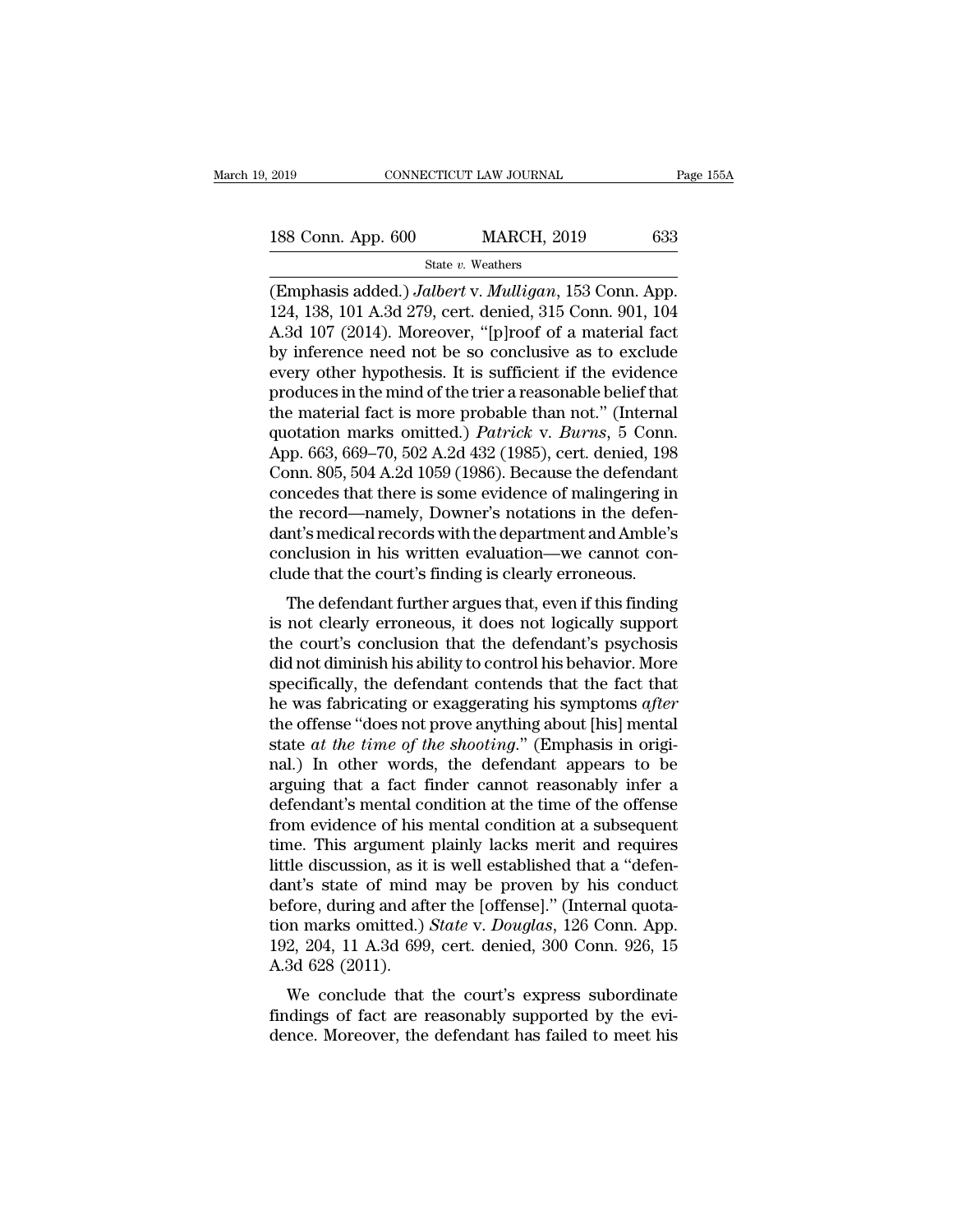(Emphasis added.) *Jalbert* v. *Mulligan*, 153 Conn. App. 124, 138, 101 A.3d 279, cert. denied, 315 Conn. 901, 104 A.3d 107 (2014). Moreover, "[p]roof of a material fact by inference need not be so conclusive as to exclude every other hypothesis. It is sufficient if the evidence produces in the mind of the trier a reasonable belief that the material fact is more probable than not." (Internal quotation marks omitted.) *Patrick* v. *Burns*, 5 Conn. App. 663, 669–70, 502 A.2d 432 (1985), cert. denied, 198 Conn. 805, 504 A.2d 1059 (1986). Because the defendant concedes that there is some evidence of malingering in the record—namely, Downer's notations in the defendant's medical records with the department and Amble's conclusion in his written evaluation—we cannot conclude that the court's finding is clearly erroneous.

The defendant further argues that, even if this finding is not clearly erroneous, it does not logically support the court's conclusion that the defendant's psychosis did not diminish his ability to control his behavior. More specifically, the defendant contends that the fact that he was fabricating or exaggerating his symptoms *after* the offense "does not prove anything about [his] mental state *at the time of the shooting*." (Emphasis in original.) In other words, the defendant appears to be arguing that a fact finder cannot reasonably infer a defendant's mental condition at the time of the offense from evidence of his mental condition at a subsequent time. This argument plainly lacks merit and requires little discussion, as it is well established that a "defendant's state of mind may be proven by his conduct before, during and after the [offense]." (Internal quotation marks omitted.) *State* v. *Douglas*, 126 Conn. App. 192, 204, 11 A.3d 699, cert. denied, 300 Conn. 926, 15 A.3d 628 (2011).

We conclude that the court's express subordinate findings of fact are reasonably supported by the evidence. Moreover, the defendant has failed to meet his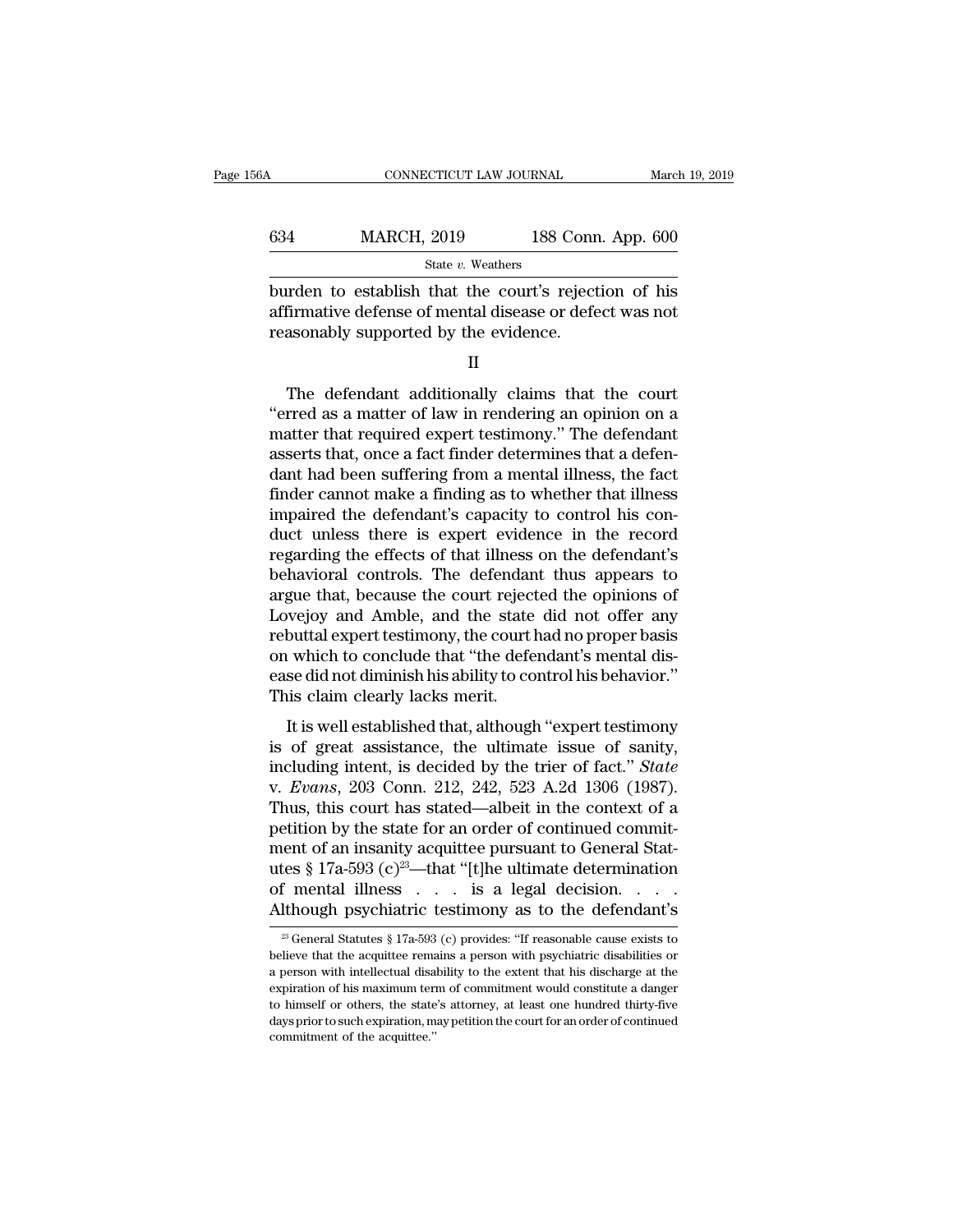burden to establish that the court's rejection of his affirmative defense of mental disease or defect was not reasonably supported by the evidence.

II

The defendant additionally claims that the court "erred as a matter of law in rendering an opinion on a matter that required expert testimony." The defendant asserts that, once a fact finder determines that a defendant had been suffering from a mental illness, the fact finder cannot make a finding as to whether that illness impaired the defendant's capacity to control his conduct unless there is expert evidence in the record regarding the effects of that illness on the defendant's behavioral controls. The defendant thus appears to argue that, because the court rejected the opinions of Lovejoy and Amble, and the state did not offer any rebuttal expert testimony, the court had no proper basis on which to conclude that "the defendant's mental disease did not diminish his ability to control his behavior." This claim clearly lacks merit.

It is well established that, although "expert testimony is of great assistance, the ultimate issue of sanity, including intent, is decided by the trier of fact." *State* v. *Evans*, 203 Conn. 212, 242, 523 A.2d 1306 (1987). Thus, this court has stated—albeit in the context of a petition by the state for an order of continued commitment of an insanity acquittee pursuant to General Statutes § 17a-593 (c)[23]—that "[t]he ultimate determination of mental illness . . . is a legal decision. . . . Although psychiatric testimony as to the defendant's

[23] General Statutes § 17a-593 (c) provides: "If reasonable cause exists to believe that the acquittee remains a person with psychiatric disabilities or a person with intellectual disability to the extent that his discharge at the expiration of his maximum term of commitment would constitute a danger to himself or others, the state's attorney, at least one hundred thirty-five days prior to such expiration, may petition the court for an order of continued commitment of the acquittee."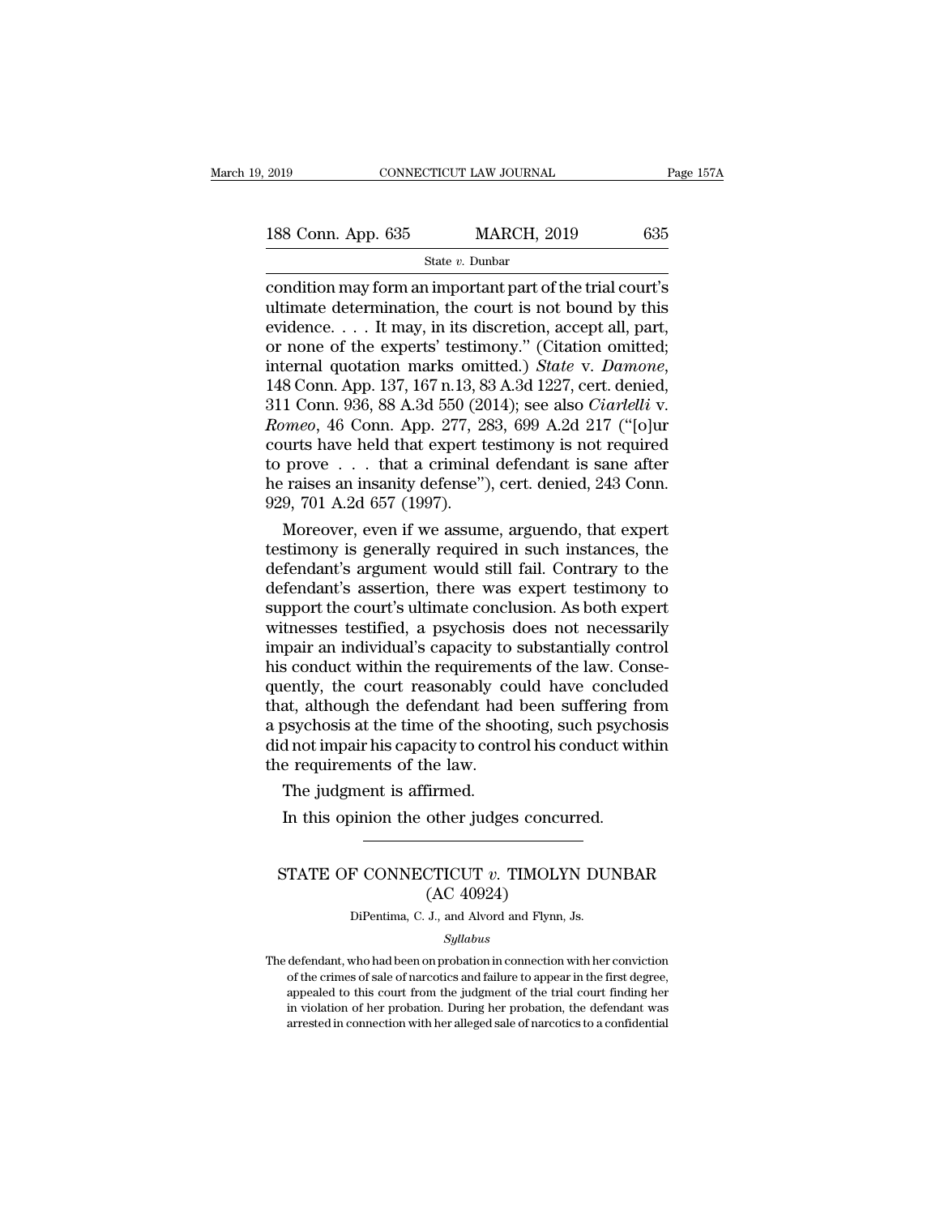condition may form an important part of the trial court's ultimate determination, the court is not bound by this evidence. . . . It may, in its discretion, accept all, part, or none of the experts' testimony." (Citation omitted; internal quotation marks omitted.) *State* v. *Damone*, 148 Conn. App. 137, 167 n.13, 83 A.3d 1227, cert. denied, 311 Conn. 936, 88 A.3d 550 (2014); see also *Ciarlelli* v. *Romeo*, 46 Conn. App. 277, 283, 699 A.2d 217 ("[o]ur courts have held that expert testimony is not required to prove . . . that a criminal defendant is sane after he raises an insanity defense"), cert. denied, 243 Conn. 929, 701 A.2d 657 (1997).

Moreover, even if we assume, arguendo, that expert testimony is generally required in such instances, the defendant's argument would still fail. Contrary to the defendant's assertion, there was expert testimony to support the court's ultimate conclusion. As both expert witnesses testified, a psychosis does not necessarily impair an individual's capacity to substantially control his conduct within the requirements of the law. Consequently, the court reasonably could have concluded that, although the defendant had been suffering from a psychosis at the time of the shooting, such psychosis did not impair his capacity to control his conduct within the requirements of the law.

The judgment is affirmed.

In this opinion the other judges concurred.

---

# STATE OF CONNECTICUT *v.* TIMOLYN DUNBAR (AC 40924)

DiPentima, C. J., and Alvord and Flynn, Js.

*Syllabus*

The defendant, who had been on probation in connection with her conviction of the crimes of sale of narcotics and failure to appear in the first degree, appealed to this court from the judgment of the trial court finding her in violation of her probation. During her probation, the defendant was arrested in connection with her alleged sale of narcotics to a confidential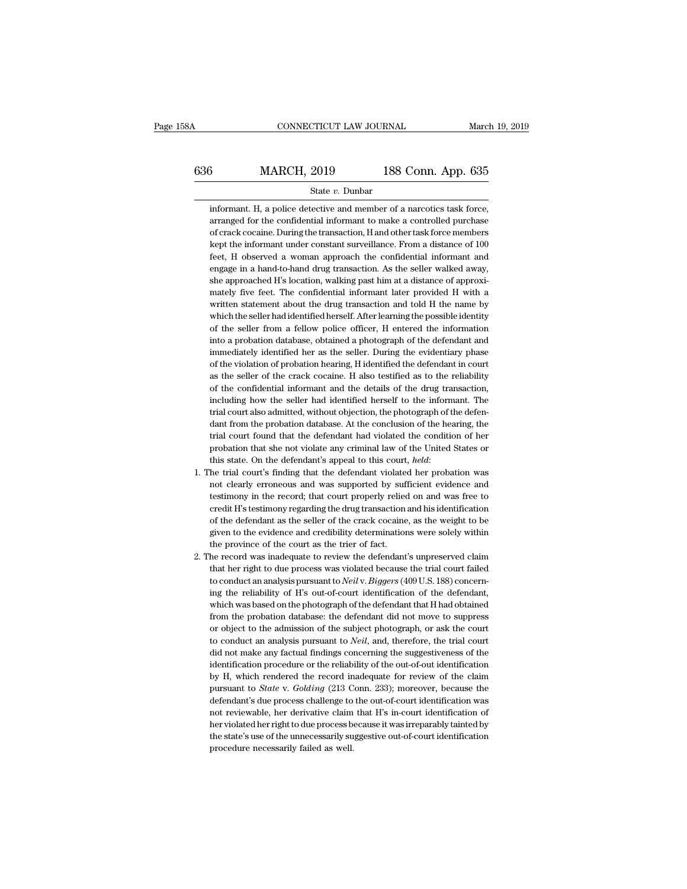informant. H, a police detective and member of a narcotics task force, arranged for the confidential informant to make a controlled purchase of crack cocaine. During the transaction, H and other task force members kept the informant under constant surveillance. From a distance of 100 feet, H observed a woman approach the confidential informant and engage in a hand-to-hand drug transaction. As the seller walked away, she approached H's location, walking past him at a distance of approximately five feet. The confidential informant later provided H with a written statement about the drug transaction and told H the name by which the seller had identified herself. After learning the possible identity of the seller from a fellow police officer, H entered the information into a probation database, obtained a photograph of the defendant and immediately identified her as the seller. During the evidentiary phase of the violation of probation hearing, H identified the defendant in court as the seller of the crack cocaine. H also testified as to the reliability of the confidential informant and the details of the drug transaction, including how the seller had identified herself to the informant. The trial court also admitted, without objection, the photograph of the defendant from the probation database. At the conclusion of the hearing, the trial court found that the defendant had violated the condition of her probation that she not violate any criminal law of the United States or this state. On the defendant's appeal to this court, *held*:

1. The trial court's finding that the defendant violated her probation was not clearly erroneous and was supported by sufficient evidence and testimony in the record; that court properly relied on and was free to credit H's testimony regarding the drug transaction and his identification of the defendant as the seller of the crack cocaine, as the weight to be given to the evidence and credibility determinations were solely within the province of the court as the trier of fact.

2. The record was inadequate to review the defendant's unpreserved claim that her right to due process was violated because the trial court failed to conduct an analysis pursuant to *Neil* v. *Biggers* (409 U.S. 188) concerning the reliability of H's out-of-court identification of the defendant, which was based on the photograph of the defendant that H had obtained from the probation database: the defendant did not move to suppress or object to the admission of the subject photograph, or ask the court to conduct an analysis pursuant to *Neil*, and, therefore, the trial court did not make any factual findings concerning the suggestiveness of the identification procedure or the reliability of the out-of-out identification by H, which rendered the record inadequate for review of the claim pursuant to *State* v. *Golding* (213 Conn. 233); moreover, because the defendant's due process challenge to the out-of-court identification was not reviewable, her derivative claim that H's in-court identification of her violated her right to due process because it was irreparably tainted by the state's use of the unnecessarily suggestive out-of-court identification procedure necessarily failed as well.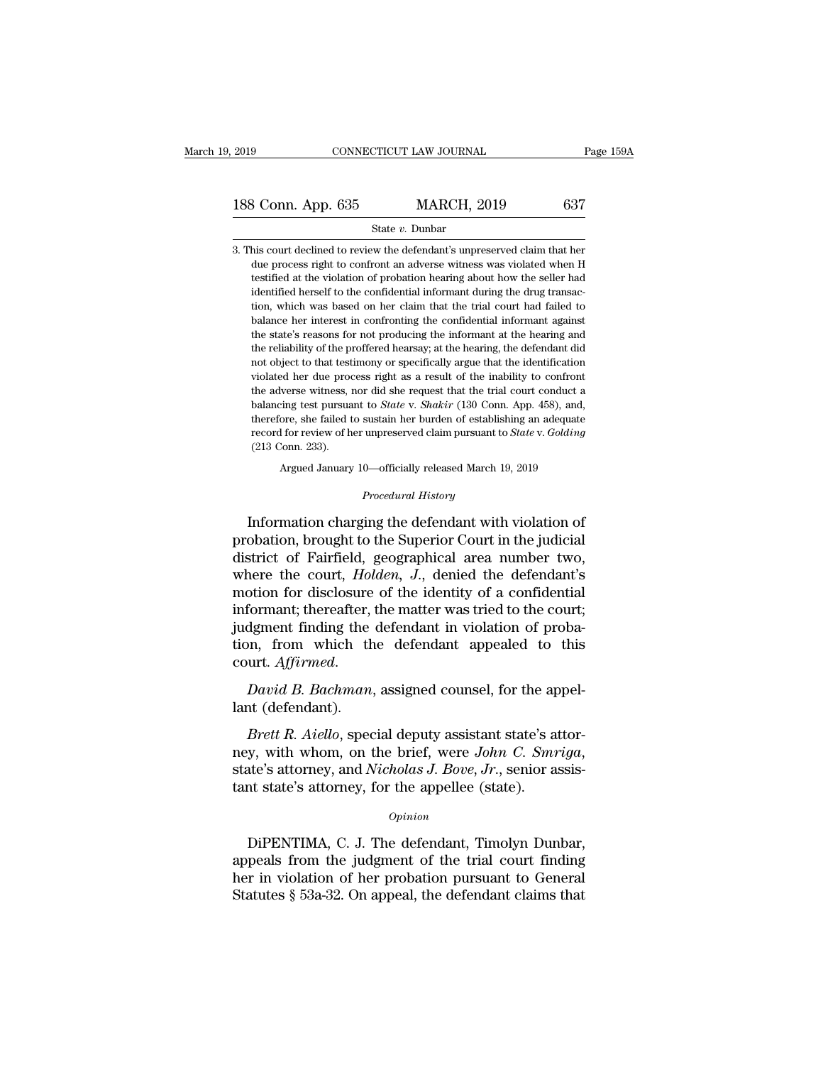3. This court declined to review the defendant's unpreserved claim that her due process right to confront an adverse witness was violated when H testified at the violation of probation hearing about how the seller had identified herself to the confidential informant during the drug transaction, which was based on her claim that the trial court had failed to balance her interest in confronting the confidential informant against the state's reasons for not producing the informant at the hearing and the reliability of the proffered hearsay; at the hearing, the defendant did not object to that testimony or specifically argue that the identification violated her due process right as a result of the inability to confront the adverse witness, nor did she request that the trial court conduct a balancing test pursuant to *State* v. *Shakir* (130 Conn. App. 458), and, therefore, she failed to sustain her burden of establishing an adequate record for review of her unpreserved claim pursuant to *State* v. *Golding* (213 Conn. 233).

Argued January 10—officially released March 19, 2019

*Procedural History*

Information charging the defendant with violation of probation, brought to the Superior Court in the judicial district of Fairfield, geographical area number two, where the court, *Holden, J.*, denied the defendant's motion for disclosure of the identity of a confidential informant; thereafter, the matter was tried to the court; judgment finding the defendant in violation of probation, from which the defendant appealed to this court. *Affirmed.*

*David B. Bachman*, assigned counsel, for the appellant (defendant).

*Brett R. Aiello*, special deputy assistant state's attorney, with whom, on the brief, were *John C. Smriga*, state's attorney, and *Nicholas J. Bove, Jr.*, senior assistant state's attorney, for the appellee (state).

*Opinion*

DiPENTIMA, C. J. The defendant, Timolyn Dunbar, appeals from the judgment of the trial court finding her in violation of her probation pursuant to General Statutes § 53a-32. On appeal, the defendant claims that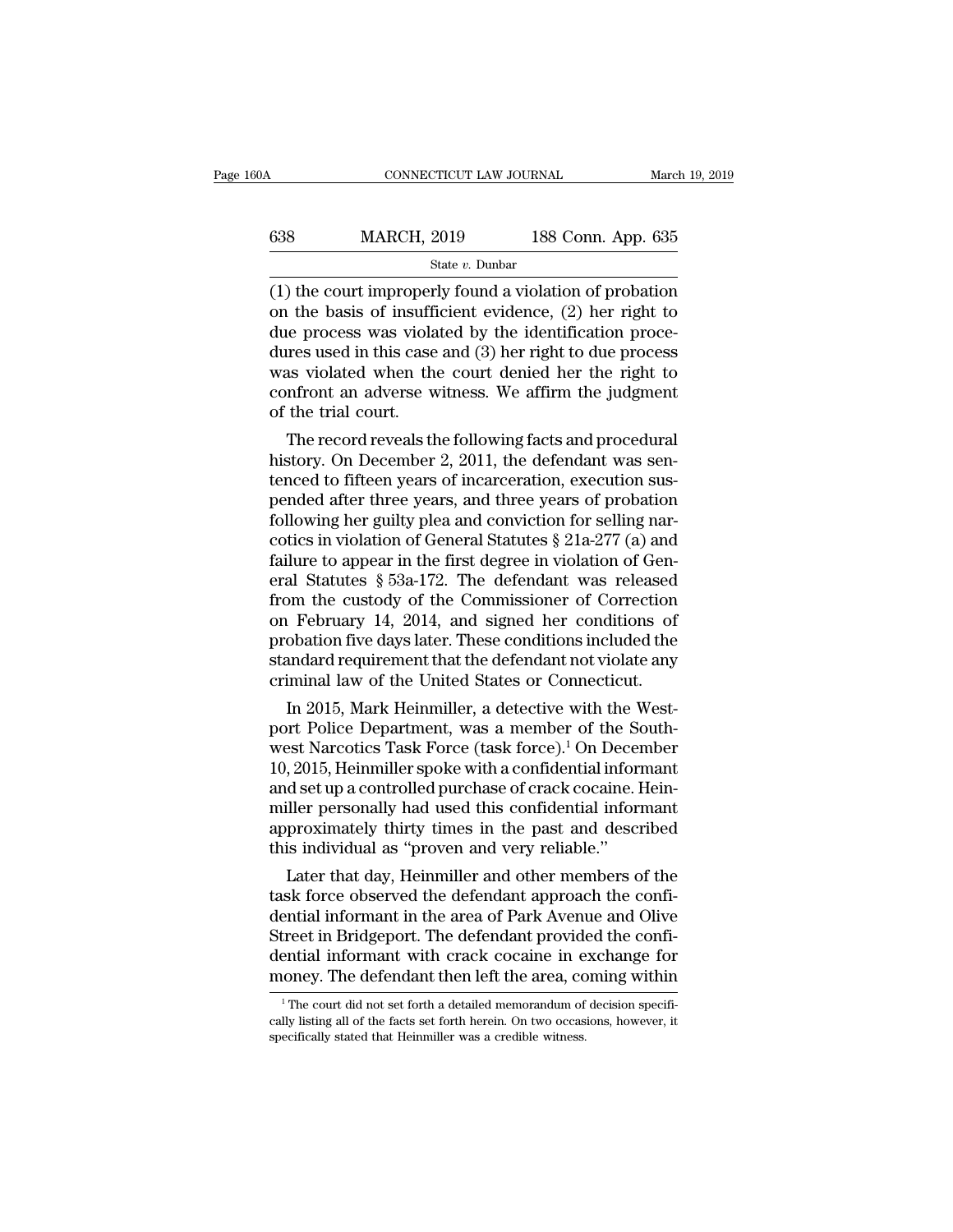(1) the court improperly found a violation of probation on the basis of insufficient evidence, (2) her right to due process was violated by the identification procedures used in this case and (3) her right to due process was violated when the court denied her the right to confront an adverse witness. We affirm the judgment of the trial court.

The record reveals the following facts and procedural history. On December 2, 2011, the defendant was sentenced to fifteen years of incarceration, execution suspended after three years, and three years of probation following her guilty plea and conviction for selling narcotics in violation of General Statutes § 21a-277 (a) and failure to appear in the first degree in violation of General Statutes § 53a-172. The defendant was released from the custody of the Commissioner of Correction on February 14, 2014, and signed her conditions of probation five days later. These conditions included the standard requirement that the defendant not violate any criminal law of the United States or Connecticut.

In 2015, Mark Heinmiller, a detective with the Westport Police Department, was a member of the Southwest Narcotics Task Force (task force).[1] On December 10, 2015, Heinmiller spoke with a confidential informant and set up a controlled purchase of crack cocaine. Heinmiller personally had used this confidential informant approximately thirty times in the past and described this individual as "proven and very reliable."

Later that day, Heinmiller and other members of the task force observed the defendant approach the confidential informant in the area of Park Avenue and Olive Street in Bridgeport. The defendant provided the confidential informant with crack cocaine in exchange for money. The defendant then left the area, coming within

[1] The court did not set forth a detailed memorandum of decision specifically listing all of the facts set forth herein. On two occasions, however, it specifically stated that Heinmiller was a credible witness.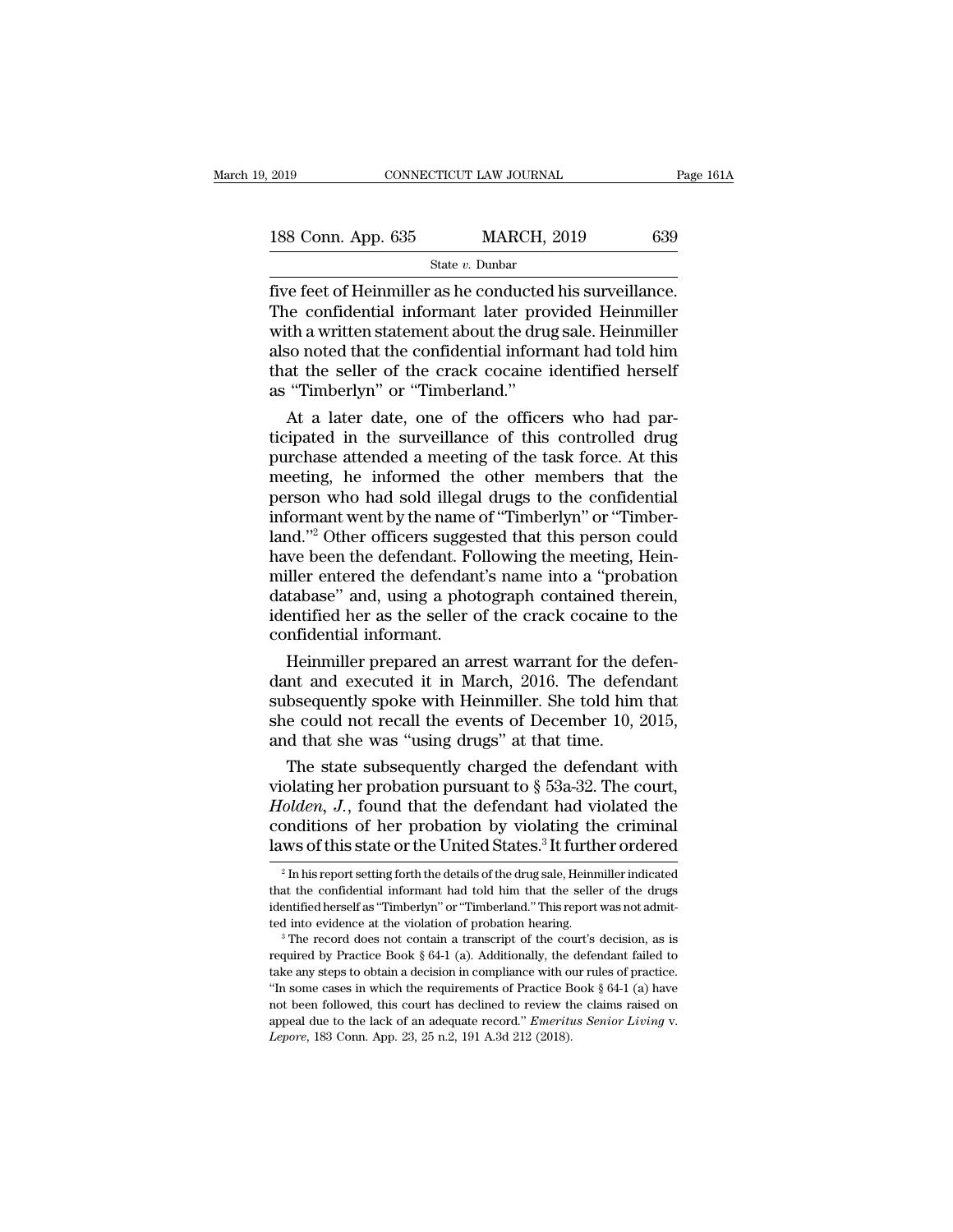five feet of Heinmiller as he conducted his surveillance. The confidential informant later provided Heinmiller with a written statement about the drug sale. Heinmiller also noted that the confidential informant had told him that the seller of the crack cocaine identified herself as "Timberlyn" or "Timberland."

At a later date, one of the officers who had participated in the surveillance of this controlled drug purchase attended a meeting of the task force. At this meeting, he informed the other members that the person who had sold illegal drugs to the confidential informant went by the name of "Timberlyn" or "Timberland."[2] Other officers suggested that this person could have been the defendant. Following the meeting, Heinmiller entered the defendant's name into a "probation database" and, using a photograph contained therein, identified her as the seller of the crack cocaine to the confidential informant.

Heinmiller prepared an arrest warrant for the defendant and executed it in March, 2016. The defendant subsequently spoke with Heinmiller. She told him that she could not recall the events of December 10, 2015, and that she was "using drugs" at that time.

The state subsequently charged the defendant with violating her probation pursuant to § 53a-32. The court, *Holden, J.*, found that the defendant had violated the conditions of her probation by violating the criminal laws of this state or the United States.[3] It further ordered

---

[2] In his report setting forth the details of the drug sale, Heinmiller indicated that the confidential informant had told him that the seller of the drugs identified herself as "Timberlyn" or "Timberland." This report was not admitted into evidence at the violation of probation hearing.

[3] The record does not contain a transcript of the court's decision, as is required by Practice Book § 64-1 (a). Additionally, the defendant failed to take any steps to obtain a decision in compliance with our rules of practice. "In some cases in which the requirements of Practice Book § 64-1 (a) have not been followed, this court has declined to review the claims raised on appeal due to the lack of an adequate record." *Emeritus Senior Living* v. *Lepore*, 183 Conn. App. 23, 25 n.2, 191 A.3d 212 (2018).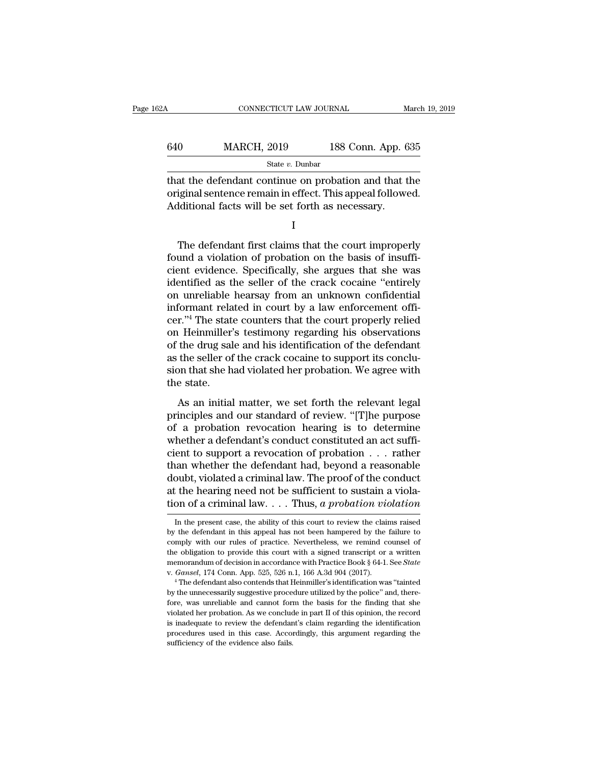that the defendant continue on probation and that the original sentence remain in effect. This appeal followed. Additional facts will be set forth as necessary.

I

The defendant first claims that the court improperly found a violation of probation on the basis of insufficient evidence. Specifically, she argues that she was identified as the seller of the crack cocaine "entirely on unreliable hearsay from an unknown confidential informant related in court by a law enforcement officer."[4] The state counters that the court properly relied on Heinmiller's testimony regarding his observations of the drug sale and his identification of the defendant as the seller of the crack cocaine to support its conclusion that she had violated her probation. We agree with the state.

As an initial matter, we set forth the relevant legal principles and our standard of review. "[T]he purpose of a probation revocation hearing is to determine whether a defendant's conduct constituted an act sufficient to support a revocation of probation . . . rather than whether the defendant had, beyond a reasonable doubt, violated a criminal law. The proof of the conduct at the hearing need not be sufficient to sustain a violation of a criminal law. . . . Thus, *a probation violation*

In the present case, the ability of this court to review the claims raised by the defendant in this appeal has not been hampered by the failure to comply with our rules of practice. Nevertheless, we remind counsel of the obligation to provide this court with a signed transcript or a written memorandum of decision in accordance with Practice Book § 64-1. See *State* v. *Gansel*, 174 Conn. App. 525, 526 n.1, 166 A.3d 904 (2017).

[4] The defendant also contends that Heinmiller's identification was "tainted by the unnecessarily suggestive procedure utilized by the police" and, therefore, was unreliable and cannot form the basis for the finding that she violated her probation. As we conclude in part II of this opinion, the record is inadequate to review the defendant's claim regarding the identification procedures used in this case. Accordingly, this argument regarding the sufficiency of the evidence also fails.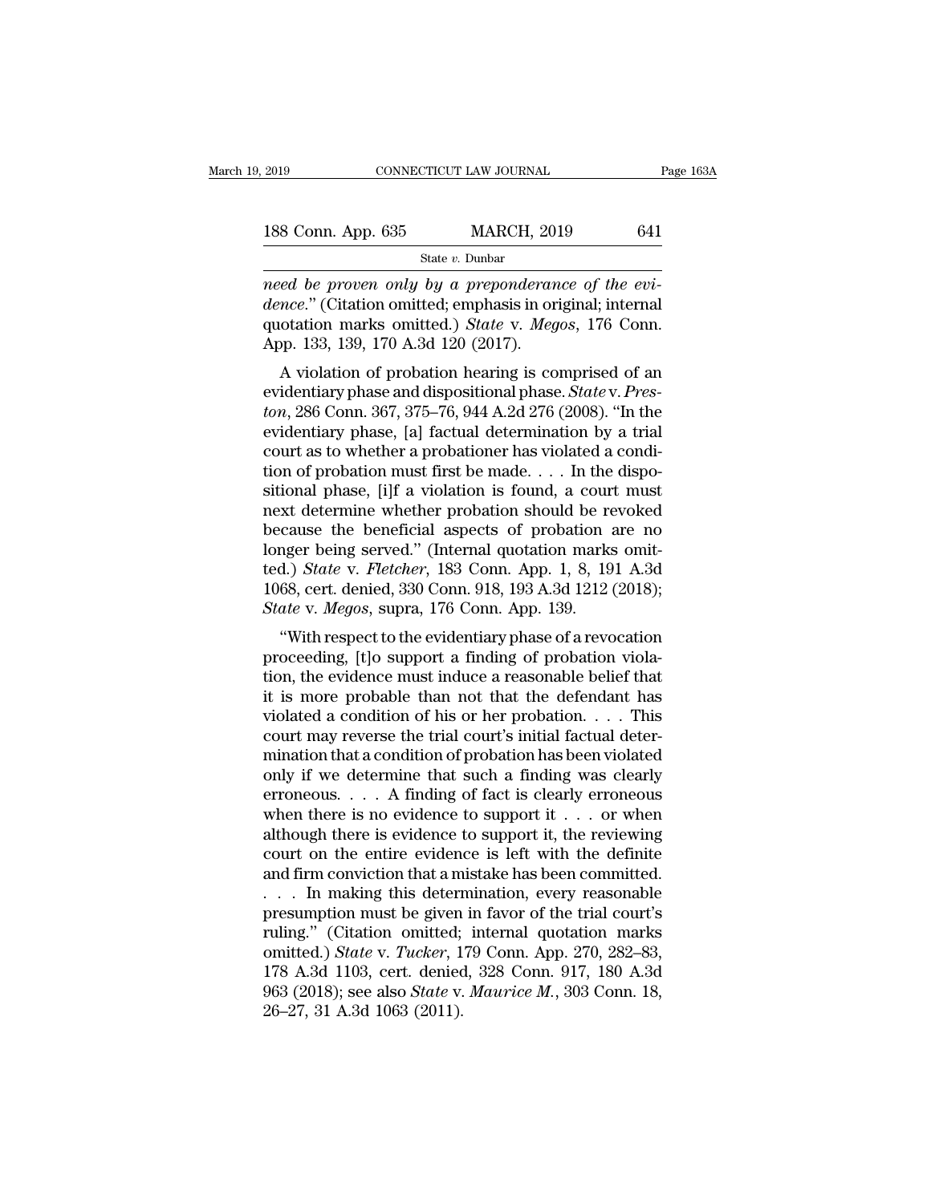*need be proven only by a preponderance of the evidence*." (Citation omitted; emphasis in original; internal quotation marks omitted.) *State* v. *Megos*, 176 Conn. App. 133, 139, 170 A.3d 120 (2017).

A violation of probation hearing is comprised of an evidentiary phase and dispositional phase. *State* v. *Preston*, 286 Conn. 367, 375–76, 944 A.2d 276 (2008). "In the evidentiary phase, [a] factual determination by a trial court as to whether a probationer has violated a condition of probation must first be made. . . . In the dispositional phase, [i]f a violation is found, a court must next determine whether probation should be revoked because the beneficial aspects of probation are no longer being served." (Internal quotation marks omitted.) *State* v. *Fletcher*, 183 Conn. App. 1, 8, 191 A.3d 1068, cert. denied, 330 Conn. 918, 193 A.3d 1212 (2018); *State* v. *Megos*, supra, 176 Conn. App. 139.

"With respect to the evidentiary phase of a revocation proceeding, [t]o support a finding of probation violation, the evidence must induce a reasonable belief that it is more probable than not that the defendant has violated a condition of his or her probation. . . . This court may reverse the trial court's initial factual determination that a condition of probation has been violated only if we determine that such a finding was clearly erroneous. . . . A finding of fact is clearly erroneous when there is no evidence to support it . . . or when although there is evidence to support it, the reviewing court on the entire evidence is left with the definite and firm conviction that a mistake has been committed. . . . In making this determination, every reasonable presumption must be given in favor of the trial court's ruling." (Citation omitted; internal quotation marks omitted.) *State* v. *Tucker*, 179 Conn. App. 270, 282–83, 178 A.3d 1103, cert. denied, 328 Conn. 917, 180 A.3d 963 (2018); see also *State* v. *Maurice M.*, 303 Conn. 18, 26–27, 31 A.3d 1063 (2011).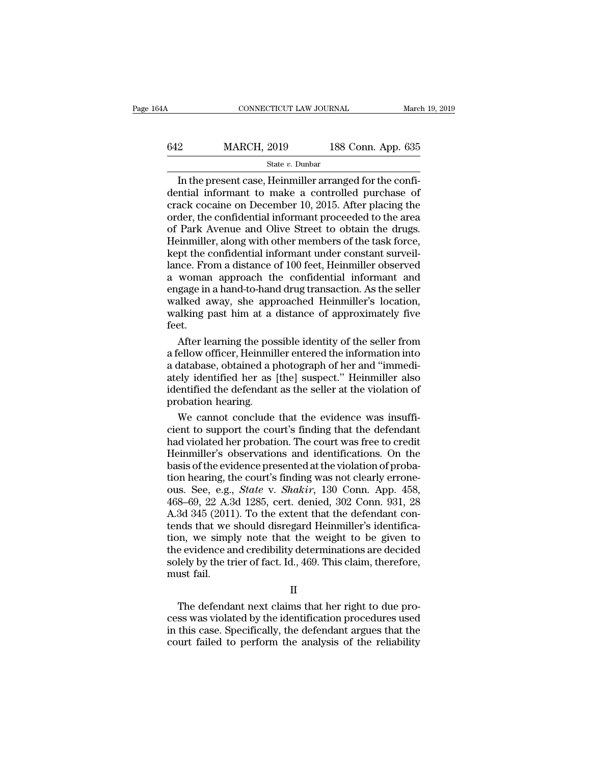In the present case, Heinmiller arranged for the confidential informant to make a controlled purchase of crack cocaine on December 10, 2015. After placing the order, the confidential informant proceeded to the area of Park Avenue and Olive Street to obtain the drugs. Heinmiller, along with other members of the task force, kept the confidential informant under constant surveillance. From a distance of 100 feet, Heinmiller observed a woman approach the confidential informant and engage in a hand-to-hand drug transaction. As the seller walked away, she approached Heinmiller's location, walking past him at a distance of approximately five feet.

After learning the possible identity of the seller from a fellow officer, Heinmiller entered the information into a database, obtained a photograph of her and "immediately identified her as [the] suspect." Heinmiller also identified the defendant as the seller at the violation of probation hearing.

We cannot conclude that the evidence was insufficient to support the court's finding that the defendant had violated her probation. The court was free to credit Heinmiller's observations and identifications. On the basis of the evidence presented at the violation of probation hearing, the court's finding was not clearly erroneous. See, e.g., *State* v. *Shakir*, 130 Conn. App. 458, 468–69, 22 A.3d 1285, cert. denied, 302 Conn. 931, 28 A.3d 345 (2011). To the extent that the defendant contends that we should disregard Heinmiller's identification, we simply note that the weight to be given to the evidence and credibility determinations are decided solely by the trier of fact. Id., 469. This claim, therefore, must fail.

## II

The defendant next claims that her right to due process was violated by the identification procedures used in this case. Specifically, the defendant argues that the court failed to perform the analysis of the reliability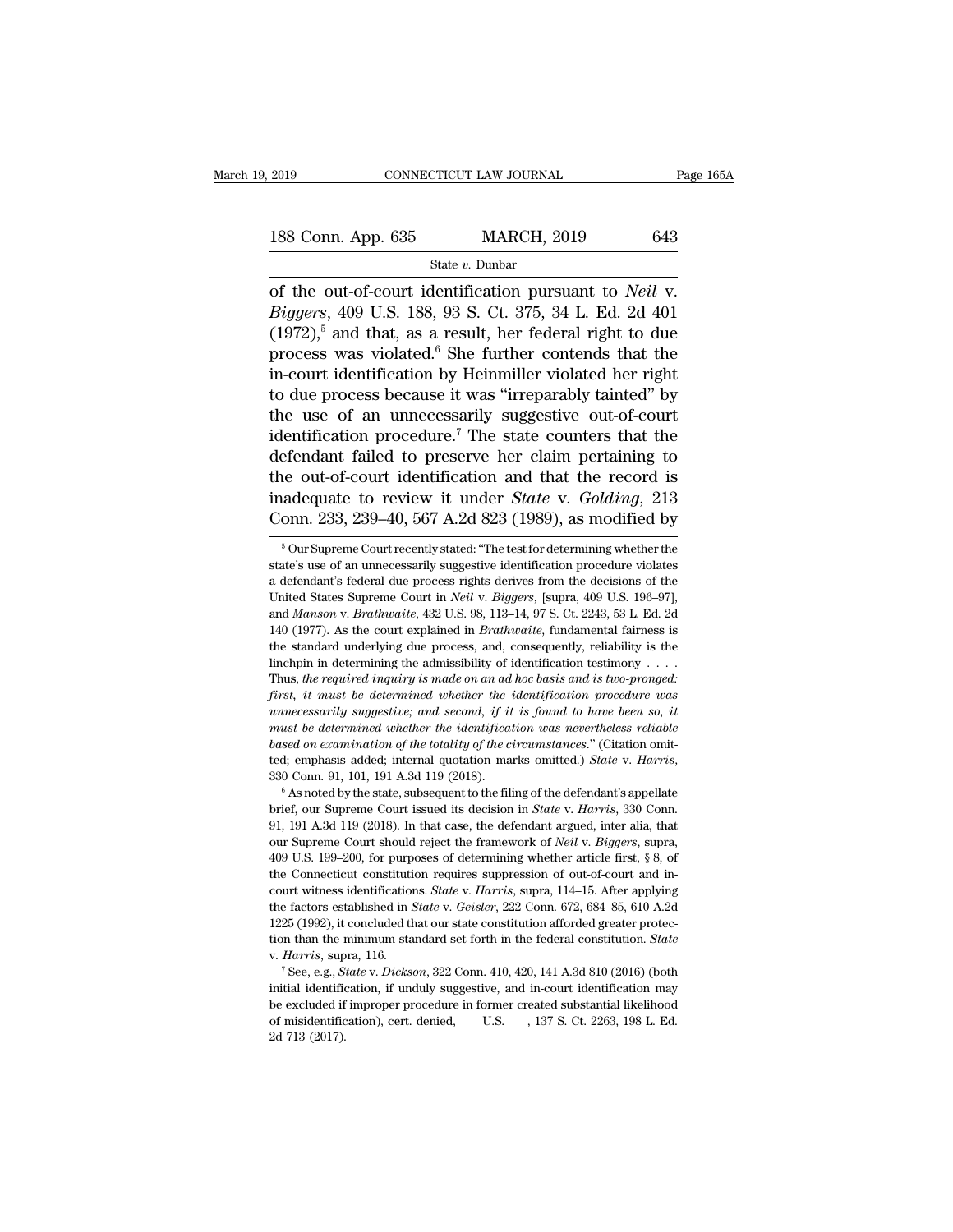of the out-of-court identification pursuant to *Neil* v. *Biggers*, 409 U.S. 188, 93 S. Ct. 375, 34 L. Ed. 2d 401 (1972),[5] and that, as a result, her federal right to due process was violated.[6] She further contends that the in-court identification by Heinmiller violated her right to due process because it was "irreparably tainted" by the use of an unnecessarily suggestive out-of-court identification procedure.[7] The state counters that the defendant failed to preserve her claim pertaining to the out-of-court identification and that the record is inadequate to review it under *State* v. *Golding*, 213 Conn. 233, 239–40, 567 A.2d 823 (1989), as modified by

---

[5] Our Supreme Court recently stated: "The test for determining whether the state's use of an unnecessarily suggestive identification procedure violates a defendant's federal due process rights derives from the decisions of the United States Supreme Court in *Neil* v. *Biggers*, [supra, 409 U.S. 196–97], and *Manson* v. *Brathwaite*, 432 U.S. 98, 113–14, 97 S. Ct. 2243, 53 L. Ed. 2d 140 (1977). As the court explained in *Brathwaite*, fundamental fairness is the standard underlying due process, and, consequently, reliability is the linchpin in determining the admissibility of identification testimony . . . . Thus, *the required inquiry is made on an ad hoc basis and is two-pronged: first, it must be determined whether the identification procedure was unnecessarily suggestive; and second, if it is found to have been so, it must be determined whether the identification was nevertheless reliable based on examination of the totality of the circumstances*." (Citation omitted; emphasis added; internal quotation marks omitted.) *State* v. *Harris*, 330 Conn. 91, 101, 191 A.3d 119 (2018).

[6] As noted by the state, subsequent to the filing of the defendant's appellate brief, our Supreme Court issued its decision in *State* v. *Harris*, 330 Conn. 91, 191 A.3d 119 (2018). In that case, the defendant argued, inter alia, that our Supreme Court should reject the framework of *Neil* v. *Biggers*, supra, 409 U.S. 199–200, for purposes of determining whether article first, § 8, of the Connecticut constitution requires suppression of out-of-court and in-court witness identifications. *State* v. *Harris*, supra, 114–15. After applying the factors established in *State* v. *Geisler*, 222 Conn. 672, 684–85, 610 A.2d 1225 (1992), it concluded that our state constitution afforded greater protection than the minimum standard set forth in the federal constitution. *State* v. *Harris*, supra, 116.

[7] See, e.g., *State* v. *Dickson*, 322 Conn. 410, 420, 141 A.3d 810 (2016) (both initial identification, if unduly suggestive, and in-court identification may be excluded if improper procedure in former created substantial likelihood of misidentification), cert. denied, U.S. , 137 S. Ct. 2263, 198 L. Ed. 2d 713 (2017).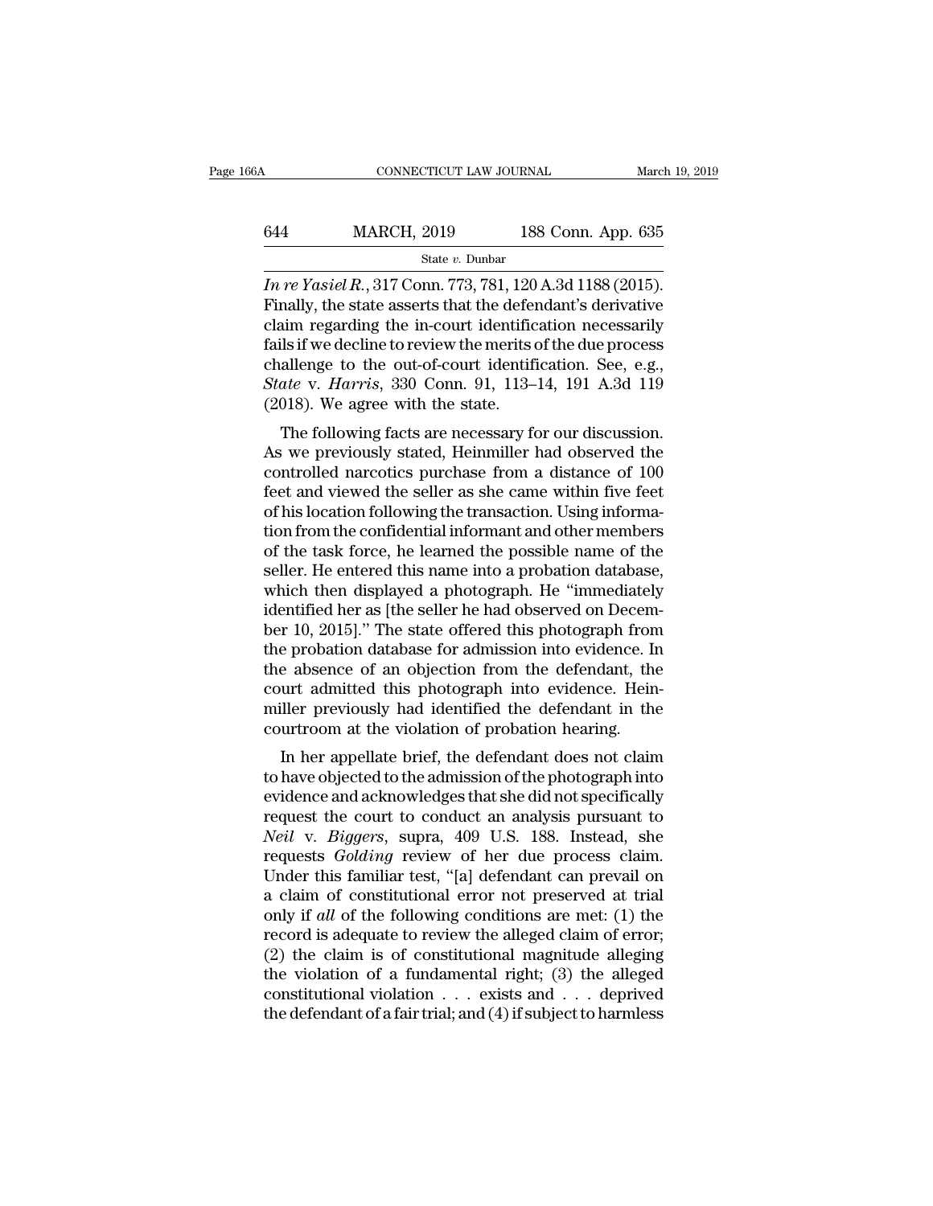*In re Yasiel R.*, 317 Conn. 773, 781, 120 A.3d 1188 (2015). Finally, the state asserts that the defendant's derivative claim regarding the in-court identification necessarily fails if we decline to review the merits of the due process challenge to the out-of-court identification. See, e.g., *State* v. *Harris*, 330 Conn. 91, 113–14, 191 A.3d 119 (2018). We agree with the state.

The following facts are necessary for our discussion. As we previously stated, Heinmiller had observed the controlled narcotics purchase from a distance of 100 feet and viewed the seller as she came within five feet of his location following the transaction. Using information from the confidential informant and other members of the task force, he learned the possible name of the seller. He entered this name into a probation database, which then displayed a photograph. He "immediately identified her as [the seller he had observed on December 10, 2015]." The state offered this photograph from the probation database for admission into evidence. In the absence of an objection from the defendant, the court admitted this photograph into evidence. Heinmiller previously had identified the defendant in the courtroom at the violation of probation hearing.

In her appellate brief, the defendant does not claim to have objected to the admission of the photograph into evidence and acknowledges that she did not specifically request the court to conduct an analysis pursuant to *Neil* v. *Biggers*, supra, 409 U.S. 188. Instead, she requests *Golding* review of her due process claim. Under this familiar test, "[a] defendant can prevail on a claim of constitutional error not preserved at trial only if *all* of the following conditions are met: (1) the record is adequate to review the alleged claim of error; (2) the claim is of constitutional magnitude alleging the violation of a fundamental right; (3) the alleged constitutional violation . . . exists and . . . deprived the defendant of a fair trial; and (4) if subject to harmless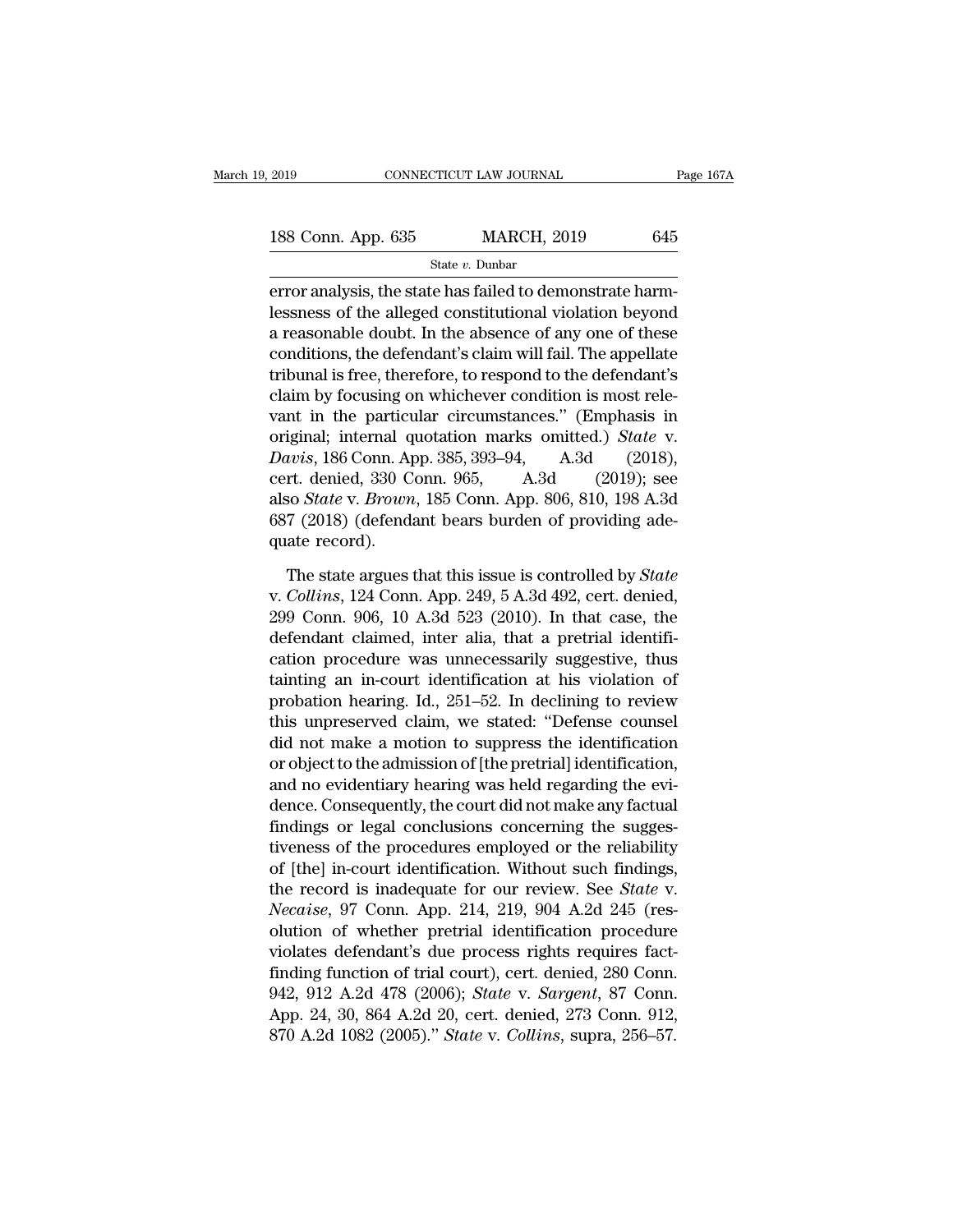error analysis, the state has failed to demonstrate harmlessness of the alleged constitutional violation beyond a reasonable doubt. In the absence of any one of these conditions, the defendant's claim will fail. The appellate tribunal is free, therefore, to respond to the defendant's claim by focusing on whichever condition is most relevant in the particular circumstances." (Emphasis in original; internal quotation marks omitted.) *State* v. *Davis*, 186 Conn. App. 385, 393–94, A.3d (2018), cert. denied, 330 Conn. 965, A.3d (2019); see also *State* v. *Brown*, 185 Conn. App. 806, 810, 198 A.3d 687 (2018) (defendant bears burden of providing adequate record).

The state argues that this issue is controlled by *State* v. *Collins*, 124 Conn. App. 249, 5 A.3d 492, cert. denied, 299 Conn. 906, 10 A.3d 523 (2010). In that case, the defendant claimed, inter alia, that a pretrial identification procedure was unnecessarily suggestive, thus tainting an in-court identification at his violation of probation hearing. Id., 251–52. In declining to review this unpreserved claim, we stated: "Defense counsel did not make a motion to suppress the identification or object to the admission of [the pretrial] identification, and no evidentiary hearing was held regarding the evidence. Consequently, the court did not make any factual findings or legal conclusions concerning the suggestiveness of the procedures employed or the reliability of [the] in-court identification. Without such findings, the record is inadequate for our review. See *State* v. *Necaise*, 97 Conn. App. 214, 219, 904 A.2d 245 (resolution of whether pretrial identification procedure violates defendant's due process rights requires fact-finding function of trial court), cert. denied, 280 Conn. 942, 912 A.2d 478 (2006); *State* v. *Sargent*, 87 Conn. App. 24, 30, 864 A.2d 20, cert. denied, 273 Conn. 912, 870 A.2d 1082 (2005)." *State* v. *Collins*, supra, 256–57.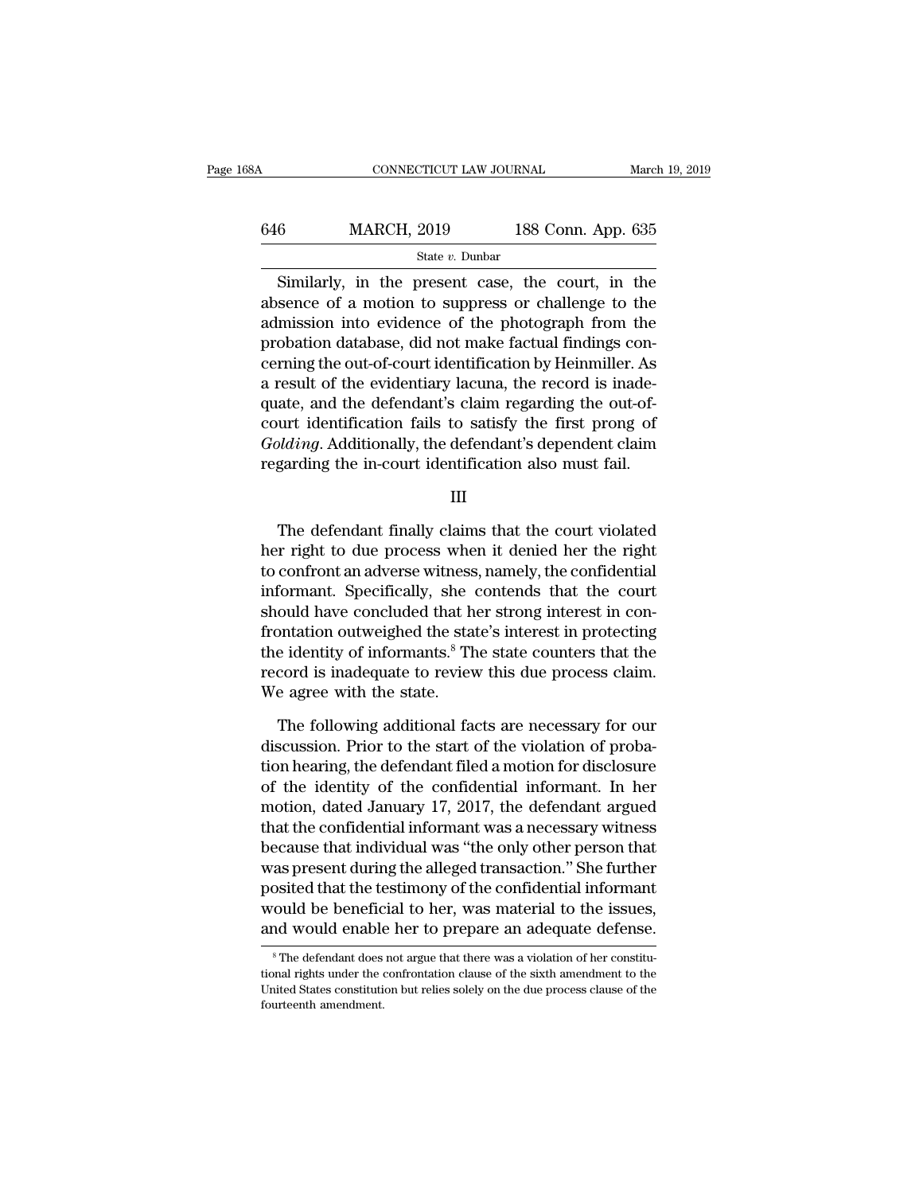Similarly, in the present case, the court, in the absence of a motion to suppress or challenge to the admission into evidence of the photograph from the probation database, did not make factual findings concerning the out-of-court identification by Heinmiller. As a result of the evidentiary lacuna, the record is inadequate, and the defendant's claim regarding the out-of-court identification fails to satisfy the first prong of *Golding*. Additionally, the defendant's dependent claim regarding the in-court identification also must fail.

III

The defendant finally claims that the court violated her right to due process when it denied her the right to confront an adverse witness, namely, the confidential informant. Specifically, she contends that the court should have concluded that her strong interest in confrontation outweighed the state's interest in protecting the identity of informants.[8] The state counters that the record is inadequate to review this due process claim. We agree with the state.

The following additional facts are necessary for our discussion. Prior to the start of the violation of probation hearing, the defendant filed a motion for disclosure of the identity of the confidential informant. In her motion, dated January 17, 2017, the defendant argued that the confidential informant was a necessary witness because that individual was "the only other person that was present during the alleged transaction." She further posited that the testimony of the confidential informant would be beneficial to her, was material to the issues, and would enable her to prepare an adequate defense.

[8] The defendant does not argue that there was a violation of her constitutional rights under the confrontation clause of the sixth amendment to the United States constitution but relies solely on the due process clause of the fourteenth amendment.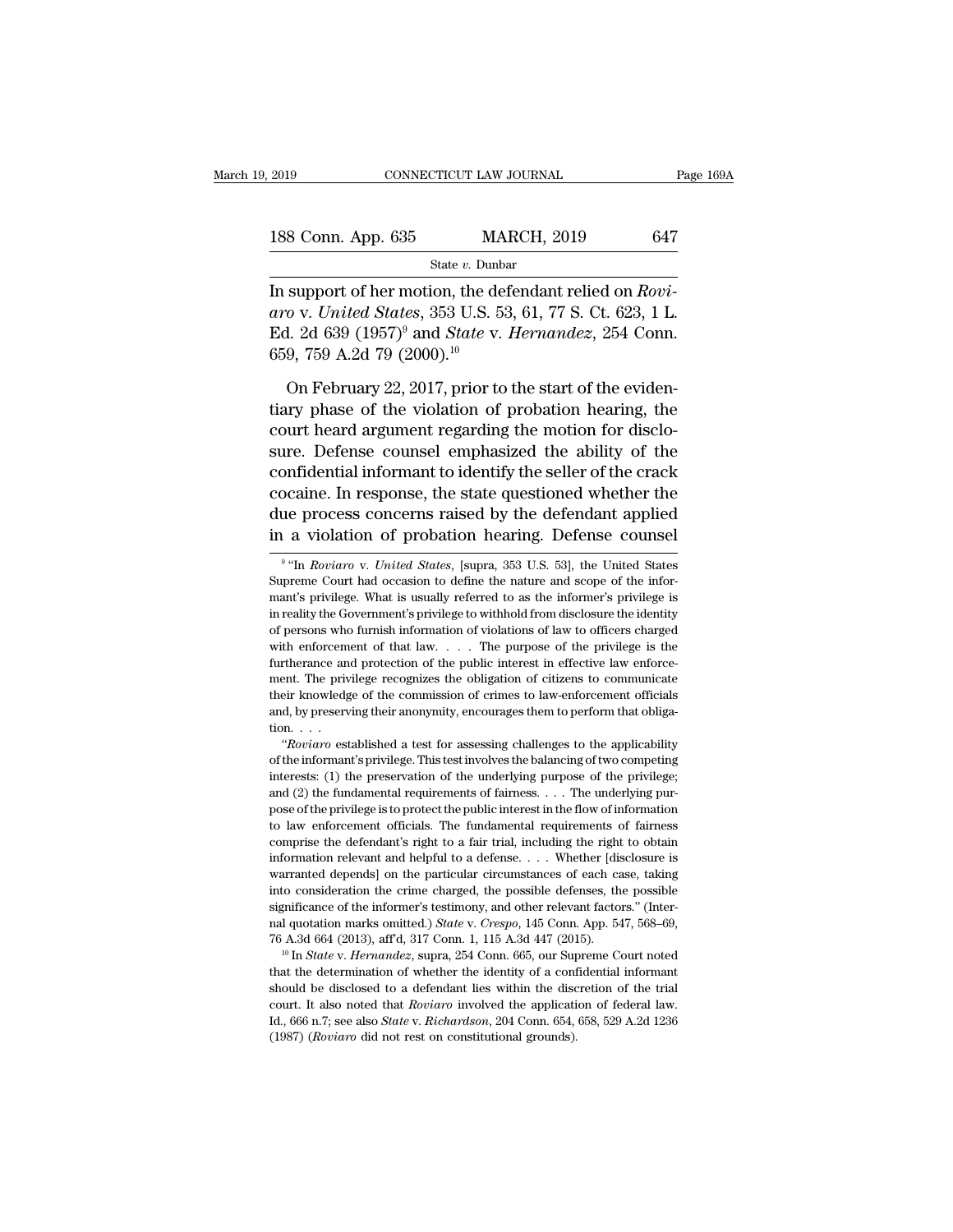In support of her motion, the defendant relied on *Roviaro* v. *United States*, 353 U.S. 53, 61, 77 S. Ct. 623, 1 L. Ed. 2d 639 (1957)[9] and *State* v. *Hernandez*, 254 Conn. 659, 759 A.2d 79 (2000).[10]

On February 22, 2017, prior to the start of the evidentiary phase of the violation of probation hearing, the court heard argument regarding the motion for disclosure. Defense counsel emphasized the ability of the confidential informant to identify the seller of the crack cocaine. In response, the state questioned whether the due process concerns raised by the defendant applied in a violation of probation hearing. Defense counsel

[9] "In *Roviaro* v. *United States*, [supra, 353 U.S. 53], the United States Supreme Court had occasion to define the nature and scope of the informant's privilege. What is usually referred to as the informer's privilege is in reality the Government's privilege to withhold from disclosure the identity of persons who furnish information of violations of law to officers charged with enforcement of that law. . . . The purpose of the privilege is the furtherance and protection of the public interest in effective law enforcement. The privilege recognizes the obligation of citizens to communicate their knowledge of the commission of crimes to law-enforcement officials and, by preserving their anonymity, encourages them to perform that obligation. . . .

"*Roviaro* established a test for assessing challenges to the applicability of the informant's privilege. This test involves the balancing of two competing interests: (1) the preservation of the underlying purpose of the privilege; and (2) the fundamental requirements of fairness. . . . The underlying purpose of the privilege is to protect the public interest in the flow of information to law enforcement officials. The fundamental requirements of fairness comprise the defendant's right to a fair trial, including the right to obtain information relevant and helpful to a defense. . . . Whether [disclosure is warranted depends] on the particular circumstances of each case, taking into consideration the crime charged, the possible defenses, the possible significance of the informer's testimony, and other relevant factors." (Internal quotation marks omitted.) *State* v. *Crespo*, 145 Conn. App. 547, 568–69, 76 A.3d 664 (2013), aff'd, 317 Conn. 1, 115 A.3d 447 (2015).

[10] In *State* v. *Hernandez*, supra, 254 Conn. 665, our Supreme Court noted that the determination of whether the identity of a confidential informant should be disclosed to a defendant lies within the discretion of the trial court. It also noted that *Roviaro* involved the application of federal law. Id., 666 n.7; see also *State* v. *Richardson*, 204 Conn. 654, 658, 529 A.2d 1236 (1987) (*Roviaro* did not rest on constitutional grounds).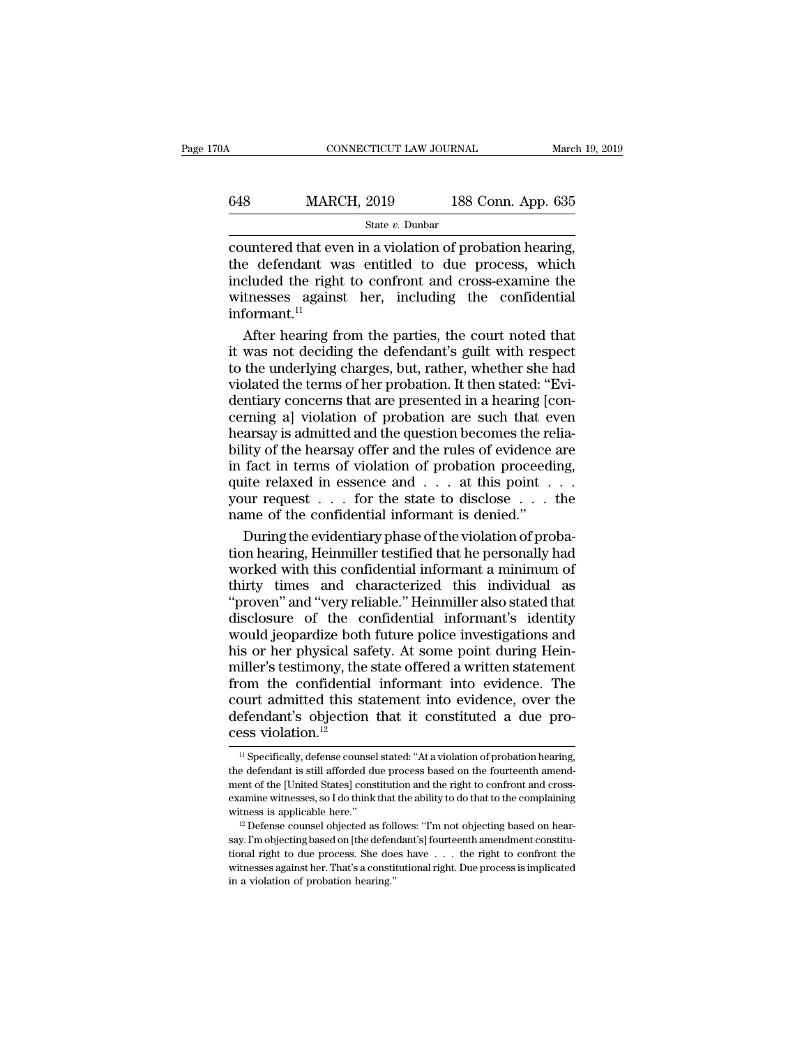countered that even in a violation of probation hearing, the defendant was entitled to due process, which included the right to confront and cross-examine the witnesses against her, including the confidential informant.[11]

After hearing from the parties, the court noted that it was not deciding the defendant's guilt with respect to the underlying charges, but, rather, whether she had violated the terms of her probation. It then stated: "Evidentiary concerns that are presented in a hearing [concerning a] violation of probation are such that even hearsay is admitted and the question becomes the reliability of the hearsay offer and the rules of evidence are in fact in terms of violation of probation proceeding, quite relaxed in essence and . . . at this point . . . your request . . . for the state to disclose . . . the name of the confidential informant is denied."

During the evidentiary phase of the violation of probation hearing, Heinmiller testified that he personally had worked with this confidential informant a minimum of thirty times and characterized this individual as "proven" and "very reliable." Heinmiller also stated that disclosure of the confidential informant's identity would jeopardize both future police investigations and his or her physical safety. At some point during Heinmiller's testimony, the state offered a written statement from the confidential informant into evidence. The court admitted this statement into evidence, over the defendant's objection that it constituted a due process violation.[12]

---

[11] Specifically, defense counsel stated: "At a violation of probation hearing, the defendant is still afforded due process based on the fourteenth amendment of the [United States] constitution and the right to confront and cross-examine witnesses, so I do think that the ability to do that to the complaining witness is applicable here."

[12] Defense counsel objected as follows: "I'm not objecting based on hearsay. I'm objecting based on [the defendant's] fourteenth amendment constitutional right to due process. She does have . . . the right to confront the witnesses against her. That's a constitutional right. Due process is implicated in a violation of probation hearing."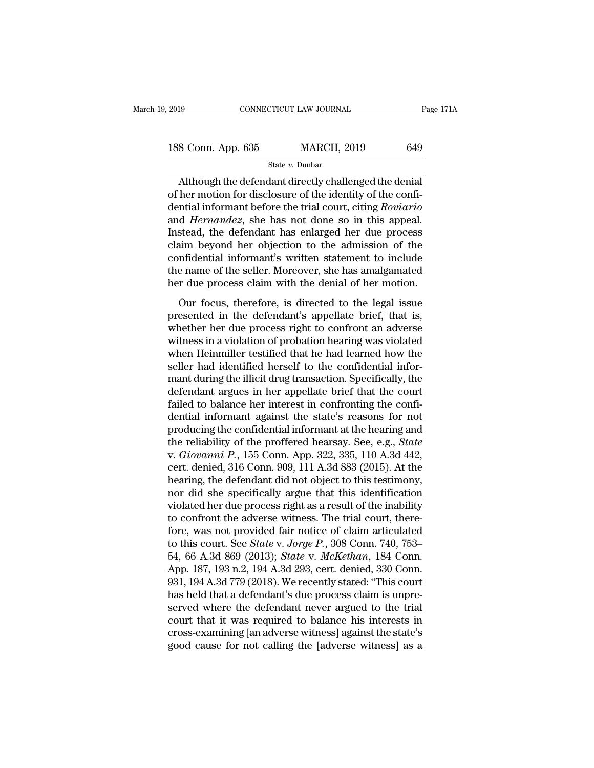Although the defendant directly challenged the denial of her motion for disclosure of the identity of the confidential informant before the trial court, citing *Roviario* and *Hernandez*, she has not done so in this appeal. Instead, the defendant has enlarged her due process claim beyond her objection to the admission of the confidential informant's written statement to include the name of the seller. Moreover, she has amalgamated her due process claim with the denial of her motion.

Our focus, therefore, is directed to the legal issue presented in the defendant's appellate brief, that is, whether her due process right to confront an adverse witness in a violation of probation hearing was violated when Heinmiller testified that he had learned how the seller had identified herself to the confidential informant during the illicit drug transaction. Specifically, the defendant argues in her appellate brief that the court failed to balance her interest in confronting the confidential informant against the state's reasons for not producing the confidential informant at the hearing and the reliability of the proffered hearsay. See, e.g., *State* v. *Giovanni P.*, 155 Conn. App. 322, 335, 110 A.3d 442, cert. denied, 316 Conn. 909, 111 A.3d 883 (2015). At the hearing, the defendant did not object to this testimony, nor did she specifically argue that this identification violated her due process right as a result of the inability to confront the adverse witness. The trial court, therefore, was not provided fair notice of claim articulated to this court. See *State* v. *Jorge P.*, 308 Conn. 740, 753–54, 66 A.3d 869 (2013); *State* v. *McKethan*, 184 Conn. App. 187, 193 n.2, 194 A.3d 293, cert. denied, 330 Conn. 931, 194 A.3d 779 (2018). We recently stated: "This court has held that a defendant's due process claim is unpreserved where the defendant never argued to the trial court that it was required to balance his interests in cross-examining [an adverse witness] against the state's good cause for not calling the [adverse witness] as a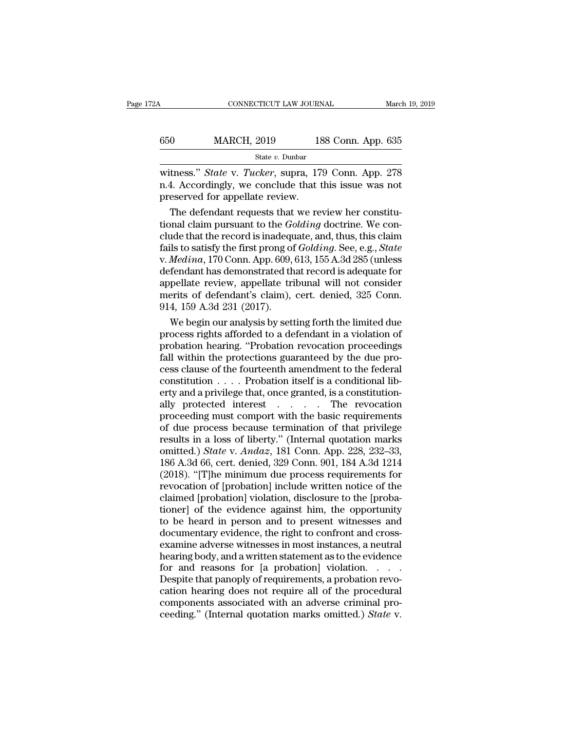witness." *State* v. *Tucker*, supra, 179 Conn. App. 278 n.4. Accordingly, we conclude that this issue was not preserved for appellate review.

The defendant requests that we review her constitutional claim pursuant to the *Golding* doctrine. We conclude that the record is inadequate, and, thus, this claim fails to satisfy the first prong of *Golding*. See, e.g., *State* v. *Medina*, 170 Conn. App. 609, 613, 155 A.3d 285 (unless defendant has demonstrated that record is adequate for appellate review, appellate tribunal will not consider merits of defendant's claim), cert. denied, 325 Conn. 914, 159 A.3d 231 (2017).

We begin our analysis by setting forth the limited due process rights afforded to a defendant in a violation of probation hearing. "Probation revocation proceedings fall within the protections guaranteed by the due process clause of the fourteenth amendment to the federal constitution . . . . Probation itself is a conditional liberty and a privilege that, once granted, is a constitutionally protected interest . . . . The revocation proceeding must comport with the basic requirements of due process because termination of that privilege results in a loss of liberty." (Internal quotation marks omitted.) *State* v. *Andaz*, 181 Conn. App. 228, 232–33, 186 A.3d 66, cert. denied, 329 Conn. 901, 184 A.3d 1214 (2018). "[T]he minimum due process requirements for revocation of [probation] include written notice of the claimed [probation] violation, disclosure to the [probationer] of the evidence against him, the opportunity to be heard in person and to present witnesses and documentary evidence, the right to confront and cross-examine adverse witnesses in most instances, a neutral hearing body, and a written statement as to the evidence for and reasons for [a probation] violation. . . . Despite that panoply of requirements, a probation revocation hearing does not require all of the procedural components associated with an adverse criminal proceeding." (Internal quotation marks omitted.) *State* v.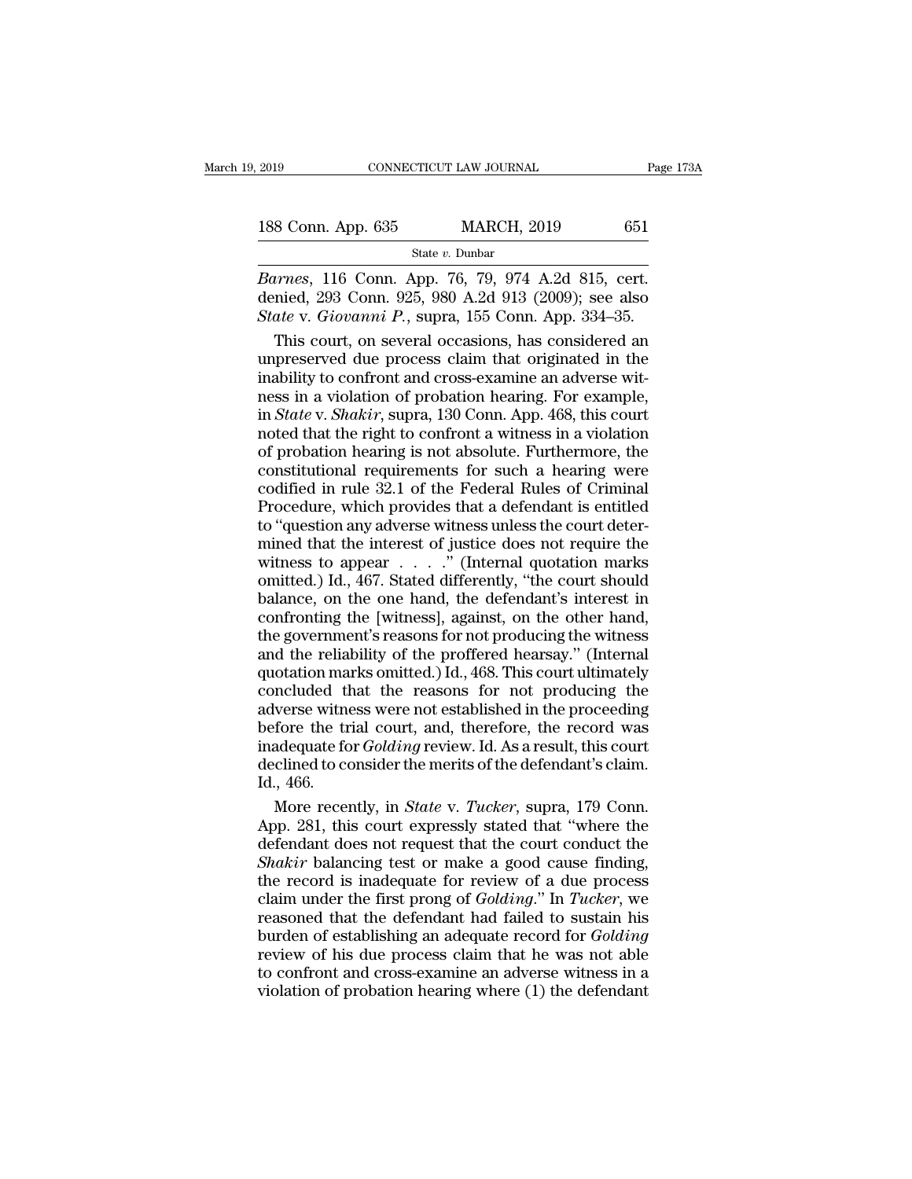*Barnes*, 116 Conn. App. 76, 79, 974 A.2d 815, cert. denied, 293 Conn. 925, 980 A.2d 913 (2009); see also *State* v. *Giovanni P.*, supra, 155 Conn. App. 334–35.

This court, on several occasions, has considered an unpreserved due process claim that originated in the inability to confront and cross-examine an adverse witness in a violation of probation hearing. For example, in *State* v. *Shakir*, supra, 130 Conn. App. 468, this court noted that the right to confront a witness in a violation of probation hearing is not absolute. Furthermore, the constitutional requirements for such a hearing were codified in rule 32.1 of the Federal Rules of Criminal Procedure, which provides that a defendant is entitled to "question any adverse witness unless the court determined that the interest of justice does not require the witness to appear . . . ." (Internal quotation marks omitted.) Id., 467. Stated differently, "the court should balance, on the one hand, the defendant's interest in confronting the [witness], against, on the other hand, the government's reasons for not producing the witness and the reliability of the proffered hearsay." (Internal quotation marks omitted.) Id., 468. This court ultimately concluded that the reasons for not producing the adverse witness were not established in the proceeding before the trial court, and, therefore, the record was inadequate for *Golding* review. Id. As a result, this court declined to consider the merits of the defendant's claim. Id., 466.

More recently, in *State* v. *Tucker*, supra, 179 Conn. App. 281, this court expressly stated that "where the defendant does not request that the court conduct the *Shakir* balancing test or make a good cause finding, the record is inadequate for review of a due process claim under the first prong of *Golding*." In *Tucker*, we reasoned that the defendant had failed to sustain his burden of establishing an adequate record for *Golding* review of his due process claim that he was not able to confront and cross-examine an adverse witness in a violation of probation hearing where (1) the defendant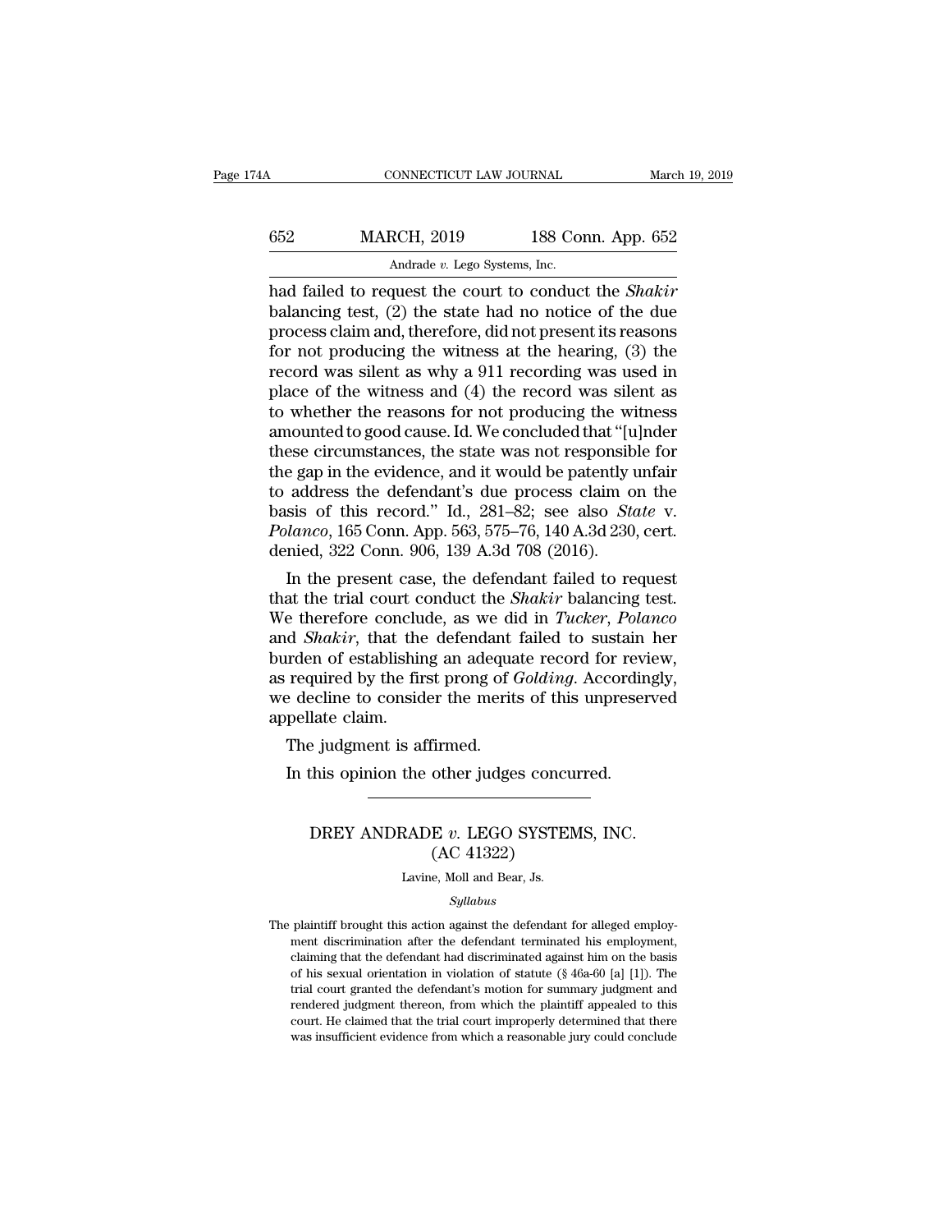had failed to request the court to conduct the *Shakir* balancing test, (2) the state had no notice of the due process claim and, therefore, did not present its reasons for not producing the witness at the hearing, (3) the record was silent as why a 911 recording was used in place of the witness and (4) the record was silent as to whether the reasons for not producing the witness amounted to good cause. Id. We concluded that "[u]nder these circumstances, the state was not responsible for the gap in the evidence, and it would be patently unfair to address the defendant's due process claim on the basis of this record." Id., 281–82; see also *State* v. *Polanco*, 165 Conn. App. 563, 575–76, 140 A.3d 230, cert. denied, 322 Conn. 906, 139 A.3d 708 (2016).

In the present case, the defendant failed to request that the trial court conduct the *Shakir* balancing test. We therefore conclude, as we did in *Tucker*, *Polanco* and *Shakir*, that the defendant failed to sustain her burden of establishing an adequate record for review, as required by the first prong of *Golding*. Accordingly, we decline to consider the merits of this unpreserved appellate claim.

The judgment is affirmed.

In this opinion the other judges concurred.

---

DREY ANDRADE *v.* LEGO SYSTEMS, INC.
(AC 41322)

Lavine, Moll and Bear, Js.

*Syllabus*

The plaintiff brought this action against the defendant for alleged employment discrimination after the defendant terminated his employment, claiming that the defendant had discriminated against him on the basis of his sexual orientation in violation of statute (§ 46a-60 [a] [1]). The trial court granted the defendant's motion for summary judgment and rendered judgment thereon, from which the plaintiff appealed to this court. He claimed that the trial court improperly determined that there was insufficient evidence from which a reasonable jury could conclude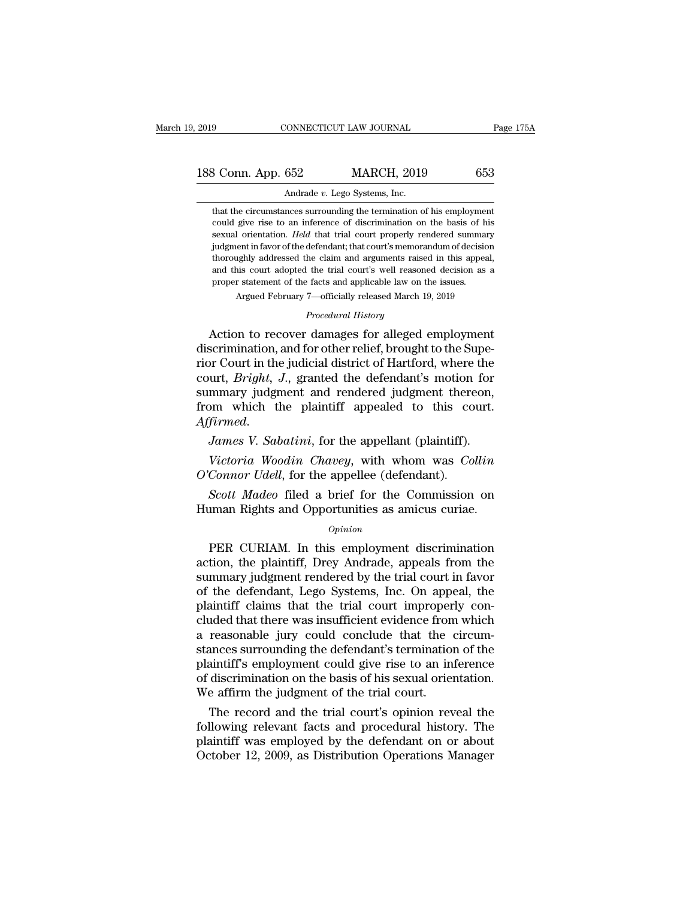that the circumstances surrounding the termination of his employment could give rise to an inference of discrimination on the basis of his sexual orientation. *Held* that trial court properly rendered summary judgment in favor of the defendant; that court's memorandum of decision thoroughly addressed the claim and arguments raised in this appeal, and this court adopted the trial court's well reasoned decision as a proper statement of the facts and applicable law on the issues.

Argued February 7—officially released March 19, 2019

*Procedural History*

Action to recover damages for alleged employment discrimination, and for other relief, brought to the Superior Court in the judicial district of Hartford, where the court, *Bright*, *J.*, granted the defendant's motion for summary judgment and rendered judgment thereon, from which the plaintiff appealed to this court. *Affirmed*.

*James V. Sabatini*, for the appellant (plaintiff).

*Victoria Woodin Chavey*, with whom was *Collin O'Connor Udell*, for the appellee (defendant).

*Scott Madeo* filed a brief for the Commission on Human Rights and Opportunities as amicus curiae.

*Opinion*

PER CURIAM. In this employment discrimination action, the plaintiff, Drey Andrade, appeals from the summary judgment rendered by the trial court in favor of the defendant, Lego Systems, Inc. On appeal, the plaintiff claims that the trial court improperly concluded that there was insufficient evidence from which a reasonable jury could conclude that the circumstances surrounding the defendant's termination of the plaintiff's employment could give rise to an inference of discrimination on the basis of his sexual orientation. We affirm the judgment of the trial court.

The record and the trial court's opinion reveal the following relevant facts and procedural history. The plaintiff was employed by the defendant on or about October 12, 2009, as Distribution Operations Manager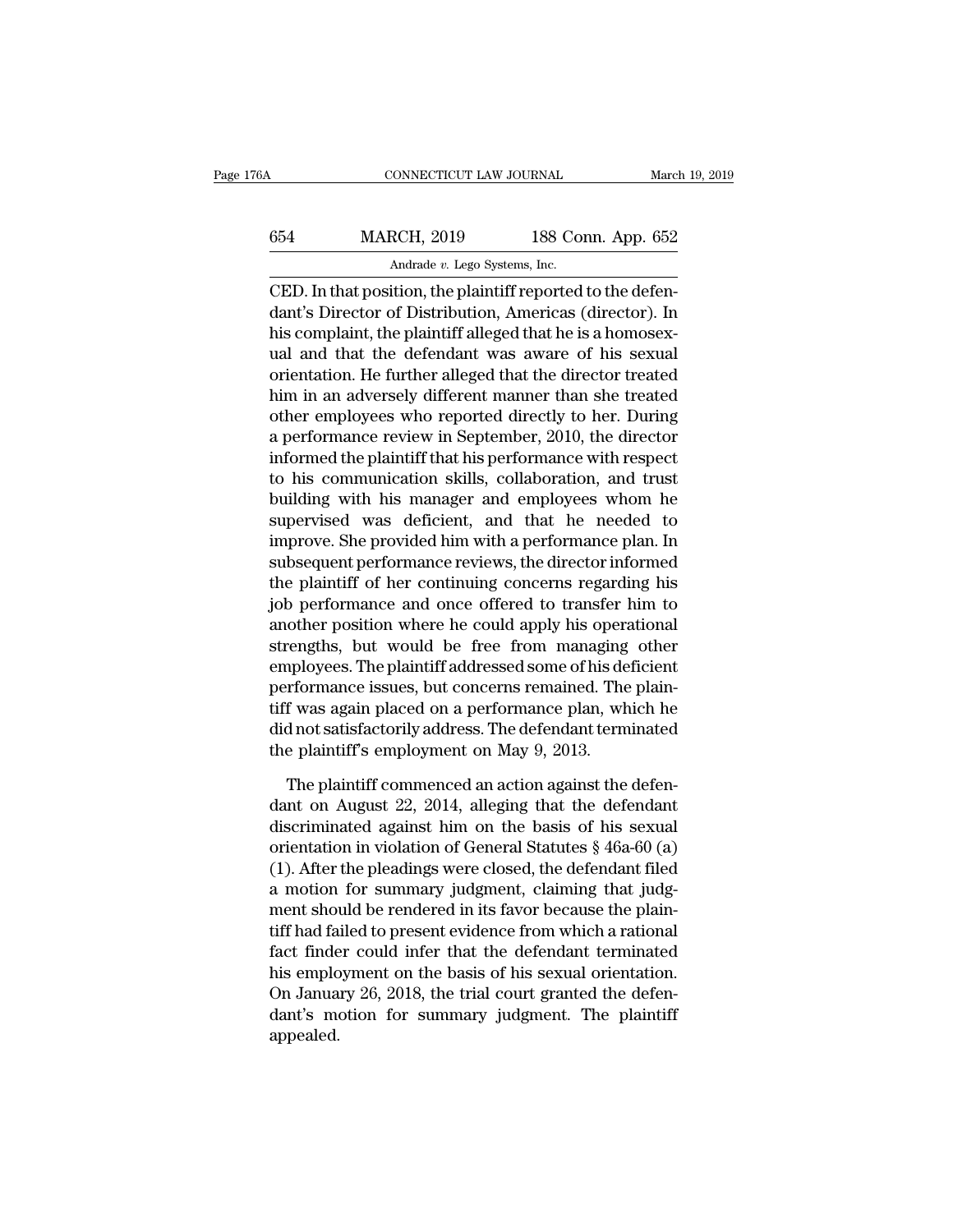CED. In that position, the plaintiff reported to the defendant's Director of Distribution, Americas (director). In his complaint, the plaintiff alleged that he is a homosexual and that the defendant was aware of his sexual orientation. He further alleged that the director treated him in an adversely different manner than she treated other employees who reported directly to her. During a performance review in September, 2010, the director informed the plaintiff that his performance with respect to his communication skills, collaboration, and trust building with his manager and employees whom he supervised was deficient, and that he needed to improve. She provided him with a performance plan. In subsequent performance reviews, the director informed the plaintiff of her continuing concerns regarding his job performance and once offered to transfer him to another position where he could apply his operational strengths, but would be free from managing other employees. The plaintiff addressed some of his deficient performance issues, but concerns remained. The plaintiff was again placed on a performance plan, which he did not satisfactorily address. The defendant terminated the plaintiff's employment on May 9, 2013.

The plaintiff commenced an action against the defendant on August 22, 2014, alleging that the defendant discriminated against him on the basis of his sexual orientation in violation of General Statutes § 46a-60 (a) (1). After the pleadings were closed, the defendant filed a motion for summary judgment, claiming that judgment should be rendered in its favor because the plaintiff had failed to present evidence from which a rational fact finder could infer that the defendant terminated his employment on the basis of his sexual orientation. On January 26, 2018, the trial court granted the defendant's motion for summary judgment. The plaintiff appealed.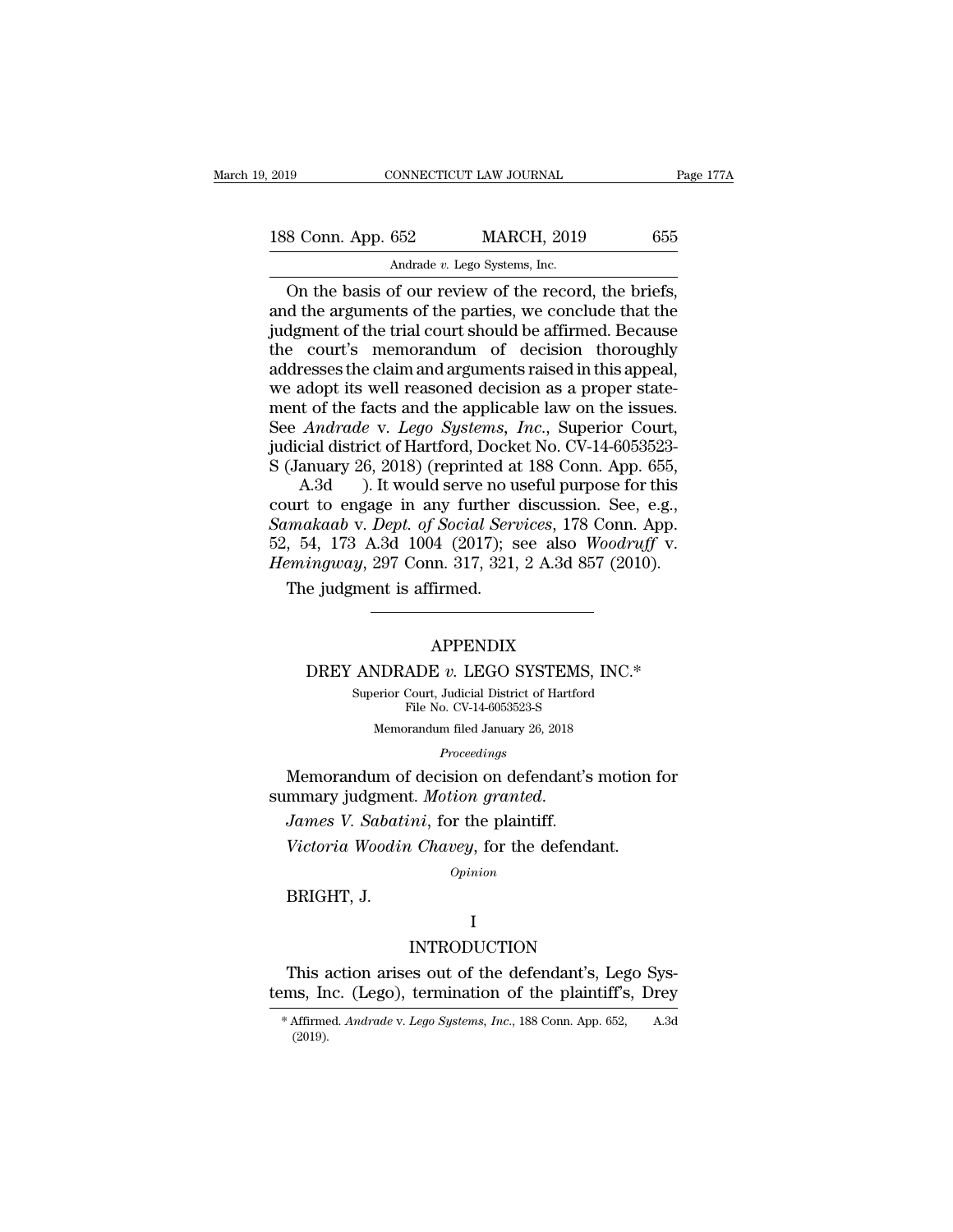On the basis of our review of the record, the briefs, and the arguments of the parties, we conclude that the judgment of the trial court should be affirmed. Because the court's memorandum of decision thoroughly addresses the claim and arguments raised in this appeal, we adopt its well reasoned decision as a proper statement of the facts and the applicable law on the issues. See *Andrade* v. *Lego Systems, Inc.*, Superior Court, judicial district of Hartford, Docket No. CV-14-6053523-S (January 26, 2018) (reprinted at 188 Conn. App. 655, A.3d ). It would serve no useful purpose for this court to engage in any further discussion. See, e.g., *Samakaab* v. *Dept. of Social Services*, 178 Conn. App. 52, 54, 173 A.3d 1004 (2017); see also *Woodruff* v. *Hemingway*, 297 Conn. 317, 321, 2 A.3d 857 (2010).

The judgment is affirmed.

---

# APPENDIX

## DREY ANDRADE *v.* LEGO SYSTEMS, INC.*

Superior Court, Judicial District of Hartford
File No. CV-14-6053523-S

Memorandum filed January 26, 2018

*Proceedings*

Memorandum of decision on defendant's motion for summary judgment. *Motion granted.*

*James V. Sabatini*, for the plaintiff.

*Victoria Woodin Chavey*, for the defendant.

*Opinion*

BRIGHT, J.

### I

### INTRODUCTION

This action arises out of the defendant's, Lego Systems, Inc. (Lego), termination of the plaintiff's, Drey

\* Affirmed. *Andrade* v. *Lego Systems, Inc.*, 188 Conn. App. 652, A.3d (2019).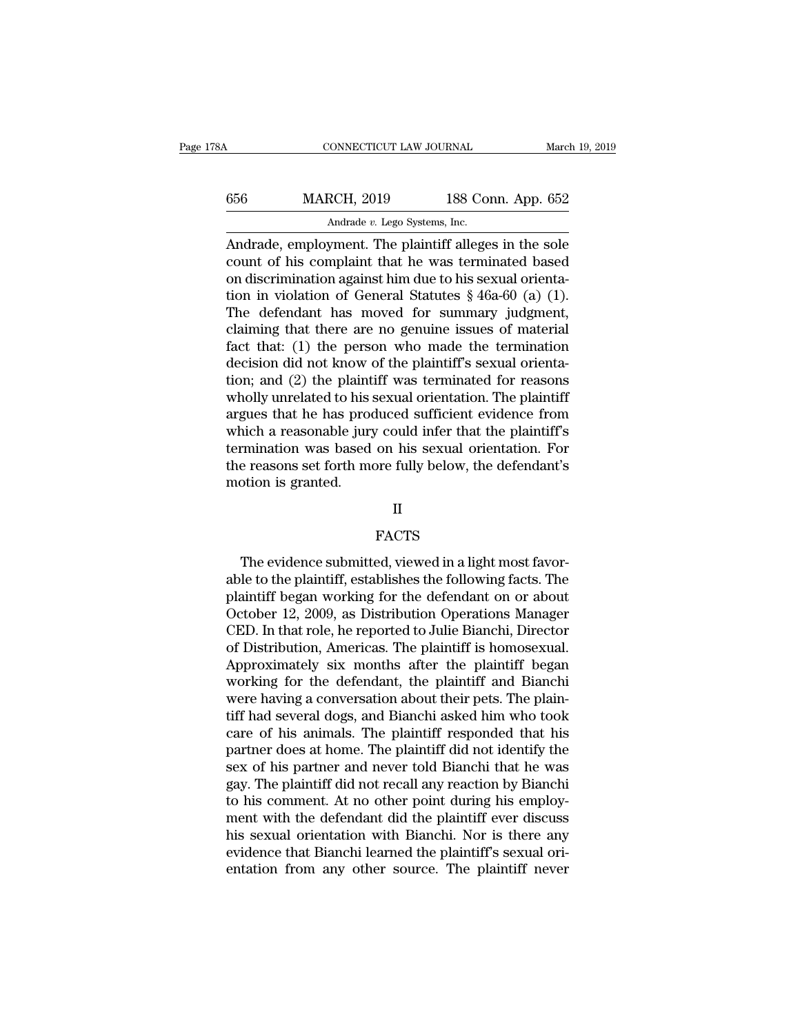Andrade, employment. The plaintiff alleges in the sole count of his complaint that he was terminated based on discrimination against him due to his sexual orientation in violation of General Statutes § 46a-60 (a) (1). The defendant has moved for summary judgment, claiming that there are no genuine issues of material fact that: (1) the person who made the termination decision did not know of the plaintiff's sexual orientation; and (2) the plaintiff was terminated for reasons wholly unrelated to his sexual orientation. The plaintiff argues that he has produced sufficient evidence from which a reasonable jury could infer that the plaintiff's termination was based on his sexual orientation. For the reasons set forth more fully below, the defendant's motion is granted.

## II

## FACTS

The evidence submitted, viewed in a light most favorable to the plaintiff, establishes the following facts. The plaintiff began working for the defendant on or about October 12, 2009, as Distribution Operations Manager CED. In that role, he reported to Julie Bianchi, Director of Distribution, Americas. The plaintiff is homosexual. Approximately six months after the plaintiff began working for the defendant, the plaintiff and Bianchi were having a conversation about their pets. The plaintiff had several dogs, and Bianchi asked him who took care of his animals. The plaintiff responded that his partner does at home. The plaintiff did not identify the sex of his partner and never told Bianchi that he was gay. The plaintiff did not recall any reaction by Bianchi to his comment. At no other point during his employment with the defendant did the plaintiff ever discuss his sexual orientation with Bianchi. Nor is there any evidence that Bianchi learned the plaintiff's sexual orientation from any other source. The plaintiff never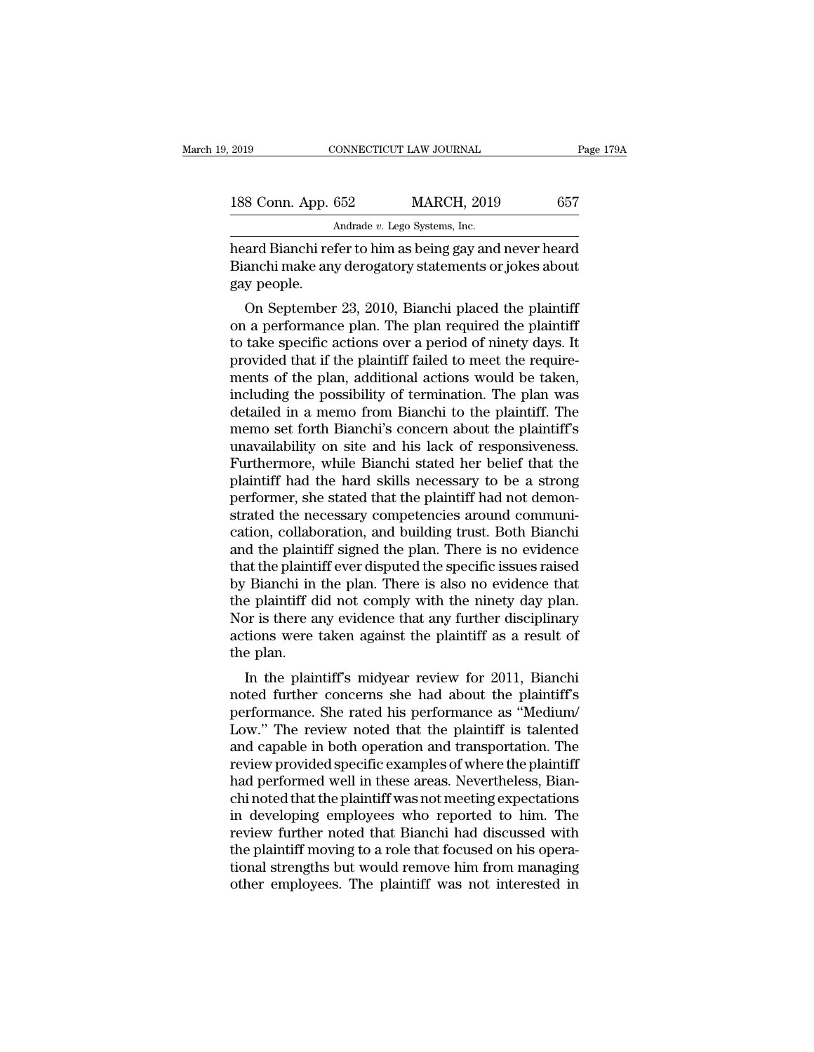heard Bianchi refer to him as being gay and never heard Bianchi make any derogatory statements or jokes about gay people.

On September 23, 2010, Bianchi placed the plaintiff on a performance plan. The plan required the plaintiff to take specific actions over a period of ninety days. It provided that if the plaintiff failed to meet the requirements of the plan, additional actions would be taken, including the possibility of termination. The plan was detailed in a memo from Bianchi to the plaintiff. The memo set forth Bianchi's concern about the plaintiff's unavailability on site and his lack of responsiveness. Furthermore, while Bianchi stated her belief that the plaintiff had the hard skills necessary to be a strong performer, she stated that the plaintiff had not demonstrated the necessary competencies around communication, collaboration, and building trust. Both Bianchi and the plaintiff signed the plan. There is no evidence that the plaintiff ever disputed the specific issues raised by Bianchi in the plan. There is also no evidence that the plaintiff did not comply with the ninety day plan. Nor is there any evidence that any further disciplinary actions were taken against the plaintiff as a result of the plan.

In the plaintiff's midyear review for 2011, Bianchi noted further concerns she had about the plaintiff's performance. She rated his performance as "Medium/Low." The review noted that the plaintiff is talented and capable in both operation and transportation. The review provided specific examples of where the plaintiff had performed well in these areas. Nevertheless, Bianchi noted that the plaintiff was not meeting expectations in developing employees who reported to him. The review further noted that Bianchi had discussed with the plaintiff moving to a role that focused on his operational strengths but would remove him from managing other employees. The plaintiff was not interested in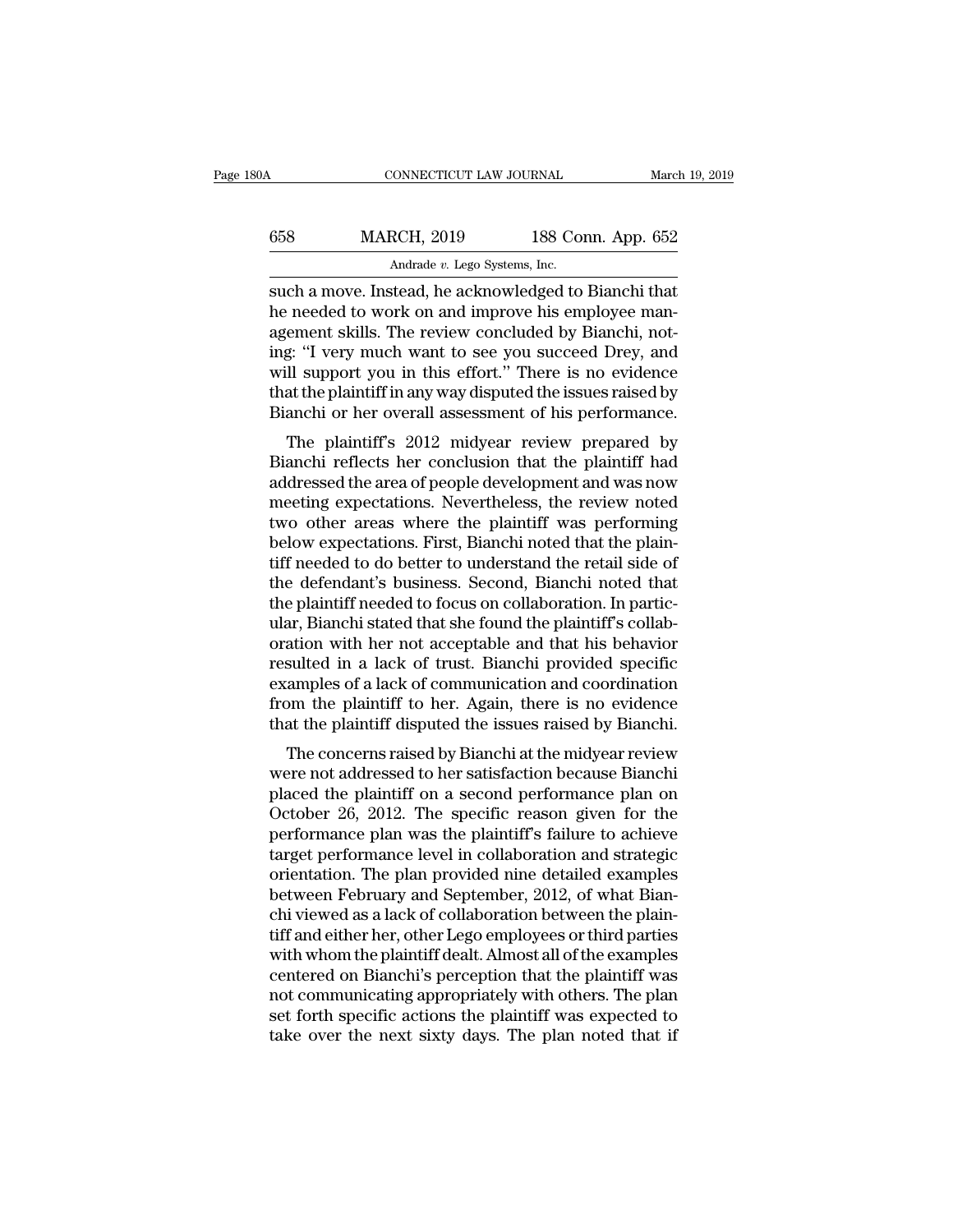such a move. Instead, he acknowledged to Bianchi that he needed to work on and improve his employee management skills. The review concluded by Bianchi, noting: "I very much want to see you succeed Drey, and will support you in this effort." There is no evidence that the plaintiff in any way disputed the issues raised by Bianchi or her overall assessment of his performance.

The plaintiff's 2012 midyear review prepared by Bianchi reflects her conclusion that the plaintiff had addressed the area of people development and was now meeting expectations. Nevertheless, the review noted two other areas where the plaintiff was performing below expectations. First, Bianchi noted that the plaintiff needed to do better to understand the retail side of the defendant's business. Second, Bianchi noted that the plaintiff needed to focus on collaboration. In particular, Bianchi stated that she found the plaintiff's collaboration with her not acceptable and that his behavior resulted in a lack of trust. Bianchi provided specific examples of a lack of communication and coordination from the plaintiff to her. Again, there is no evidence that the plaintiff disputed the issues raised by Bianchi.

The concerns raised by Bianchi at the midyear review were not addressed to her satisfaction because Bianchi placed the plaintiff on a second performance plan on October 26, 2012. The specific reason given for the performance plan was the plaintiff's failure to achieve target performance level in collaboration and strategic orientation. The plan provided nine detailed examples between February and September, 2012, of what Bianchi viewed as a lack of collaboration between the plaintiff and either her, other Lego employees or third parties with whom the plaintiff dealt. Almost all of the examples centered on Bianchi's perception that the plaintiff was not communicating appropriately with others. The plan set forth specific actions the plaintiff was expected to take over the next sixty days. The plan noted that if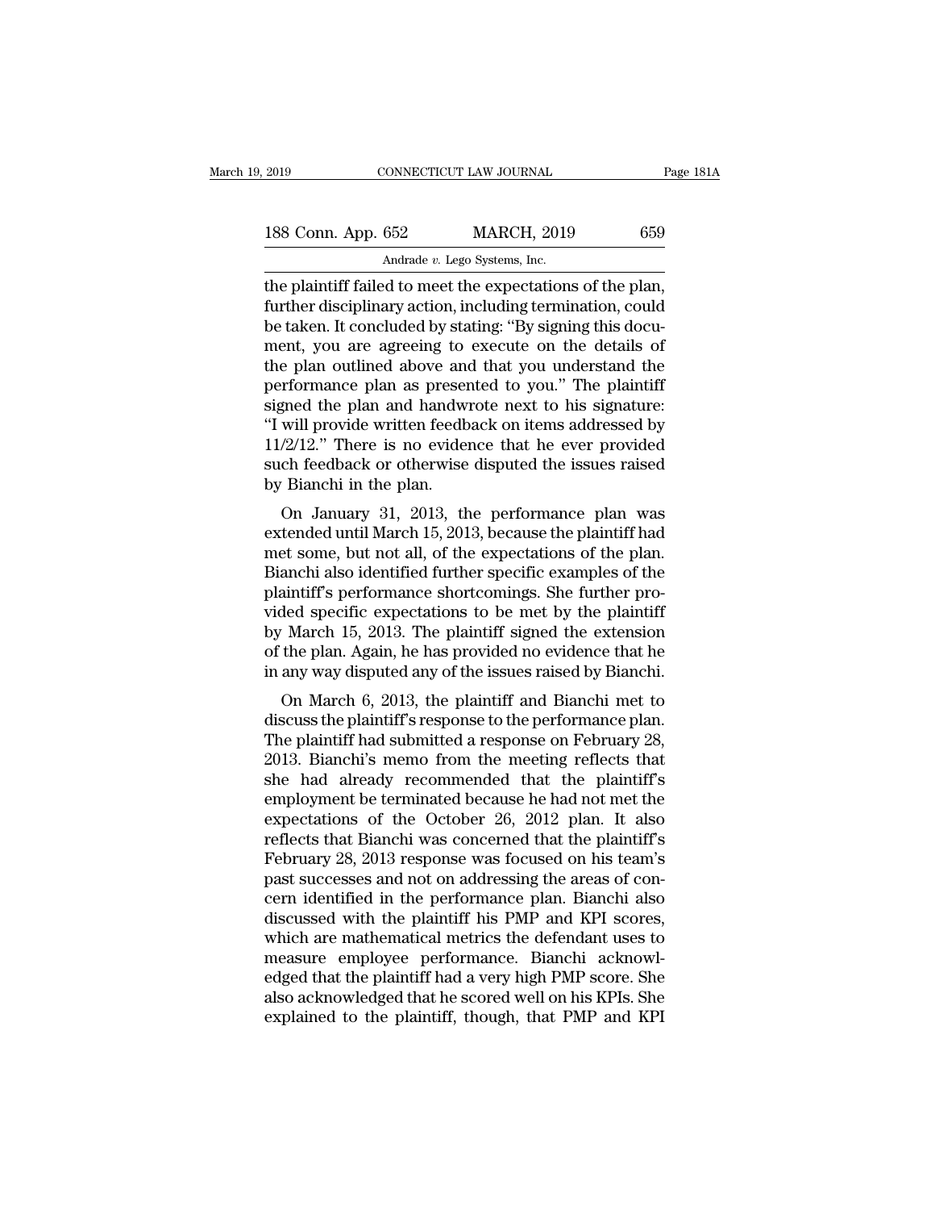the plaintiff failed to meet the expectations of the plan, further disciplinary action, including termination, could be taken. It concluded by stating: "By signing this document, you are agreeing to execute on the details of the plan outlined above and that you understand the performance plan as presented to you." The plaintiff signed the plan and handwrote next to his signature: "I will provide written feedback on items addressed by 11/2/12." There is no evidence that he ever provided such feedback or otherwise disputed the issues raised by Bianchi in the plan.

On January 31, 2013, the performance plan was extended until March 15, 2013, because the plaintiff had met some, but not all, of the expectations of the plan. Bianchi also identified further specific examples of the plaintiff's performance shortcomings. She further provided specific expectations to be met by the plaintiff by March 15, 2013. The plaintiff signed the extension of the plan. Again, he has provided no evidence that he in any way disputed any of the issues raised by Bianchi.

On March 6, 2013, the plaintiff and Bianchi met to discuss the plaintiff's response to the performance plan. The plaintiff had submitted a response on February 28, 2013. Bianchi's memo from the meeting reflects that she had already recommended that the plaintiff's employment be terminated because he had not met the expectations of the October 26, 2012 plan. It also reflects that Bianchi was concerned that the plaintiff's February 28, 2013 response was focused on his team's past successes and not on addressing the areas of concern identified in the performance plan. Bianchi also discussed with the plaintiff his PMP and KPI scores, which are mathematical metrics the defendant uses to measure employee performance. Bianchi acknowledged that the plaintiff had a very high PMP score. She also acknowledged that he scored well on his KPIs. She explained to the plaintiff, though, that PMP and KPI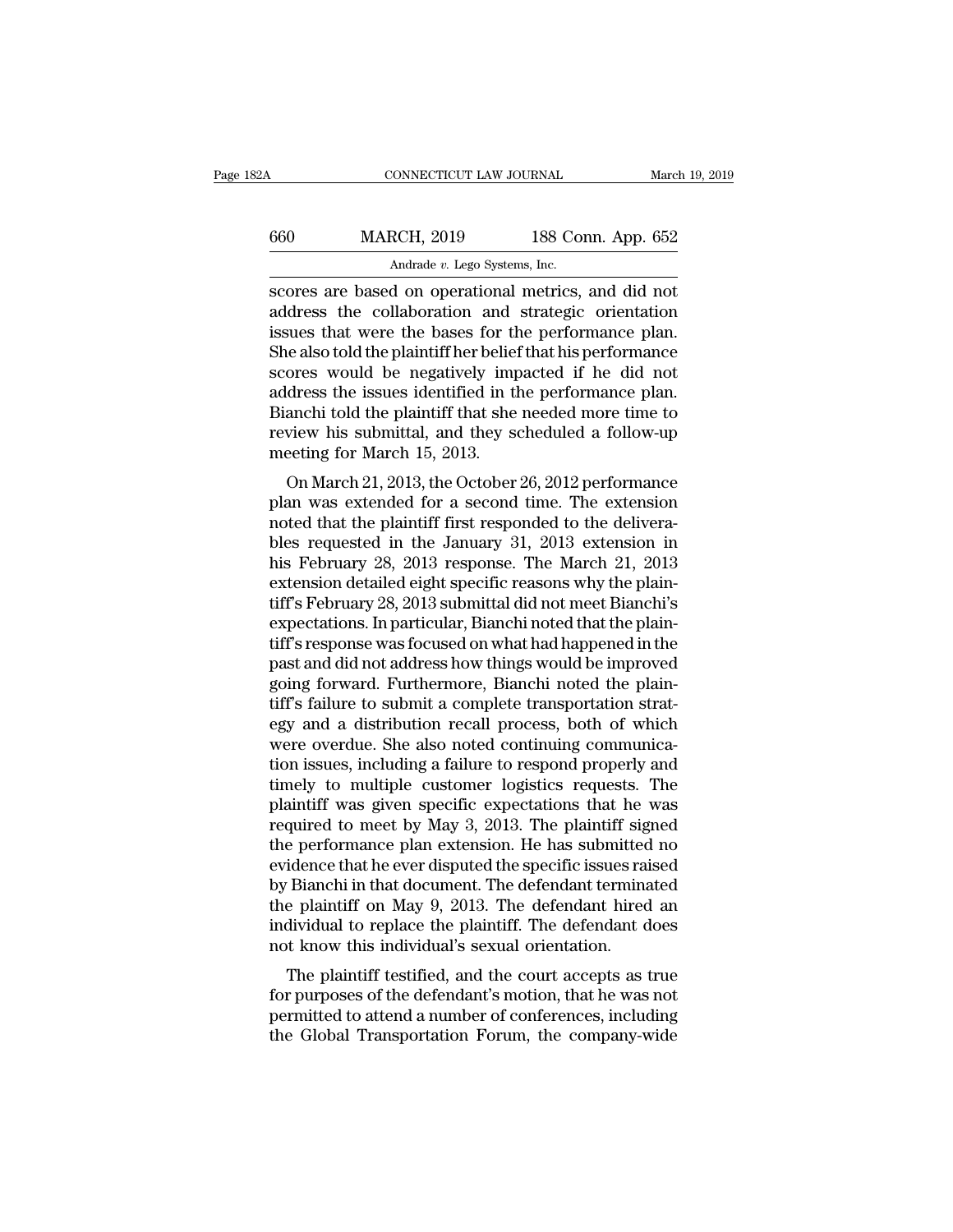scores are based on operational metrics, and did not address the collaboration and strategic orientation issues that were the bases for the performance plan. She also told the plaintiff her belief that his performance scores would be negatively impacted if he did not address the issues identified in the performance plan. Bianchi told the plaintiff that she needed more time to review his submittal, and they scheduled a follow-up meeting for March 15, 2013.

On March 21, 2013, the October 26, 2012 performance plan was extended for a second time. The extension noted that the plaintiff first responded to the deliverables requested in the January 31, 2013 extension in his February 28, 2013 response. The March 21, 2013 extension detailed eight specific reasons why the plaintiff's February 28, 2013 submittal did not meet Bianchi's expectations. In particular, Bianchi noted that the plaintiff's response was focused on what had happened in the past and did not address how things would be improved going forward. Furthermore, Bianchi noted the plaintiff's failure to submit a complete transportation strategy and a distribution recall process, both of which were overdue. She also noted continuing communication issues, including a failure to respond properly and timely to multiple customer logistics requests. The plaintiff was given specific expectations that he was required to meet by May 3, 2013. The plaintiff signed the performance plan extension. He has submitted no evidence that he ever disputed the specific issues raised by Bianchi in that document. The defendant terminated the plaintiff on May 9, 2013. The defendant hired an individual to replace the plaintiff. The defendant does not know this individual's sexual orientation.

The plaintiff testified, and the court accepts as true for purposes of the defendant's motion, that he was not permitted to attend a number of conferences, including the Global Transportation Forum, the company-wide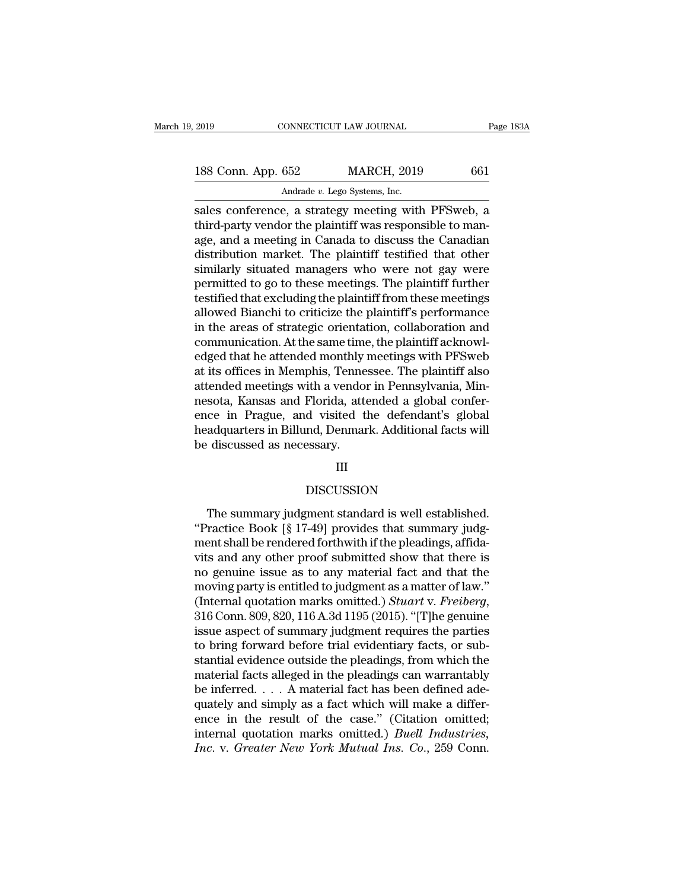sales conference, a strategy meeting with PFSweb, a third-party vendor the plaintiff was responsible to manage, and a meeting in Canada to discuss the Canadian distribution market. The plaintiff testified that other similarly situated managers who were not gay were permitted to go to these meetings. The plaintiff further testified that excluding the plaintiff from these meetings allowed Bianchi to criticize the plaintiff's performance in the areas of strategic orientation, collaboration and communication. At the same time, the plaintiff acknowledged that he attended monthly meetings with PFSweb at its offices in Memphis, Tennessee. The plaintiff also attended meetings with a vendor in Pennsylvania, Minnesota, Kansas and Florida, attended a global conference in Prague, and visited the defendant's global headquarters in Billund, Denmark. Additional facts will be discussed as necessary.

## III

## DISCUSSION

The summary judgment standard is well established. "Practice Book [§ 17-49] provides that summary judgment shall be rendered forthwith if the pleadings, affidavits and any other proof submitted show that there is no genuine issue as to any material fact and that the moving party is entitled to judgment as a matter of law." (Internal quotation marks omitted.) *Stuart* v. *Freiberg*, 316 Conn. 809, 820, 116 A.3d 1195 (2015). "[T]he genuine issue aspect of summary judgment requires the parties to bring forward before trial evidentiary facts, or substantial evidence outside the pleadings, from which the material facts alleged in the pleadings can warrantably be inferred. . . . A material fact has been defined adequately and simply as a fact which will make a difference in the result of the case." (Citation omitted; internal quotation marks omitted.) *Buell Industries, Inc.* v. *Greater New York Mutual Ins. Co.*, 259 Conn.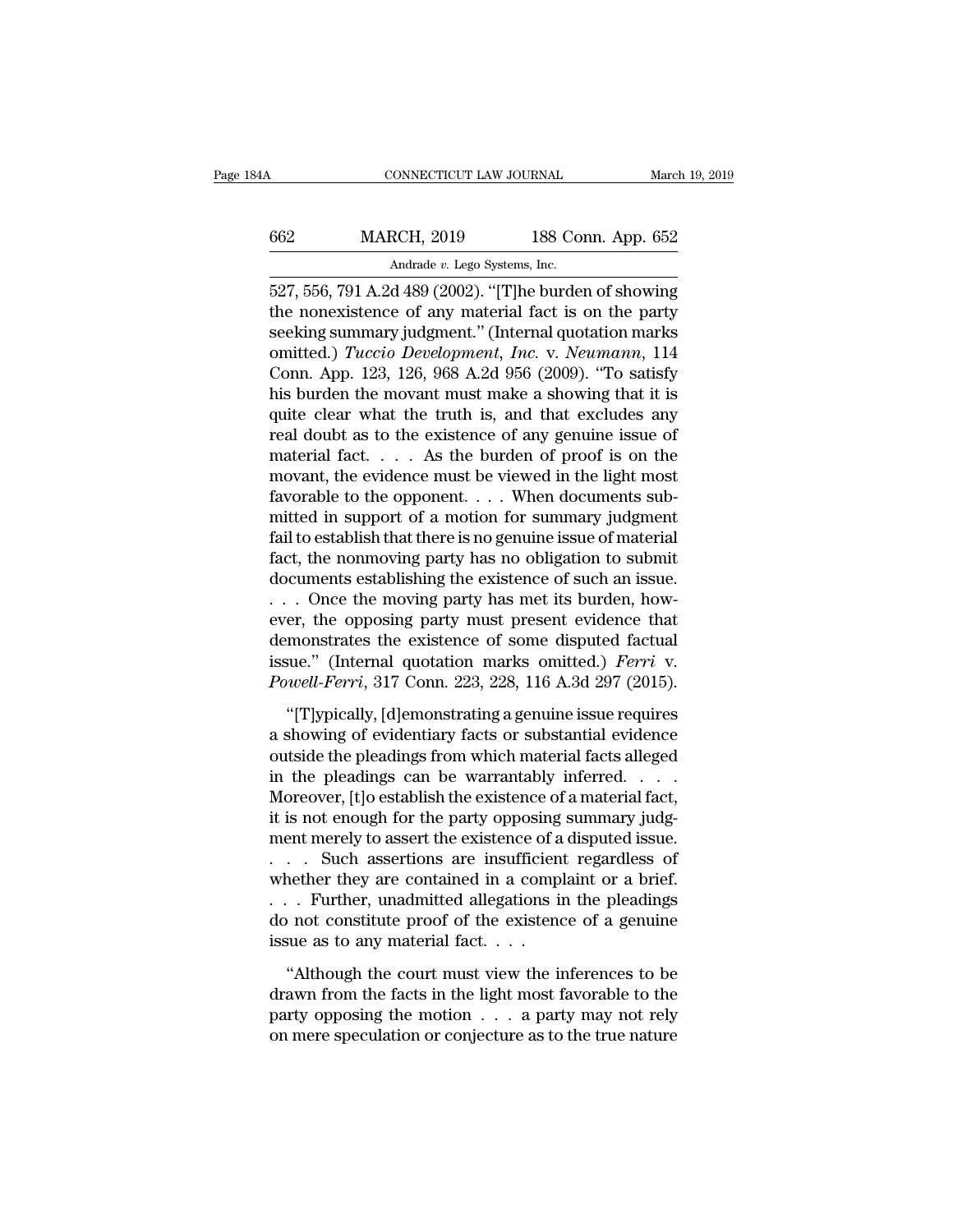527, 556, 791 A.2d 489 (2002). "[T]he burden of showing the nonexistence of any material fact is on the party seeking summary judgment." (Internal quotation marks omitted.) *Tuccio Development, Inc.* v. *Neumann*, 114 Conn. App. 123, 126, 968 A.2d 956 (2009). "To satisfy his burden the movant must make a showing that it is quite clear what the truth is, and that excludes any real doubt as to the existence of any genuine issue of material fact. . . . As the burden of proof is on the movant, the evidence must be viewed in the light most favorable to the opponent. . . . When documents submitted in support of a motion for summary judgment fail to establish that there is no genuine issue of material fact, the nonmoving party has no obligation to submit documents establishing the existence of such an issue. . . . Once the moving party has met its burden, however, the opposing party must present evidence that demonstrates the existence of some disputed factual issue." (Internal quotation marks omitted.) *Ferri* v. *Powell-Ferri*, 317 Conn. 223, 228, 116 A.3d 297 (2015).

"[T]ypically, [d]emonstrating a genuine issue requires a showing of evidentiary facts or substantial evidence outside the pleadings from which material facts alleged in the pleadings can be warrantably inferred. . . . Moreover, [t]o establish the existence of a material fact, it is not enough for the party opposing summary judgment merely to assert the existence of a disputed issue. . . . Such assertions are insufficient regardless of whether they are contained in a complaint or a brief. . . . Further, unadmitted allegations in the pleadings do not constitute proof of the existence of a genuine issue as to any material fact. . . .

"Although the court must view the inferences to be drawn from the facts in the light most favorable to the party opposing the motion . . . a party may not rely on mere speculation or conjecture as to the true nature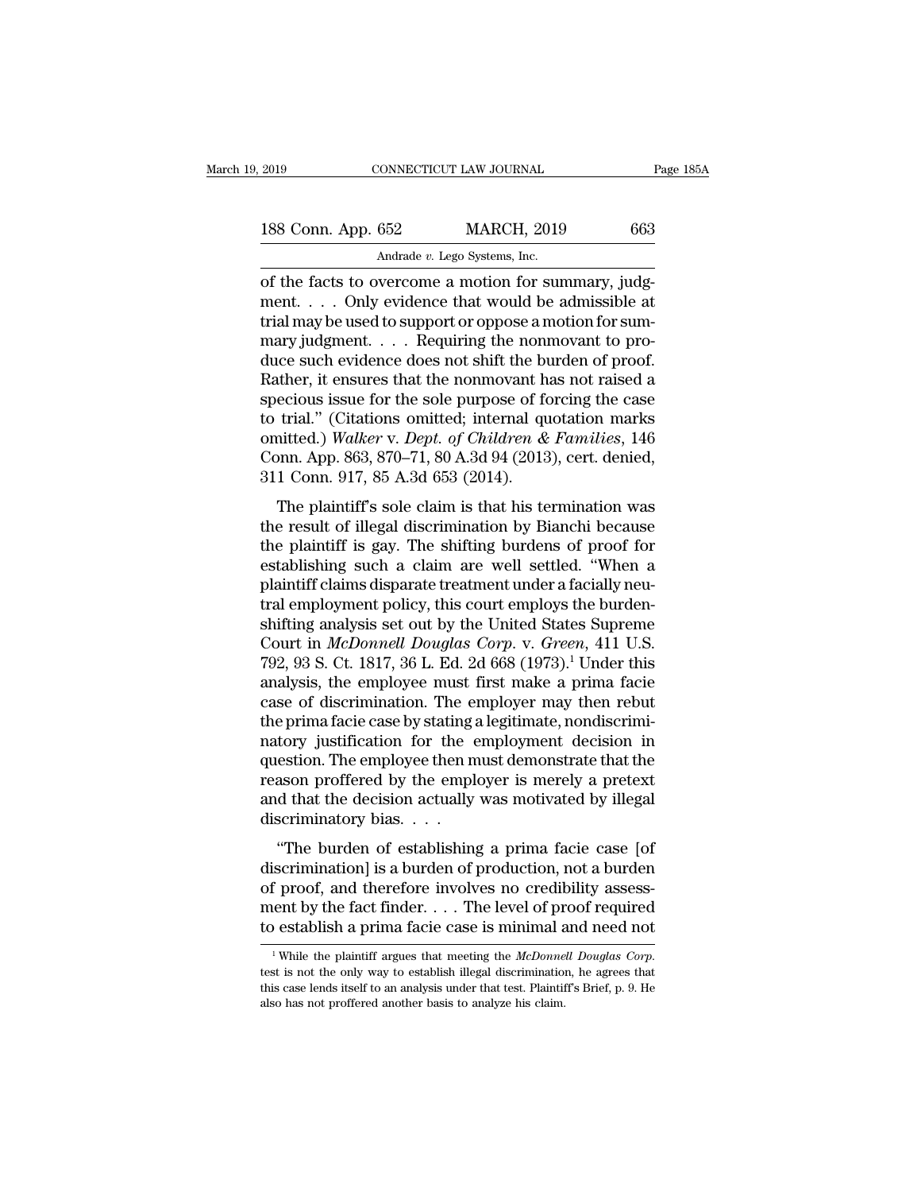of the facts to overcome a motion for summary, judgment. . . . Only evidence that would be admissible at trial may be used to support or oppose a motion for summary judgment. . . . Requiring the nonmovant to produce such evidence does not shift the burden of proof. Rather, it ensures that the nonmovant has not raised a specious issue for the sole purpose of forcing the case to trial." (Citations omitted; internal quotation marks omitted.) *Walker* v. *Dept. of Children & Families*, 146 Conn. App. 863, 870–71, 80 A.3d 94 (2013), cert. denied, 311 Conn. 917, 85 A.3d 653 (2014).

The plaintiff's sole claim is that his termination was the result of illegal discrimination by Bianchi because the plaintiff is gay. The shifting burdens of proof for establishing such a claim are well settled. "When a plaintiff claims disparate treatment under a facially neutral employment policy, this court employs the burden-shifting analysis set out by the United States Supreme Court in *McDonnell Douglas Corp.* v. *Green*, 411 U.S. 792, 93 S. Ct. 1817, 36 L. Ed. 2d 668 (1973).[1] Under this analysis, the employee must first make a prima facie case of discrimination. The employer may then rebut the prima facie case by stating a legitimate, nondiscriminatory justification for the employment decision in question. The employee then must demonstrate that the reason proffered by the employer is merely a pretext and that the decision actually was motivated by illegal discriminatory bias. . . .

"The burden of establishing a prima facie case [of discrimination] is a burden of production, not a burden of proof, and therefore involves no credibility assessment by the fact finder. . . . The level of proof required to establish a prima facie case is minimal and need not

[1] While the plaintiff argues that meeting the *McDonnell Douglas Corp.* test is not the only way to establish illegal discrimination, he agrees that this case lends itself to an analysis under that test. Plaintiff's Brief, p. 9. He also has not proffered another basis to analyze his claim.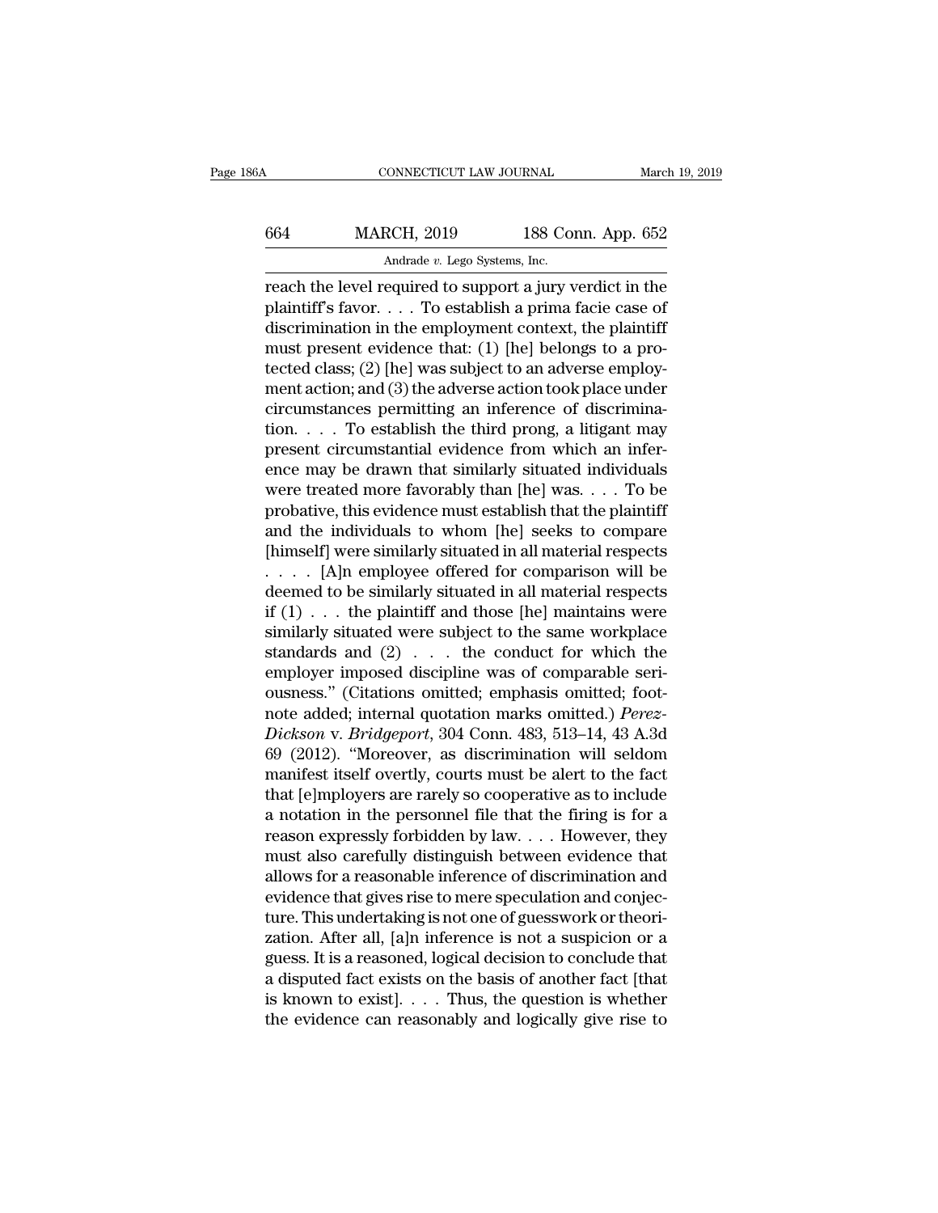reach the level required to support a jury verdict in the plaintiff's favor. . . . To establish a prima facie case of discrimination in the employment context, the plaintiff must present evidence that: (1) [he] belongs to a protected class; (2) [he] was subject to an adverse employment action; and (3) the adverse action took place under circumstances permitting an inference of discrimination. . . . To establish the third prong, a litigant may present circumstantial evidence from which an inference may be drawn that similarly situated individuals were treated more favorably than [he] was. . . . To be probative, this evidence must establish that the plaintiff and the individuals to whom [he] seeks to compare [himself] were similarly situated in all material respects . . . . [A]n employee offered for comparison will be deemed to be similarly situated in all material respects if (1) . . . the plaintiff and those [he] maintains were similarly situated were subject to the same workplace standards and (2) . . . the conduct for which the employer imposed discipline was of comparable seriousness." (Citations omitted; emphasis omitted; footnote added; internal quotation marks omitted.) *Perez-Dickson* v. *Bridgeport*, 304 Conn. 483, 513–14, 43 A.3d 69 (2012). "Moreover, as discrimination will seldom manifest itself overtly, courts must be alert to the fact that [e]mployers are rarely so cooperative as to include a notation in the personnel file that the firing is for a reason expressly forbidden by law. . . . However, they must also carefully distinguish between evidence that allows for a reasonable inference of discrimination and evidence that gives rise to mere speculation and conjecture. This undertaking is not one of guesswork or theorization. After all, [a]n inference is not a suspicion or a guess. It is a reasoned, logical decision to conclude that a disputed fact exists on the basis of another fact [that is known to exist]. . . . Thus, the question is whether the evidence can reasonably and logically give rise to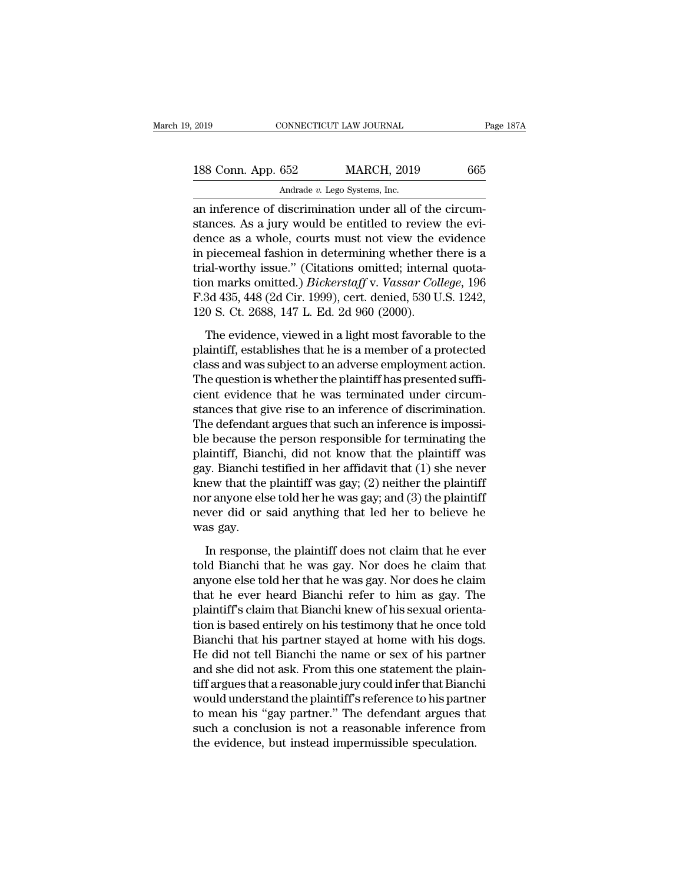an inference of discrimination under all of the circumstances. As a jury would be entitled to review the evidence as a whole, courts must not view the evidence in piecemeal fashion in determining whether there is a trial-worthy issue." (Citations omitted; internal quotation marks omitted.) *Bickerstaff* v. *Vassar College*, 196 F.3d 435, 448 (2d Cir. 1999), cert. denied, 530 U.S. 1242, 120 S. Ct. 2688, 147 L. Ed. 2d 960 (2000).

The evidence, viewed in a light most favorable to the plaintiff, establishes that he is a member of a protected class and was subject to an adverse employment action. The question is whether the plaintiff has presented sufficient evidence that he was terminated under circumstances that give rise to an inference of discrimination. The defendant argues that such an inference is impossible because the person responsible for terminating the plaintiff, Bianchi, did not know that the plaintiff was gay. Bianchi testified in her affidavit that (1) she never knew that the plaintiff was gay; (2) neither the plaintiff nor anyone else told her he was gay; and (3) the plaintiff never did or said anything that led her to believe he was gay.

In response, the plaintiff does not claim that he ever told Bianchi that he was gay. Nor does he claim that anyone else told her that he was gay. Nor does he claim that he ever heard Bianchi refer to him as gay. The plaintiff's claim that Bianchi knew of his sexual orientation is based entirely on his testimony that he once told Bianchi that his partner stayed at home with his dogs. He did not tell Bianchi the name or sex of his partner and she did not ask. From this one statement the plaintiff argues that a reasonable jury could infer that Bianchi would understand the plaintiff's reference to his partner to mean his "gay partner." The defendant argues that such a conclusion is not a reasonable inference from the evidence, but instead impermissible speculation.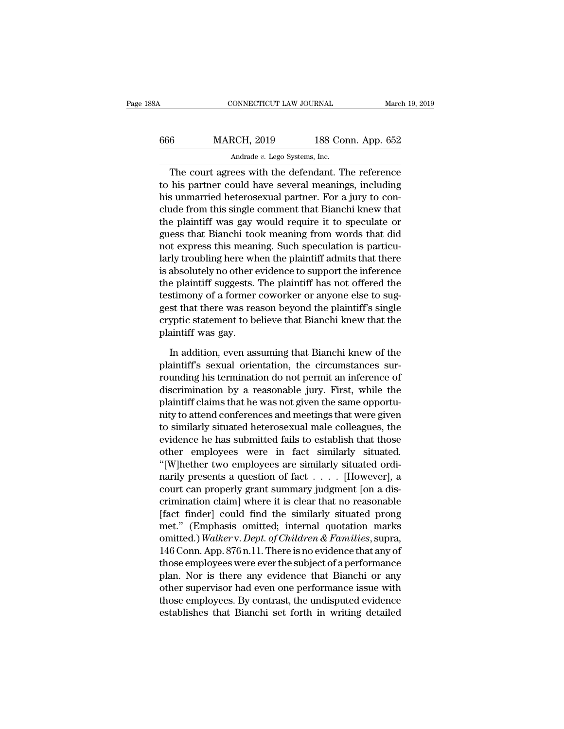The court agrees with the defendant. The reference to his partner could have several meanings, including his unmarried heterosexual partner. For a jury to conclude from this single comment that Bianchi knew that the plaintiff was gay would require it to speculate or guess that Bianchi took meaning from words that did not express this meaning. Such speculation is particularly troubling here when the plaintiff admits that there is absolutely no other evidence to support the inference the plaintiff suggests. The plaintiff has not offered the testimony of a former coworker or anyone else to suggest that there was reason beyond the plaintiff's single cryptic statement to believe that Bianchi knew that the plaintiff was gay.

In addition, even assuming that Bianchi knew of the plaintiff's sexual orientation, the circumstances surrounding his termination do not permit an inference of discrimination by a reasonable jury. First, while the plaintiff claims that he was not given the same opportunity to attend conferences and meetings that were given to similarly situated heterosexual male colleagues, the evidence he has submitted fails to establish that those other employees were in fact similarly situated. "[W]hether two employees are similarly situated ordinarily presents a question of fact . . . . [However], a court can properly grant summary judgment [on a discrimination claim] where it is clear that no reasonable [fact finder] could find the similarly situated prong met." (Emphasis omitted; internal quotation marks omitted.) *Walker* v. *Dept. of Children & Families*, supra, 146 Conn. App. 876 n.11. There is no evidence that any of those employees were ever the subject of a performance plan. Nor is there any evidence that Bianchi or any other supervisor had even one performance issue with those employees. By contrast, the undisputed evidence establishes that Bianchi set forth in writing detailed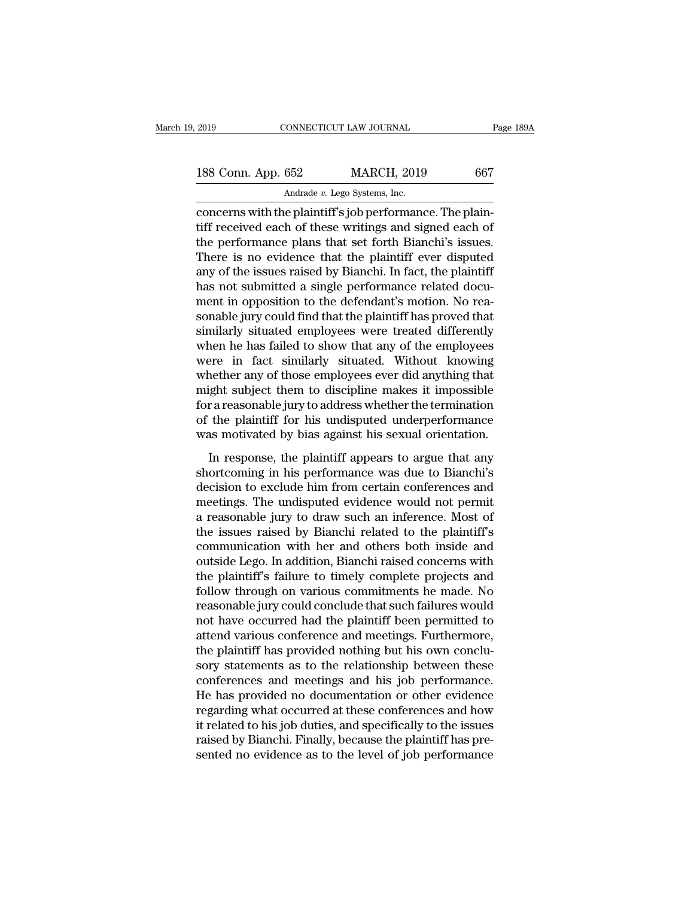concerns with the plaintiff's job performance. The plaintiff received each of these writings and signed each of the performance plans that set forth Bianchi's issues. There is no evidence that the plaintiff ever disputed any of the issues raised by Bianchi. In fact, the plaintiff has not submitted a single performance related document in opposition to the defendant's motion. No reasonable jury could find that the plaintiff has proved that similarly situated employees were treated differently when he has failed to show that any of the employees were in fact similarly situated. Without knowing whether any of those employees ever did anything that might subject them to discipline makes it impossible for a reasonable jury to address whether the termination of the plaintiff for his undisputed underperformance was motivated by bias against his sexual orientation.

In response, the plaintiff appears to argue that any shortcoming in his performance was due to Bianchi's decision to exclude him from certain conferences and meetings. The undisputed evidence would not permit a reasonable jury to draw such an inference. Most of the issues raised by Bianchi related to the plaintiff's communication with her and others both inside and outside Lego. In addition, Bianchi raised concerns with the plaintiff's failure to timely complete projects and follow through on various commitments he made. No reasonable jury could conclude that such failures would not have occurred had the plaintiff been permitted to attend various conference and meetings. Furthermore, the plaintiff has provided nothing but his own conclusory statements as to the relationship between these conferences and meetings and his job performance. He has provided no documentation or other evidence regarding what occurred at these conferences and how it related to his job duties, and specifically to the issues raised by Bianchi. Finally, because the plaintiff has presented no evidence as to the level of job performance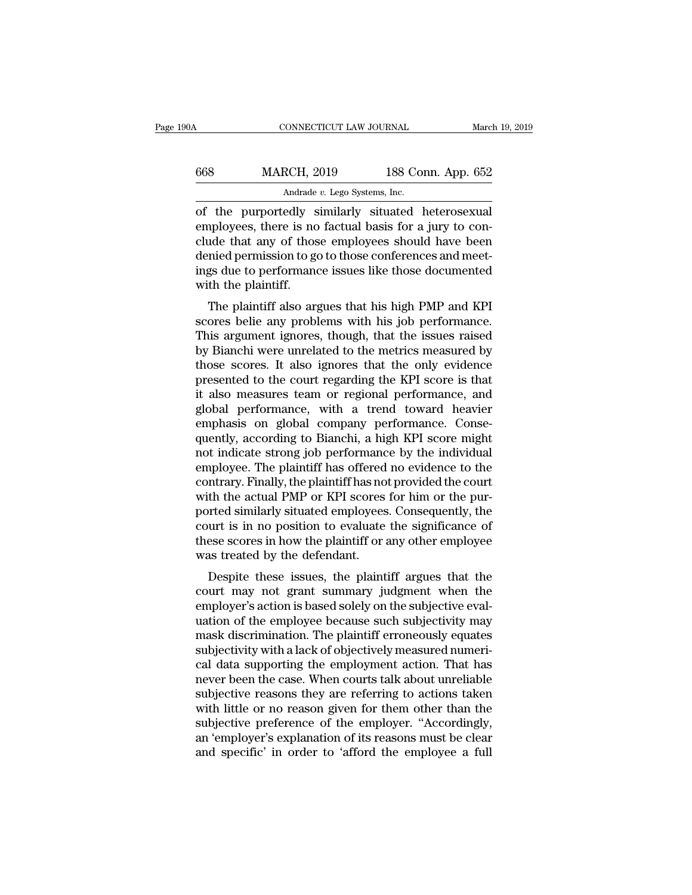of the purportedly similarly situated heterosexual employees, there is no factual basis for a jury to conclude that any of those employees should have been denied permission to go to those conferences and meetings due to performance issues like those documented with the plaintiff.

The plaintiff also argues that his high PMP and KPI scores belie any problems with his job performance. This argument ignores, though, that the issues raised by Bianchi were unrelated to the metrics measured by those scores. It also ignores that the only evidence presented to the court regarding the KPI score is that it also measures team or regional performance, and global performance, with a trend toward heavier emphasis on global company performance. Consequently, according to Bianchi, a high KPI score might not indicate strong job performance by the individual employee. The plaintiff has offered no evidence to the contrary. Finally, the plaintiff has not provided the court with the actual PMP or KPI scores for him or the purported similarly situated employees. Consequently, the court is in no position to evaluate the significance of these scores in how the plaintiff or any other employee was treated by the defendant.

Despite these issues, the plaintiff argues that the court may not grant summary judgment when the employer's action is based solely on the subjective evaluation of the employee because such subjectivity may mask discrimination. The plaintiff erroneously equates subjectivity with a lack of objectively measured numerical data supporting the employment action. That has never been the case. When courts talk about unreliable subjective reasons they are referring to actions taken with little or no reason given for them other than the subjective preference of the employer. "Accordingly, an 'employer's explanation of its reasons must be clear and specific' in order to 'afford the employee a full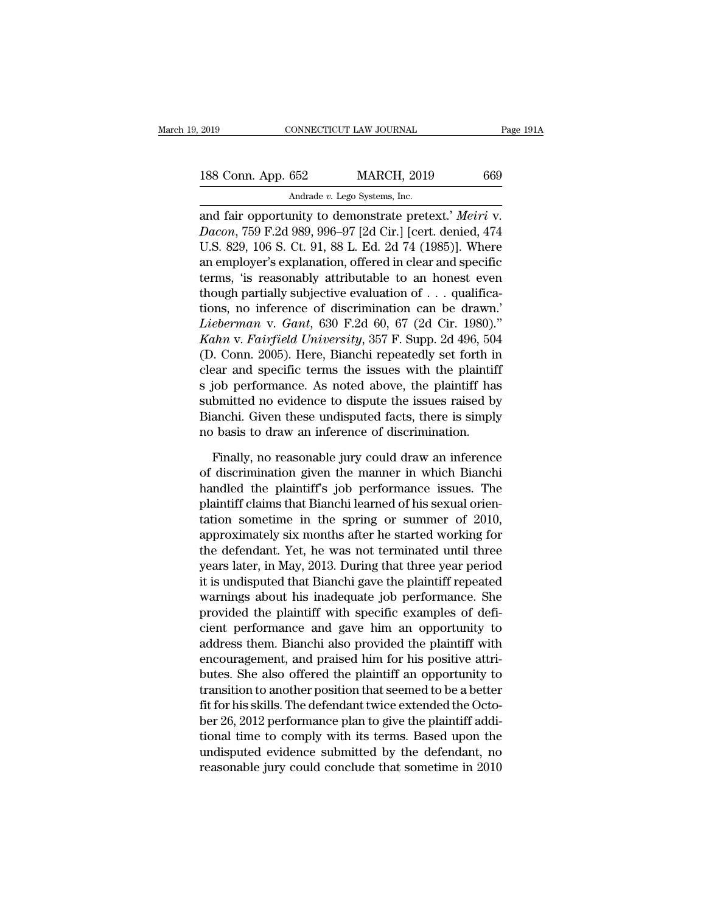and fair opportunity to demonstrate pretext.' *Meiri* v. *Dacon*, 759 F.2d 989, 996–97 [2d Cir.] [cert. denied, 474 U.S. 829, 106 S. Ct. 91, 88 L. Ed. 2d 74 (1985)]. Where an employer's explanation, offered in clear and specific terms, 'is reasonably attributable to an honest even though partially subjective evaluation of . . . qualifications, no inference of discrimination can be drawn.' *Lieberman* v. *Gant*, 630 F.2d 60, 67 (2d Cir. 1980)." *Kahn* v. *Fairfield University*, 357 F. Supp. 2d 496, 504 (D. Conn. 2005). Here, Bianchi repeatedly set forth in clear and specific terms the issues with the plaintiff s job performance. As noted above, the plaintiff has submitted no evidence to dispute the issues raised by Bianchi. Given these undisputed facts, there is simply no basis to draw an inference of discrimination.

Finally, no reasonable jury could draw an inference of discrimination given the manner in which Bianchi handled the plaintiff's job performance issues. The plaintiff claims that Bianchi learned of his sexual orientation sometime in the spring or summer of 2010, approximately six months after he started working for the defendant. Yet, he was not terminated until three years later, in May, 2013. During that three year period it is undisputed that Bianchi gave the plaintiff repeated warnings about his inadequate job performance. She provided the plaintiff with specific examples of deficient performance and gave him an opportunity to address them. Bianchi also provided the plaintiff with encouragement, and praised him for his positive attributes. She also offered the plaintiff an opportunity to transition to another position that seemed to be a better fit for his skills. The defendant twice extended the October 26, 2012 performance plan to give the plaintiff additional time to comply with its terms. Based upon the undisputed evidence submitted by the defendant, no reasonable jury could conclude that sometime in 2010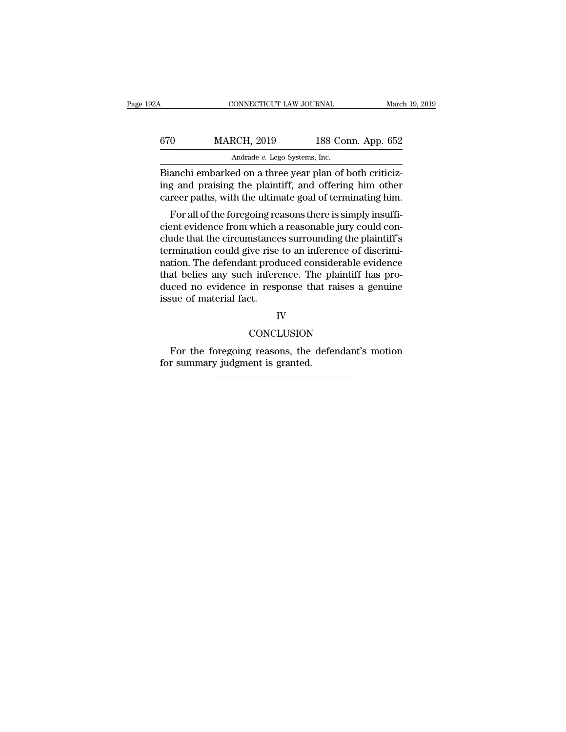Bianchi embarked on a three year plan of both criticizing and praising the plaintiff, and offering him other career paths, with the ultimate goal of terminating him.

For all of the foregoing reasons there is simply insufficient evidence from which a reasonable jury could conclude that the circumstances surrounding the plaintiff's termination could give rise to an inference of discrimination. The defendant produced considerable evidence that belies any such inference. The plaintiff has produced no evidence in response that raises a genuine issue of material fact.

## IV

## CONCLUSION

For the foregoing reasons, the defendant's motion for summary judgment is granted.